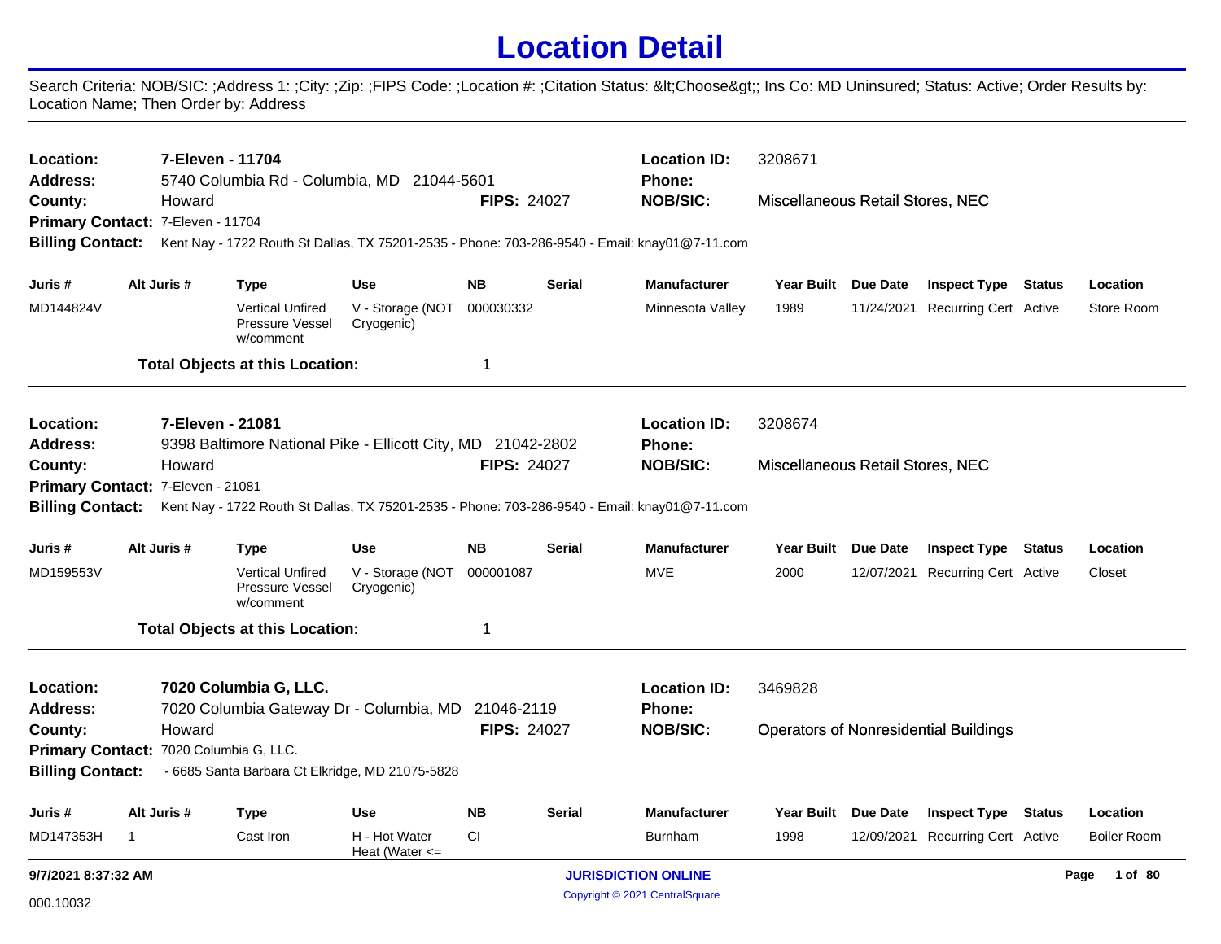# Location Detail

Search Criteria: NOB/SIC: ;Address 1: ;City: ;Zip: ;FIPS Code: ;Location #: ;Citation Status: &lt;Choose&gt;; Ins Co: MD Uninsured; Status: Active; Order Results by: Location Name; Then Order by: Address

---

**Location:** 7-Eleven - 11704 **Location ID:** 3208671
**Address:** 5740 Columbia Rd - Columbia, MD 21044-5601 **Phone:**
**County:** Howard **FIPS:** 24027 **NOB/SIC:** Miscellaneous Retail Stores, NEC
**Primary Contact:** 7-Eleven - 11704
**Billing Contact:** Kent Nay - 1722 Routh St Dallas, TX 75201-2535 - Phone: 703-286-9540 - Email: knay01@7-11.com

| Juris # | Alt Juris # | Type | Use | NB | Serial | Manufacturer | Year Built | Due Date | Inspect Type | Status | Location |
|---|---|---|---|---|---|---|---|---|---|---|---|
| MD144824V | | Vertical Unfired Pressure Vessel w/comment | V - Storage (NOT Cryogenic) | 000030332 | | Minnesota Valley | 1989 | 11/24/2021 | Recurring Cert | Active | Store Room |

**Total Objects at this Location:** 1

---

**Location:** 7-Eleven - 21081 **Location ID:** 3208674
**Address:** 9398 Baltimore National Pike - Ellicott City, MD 21042-2802 **Phone:**
**County:** Howard **FIPS:** 24027 **NOB/SIC:** Miscellaneous Retail Stores, NEC
**Primary Contact:** 7-Eleven - 21081
**Billing Contact:** Kent Nay - 1722 Routh St Dallas, TX 75201-2535 - Phone: 703-286-9540 - Email: knay01@7-11.com

| Juris # | Alt Juris # | Type | Use | NB | Serial | Manufacturer | Year Built | Due Date | Inspect Type | Status | Location |
|---|---|---|---|---|---|---|---|---|---|---|---|
| MD159553V | | Vertical Unfired Pressure Vessel w/comment | V - Storage (NOT Cryogenic) | 000001087 | | MVE | 2000 | 12/07/2021 | Recurring Cert | Active | Closet |

**Total Objects at this Location:** 1

---

**Location:** 7020 Columbia G, LLC. **Location ID:** 3469828
**Address:** 7020 Columbia Gateway Dr - Columbia, MD 21046-2119 **Phone:**
**County:** Howard **FIPS:** 24027 **NOB/SIC:** Operators of Nonresidential Buildings
**Primary Contact:** 7020 Columbia G, LLC.
**Billing Contact:** - 6685 Santa Barbara Ct Elkridge, MD 21075-5828

| Juris # | Alt Juris # | Type | Use | NB | Serial | Manufacturer | Year Built | Due Date | Inspect Type | Status | Location |
|---|---|---|---|---|---|---|---|---|---|---|---|
| MD147353H | 1 | Cast Iron | H - Hot Water Heat (Water <= | CI | | Burnham | 1998 | 12/09/2021 | Recurring Cert | Active | Boiler Room |

9/7/2021 8:37:32 AM

000.10032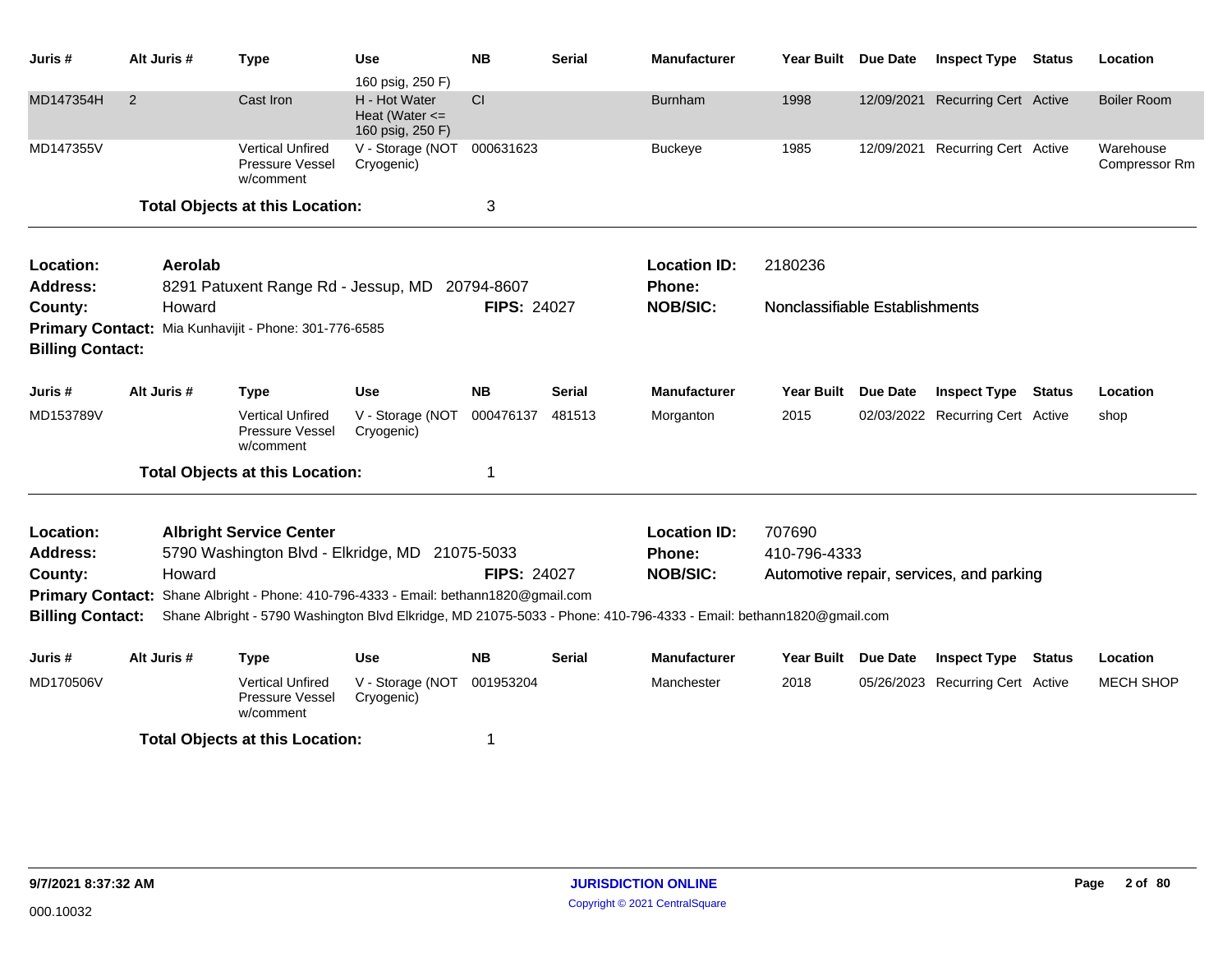| Juris # | Alt Juris # | Type | Use | NB | Serial | Manufacturer | Year Built | Due Date | Inspect Type | Status | Location |
|---|---|---|---|---|---|---|---|---|---|---|---|
| | | | 160 psig, 250 F) | | | | | | | | |
| MD147354H | 2 | Cast Iron | H - Hot Water Heat (Water <= 160 psig, 250 F) | CI | | Burnham | 1998 | 12/09/2021 | Recurring Cert | Active | Boiler Room |
| MD147355V | | Vertical Unfired Pressure Vessel w/comment | V - Storage (NOT Cryogenic) | 000631623 | | Buckeye | 1985 | 12/09/2021 | Recurring Cert | Active | Warehouse Compressor Rm |

**Total Objects at this Location:** 3

---

**Location:** Aerolab
**Address:** 8291 Patuxent Range Rd - Jessup, MD 20794-8607
**County:** Howard
**FIPS:** 24027
**Location ID:** 2180236
**Phone:**
**NOB/SIC:** Nonclassifiable Establishments
**Primary Contact:** Mia Kunhavijit - Phone: 301-776-6585
**Billing Contact:**

| Juris # | Alt Juris # | Type | Use | NB | Serial | Manufacturer | Year Built | Due Date | Inspect Type | Status | Location |
|---|---|---|---|---|---|---|---|---|---|---|---|
| MD153789V | | Vertical Unfired Pressure Vessel w/comment | V - Storage (NOT Cryogenic) | 000476137 | 481513 | Morganton | 2015 | 02/03/2022 | Recurring Cert | Active | shop |

**Total Objects at this Location:** 1

---

**Location:** Albright Service Center
**Address:** 5790 Washington Blvd - Elkridge, MD 21075-5033
**County:** Howard
**FIPS:** 24027
**Location ID:** 707690
**Phone:** 410-796-4333
**NOB/SIC:** Automotive repair, services, and parking
**Primary Contact:** Shane Albright - Phone: 410-796-4333 - Email: bethann1820@gmail.com
**Billing Contact:** Shane Albright - 5790 Washington Blvd Elkridge, MD 21075-5033 - Phone: 410-796-4333 - Email: bethann1820@gmail.com

| Juris # | Alt Juris # | Type | Use | NB | Serial | Manufacturer | Year Built | Due Date | Inspect Type | Status | Location |
|---|---|---|---|---|---|---|---|---|---|---|---|
| MD170506V | | Vertical Unfired Pressure Vessel w/comment | V - Storage (NOT Cryogenic) | 001953204 | | Manchester | 2018 | 05/26/2023 | Recurring Cert | Active | MECH SHOP |

**Total Objects at this Location:** 1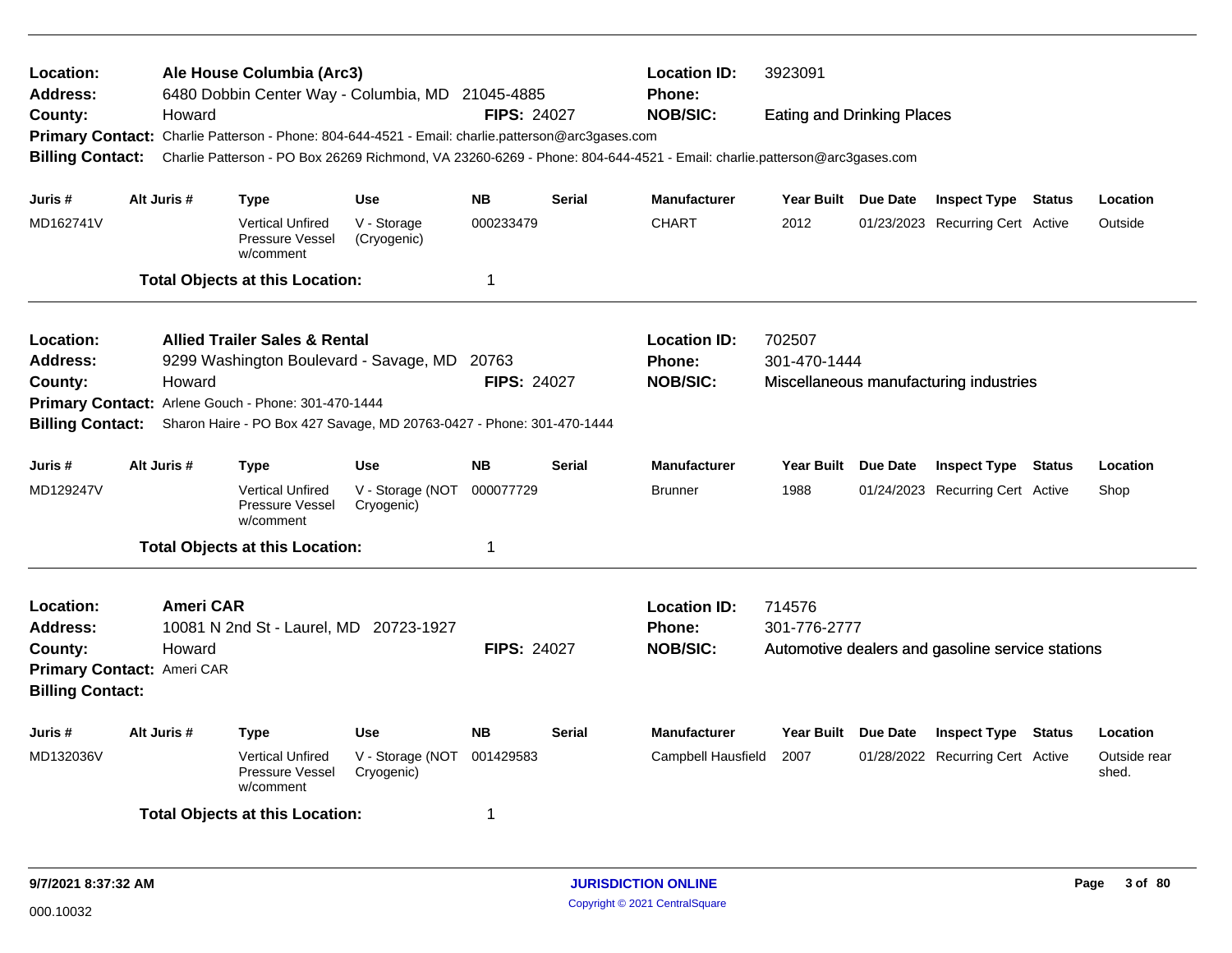**Location:** Ale House Columbia (Arc3)
**Address:** 6480 Dobbin Center Way - Columbia, MD 21045-4885
**County:** Howard
**FIPS:** 24027
**Location ID:** 3923091
**Phone:**
**NOB/SIC:** Eating and Drinking Places
**Primary Contact:** Charlie Patterson - Phone: 804-644-4521 - Email: charlie.patterson@arc3gases.com
**Billing Contact:** Charlie Patterson - PO Box 26269 Richmond, VA 23260-6269 - Phone: 804-644-4521 - Email: charlie.patterson@arc3gases.com

| Juris # | Alt Juris # | Type | Use | NB | Serial | Manufacturer | Year Built | Due Date | Inspect Type | Status | Location |
|---|---|---|---|---|---|---|---|---|---|---|---|
| MD162741V | | Vertical Unfired Pressure Vessel w/comment | V - Storage (Cryogenic) | 000233479 | | CHART | 2012 | 01/23/2023 | Recurring Cert | Active | Outside |

**Total Objects at this Location:** 1

---

**Location:** Allied Trailer Sales & Rental
**Address:** 9299 Washington Boulevard - Savage, MD 20763
**County:** Howard
**FIPS:** 24027
**Location ID:** 702507
**Phone:** 301-470-1444
**NOB/SIC:** Miscellaneous manufacturing industries
**Primary Contact:** Arlene Gouch - Phone: 301-470-1444
**Billing Contact:** Sharon Haire - PO Box 427 Savage, MD 20763-0427 - Phone: 301-470-1444

| Juris # | Alt Juris # | Type | Use | NB | Serial | Manufacturer | Year Built | Due Date | Inspect Type | Status | Location |
|---|---|---|---|---|---|---|---|---|---|---|---|
| MD129247V | | Vertical Unfired Pressure Vessel w/comment | V - Storage (NOT Cryogenic) | 000077729 | | Brunner | 1988 | 01/24/2023 | Recurring Cert | Active | Shop |

**Total Objects at this Location:** 1

---

**Location:** Ameri CAR
**Address:** 10081 N 2nd St - Laurel, MD 20723-1927
**County:** Howard
**FIPS:** 24027
**Location ID:** 714576
**Phone:** 301-776-2777
**NOB/SIC:** Automotive dealers and gasoline service stations
**Primary Contact:** Ameri CAR
**Billing Contact:**

| Juris # | Alt Juris # | Type | Use | NB | Serial | Manufacturer | Year Built | Due Date | Inspect Type | Status | Location |
|---|---|---|---|---|---|---|---|---|---|---|---|
| MD132036V | | Vertical Unfired Pressure Vessel w/comment | V - Storage (NOT Cryogenic) | 001429583 | | Campbell Hausfield | 2007 | 01/28/2022 | Recurring Cert | Active | Outside rear shed. |

**Total Objects at this Location:** 1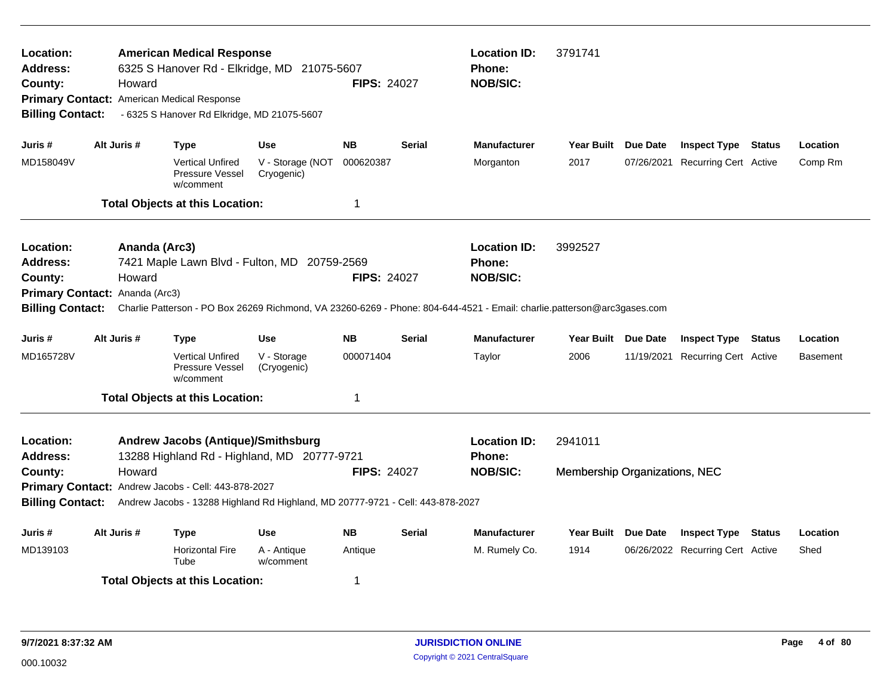**Location:** **American Medical Response**
**Address:** 6325 S Hanover Rd - Elkridge, MD 21075-5607
**County:** Howard
**FIPS:** 24027
**Primary Contact:** American Medical Response
**Billing Contact:** - 6325 S Hanover Rd Elkridge, MD 21075-5607
**Location ID:** 3791741
**Phone:**
**NOB/SIC:**

| Juris # | Alt Juris # | Type | Use | NB | Serial | Manufacturer | Year Built | Due Date | Inspect Type | Status | Location |
|---|---|---|---|---|---|---|---|---|---|---|---|
| MD158049V | | Vertical Unfired Pressure Vessel w/comment | V - Storage (NOT Cryogenic) | 000620387 | | Morganton | 2017 | 07/26/2021 | Recurring Cert | Active | Comp Rm |

**Total Objects at this Location:** 1

---

**Location:** **Ananda (Arc3)**
**Address:** 7421 Maple Lawn Blvd - Fulton, MD 20759-2569
**County:** Howard
**FIPS:** 24027
**Primary Contact:** Ananda (Arc3)
**Billing Contact:** Charlie Patterson - PO Box 26269 Richmond, VA 23260-6269 - Phone: 804-644-4521 - Email: charlie.patterson@arc3gases.com
**Location ID:** 3992527
**Phone:**
**NOB/SIC:**

| Juris # | Alt Juris # | Type | Use | NB | Serial | Manufacturer | Year Built | Due Date | Inspect Type | Status | Location |
|---|---|---|---|---|---|---|---|---|---|---|---|
| MD165728V | | Vertical Unfired Pressure Vessel w/comment | V - Storage (Cryogenic) | 000071404 | | Taylor | 2006 | 11/19/2021 | Recurring Cert | Active | Basement |

**Total Objects at this Location:** 1

---

**Location:** **Andrew Jacobs (Antique)/Smithsburg**
**Address:** 13288 Highland Rd - Highland, MD 20777-9721
**County:** Howard
**FIPS:** 24027
**Primary Contact:** Andrew Jacobs - Cell: 443-878-2027
**Billing Contact:** Andrew Jacobs - 13288 Highland Rd Highland, MD 20777-9721 - Cell: 443-878-2027
**Location ID:** 2941011
**Phone:**
**NOB/SIC:** Membership Organizations, NEC

| Juris # | Alt Juris # | Type | Use | NB | Serial | Manufacturer | Year Built | Due Date | Inspect Type | Status | Location |
|---|---|---|---|---|---|---|---|---|---|---|---|
| MD139103 | | Horizontal Fire Tube | A - Antique w/comment | Antique | | M. Rumely Co. | 1914 | 06/26/2022 | Recurring Cert | Active | Shed |

**Total Objects at this Location:** 1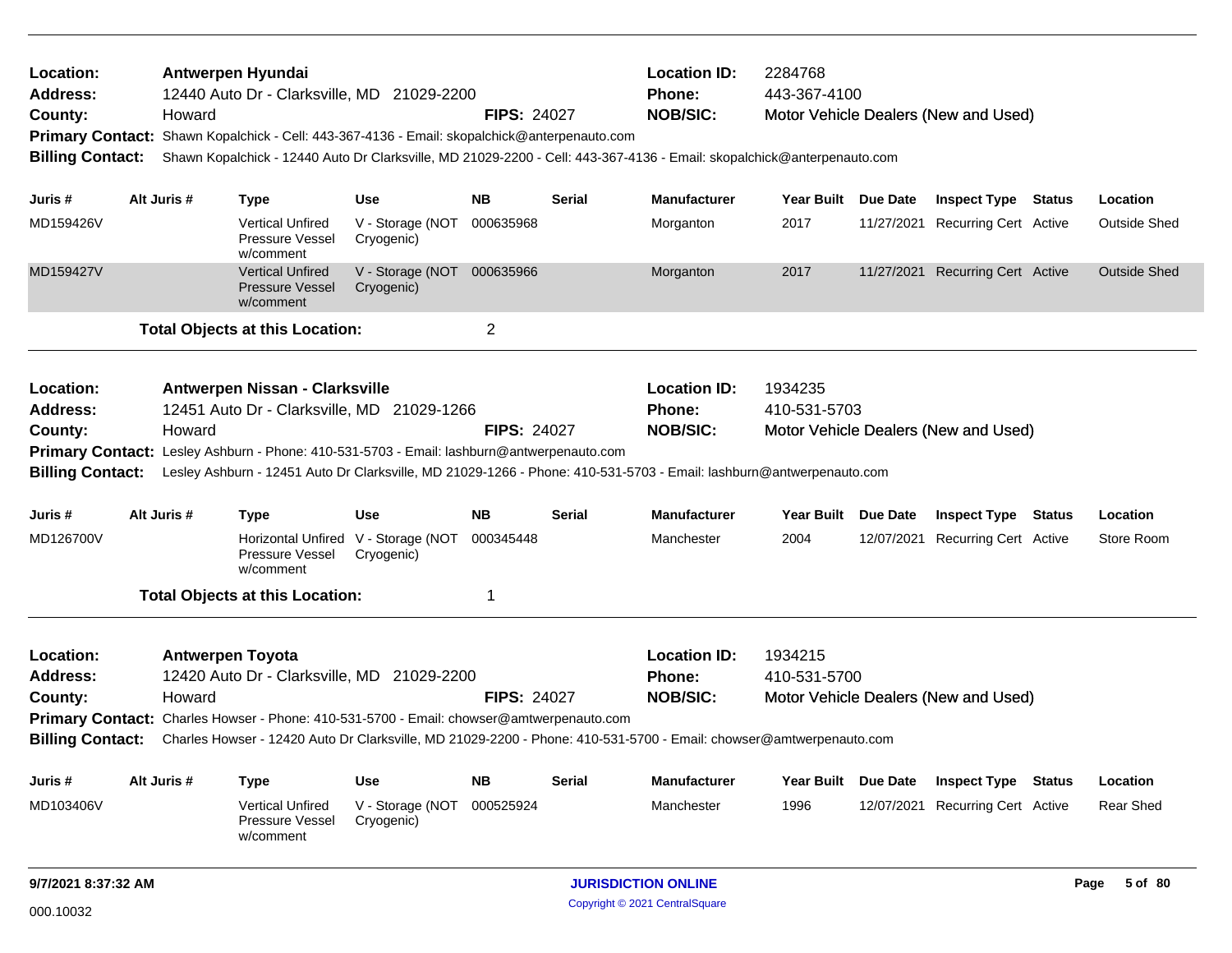**Location:** Antwerpen Hyundai
**Address:** 12440 Auto Dr - Clarksville, MD 21029-2200
**County:** Howard **FIPS:** 24027
**Location ID:** 2284768
**Phone:** 443-367-4100
**NOB/SIC:** Motor Vehicle Dealers (New and Used)
**Primary Contact:** Shawn Kopalchick - Cell: 443-367-4136 - Email: skopalchick@anterpenauto.com
**Billing Contact:** Shawn Kopalchick - 12440 Auto Dr Clarksville, MD 21029-2200 - Cell: 443-367-4136 - Email: skopalchick@anterpenauto.com

| Juris # | Alt Juris # | Type | Use | NB | Serial | Manufacturer | Year Built | Due Date | Inspect Type | Status | Location |
|---|---|---|---|---|---|---|---|---|---|---|---|
| MD159426V | | Vertical Unfired Pressure Vessel w/comment | V - Storage (NOT Cryogenic) | 000635968 | | Morganton | 2017 | 11/27/2021 | Recurring Cert | Active | Outside Shed |
| MD159427V | | Vertical Unfired Pressure Vessel w/comment | V - Storage (NOT Cryogenic) | 000635966 | | Morganton | 2017 | 11/27/2021 | Recurring Cert | Active | Outside Shed |

**Total Objects at this Location:** 2

---

**Location:** Antwerpen Nissan - Clarksville
**Address:** 12451 Auto Dr - Clarksville, MD 21029-1266
**County:** Howard **FIPS:** 24027
**Location ID:** 1934235
**Phone:** 410-531-5703
**NOB/SIC:** Motor Vehicle Dealers (New and Used)
**Primary Contact:** Lesley Ashburn - Phone: 410-531-5703 - Email: lashburn@antwerpenauto.com
**Billing Contact:** Lesley Ashburn - 12451 Auto Dr Clarksville, MD 21029-1266 - Phone: 410-531-5703 - Email: lashburn@antwerpenauto.com

| Juris # | Alt Juris # | Type | Use | NB | Serial | Manufacturer | Year Built | Due Date | Inspect Type | Status | Location |
|---|---|---|---|---|---|---|---|---|---|---|---|
| MD126700V | | Horizontal Unfired Pressure Vessel w/comment | V - Storage (NOT Cryogenic) | 000345448 | | Manchester | 2004 | 12/07/2021 | Recurring Cert | Active | Store Room |

**Total Objects at this Location:** 1

---

**Location:** Antwerpen Toyota
**Address:** 12420 Auto Dr - Clarksville, MD 21029-2200
**County:** Howard **FIPS:** 24027
**Location ID:** 1934215
**Phone:** 410-531-5700
**NOB/SIC:** Motor Vehicle Dealers (New and Used)
**Primary Contact:** Charles Howser - Phone: 410-531-5700 - Email: chowser@amtwerpenauto.com
**Billing Contact:** Charles Howser - 12420 Auto Dr Clarksville, MD 21029-2200 - Phone: 410-531-5700 - Email: chowser@amtwerpenauto.com

| Juris # | Alt Juris # | Type | Use | NB | Serial | Manufacturer | Year Built | Due Date | Inspect Type | Status | Location |
|---|---|---|---|---|---|---|---|---|---|---|---|
| MD103406V | | Vertical Unfired Pressure Vessel w/comment | V - Storage (NOT Cryogenic) | 000525924 | | Manchester | 1996 | 12/07/2021 | Recurring Cert | Active | Rear Shed |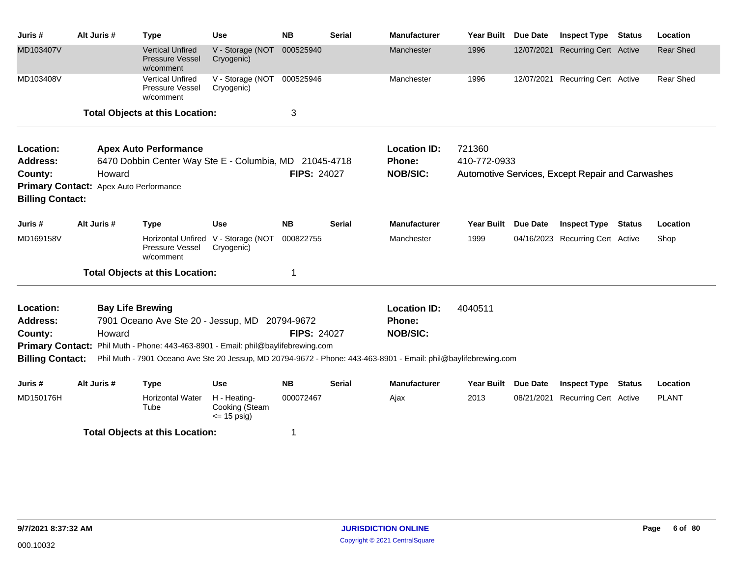| Juris # | Alt Juris # | Type | Use | NB | Serial | Manufacturer | Year Built | Due Date | Inspect Type | Status | Location |
|---|---|---|---|---|---|---|---|---|---|---|---|
| MD103407V | | Vertical Unfired Pressure Vessel w/comment | V - Storage (NOT Cryogenic) | 000525940 | | Manchester | 1996 | 12/07/2021 | Recurring Cert | Active | Rear Shed |
| MD103408V | | Vertical Unfired Pressure Vessel w/comment | V - Storage (NOT Cryogenic) | 000525946 | | Manchester | 1996 | 12/07/2021 | Recurring Cert | Active | Rear Shed |

**Total Objects at this Location:** 3

---

**Location:** **Apex Auto Performance**
**Address:** 6470 Dobbin Center Way Ste E - Columbia, MD 21045-4718
**County:** Howard **FIPS:** 24027
**Primary Contact:** Apex Auto Performance
**Billing Contact:**

**Location ID:** 721360
**Phone:** 410-772-0933
**NOB/SIC:** Automotive Services, Except Repair and Carwashes

| Juris # | Alt Juris # | Type | Use | NB | Serial | Manufacturer | Year Built | Due Date | Inspect Type | Status | Location |
|---|---|---|---|---|---|---|---|---|---|---|---|
| MD169158V | | Horizontal Unfired Pressure Vessel w/comment | V - Storage (NOT Cryogenic) | 000822755 | | Manchester | 1999 | 04/16/2023 | Recurring Cert | Active | Shop |

**Total Objects at this Location:** 1

---

**Location:** **Bay Life Brewing**
**Address:** 7901 Oceano Ave Ste 20 - Jessup, MD 20794-9672
**County:** Howard **FIPS:** 24027
**Primary Contact:** Phil Muth - Phone: 443-463-8901 - Email: phil@baylifebrewing.com
**Billing Contact:** Phil Muth - 7901 Oceano Ave Ste 20 Jessup, MD 20794-9672 - Phone: 443-463-8901 - Email: phil@baylifebrewing.com

**Location ID:** 4040511
**Phone:**
**NOB/SIC:**

| Juris # | Alt Juris # | Type | Use | NB | Serial | Manufacturer | Year Built | Due Date | Inspect Type | Status | Location |
|---|---|---|---|---|---|---|---|---|---|---|---|
| MD150176H | | Horizontal Water Tube | H - Heating-Cooking (Steam <= 15 psig) | 000072467 | | Ajax | 2013 | 08/21/2021 | Recurring Cert | Active | PLANT |

**Total Objects at this Location:** 1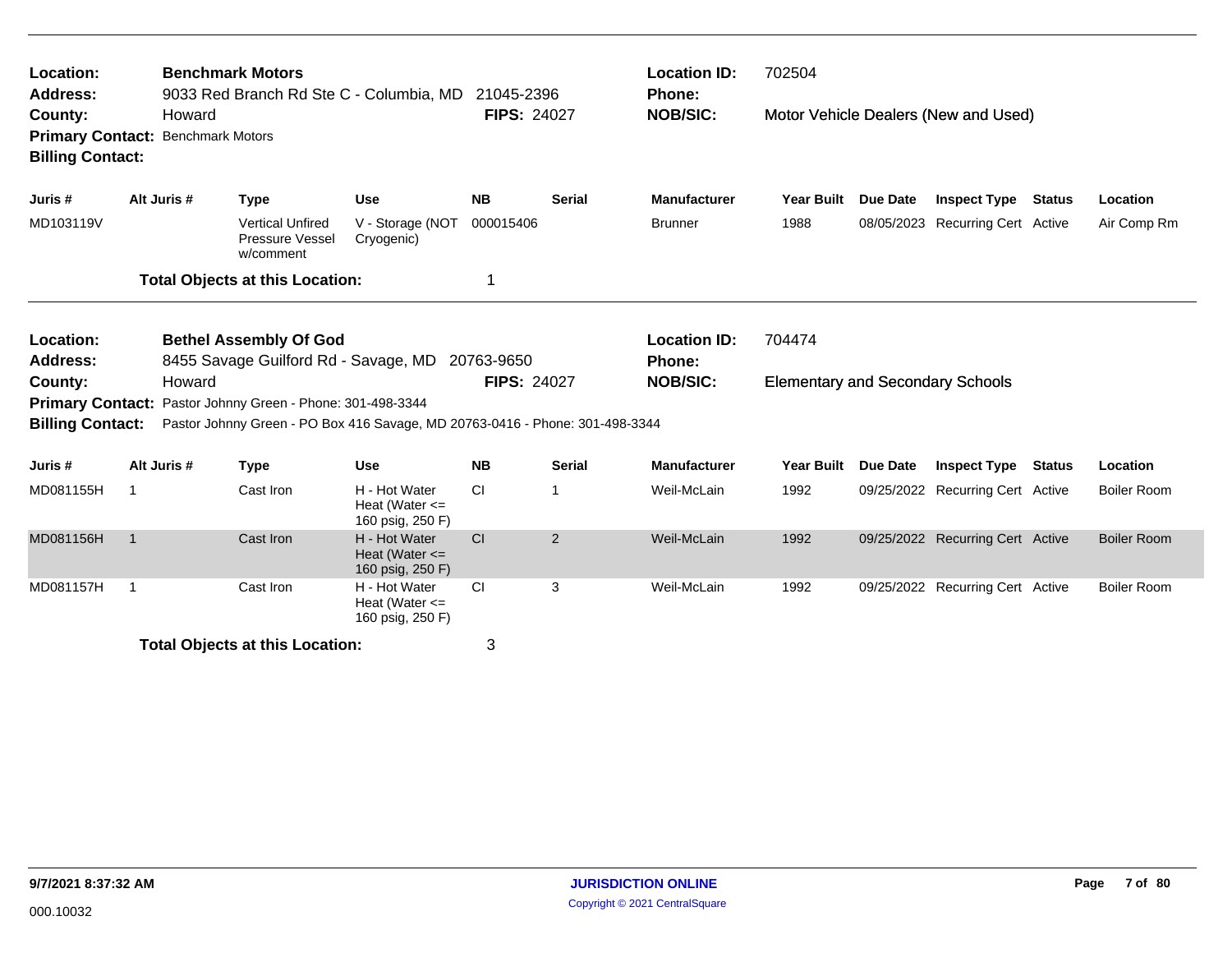**Location:** Benchmark Motors
**Address:** 9033 Red Branch Rd Ste C - Columbia, MD 21045-2396
**County:** Howard
**FIPS:** 24027
**Primary Contact:** Benchmark Motors
**Billing Contact:**
**Location ID:** 702504
**Phone:**
**NOB/SIC:** Motor Vehicle Dealers (New and Used)

| Juris # | Alt Juris # | Type | Use | NB | Serial | Manufacturer | Year Built | Due Date | Inspect Type | Status | Location |
|---|---|---|---|---|---|---|---|---|---|---|---|
| MD103119V | | Vertical Unfired Pressure Vessel w/comment | V - Storage (NOT Cryogenic) | 000015406 | | Brunner | 1988 | 08/05/2023 | Recurring Cert | Active | Air Comp Rm |

**Total Objects at this Location:** 1

---

**Location:** Bethel Assembly Of God
**Address:** 8455 Savage Guilford Rd - Savage, MD 20763-9650
**County:** Howard
**FIPS:** 24027
**Primary Contact:** Pastor Johnny Green - Phone: 301-498-3344
**Billing Contact:** Pastor Johnny Green - PO Box 416 Savage, MD 20763-0416 - Phone: 301-498-3344
**Location ID:** 704474
**Phone:**
**NOB/SIC:** Elementary and Secondary Schools

| Juris # | Alt Juris # | Type | Use | NB | Serial | Manufacturer | Year Built | Due Date | Inspect Type | Status | Location |
|---|---|---|---|---|---|---|---|---|---|---|---|
| MD081155H | 1 | Cast Iron | H - Hot Water Heat (Water <= 160 psig, 250 F) | CI | 1 | Weil-McLain | 1992 | 09/25/2022 | Recurring Cert | Active | Boiler Room |
| MD081156H | 1 | Cast Iron | H - Hot Water Heat (Water <= 160 psig, 250 F) | CI | 2 | Weil-McLain | 1992 | 09/25/2022 | Recurring Cert | Active | Boiler Room |
| MD081157H | 1 | Cast Iron | H - Hot Water Heat (Water <= 160 psig, 250 F) | CI | 3 | Weil-McLain | 1992 | 09/25/2022 | Recurring Cert | Active | Boiler Room |

**Total Objects at this Location:** 3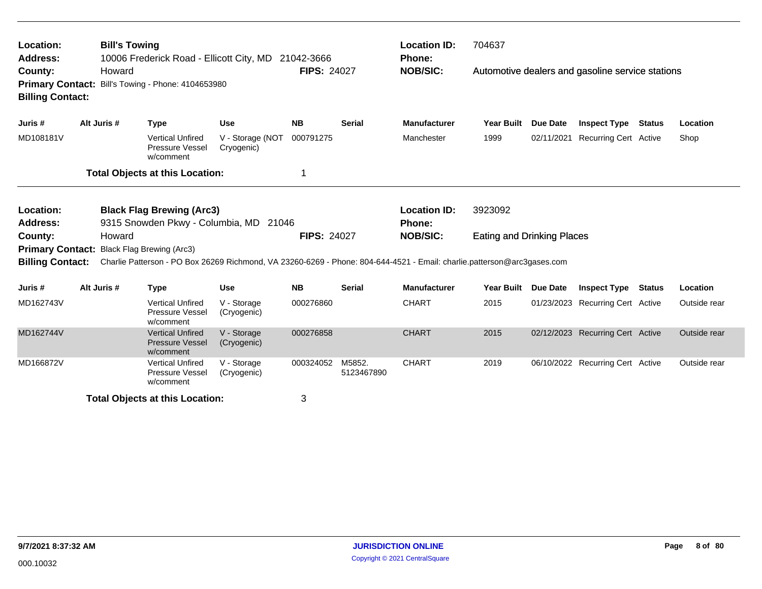**Location:** **Bill's Towing**
**Address:** 10006 Frederick Road - Ellicott City, MD 21042-3666
**County:** Howard
**FIPS:** 24027
**Location ID:** 704637
**Phone:**
**NOB/SIC:** Automotive dealers and gasoline service stations
**Primary Contact:** Bill's Towing - Phone: 4104653980
**Billing Contact:**

| Juris # | Alt Juris # | Type | Use | NB | Serial | Manufacturer | Year Built | Due Date | Inspect Type | Status | Location |
|---|---|---|---|---|---|---|---|---|---|---|---|
| MD108181V | | Vertical Unfired Pressure Vessel w/comment | V - Storage (NOT Cryogenic) | 000791275 | | Manchester | 1999 | 02/11/2021 | Recurring Cert | Active | Shop |

**Total Objects at this Location:** 1

---

**Location:** **Black Flag Brewing (Arc3)**
**Address:** 9315 Snowden Pkwy - Columbia, MD 21046
**County:** Howard
**FIPS:** 24027
**Location ID:** 3923092
**Phone:**
**NOB/SIC:** Eating and Drinking Places
**Primary Contact:** Black Flag Brewing (Arc3)
**Billing Contact:** Charlie Patterson - PO Box 26269 Richmond, VA 23260-6269 - Phone: 804-644-4521 - Email: charlie.patterson@arc3gases.com

| Juris # | Alt Juris # | Type | Use | NB | Serial | Manufacturer | Year Built | Due Date | Inspect Type | Status | Location |
|---|---|---|---|---|---|---|---|---|---|---|---|
| MD162743V | | Vertical Unfired Pressure Vessel w/comment | V - Storage (Cryogenic) | 000276860 | | CHART | 2015 | 01/23/2023 | Recurring Cert | Active | Outside rear |
| MD162744V | | Vertical Unfired Pressure Vessel w/comment | V - Storage (Cryogenic) | 000276858 | | CHART | 2015 | 02/12/2023 | Recurring Cert | Active | Outside rear |
| MD166872V | | Vertical Unfired Pressure Vessel w/comment | V - Storage (Cryogenic) | 000324052 | M5852. 5123467890 | CHART | 2019 | 06/10/2022 | Recurring Cert | Active | Outside rear |

**Total Objects at this Location:** 3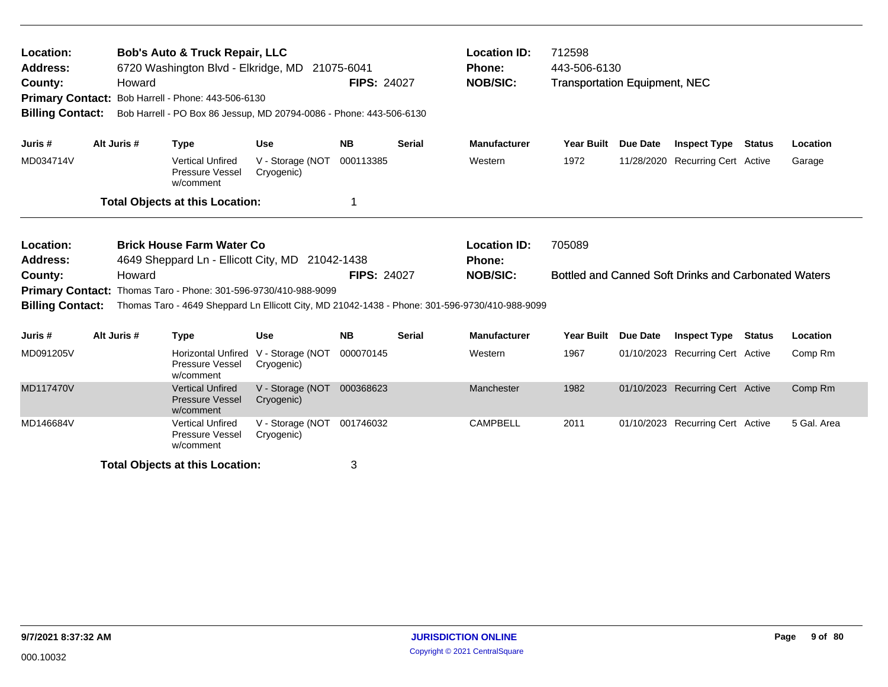**Location:** Bob's Auto & Truck Repair, LLC
**Address:** 6720 Washington Blvd - Elkridge, MD 21075-6041
**County:** Howard **FIPS:** 24027
**Primary Contact:** Bob Harrell - Phone: 443-506-6130
**Billing Contact:** Bob Harrell - PO Box 86 Jessup, MD 20794-0086 - Phone: 443-506-6130

**Location ID:** 712598
**Phone:** 443-506-6130
**NOB/SIC:** Transportation Equipment, NEC

| Juris # | Alt Juris # | Type | Use | NB | Serial | Manufacturer | Year Built | Due Date | Inspect Type | Status | Location |
|---|---|---|---|---|---|---|---|---|---|---|---|
| MD034714V | | Vertical Unfired Pressure Vessel w/comment | V - Storage (NOT Cryogenic) | 000113385 | | Western | 1972 | 11/28/2020 | Recurring Cert | Active | Garage |

**Total Objects at this Location:** 1

---

**Location:** Brick House Farm Water Co
**Address:** 4649 Sheppard Ln - Ellicott City, MD 21042-1438
**County:** Howard **FIPS:** 24027
**Primary Contact:** Thomas Taro - Phone: 301-596-9730/410-988-9099
**Billing Contact:** Thomas Taro - 4649 Sheppard Ln Ellicott City, MD 21042-1438 - Phone: 301-596-9730/410-988-9099

**Location ID:** 705089
**Phone:**
**NOB/SIC:** Bottled and Canned Soft Drinks and Carbonated Waters

| Juris # | Alt Juris # | Type | Use | NB | Serial | Manufacturer | Year Built | Due Date | Inspect Type | Status | Location |
|---|---|---|---|---|---|---|---|---|---|---|---|
| MD091205V | | Horizontal Unfired Pressure Vessel w/comment | V - Storage (NOT Cryogenic) | 000070145 | | Western | 1967 | 01/10/2023 | Recurring Cert | Active | Comp Rm |
| MD117470V | | Vertical Unfired Pressure Vessel w/comment | V - Storage (NOT Cryogenic) | 000368623 | | Manchester | 1982 | 01/10/2023 | Recurring Cert | Active | Comp Rm |
| MD146684V | | Vertical Unfired Pressure Vessel w/comment | V - Storage (NOT Cryogenic) | 001746032 | | CAMPBELL | 2011 | 01/10/2023 | Recurring Cert | Active | 5 Gal. Area |

**Total Objects at this Location:** 3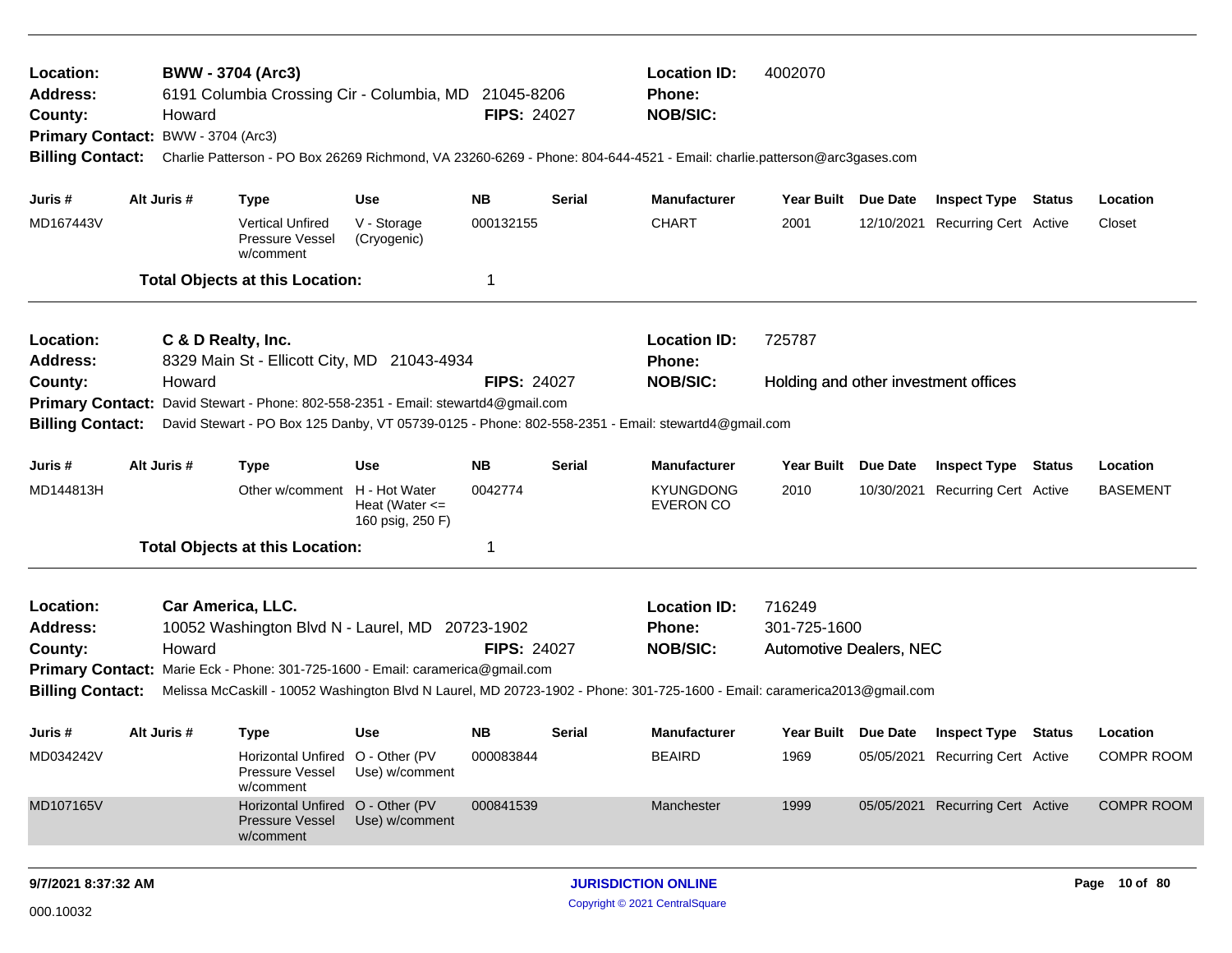**Location:** BWW - 3704 (Arc3)
**Address:** 6191 Columbia Crossing Cir - Columbia, MD 21045-8206
**County:** Howard
**FIPS:** 24027
**Location ID:** 4002070
**Phone:**
**NOB/SIC:**
**Primary Contact:** BWW - 3704 (Arc3)
**Billing Contact:** Charlie Patterson - PO Box 26269 Richmond, VA 23260-6269 - Phone: 804-644-4521 - Email: charlie.patterson@arc3gases.com

| Juris # | Alt Juris # | Type | Use | NB | Serial | Manufacturer | Year Built | Due Date | Inspect Type | Status | Location |
|---|---|---|---|---|---|---|---|---|---|---|---|
| MD167443V | | Vertical Unfired Pressure Vessel w/comment | V - Storage (Cryogenic) | 000132155 | | CHART | 2001 | 12/10/2021 | Recurring Cert | Active | Closet |

**Total Objects at this Location:** 1

---

**Location:** C & D Realty, Inc.
**Address:** 8329 Main St - Ellicott City, MD 21043-4934
**County:** Howard
**FIPS:** 24027
**Location ID:** 725787
**Phone:**
**NOB/SIC:** Holding and other investment offices
**Primary Contact:** David Stewart - Phone: 802-558-2351 - Email: stewartd4@gmail.com
**Billing Contact:** David Stewart - PO Box 125 Danby, VT 05739-0125 - Phone: 802-558-2351 - Email: stewartd4@gmail.com

| Juris # | Alt Juris # | Type | Use | NB | Serial | Manufacturer | Year Built | Due Date | Inspect Type | Status | Location |
|---|---|---|---|---|---|---|---|---|---|---|---|
| MD144813H | | Other w/comment | H - Hot Water Heat (Water <= 160 psig, 250 F) | 0042774 | | KYUNGDONG EVERON CO | 2010 | 10/30/2021 | Recurring Cert | Active | BASEMENT |

**Total Objects at this Location:** 1

---

**Location:** Car America, LLC.
**Address:** 10052 Washington Blvd N - Laurel, MD 20723-1902
**County:** Howard
**FIPS:** 24027
**Location ID:** 716249
**Phone:** 301-725-1600
**NOB/SIC:** Automotive Dealers, NEC
**Primary Contact:** Marie Eck - Phone: 301-725-1600 - Email: caramerica@gmail.com
**Billing Contact:** Melissa McCaskill - 10052 Washington Blvd N Laurel, MD 20723-1902 - Phone: 301-725-1600 - Email: caramerica2013@gmail.com

| Juris # | Alt Juris # | Type | Use | NB | Serial | Manufacturer | Year Built | Due Date | Inspect Type | Status | Location |
|---|---|---|---|---|---|---|---|---|---|---|---|
| MD034242V | | Horizontal Unfired Pressure Vessel w/comment | O - Other (PV Use) w/comment | 000083844 | | BEAIRD | 1969 | 05/05/2021 | Recurring Cert | Active | COMPR ROOM |
| MD107165V | | Horizontal Unfired Pressure Vessel w/comment | O - Other (PV Use) w/comment | 000841539 | | Manchester | 1999 | 05/05/2021 | Recurring Cert | Active | COMPR ROOM |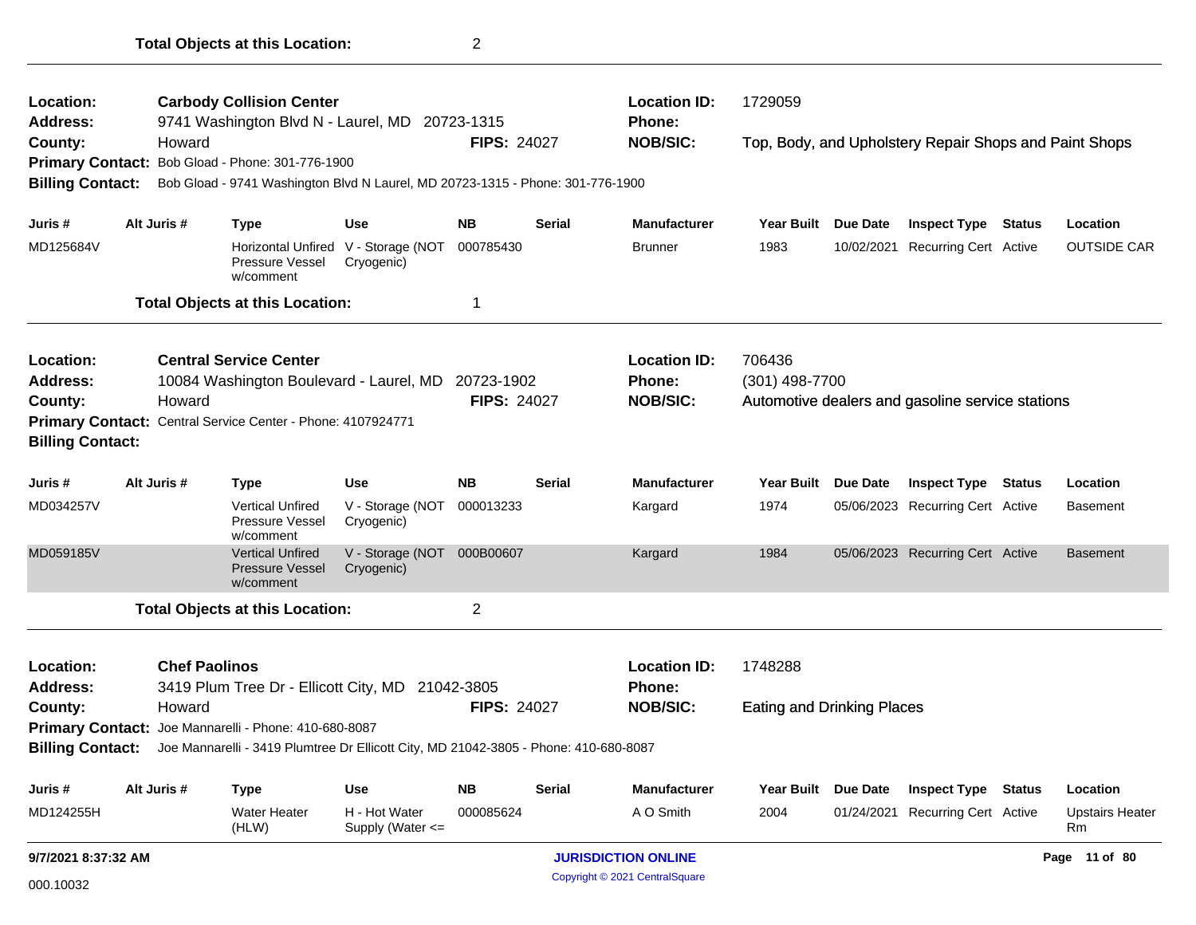**Total Objects at this Location:** 2

---

**Location:** **Carbody Collision Center**
**Address:** 9741 Washington Blvd N - Laurel, MD 20723-1315
**County:** Howard
**FIPS:** 24027
**Location ID:** 1729059
**Phone:**
**NOB/SIC:** Top, Body, and Upholstery Repair Shops and Paint Shops
**Primary Contact:** Bob Gload - Phone: 301-776-1900
**Billing Contact:** Bob Gload - 9741 Washington Blvd N Laurel, MD 20723-1315 - Phone: 301-776-1900

| Juris # | Alt Juris # | Type | Use | NB | Serial | Manufacturer | Year Built | Due Date | Inspect Type | Status | Location |
|---|---|---|---|---|---|---|---|---|---|---|---|
| MD125684V | | Horizontal Unfired Pressure Vessel w/comment | V - Storage (NOT Cryogenic) | 000785430 | | Brunner | 1983 | 10/02/2021 | Recurring Cert | Active | OUTSIDE CAR |

**Total Objects at this Location:** 1

---

**Location:** **Central Service Center**
**Address:** 10084 Washington Boulevard - Laurel, MD 20723-1902
**County:** Howard
**FIPS:** 24027
**Location ID:** 706436
**Phone:** (301) 498-7700
**NOB/SIC:** Automotive dealers and gasoline service stations
**Primary Contact:** Central Service Center - Phone: 4107924771
**Billing Contact:**

| Juris # | Alt Juris # | Type | Use | NB | Serial | Manufacturer | Year Built | Due Date | Inspect Type | Status | Location |
|---|---|---|---|---|---|---|---|---|---|---|---|
| MD034257V | | Vertical Unfired Pressure Vessel w/comment | V - Storage (NOT Cryogenic) | 000013233 | | Kargard | 1974 | 05/06/2023 | Recurring Cert | Active | Basement |
| MD059185V | | Vertical Unfired Pressure Vessel w/comment | V - Storage (NOT Cryogenic) | 000B00607 | | Kargard | 1984 | 05/06/2023 | Recurring Cert | Active | Basement |

**Total Objects at this Location:** 2

---

**Location:** **Chef Paolinos**
**Address:** 3419 Plum Tree Dr - Ellicott City, MD 21042-3805
**County:** Howard
**FIPS:** 24027
**Location ID:** 1748288
**Phone:**
**NOB/SIC:** Eating and Drinking Places
**Primary Contact:** Joe Mannarelli - Phone: 410-680-8087
**Billing Contact:** Joe Mannarelli - 3419 Plumtree Dr Ellicott City, MD 21042-3805 - Phone: 410-680-8087

| Juris # | Alt Juris # | Type | Use | NB | Serial | Manufacturer | Year Built | Due Date | Inspect Type | Status | Location |
|---|---|---|---|---|---|---|---|---|---|---|---|
| MD124255H | | Water Heater (HLW) | H - Hot Water Supply (Water <= | 000085624 | | A O Smith | 2004 | 01/24/2021 | Recurring Cert | Active | Upstairs Heater Rm |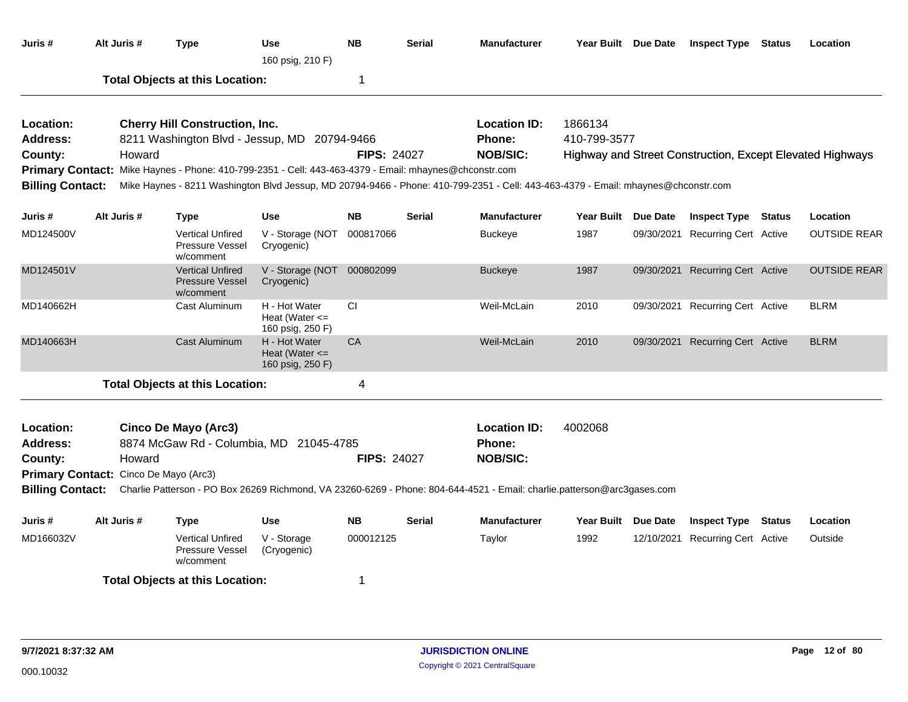| Juris # | Alt Juris # | Type | Use | NB | Serial | Manufacturer | Year Built | Due Date | Inspect Type | Status | Location |
|---|---|---|---|---|---|---|---|---|---|---|---|
| | | | 160 psig, 210 F) | | | | | | | | |

**Total Objects at this Location:** 1

---

**Location:** Cherry Hill Construction, Inc.
**Location ID:** 1866134
**Address:** 8211 Washington Blvd - Jessup, MD 20794-9466
**Phone:** 410-799-3577
**County:** Howard
**FIPS:** 24027
**NOB/SIC:** Highway and Street Construction, Except Elevated Highways
**Primary Contact:** Mike Haynes - Phone: 410-799-2351 - Cell: 443-463-4379 - Email: mhaynes@chconstr.com
**Billing Contact:** Mike Haynes - 8211 Washington Blvd Jessup, MD 20794-9466 - Phone: 410-799-2351 - Cell: 443-463-4379 - Email: mhaynes@chconstr.com

| Juris # | Alt Juris # | Type | Use | NB | Serial | Manufacturer | Year Built | Due Date | Inspect Type | Status | Location |
|---|---|---|---|---|---|---|---|---|---|---|---|
| MD124500V | | Vertical Unfired Pressure Vessel w/comment | V - Storage (NOT Cryogenic) | 000817066 | | Buckeye | 1987 | 09/30/2021 | Recurring Cert | Active | OUTSIDE REAR |
| MD124501V | | Vertical Unfired Pressure Vessel w/comment | V - Storage (NOT Cryogenic) | 000802099 | | Buckeye | 1987 | 09/30/2021 | Recurring Cert | Active | OUTSIDE REAR |
| MD140662H | | Cast Aluminum | H - Hot Water Heat (Water <= 160 psig, 250 F) | CI | | Weil-McLain | 2010 | 09/30/2021 | Recurring Cert | Active | BLRM |
| MD140663H | | Cast Aluminum | H - Hot Water Heat (Water <= 160 psig, 250 F) | CA | | Weil-McLain | 2010 | 09/30/2021 | Recurring Cert | Active | BLRM |

**Total Objects at this Location:** 4

---

**Location:** Cinco De Mayo (Arc3)
**Location ID:** 4002068
**Address:** 8874 McGaw Rd - Columbia, MD 21045-4785
**Phone:**
**County:** Howard
**FIPS:** 24027
**NOB/SIC:**
**Primary Contact:** Cinco De Mayo (Arc3)
**Billing Contact:** Charlie Patterson - PO Box 26269 Richmond, VA 23260-6269 - Phone: 804-644-4521 - Email: charlie.patterson@arc3gases.com

| Juris # | Alt Juris # | Type | Use | NB | Serial | Manufacturer | Year Built | Due Date | Inspect Type | Status | Location |
|---|---|---|---|---|---|---|---|---|---|---|---|
| MD166032V | | Vertical Unfired Pressure Vessel w/comment | V - Storage (Cryogenic) | 000012125 | | Taylor | 1992 | 12/10/2021 | Recurring Cert | Active | Outside |

**Total Objects at this Location:** 1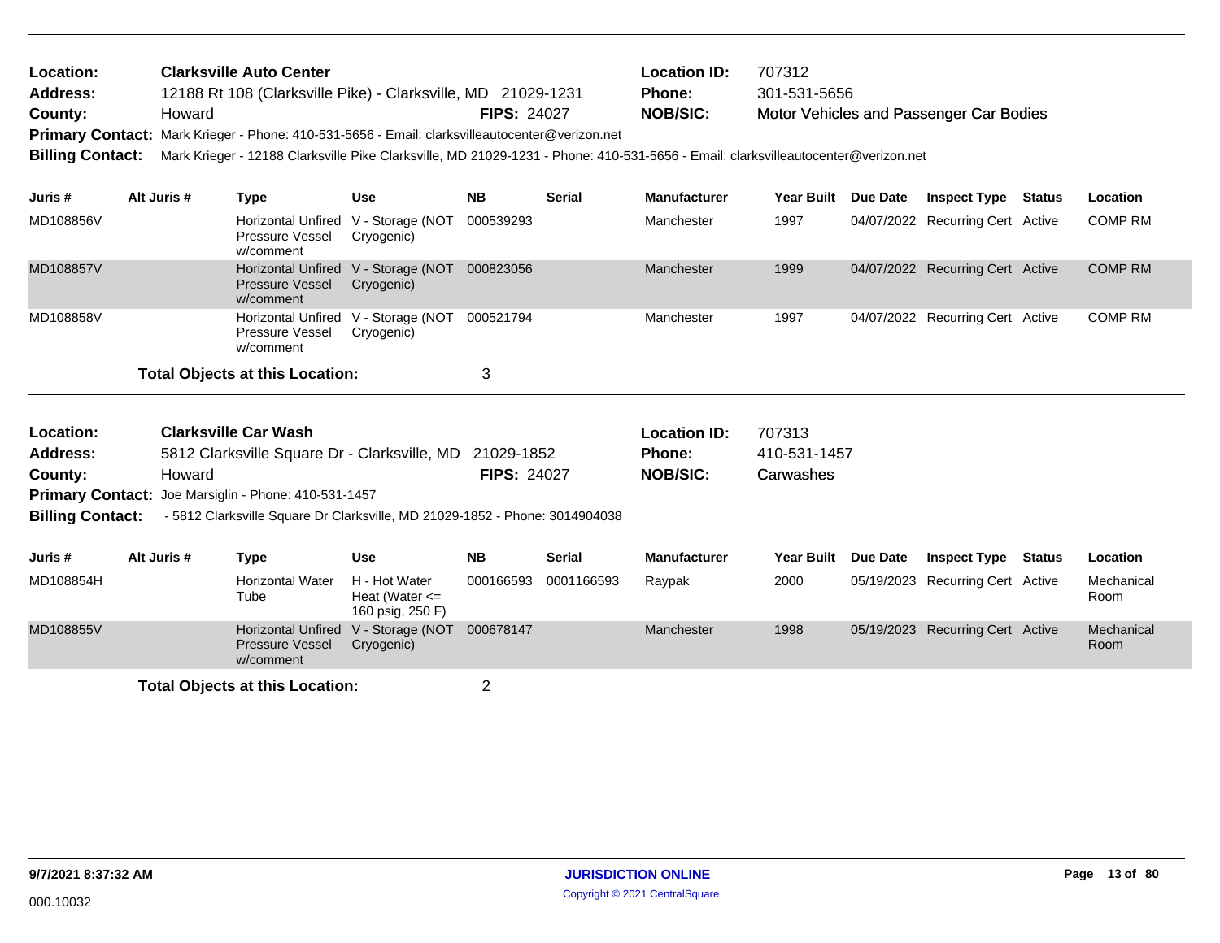**Location:** Clarksville Auto Center
**Address:** 12188 Rt 108 (Clarksville Pike) - Clarksville, MD 21029-1231
**County:** Howard **FIPS:** 24027
**Location ID:** 707312
**Phone:** 301-531-5656
**NOB/SIC:** Motor Vehicles and Passenger Car Bodies
**Primary Contact:** Mark Krieger - Phone: 410-531-5656 - Email: clarksvilleautocenter@verizon.net
**Billing Contact:** Mark Krieger - 12188 Clarksville Pike Clarksville, MD 21029-1231 - Phone: 410-531-5656 - Email: clarksvilleautocenter@verizon.net

| Juris # | Alt Juris # | Type | Use | NB | Serial | Manufacturer | Year Built | Due Date | Inspect Type | Status | Location |
|---|---|---|---|---|---|---|---|---|---|---|---|
| MD108856V | | Horizontal Unfired Pressure Vessel w/comment | V - Storage (NOT Cryogenic) | 000539293 | | Manchester | 1997 | 04/07/2022 | Recurring Cert | Active | COMP RM |
| MD108857V | | Horizontal Unfired Pressure Vessel w/comment | V - Storage (NOT Cryogenic) | 000823056 | | Manchester | 1999 | 04/07/2022 | Recurring Cert | Active | COMP RM |
| MD108858V | | Horizontal Unfired Pressure Vessel w/comment | V - Storage (NOT Cryogenic) | 000521794 | | Manchester | 1997 | 04/07/2022 | Recurring Cert | Active | COMP RM |

**Total Objects at this Location:** 3

**Location:** Clarksville Car Wash
**Address:** 5812 Clarksville Square Dr - Clarksville, MD 21029-1852
**County:** Howard **FIPS:** 24027
**Location ID:** 707313
**Phone:** 410-531-1457
**NOB/SIC:** Carwashes
**Primary Contact:** Joe Marsiglin - Phone: 410-531-1457
**Billing Contact:** - 5812 Clarksville Square Dr Clarksville, MD 21029-1852 - Phone: 3014904038

| Juris # | Alt Juris # | Type | Use | NB | Serial | Manufacturer | Year Built | Due Date | Inspect Type | Status | Location |
|---|---|---|---|---|---|---|---|---|---|---|---|
| MD108854H | | Horizontal Water Tube | H - Hot Water Heat (Water <= 160 psig, 250 F) | 000166593 | 0001166593 | Raypak | 2000 | 05/19/2023 | Recurring Cert | Active | Mechanical Room |
| MD108855V | | Horizontal Unfired Pressure Vessel w/comment | V - Storage (NOT Cryogenic) | 000678147 | | Manchester | 1998 | 05/19/2023 | Recurring Cert | Active | Mechanical Room |

**Total Objects at this Location:** 2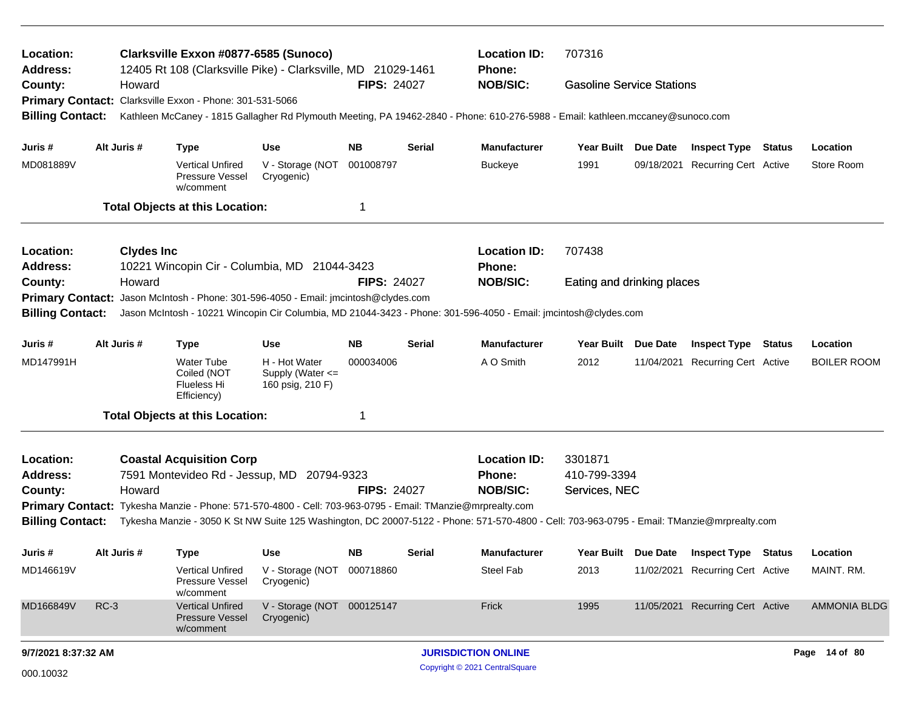**Location:** Clarksville Exxon #0877-6585 (Sunoco)
**Location ID:** 707316
**Address:** 12405 Rt 108 (Clarksville Pike) - Clarksville, MD 21029-1461
**Phone:**
**County:** Howard
**FIPS:** 24027
**NOB/SIC:** Gasoline Service Stations
**Primary Contact:** Clarksville Exxon - Phone: 301-531-5066
**Billing Contact:** Kathleen McCaney - 1815 Gallagher Rd Plymouth Meeting, PA 19462-2840 - Phone: 610-276-5988 - Email: kathleen.mccaney@sunoco.com

| Juris # | Alt Juris # | Type | Use | NB | Serial | Manufacturer | Year Built | Due Date | Inspect Type | Status | Location |
|---|---|---|---|---|---|---|---|---|---|---|---|
| MD081889V | | Vertical Unfired Pressure Vessel w/comment | V - Storage (NOT Cryogenic) | 001008797 | | Buckeye | 1991 | 09/18/2021 | Recurring Cert | Active | Store Room |

**Total Objects at this Location:** 1

---

**Location:** Clydes Inc
**Location ID:** 707438
**Address:** 10221 Wincopin Cir - Columbia, MD 21044-3423
**Phone:**
**County:** Howard
**FIPS:** 24027
**NOB/SIC:** Eating and drinking places
**Primary Contact:** Jason McIntosh - Phone: 301-596-4050 - Email: jmcintosh@clydes.com
**Billing Contact:** Jason McIntosh - 10221 Wincopin Cir Columbia, MD 21044-3423 - Phone: 301-596-4050 - Email: jmcintosh@clydes.com

| Juris # | Alt Juris # | Type | Use | NB | Serial | Manufacturer | Year Built | Due Date | Inspect Type | Status | Location |
|---|---|---|---|---|---|---|---|---|---|---|---|
| MD147991H | | Water Tube Coiled (NOT Flueless Hi Efficiency) | H - Hot Water Supply (Water <= 160 psig, 210 F) | 000034006 | | A O Smith | 2012 | 11/04/2021 | Recurring Cert | Active | BOILER ROOM |

**Total Objects at this Location:** 1

---

**Location:** Coastal Acquisition Corp
**Location ID:** 3301871
**Address:** 7591 Montevideo Rd - Jessup, MD 20794-9323
**Phone:** 410-799-3394
**County:** Howard
**FIPS:** 24027
**NOB/SIC:** Services, NEC
**Primary Contact:** Tykesha Manzie - Phone: 571-570-4800 - Cell: 703-963-0795 - Email: TManzie@mrprealty.com
**Billing Contact:** Tykesha Manzie - 3050 K St NW Suite 125 Washington, DC 20007-5122 - Phone: 571-570-4800 - Cell: 703-963-0795 - Email: TManzie@mrprealty.com

| Juris # | Alt Juris # | Type | Use | NB | Serial | Manufacturer | Year Built | Due Date | Inspect Type | Status | Location |
|---|---|---|---|---|---|---|---|---|---|---|---|
| MD146619V | | Vertical Unfired Pressure Vessel w/comment | V - Storage (NOT Cryogenic) | 000718860 | | Steel Fab | 2013 | 11/02/2021 | Recurring Cert | Active | MAINT. RM. |
| MD166849V | RC-3 | Vertical Unfired Pressure Vessel w/comment | V - Storage (NOT Cryogenic) | 000125147 | | Frick | 1995 | 11/05/2021 | Recurring Cert | Active | AMMONIA BLDG |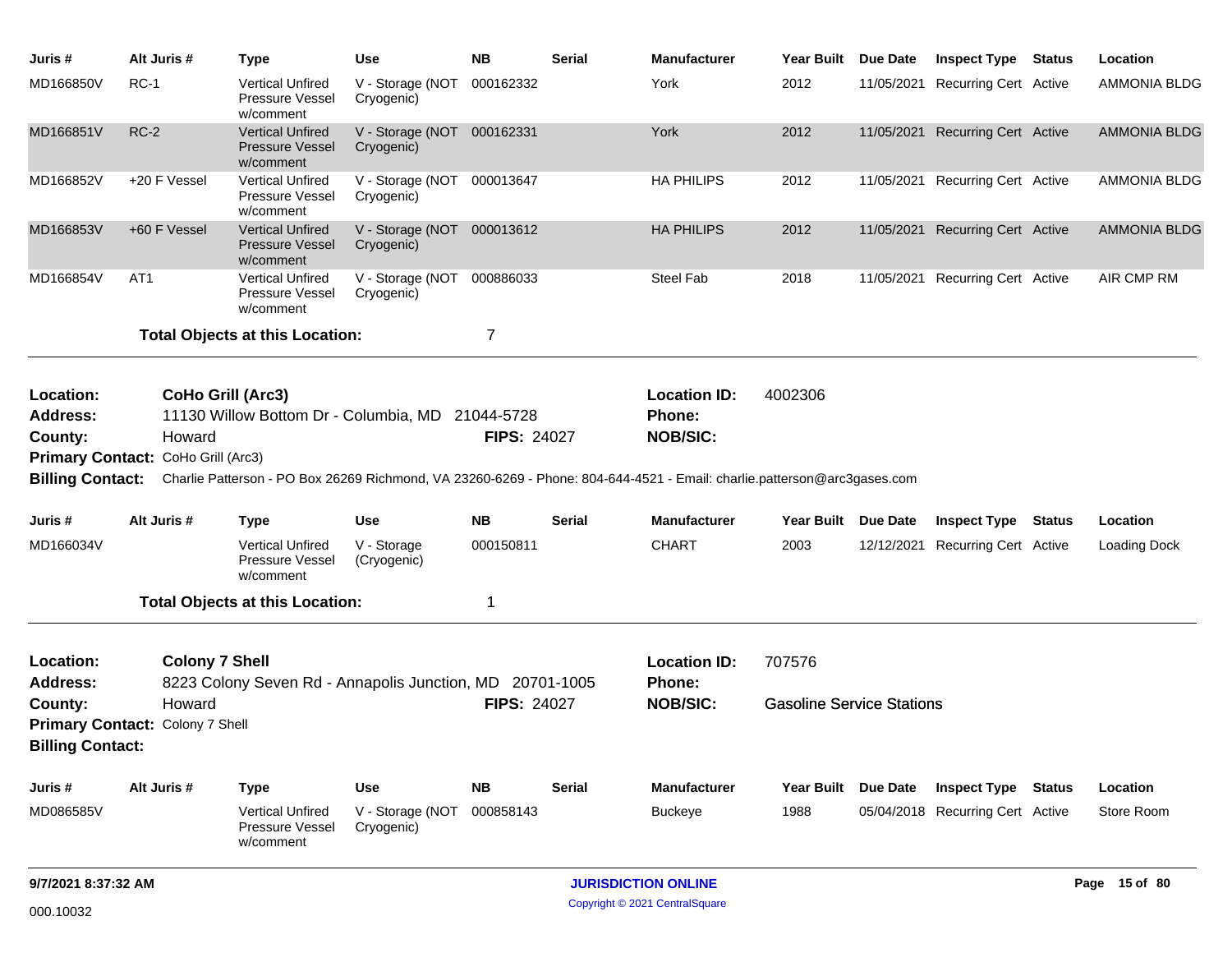| Juris # | Alt Juris # | Type | Use | NB | Serial | Manufacturer | Year Built | Due Date | Inspect Type | Status | Location |
|---|---|---|---|---|---|---|---|---|---|---|---|
| MD166850V | RC-1 | Vertical Unfired Pressure Vessel w/comment | V - Storage (NOT Cryogenic) | 000162332 | | York | 2012 | 11/05/2021 | Recurring Cert | Active | AMMONIA BLDG |
| MD166851V | RC-2 | Vertical Unfired Pressure Vessel w/comment | V - Storage (NOT Cryogenic) | 000162331 | | York | 2012 | 11/05/2021 | Recurring Cert | Active | AMMONIA BLDG |
| MD166852V | +20 F Vessel | Vertical Unfired Pressure Vessel w/comment | V - Storage (NOT Cryogenic) | 000013647 | | HA PHILIPS | 2012 | 11/05/2021 | Recurring Cert | Active | AMMONIA BLDG |
| MD166853V | +60 F Vessel | Vertical Unfired Pressure Vessel w/comment | V - Storage (NOT Cryogenic) | 000013612 | | HA PHILIPS | 2012 | 11/05/2021 | Recurring Cert | Active | AMMONIA BLDG |
| MD166854V | AT1 | Vertical Unfired Pressure Vessel w/comment | V - Storage (NOT Cryogenic) | 000886033 | | Steel Fab | 2018 | 11/05/2021 | Recurring Cert | Active | AIR CMP RM |

**Total Objects at this Location:** 7

---

**Location:** CoHo Grill (Arc3)
**Location ID:** 4002306
**Address:** 11130 Willow Bottom Dr - Columbia, MD 21044-5728
**Phone:**
**County:** Howard
**FIPS:** 24027
**NOB/SIC:**
**Primary Contact:** CoHo Grill (Arc3)
**Billing Contact:** Charlie Patterson - PO Box 26269 Richmond, VA 23260-6269 - Phone: 804-644-4521 - Email: charlie.patterson@arc3gases.com

| Juris # | Alt Juris # | Type | Use | NB | Serial | Manufacturer | Year Built | Due Date | Inspect Type | Status | Location |
|---|---|---|---|---|---|---|---|---|---|---|---|
| MD166034V | | Vertical Unfired Pressure Vessel w/comment | V - Storage (Cryogenic) | 000150811 | | CHART | 2003 | 12/12/2021 | Recurring Cert | Active | Loading Dock |

**Total Objects at this Location:** 1

---

**Location:** Colony 7 Shell
**Location ID:** 707576
**Address:** 8223 Colony Seven Rd - Annapolis Junction, MD 20701-1005
**Phone:**
**County:** Howard
**FIPS:** 24027
**NOB/SIC:** Gasoline Service Stations
**Primary Contact:** Colony 7 Shell
**Billing Contact:**

| Juris # | Alt Juris # | Type | Use | NB | Serial | Manufacturer | Year Built | Due Date | Inspect Type | Status | Location |
|---|---|---|---|---|---|---|---|---|---|---|---|
| MD086585V | | Vertical Unfired Pressure Vessel w/comment | V - Storage (NOT Cryogenic) | 000858143 | | Buckeye | 1988 | 05/04/2018 | Recurring Cert | Active | Store Room |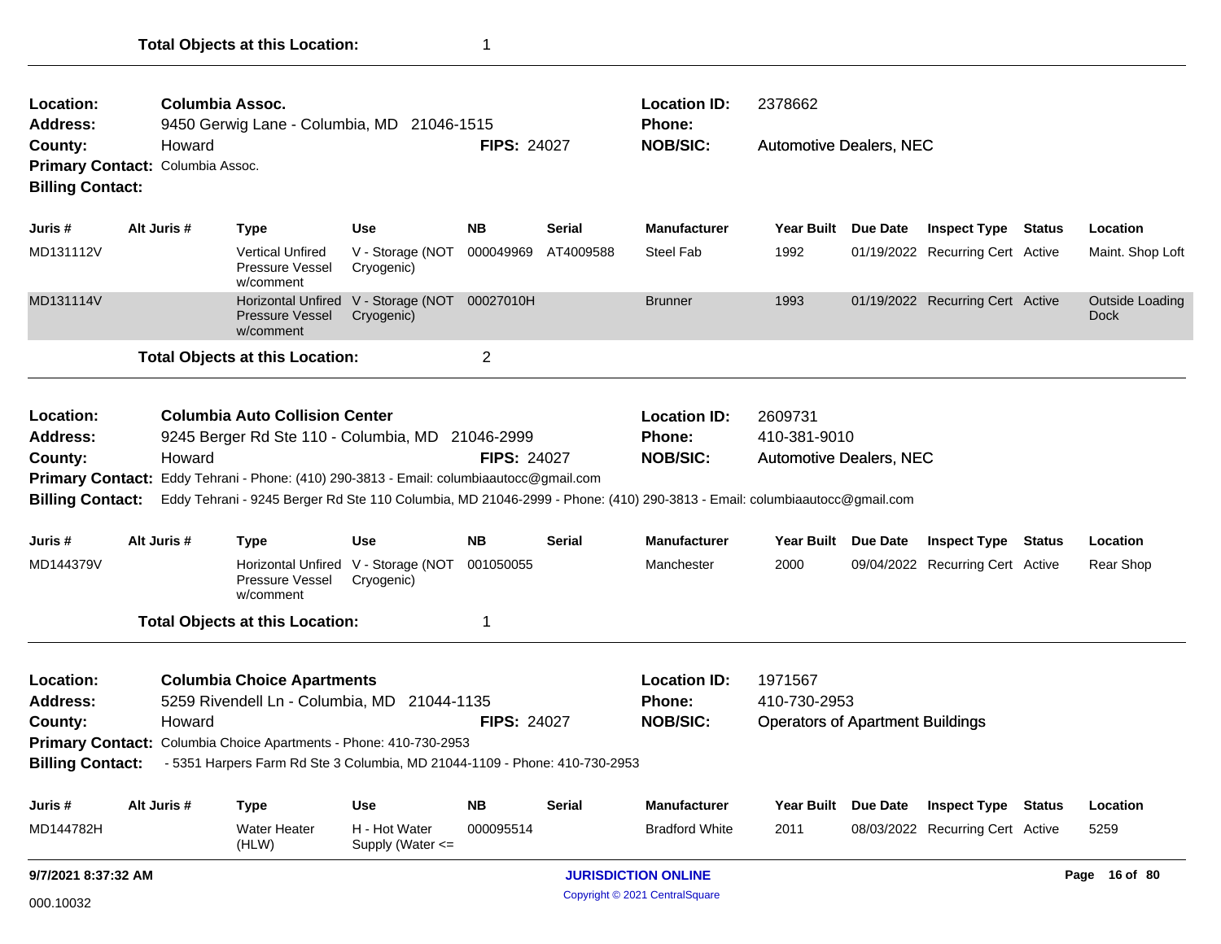**Total Objects at this Location:** 1

---

| | | | | | |
|---|---|---|---|---|---|
| **Location:** | **Columbia Assoc.** | | | **Location ID:** | 2378662 |
| **Address:** | 9450 Gerwig Lane - Columbia, MD 21046-1515 | | | **Phone:** | |
| **County:** | Howard | **FIPS:** | 24027 | **NOB/SIC:** | Automotive Dealers, NEC |
| **Primary Contact:** | Columbia Assoc. | | | | |
| **Billing Contact:** | | | | | |

| Juris # | Alt Juris # | Type | Use | NB | Serial | Manufacturer | Year Built | Due Date | Inspect Type | Status | Location |
|---|---|---|---|---|---|---|---|---|---|---|---|
| MD131112V | | Vertical Unfired Pressure Vessel w/comment | V - Storage (NOT Cryogenic) | 000049969 | AT4009588 | Steel Fab | 1992 | 01/19/2022 | Recurring Cert | Active | Maint. Shop Loft |
| MD131114V | | Horizontal Unfired Pressure Vessel w/comment | V - Storage (NOT Cryogenic) | 00027010H | | Brunner | 1993 | 01/19/2022 | Recurring Cert | Active | Outside Loading Dock |

**Total Objects at this Location:** 2

---

| | | | | | |
|---|---|---|---|---|---|
| **Location:** | **Columbia Auto Collision Center** | | | **Location ID:** | 2609731 |
| **Address:** | 9245 Berger Rd Ste 110 - Columbia, MD 21046-2999 | | | **Phone:** | 410-381-9010 |
| **County:** | Howard | **FIPS:** | 24027 | **NOB/SIC:** | Automotive Dealers, NEC |
| **Primary Contact:** | Eddy Tehrani - Phone: (410) 290-3813 - Email: columbiaautocc@gmail.com | | | | |
| **Billing Contact:** | Eddy Tehrani - 9245 Berger Rd Ste 110 Columbia, MD 21046-2999 - Phone: (410) 290-3813 - Email: columbiaautocc@gmail.com | | | | |

| Juris # | Alt Juris # | Type | Use | NB | Serial | Manufacturer | Year Built | Due Date | Inspect Type | Status | Location |
|---|---|---|---|---|---|---|---|---|---|---|---|
| MD144379V | | Horizontal Unfired Pressure Vessel w/comment | V - Storage (NOT Cryogenic) | 001050055 | | Manchester | 2000 | 09/04/2022 | Recurring Cert | Active | Rear Shop |

**Total Objects at this Location:** 1

---

| | | | | | |
|---|---|---|---|---|---|
| **Location:** | **Columbia Choice Apartments** | | | **Location ID:** | 1971567 |
| **Address:** | 5259 Rivendell Ln - Columbia, MD 21044-1135 | | | **Phone:** | 410-730-2953 |
| **County:** | Howard | **FIPS:** | 24027 | **NOB/SIC:** | Operators of Apartment Buildings |
| **Primary Contact:** | Columbia Choice Apartments - Phone: 410-730-2953 | | | | |
| **Billing Contact:** | - 5351 Harpers Farm Rd Ste 3 Columbia, MD 21044-1109 - Phone: 410-730-2953 | | | | |

| Juris # | Alt Juris # | Type | Use | NB | Serial | Manufacturer | Year Built | Due Date | Inspect Type | Status | Location |
|---|---|---|---|---|---|---|---|---|---|---|---|
| MD144782H | | Water Heater (HLW) | H - Hot Water Supply (Water <= | 000095514 | | Bradford White | 2011 | 08/03/2022 | Recurring Cert | Active | 5259 |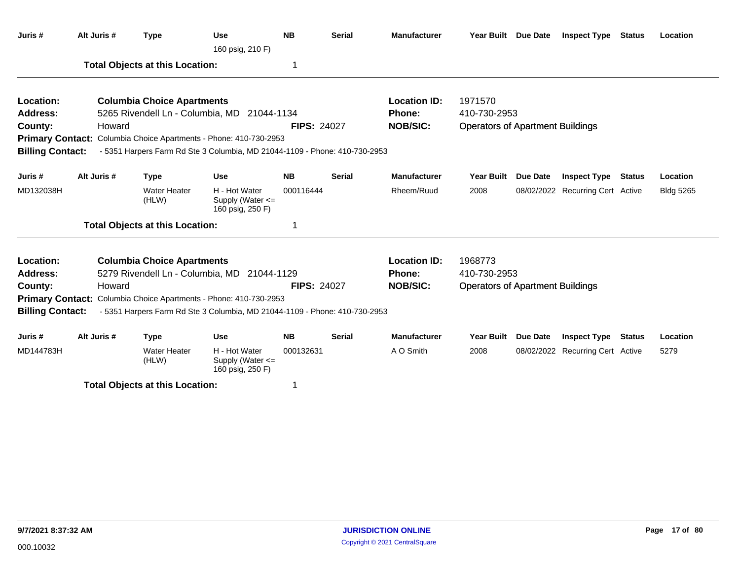| Juris # | Alt Juris # | Type | Use | NB | Serial | Manufacturer | Year Built | Due Date | Inspect Type | Status | Location |
|---|---|---|---|---|---|---|---|---|---|---|---|
| | | | 160 psig, 210 F) | | | | | | | | |

**Total Objects at this Location:** 1

---

**Location:** Columbia Choice Apartments
**Address:** 5265 Rivendell Ln - Columbia, MD 21044-1134
**County:** Howard
**FIPS:** 24027
**Location ID:** 1971570
**Phone:** 410-730-2953
**NOB/SIC:** Operators of Apartment Buildings
**Primary Contact:** Columbia Choice Apartments - Phone: 410-730-2953
**Billing Contact:** - 5351 Harpers Farm Rd Ste 3 Columbia, MD 21044-1109 - Phone: 410-730-2953

| Juris # | Alt Juris # | Type | Use | NB | Serial | Manufacturer | Year Built | Due Date | Inspect Type | Status | Location |
|---|---|---|---|---|---|---|---|---|---|---|---|
| MD132038H | | Water Heater (HLW) | H - Hot Water Supply (Water <= 160 psig, 250 F) | 000116444 | | Rheem/Ruud | 2008 | 08/02/2022 | Recurring Cert | Active | Bldg 5265 |

**Total Objects at this Location:** 1

---

**Location:** Columbia Choice Apartments
**Address:** 5279 Rivendell Ln - Columbia, MD 21044-1129
**County:** Howard
**FIPS:** 24027
**Location ID:** 1968773
**Phone:** 410-730-2953
**NOB/SIC:** Operators of Apartment Buildings
**Primary Contact:** Columbia Choice Apartments - Phone: 410-730-2953
**Billing Contact:** - 5351 Harpers Farm Rd Ste 3 Columbia, MD 21044-1109 - Phone: 410-730-2953

| Juris # | Alt Juris # | Type | Use | NB | Serial | Manufacturer | Year Built | Due Date | Inspect Type | Status | Location |
|---|---|---|---|---|---|---|---|---|---|---|---|
| MD144783H | | Water Heater (HLW) | H - Hot Water Supply (Water <= 160 psig, 250 F) | 000132631 | | A O Smith | 2008 | 08/02/2022 | Recurring Cert | Active | 5279 |

**Total Objects at this Location:** 1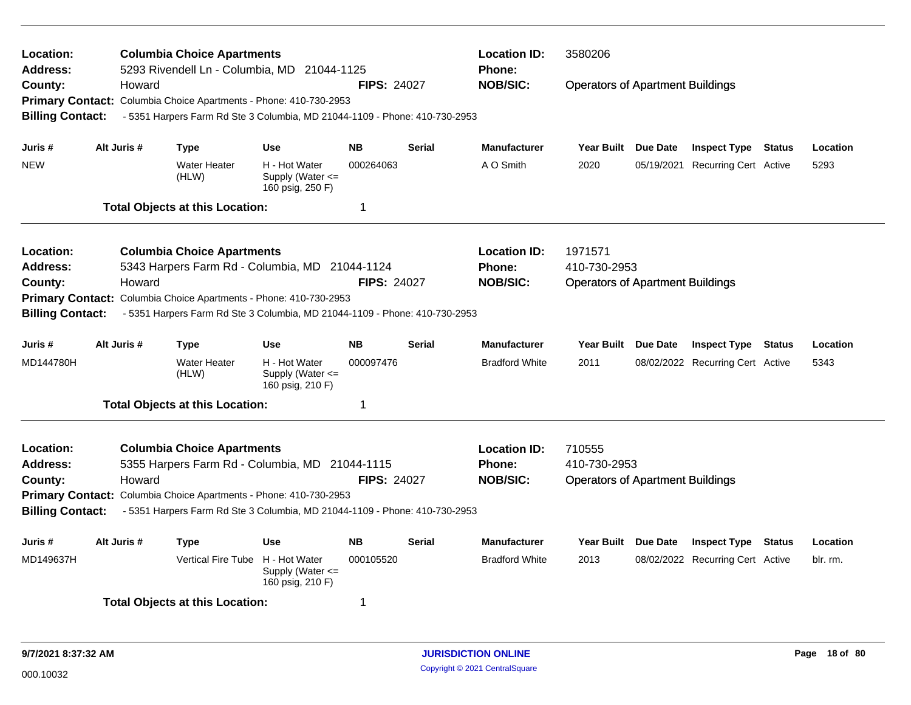**Location:** Columbia Choice Apartments
**Address:** 5293 Rivendell Ln - Columbia, MD 21044-1125
**County:** Howard
**FIPS:** 24027
**Location ID:** 3580206
**Phone:**
**NOB/SIC:** Operators of Apartment Buildings
**Primary Contact:** Columbia Choice Apartments - Phone: 410-730-2953
**Billing Contact:** - 5351 Harpers Farm Rd Ste 3 Columbia, MD 21044-1109 - Phone: 410-730-2953

| Juris # | Alt Juris # | Type | Use | NB | Serial | Manufacturer | Year Built | Due Date | Inspect Type | Status | Location |
|---|---|---|---|---|---|---|---|---|---|---|---|
| NEW | | Water Heater (HLW) | H - Hot Water Supply (Water <= 160 psig, 250 F) | 000264063 | | A O Smith | 2020 | 05/19/2021 | Recurring Cert | Active | 5293 |

**Total Objects at this Location:** 1

---

**Location:** Columbia Choice Apartments
**Address:** 5343 Harpers Farm Rd - Columbia, MD 21044-1124
**County:** Howard
**FIPS:** 24027
**Location ID:** 1971571
**Phone:** 410-730-2953
**NOB/SIC:** Operators of Apartment Buildings
**Primary Contact:** Columbia Choice Apartments - Phone: 410-730-2953
**Billing Contact:** - 5351 Harpers Farm Rd Ste 3 Columbia, MD 21044-1109 - Phone: 410-730-2953

| Juris # | Alt Juris # | Type | Use | NB | Serial | Manufacturer | Year Built | Due Date | Inspect Type | Status | Location |
|---|---|---|---|---|---|---|---|---|---|---|---|
| MD144780H | | Water Heater (HLW) | H - Hot Water Supply (Water <= 160 psig, 210 F) | 000097476 | | Bradford White | 2011 | 08/02/2022 | Recurring Cert | Active | 5343 |

**Total Objects at this Location:** 1

---

**Location:** Columbia Choice Apartments
**Address:** 5355 Harpers Farm Rd - Columbia, MD 21044-1115
**County:** Howard
**FIPS:** 24027
**Location ID:** 710555
**Phone:** 410-730-2953
**NOB/SIC:** Operators of Apartment Buildings
**Primary Contact:** Columbia Choice Apartments - Phone: 410-730-2953
**Billing Contact:** - 5351 Harpers Farm Rd Ste 3 Columbia, MD 21044-1109 - Phone: 410-730-2953

| Juris # | Alt Juris # | Type | Use | NB | Serial | Manufacturer | Year Built | Due Date | Inspect Type | Status | Location |
|---|---|---|---|---|---|---|---|---|---|---|---|
| MD149637H | | Vertical Fire Tube | H - Hot Water Supply (Water <= 160 psig, 210 F) | 000105520 | | Bradford White | 2013 | 08/02/2022 | Recurring Cert | Active | blr. rm. |

**Total Objects at this Location:** 1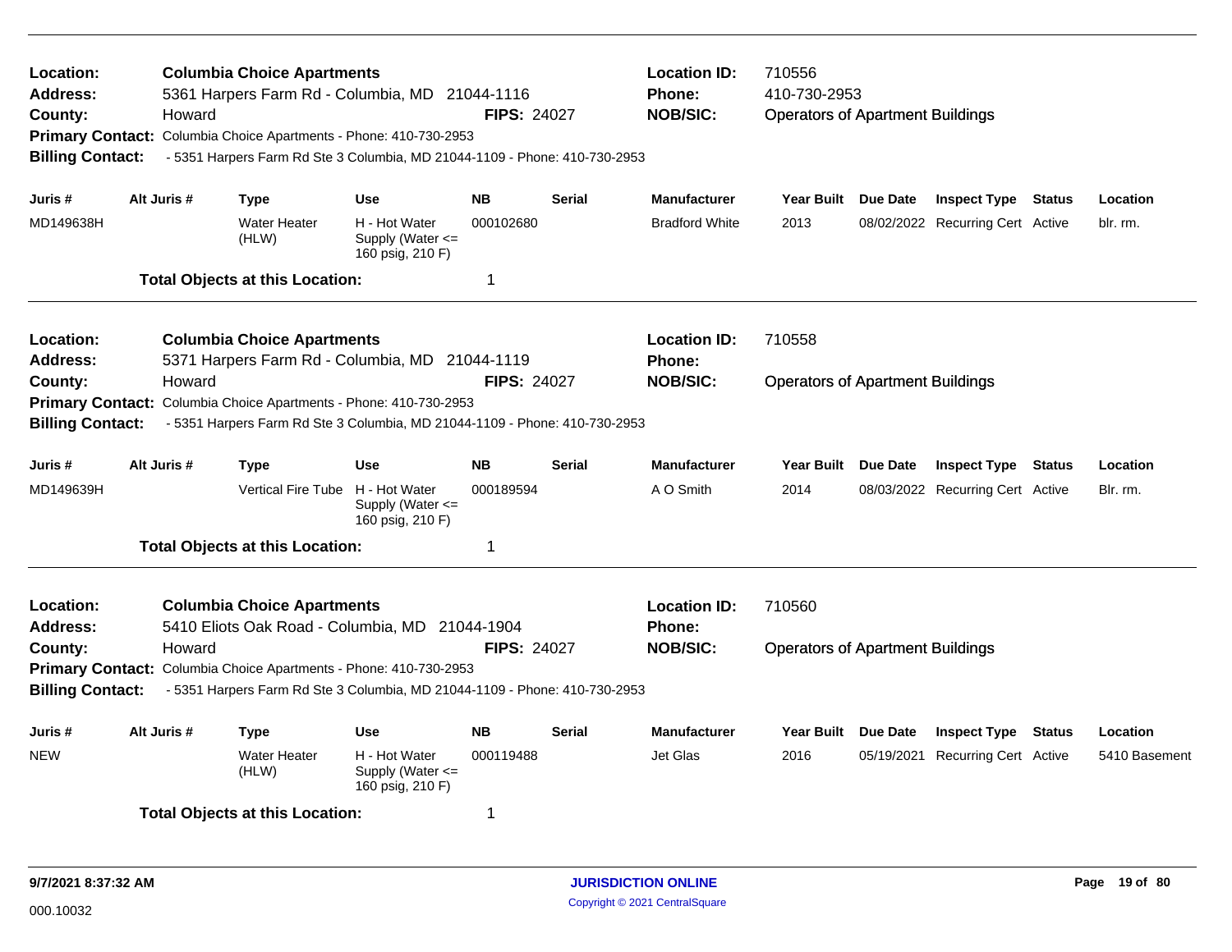**Location:** Columbia Choice Apartments
**Address:** 5361 Harpers Farm Rd - Columbia, MD 21044-1116
**County:** Howard
**FIPS:** 24027
**Location ID:** 710556
**Phone:** 410-730-2953
**NOB/SIC:** Operators of Apartment Buildings
**Primary Contact:** Columbia Choice Apartments - Phone: 410-730-2953
**Billing Contact:** - 5351 Harpers Farm Rd Ste 3 Columbia, MD 21044-1109 - Phone: 410-730-2953

| Juris # | Alt Juris # | Type | Use | NB | Serial | Manufacturer | Year Built | Due Date | Inspect Type | Status | Location |
|---|---|---|---|---|---|---|---|---|---|---|---|
| MD149638H | | Water Heater (HLW) | H - Hot Water Supply (Water <= 160 psig, 210 F) | 000102680 | | Bradford White | 2013 | 08/02/2022 | Recurring Cert | Active | blr. rm. |

**Total Objects at this Location:** 1

---

**Location:** Columbia Choice Apartments
**Address:** 5371 Harpers Farm Rd - Columbia, MD 21044-1119
**County:** Howard
**FIPS:** 24027
**Location ID:** 710558
**Phone:**
**NOB/SIC:** Operators of Apartment Buildings
**Primary Contact:** Columbia Choice Apartments - Phone: 410-730-2953
**Billing Contact:** - 5351 Harpers Farm Rd Ste 3 Columbia, MD 21044-1109 - Phone: 410-730-2953

| Juris # | Alt Juris # | Type | Use | NB | Serial | Manufacturer | Year Built | Due Date | Inspect Type | Status | Location |
|---|---|---|---|---|---|---|---|---|---|---|---|
| MD149639H | | Vertical Fire Tube | H - Hot Water Supply (Water <= 160 psig, 210 F) | 000189594 | | A O Smith | 2014 | 08/03/2022 | Recurring Cert | Active | Blr. rm. |

**Total Objects at this Location:** 1

---

**Location:** Columbia Choice Apartments
**Address:** 5410 Eliots Oak Road - Columbia, MD 21044-1904
**County:** Howard
**FIPS:** 24027
**Location ID:** 710560
**Phone:**
**NOB/SIC:** Operators of Apartment Buildings
**Primary Contact:** Columbia Choice Apartments - Phone: 410-730-2953
**Billing Contact:** - 5351 Harpers Farm Rd Ste 3 Columbia, MD 21044-1109 - Phone: 410-730-2953

| Juris # | Alt Juris # | Type | Use | NB | Serial | Manufacturer | Year Built | Due Date | Inspect Type | Status | Location |
|---|---|---|---|---|---|---|---|---|---|---|---|
| NEW | | Water Heater (HLW) | H - Hot Water Supply (Water <= 160 psig, 210 F) | 000119488 | | Jet Glas | 2016 | 05/19/2021 | Recurring Cert | Active | 5410 Basement |

**Total Objects at this Location:** 1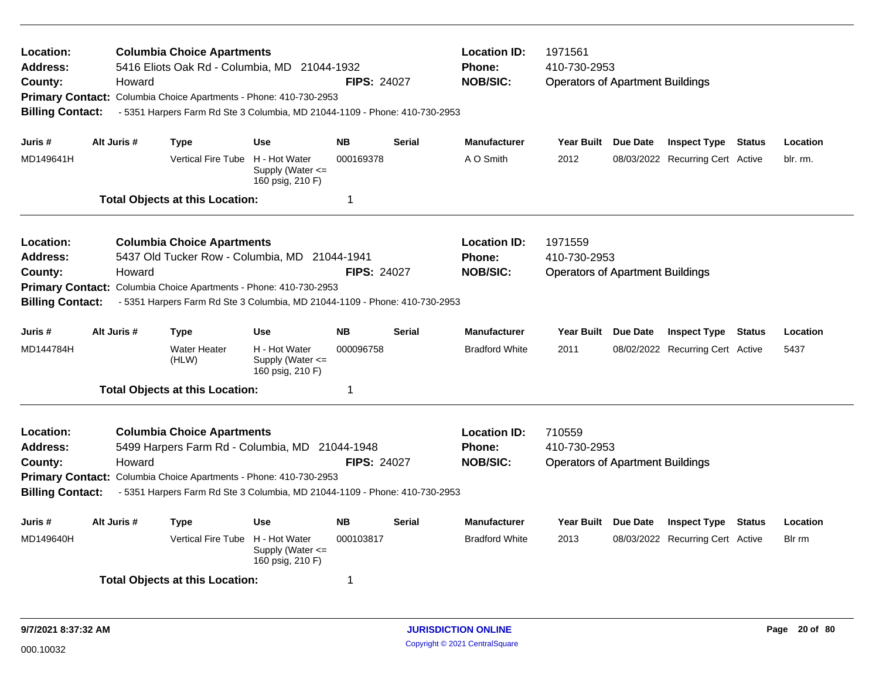**Location:** Columbia Choice Apartments
**Address:** 5416 Eliots Oak Rd - Columbia, MD 21044-1932
**County:** Howard
**FIPS:** 24027
**Location ID:** 1971561
**Phone:** 410-730-2953
**NOB/SIC:** Operators of Apartment Buildings
**Primary Contact:** Columbia Choice Apartments - Phone: 410-730-2953
**Billing Contact:** - 5351 Harpers Farm Rd Ste 3 Columbia, MD 21044-1109 - Phone: 410-730-2953

| Juris # | Alt Juris # | Type | Use | NB | Serial | Manufacturer | Year Built | Due Date | Inspect Type | Status | Location |
|---|---|---|---|---|---|---|---|---|---|---|---|
| MD149641H | | Vertical Fire Tube | H - Hot Water Supply (Water <= 160 psig, 210 F) | 000169378 | | A O Smith | 2012 | 08/03/2022 | Recurring Cert | Active | blr. rm. |

**Total Objects at this Location:** 1

---

**Location:** Columbia Choice Apartments
**Address:** 5437 Old Tucker Row - Columbia, MD 21044-1941
**County:** Howard
**FIPS:** 24027
**Location ID:** 1971559
**Phone:** 410-730-2953
**NOB/SIC:** Operators of Apartment Buildings
**Primary Contact:** Columbia Choice Apartments - Phone: 410-730-2953
**Billing Contact:** - 5351 Harpers Farm Rd Ste 3 Columbia, MD 21044-1109 - Phone: 410-730-2953

| Juris # | Alt Juris # | Type | Use | NB | Serial | Manufacturer | Year Built | Due Date | Inspect Type | Status | Location |
|---|---|---|---|---|---|---|---|---|---|---|---|
| MD144784H | | Water Heater (HLW) | H - Hot Water Supply (Water <= 160 psig, 210 F) | 000096758 | | Bradford White | 2011 | 08/02/2022 | Recurring Cert | Active | 5437 |

**Total Objects at this Location:** 1

---

**Location:** Columbia Choice Apartments
**Address:** 5499 Harpers Farm Rd - Columbia, MD 21044-1948
**County:** Howard
**FIPS:** 24027
**Location ID:** 710559
**Phone:** 410-730-2953
**NOB/SIC:** Operators of Apartment Buildings
**Primary Contact:** Columbia Choice Apartments - Phone: 410-730-2953
**Billing Contact:** - 5351 Harpers Farm Rd Ste 3 Columbia, MD 21044-1109 - Phone: 410-730-2953

| Juris # | Alt Juris # | Type | Use | NB | Serial | Manufacturer | Year Built | Due Date | Inspect Type | Status | Location |
|---|---|---|---|---|---|---|---|---|---|---|---|
| MD149640H | | Vertical Fire Tube | H - Hot Water Supply (Water <= 160 psig, 210 F) | 000103817 | | Bradford White | 2013 | 08/03/2022 | Recurring Cert | Active | Blr rm |

**Total Objects at this Location:** 1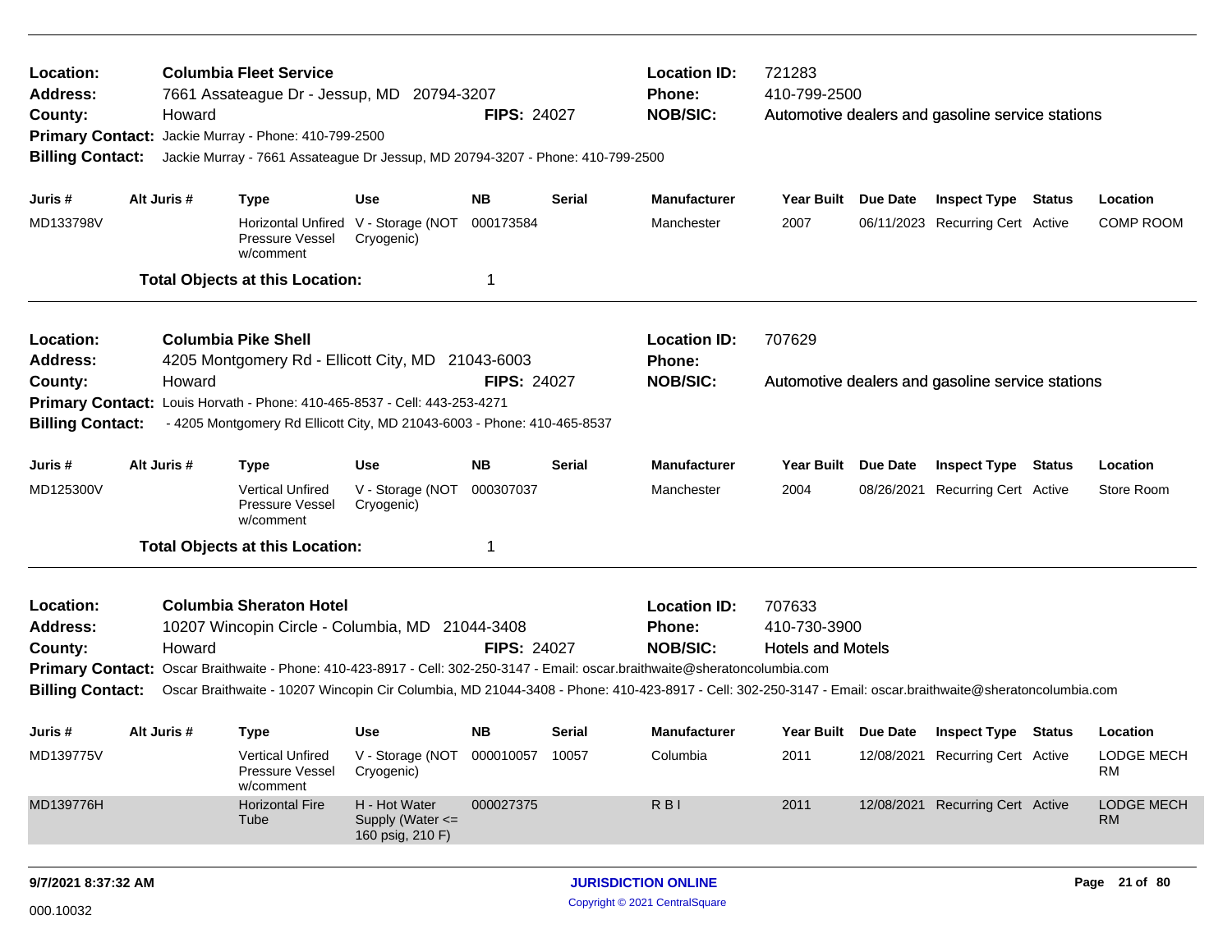**Location:** Columbia Fleet Service
**Address:** 7661 Assateague Dr - Jessup, MD 20794-3207
**County:** Howard
**FIPS:** 24027
**Location ID:** 721283
**Phone:** 410-799-2500
**NOB/SIC:** Automotive dealers and gasoline service stations
**Primary Contact:** Jackie Murray - Phone: 410-799-2500
**Billing Contact:** Jackie Murray - 7661 Assateague Dr Jessup, MD 20794-3207 - Phone: 410-799-2500

| Juris # | Alt Juris # | Type | Use | NB | Serial | Manufacturer | Year Built | Due Date | Inspect Type | Status | Location |
|---|---|---|---|---|---|---|---|---|---|---|---|
| MD133798V | | Horizontal Unfired Pressure Vessel w/comment | V - Storage (NOT Cryogenic) | 000173584 | | Manchester | 2007 | 06/11/2023 | Recurring Cert | Active | COMP ROOM |

**Total Objects at this Location:** 1

---

**Location:** Columbia Pike Shell
**Address:** 4205 Montgomery Rd - Ellicott City, MD 21043-6003
**County:** Howard
**FIPS:** 24027
**Location ID:** 707629
**Phone:**
**NOB/SIC:** Automotive dealers and gasoline service stations
**Primary Contact:** Louis Horvath - Phone: 410-465-8537 - Cell: 443-253-4271
**Billing Contact:** - 4205 Montgomery Rd Ellicott City, MD 21043-6003 - Phone: 410-465-8537

| Juris # | Alt Juris # | Type | Use | NB | Serial | Manufacturer | Year Built | Due Date | Inspect Type | Status | Location |
|---|---|---|---|---|---|---|---|---|---|---|---|
| MD125300V | | Vertical Unfired Pressure Vessel w/comment | V - Storage (NOT Cryogenic) | 000307037 | | Manchester | 2004 | 08/26/2021 | Recurring Cert | Active | Store Room |

**Total Objects at this Location:** 1

---

**Location:** Columbia Sheraton Hotel
**Address:** 10207 Wincopin Circle - Columbia, MD 21044-3408
**County:** Howard
**FIPS:** 24027
**Location ID:** 707633
**Phone:** 410-730-3900
**NOB/SIC:** Hotels and Motels
**Primary Contact:** Oscar Braithwaite - Phone: 410-423-8917 - Cell: 302-250-3147 - Email: oscar.braithwaite@sheratoncolumbia.com
**Billing Contact:** Oscar Braithwaite - 10207 Wincopin Cir Columbia, MD 21044-3408 - Phone: 410-423-8917 - Cell: 302-250-3147 - Email: oscar.braithwaite@sheratoncolumbia.com

| Juris # | Alt Juris # | Type | Use | NB | Serial | Manufacturer | Year Built | Due Date | Inspect Type | Status | Location |
|---|---|---|---|---|---|---|---|---|---|---|---|
| MD139775V | | Vertical Unfired Pressure Vessel w/comment | V - Storage (NOT Cryogenic) | 000010057 | 10057 | Columbia | 2011 | 12/08/2021 | Recurring Cert | Active | LODGE MECH RM |
| MD139776H | | Horizontal Fire Tube | H - Hot Water Supply (Water <= 160 psig, 210 F) | 000027375 | | R B I | 2011 | 12/08/2021 | Recurring Cert | Active | LODGE MECH RM |

9/7/2021 8:37:32 AM
000.10032
JURISDICTION ONLINE
Copyright © 2021 CentralSquare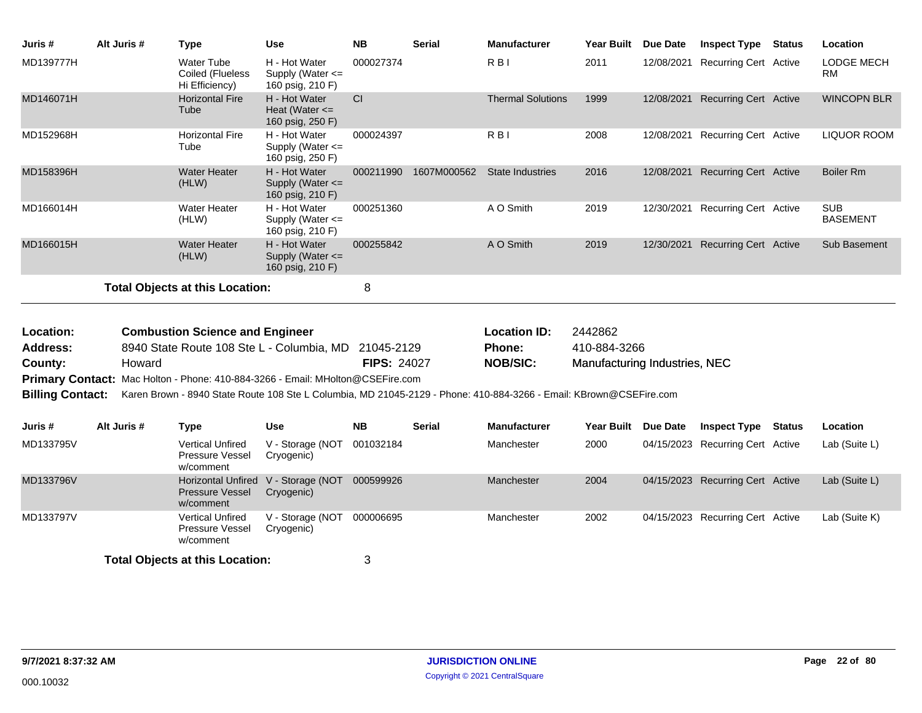| Juris # | Alt Juris # | Type | Use | NB | Serial | Manufacturer | Year Built | Due Date | Inspect Type | Status | Location |
|---|---|---|---|---|---|---|---|---|---|---|---|
| MD139777H | | Water Tube Coiled (Flueless Hi Efficiency) | H - Hot Water Supply (Water <= 160 psig, 210 F) | 000027374 | | R B I | 2011 | 12/08/2021 | Recurring Cert | Active | LODGE MECH RM |
| MD146071H | | Horizontal Fire Tube | H - Hot Water Heat (Water <= 160 psig, 250 F) | CI | | Thermal Solutions | 1999 | 12/08/2021 | Recurring Cert | Active | WINCOPN BLR |
| MD152968H | | Horizontal Fire Tube | H - Hot Water Supply (Water <= 160 psig, 250 F) | 000024397 | | R B I | 2008 | 12/08/2021 | Recurring Cert | Active | LIQUOR ROOM |
| MD158396H | | Water Heater (HLW) | H - Hot Water Supply (Water <= 160 psig, 210 F) | 000211990 | 1607M000562 | State Industries | 2016 | 12/08/2021 | Recurring Cert | Active | Boiler Rm |
| MD166014H | | Water Heater (HLW) | H - Hot Water Supply (Water <= 160 psig, 210 F) | 000251360 | | A O Smith | 2019 | 12/30/2021 | Recurring Cert | Active | SUB BASEMENT |
| MD166015H | | Water Heater (HLW) | H - Hot Water Supply (Water <= 160 psig, 210 F) | 000255842 | | A O Smith | 2019 | 12/30/2021 | Recurring Cert | Active | Sub Basement |

**Total Objects at this Location:** 8

---

**Location:** Combustion Science and Engineer
**Location ID:** 2442862
**Address:** 8940 State Route 108 Ste L - Columbia, MD 21045-2129
**Phone:** 410-884-3266
**County:** Howard
**FIPS:** 24027
**NOB/SIC:** Manufacturing Industries, NEC
**Primary Contact:** Mac Holton - Phone: 410-884-3266 - Email: MHolton@CSEFire.com
**Billing Contact:** Karen Brown - 8940 State Route 108 Ste L Columbia, MD 21045-2129 - Phone: 410-884-3266 - Email: KBrown@CSEFire.com

| Juris # | Alt Juris # | Type | Use | NB | Serial | Manufacturer | Year Built | Due Date | Inspect Type | Status | Location |
|---|---|---|---|---|---|---|---|---|---|---|---|
| MD133795V | | Vertical Unfired Pressure Vessel w/comment | V - Storage (NOT Cryogenic) | 001032184 | | Manchester | 2000 | 04/15/2023 | Recurring Cert | Active | Lab (Suite L) |
| MD133796V | | Horizontal Unfired Pressure Vessel w/comment | V - Storage (NOT Cryogenic) | 000599926 | | Manchester | 2004 | 04/15/2023 | Recurring Cert | Active | Lab (Suite L) |
| MD133797V | | Vertical Unfired Pressure Vessel w/comment | V - Storage (NOT Cryogenic) | 000006695 | | Manchester | 2002 | 04/15/2023 | Recurring Cert | Active | Lab (Suite K) |

**Total Objects at this Location:** 3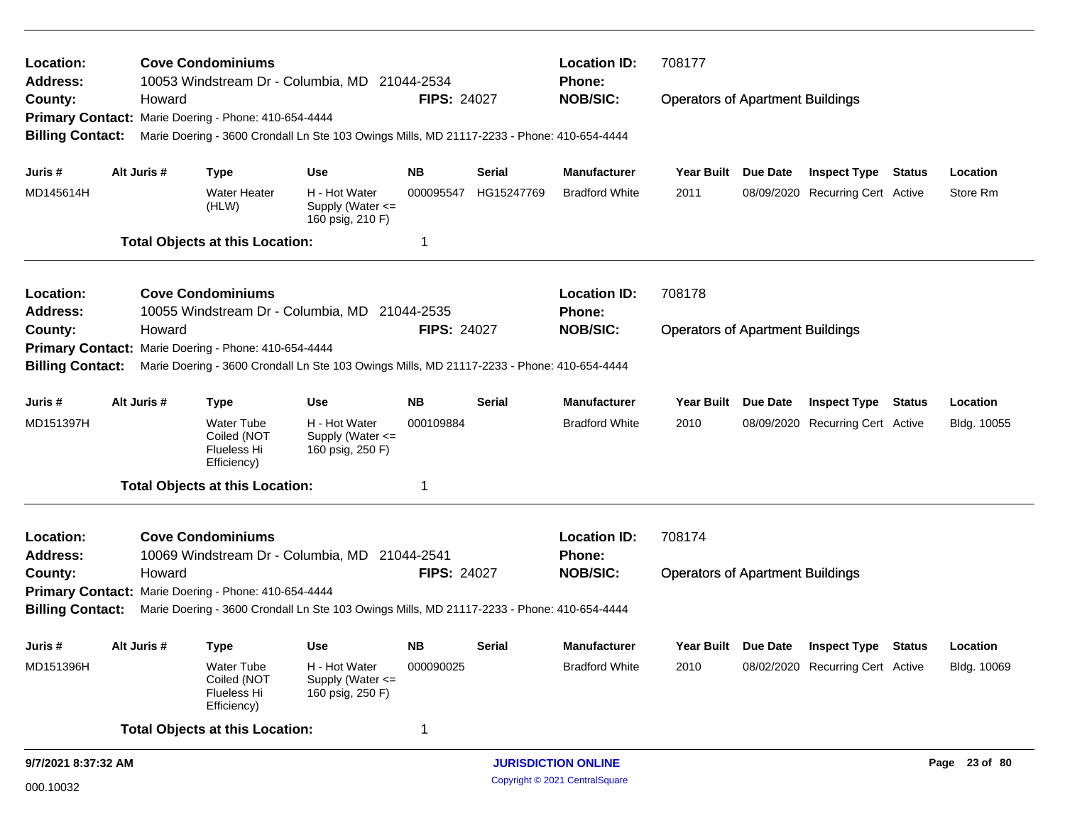**Location:** Cove Condominiums
**Address:** 10053 Windstream Dr - Columbia, MD 21044-2534
**County:** Howard
**FIPS:** 24027
**Location ID:** 708177
**Phone:**
**NOB/SIC:** Operators of Apartment Buildings
**Primary Contact:** Marie Doering - Phone: 410-654-4444
**Billing Contact:** Marie Doering - 3600 Crondall Ln Ste 103 Owings Mills, MD 21117-2233 - Phone: 410-654-4444

| Juris # | Alt Juris # | Type | Use | NB | Serial | Manufacturer | Year Built | Due Date | Inspect Type | Status | Location |
|---|---|---|---|---|---|---|---|---|---|---|---|
| MD145614H | | Water Heater (HLW) | H - Hot Water Supply (Water <= 160 psig, 210 F) | 000095547 | HG15247769 | Bradford White | 2011 | 08/09/2020 | Recurring Cert | Active | Store Rm |

**Total Objects at this Location:** 1

---

**Location:** Cove Condominiums
**Address:** 10055 Windstream Dr - Columbia, MD 21044-2535
**County:** Howard
**FIPS:** 24027
**Location ID:** 708178
**Phone:**
**NOB/SIC:** Operators of Apartment Buildings
**Primary Contact:** Marie Doering - Phone: 410-654-4444
**Billing Contact:** Marie Doering - 3600 Crondall Ln Ste 103 Owings Mills, MD 21117-2233 - Phone: 410-654-4444

| Juris # | Alt Juris # | Type | Use | NB | Serial | Manufacturer | Year Built | Due Date | Inspect Type | Status | Location |
|---|---|---|---|---|---|---|---|---|---|---|---|
| MD151397H | | Water Tube Coiled (NOT Flueless Hi Efficiency) | H - Hot Water Supply (Water <= 160 psig, 250 F) | 000109884 | | Bradford White | 2010 | 08/09/2020 | Recurring Cert | Active | Bldg. 10055 |

**Total Objects at this Location:** 1

---

**Location:** Cove Condominiums
**Address:** 10069 Windstream Dr - Columbia, MD 21044-2541
**County:** Howard
**FIPS:** 24027
**Location ID:** 708174
**Phone:**
**NOB/SIC:** Operators of Apartment Buildings
**Primary Contact:** Marie Doering - Phone: 410-654-4444
**Billing Contact:** Marie Doering - 3600 Crondall Ln Ste 103 Owings Mills, MD 21117-2233 - Phone: 410-654-4444

| Juris # | Alt Juris # | Type | Use | NB | Serial | Manufacturer | Year Built | Due Date | Inspect Type | Status | Location |
|---|---|---|---|---|---|---|---|---|---|---|---|
| MD151396H | | Water Tube Coiled (NOT Flueless Hi Efficiency) | H - Hot Water Supply (Water <= 160 psig, 250 F) | 000090025 | | Bradford White | 2010 | 08/02/2020 | Recurring Cert | Active | Bldg. 10069 |

**Total Objects at this Location:** 1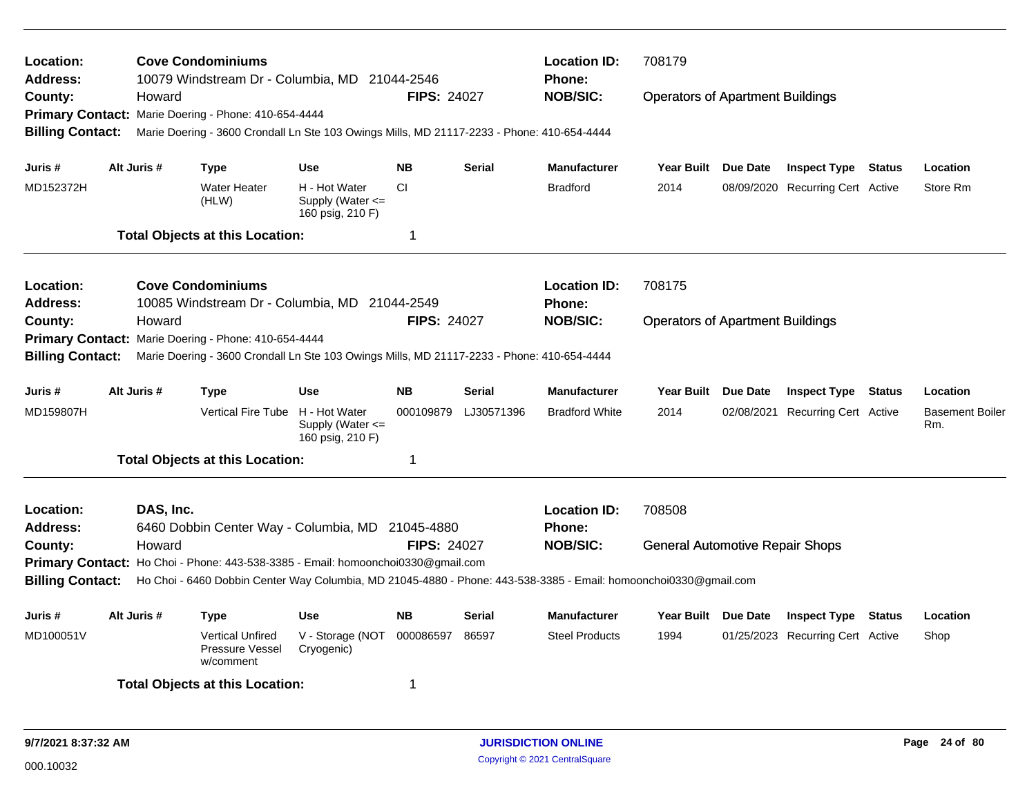**Location:** **Cove Condominiums** | **Location ID:** 708179
**Address:** 10079 Windstream Dr - Columbia, MD 21044-2546 | **Phone:**
**County:** Howard | **FIPS:** 24027 | **NOB/SIC:** Operators of Apartment Buildings
**Primary Contact:** Marie Doering - Phone: 410-654-4444
**Billing Contact:** Marie Doering - 3600 Crondall Ln Ste 103 Owings Mills, MD 21117-2233 - Phone: 410-654-4444

| Juris # | Alt Juris # | Type | Use | NB | Serial | Manufacturer | Year Built | Due Date | Inspect Type | Status | Location |
|---|---|---|---|---|---|---|---|---|---|---|---|
| MD152372H | | Water Heater (HLW) | H - Hot Water Supply (Water <= 160 psig, 210 F) | CI | | Bradford | 2014 | 08/09/2020 | Recurring Cert | Active | Store Rm |

**Total Objects at this Location:** 1

---

**Location:** **Cove Condominiums** | **Location ID:** 708175
**Address:** 10085 Windstream Dr - Columbia, MD 21044-2549 | **Phone:**
**County:** Howard | **FIPS:** 24027 | **NOB/SIC:** Operators of Apartment Buildings
**Primary Contact:** Marie Doering - Phone: 410-654-4444
**Billing Contact:** Marie Doering - 3600 Crondall Ln Ste 103 Owings Mills, MD 21117-2233 - Phone: 410-654-4444

| Juris # | Alt Juris # | Type | Use | NB | Serial | Manufacturer | Year Built | Due Date | Inspect Type | Status | Location |
|---|---|---|---|---|---|---|---|---|---|---|---|
| MD159807H | | Vertical Fire Tube | H - Hot Water Supply (Water <= 160 psig, 210 F) | 000109879 | LJ30571396 | Bradford White | 2014 | 02/08/2021 | Recurring Cert | Active | Basement Boiler Rm. |

**Total Objects at this Location:** 1

---

**Location:** **DAS, Inc.** | **Location ID:** 708508
**Address:** 6460 Dobbin Center Way - Columbia, MD 21045-4880 | **Phone:**
**County:** Howard | **FIPS:** 24027 | **NOB/SIC:** General Automotive Repair Shops
**Primary Contact:** Ho Choi - Phone: 443-538-3385 - Email: homoonchoi0330@gmail.com
**Billing Contact:** Ho Choi - 6460 Dobbin Center Way Columbia, MD 21045-4880 - Phone: 443-538-3385 - Email: homoonchoi0330@gmail.com

| Juris # | Alt Juris # | Type | Use | NB | Serial | Manufacturer | Year Built | Due Date | Inspect Type | Status | Location |
|---|---|---|---|---|---|---|---|---|---|---|---|
| MD100051V | | Vertical Unfired Pressure Vessel w/comment | V - Storage (NOT Cryogenic) | 000086597 | 86597 | Steel Products | 1994 | 01/25/2023 | Recurring Cert | Active | Shop |

**Total Objects at this Location:** 1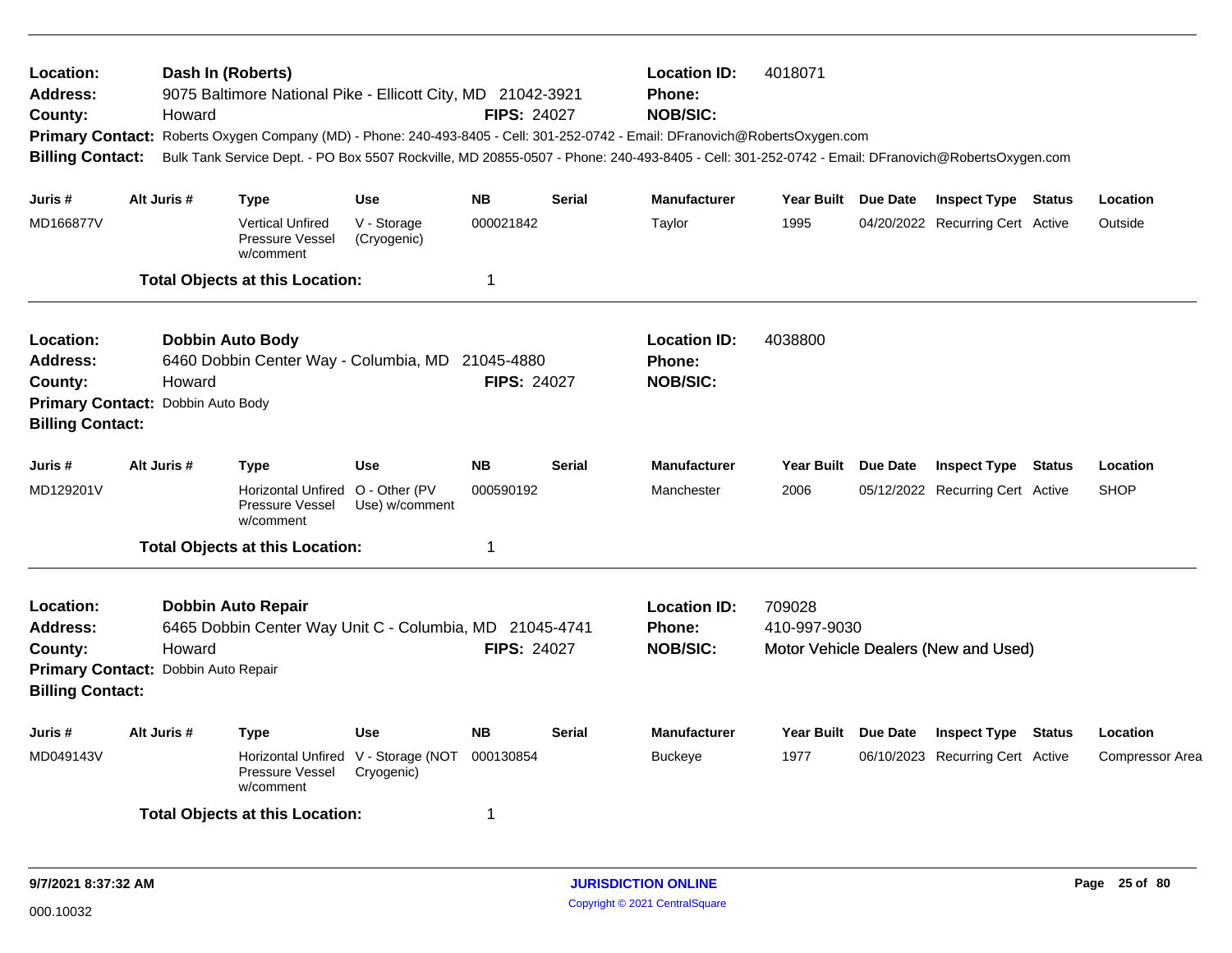**Location:** Dash In (Roberts) **Location ID:** 4018071
**Address:** 9075 Baltimore National Pike - Ellicott City, MD 21042-3921 **Phone:**
**County:** Howard **FIPS:** 24027 **NOB/SIC:**
**Primary Contact:** Roberts Oxygen Company (MD) - Phone: 240-493-8405 - Cell: 301-252-0742 - Email: DFranovich@RobertsOxygen.com
**Billing Contact:** Bulk Tank Service Dept. - PO Box 5507 Rockville, MD 20855-0507 - Phone: 240-493-8405 - Cell: 301-252-0742 - Email: DFranovich@RobertsOxygen.com

| Juris # | Alt Juris # | Type | Use | NB | Serial | Manufacturer | Year Built | Due Date | Inspect Type | Status | Location |
|---|---|---|---|---|---|---|---|---|---|---|---|
| MD166877V | | Vertical Unfired Pressure Vessel w/comment | V - Storage (Cryogenic) | 000021842 | | Taylor | 1995 | 04/20/2022 | Recurring Cert | Active | Outside |

**Total Objects at this Location:** 1

---

**Location:** Dobbin Auto Body **Location ID:** 4038800
**Address:** 6460 Dobbin Center Way - Columbia, MD 21045-4880 **Phone:**
**County:** Howard **FIPS:** 24027 **NOB/SIC:**
**Primary Contact:** Dobbin Auto Body
**Billing Contact:**

| Juris # | Alt Juris # | Type | Use | NB | Serial | Manufacturer | Year Built | Due Date | Inspect Type | Status | Location |
|---|---|---|---|---|---|---|---|---|---|---|---|
| MD129201V | | Horizontal Unfired Pressure Vessel w/comment | O - Other (PV Use) w/comment | 000590192 | | Manchester | 2006 | 05/12/2022 | Recurring Cert | Active | SHOP |

**Total Objects at this Location:** 1

---

**Location:** Dobbin Auto Repair **Location ID:** 709028
**Address:** 6465 Dobbin Center Way Unit C - Columbia, MD 21045-4741 **Phone:** 410-997-9030
**County:** Howard **FIPS:** 24027 **NOB/SIC:** Motor Vehicle Dealers (New and Used)
**Primary Contact:** Dobbin Auto Repair
**Billing Contact:**

| Juris # | Alt Juris # | Type | Use | NB | Serial | Manufacturer | Year Built | Due Date | Inspect Type | Status | Location |
|---|---|---|---|---|---|---|---|---|---|---|---|
| MD049143V | | Horizontal Unfired Pressure Vessel w/comment | V - Storage (NOT Cryogenic) | 000130854 | | Buckeye | 1977 | 06/10/2023 | Recurring Cert | Active | Compressor Area |

**Total Objects at this Location:** 1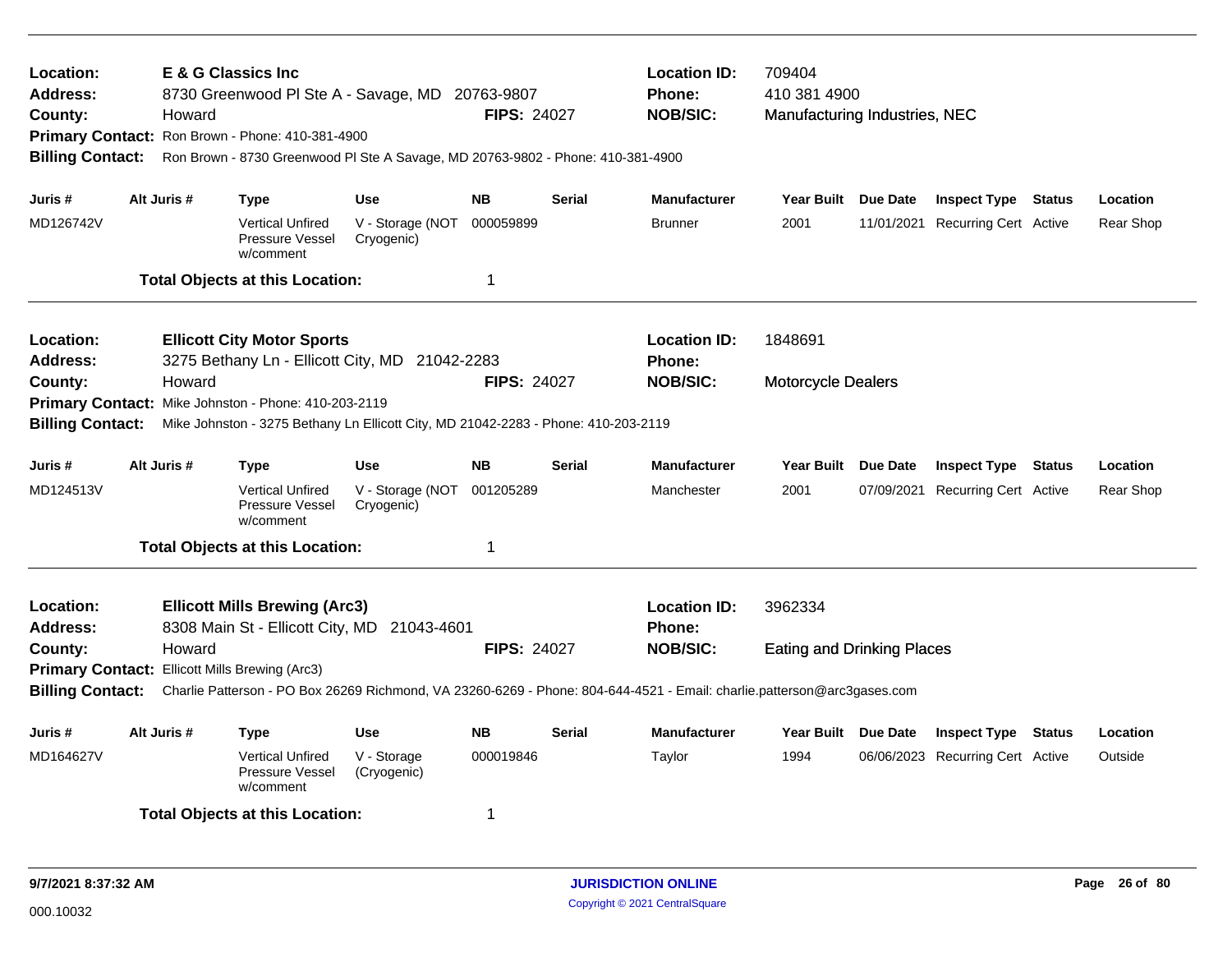**Location:** E & G Classics Inc
**Address:** 8730 Greenwood Pl Ste A - Savage, MD 20763-9807
**County:** Howard
**FIPS:** 24027
**Location ID:** 709404
**Phone:** 410 381 4900
**NOB/SIC:** Manufacturing Industries, NEC
**Primary Contact:** Ron Brown - Phone: 410-381-4900
**Billing Contact:** Ron Brown - 8730 Greenwood Pl Ste A Savage, MD 20763-9802 - Phone: 410-381-4900

| Juris # | Alt Juris # | Type | Use | NB | Serial | Manufacturer | Year Built | Due Date | Inspect Type | Status | Location |
|---|---|---|---|---|---|---|---|---|---|---|---|
| MD126742V | | Vertical Unfired Pressure Vessel w/comment | V - Storage (NOT Cryogenic) | 000059899 | | Brunner | 2001 | 11/01/2021 | Recurring Cert | Active | Rear Shop |

**Total Objects at this Location:** 1

---

**Location:** Ellicott City Motor Sports
**Address:** 3275 Bethany Ln - Ellicott City, MD 21042-2283
**County:** Howard
**FIPS:** 24027
**Location ID:** 1848691
**Phone:**
**NOB/SIC:** Motorcycle Dealers
**Primary Contact:** Mike Johnston - Phone: 410-203-2119
**Billing Contact:** Mike Johnston - 3275 Bethany Ln Ellicott City, MD 21042-2283 - Phone: 410-203-2119

| Juris # | Alt Juris # | Type | Use | NB | Serial | Manufacturer | Year Built | Due Date | Inspect Type | Status | Location |
|---|---|---|---|---|---|---|---|---|---|---|---|
| MD124513V | | Vertical Unfired Pressure Vessel w/comment | V - Storage (NOT Cryogenic) | 001205289 | | Manchester | 2001 | 07/09/2021 | Recurring Cert | Active | Rear Shop |

**Total Objects at this Location:** 1

---

**Location:** Ellicott Mills Brewing (Arc3)
**Address:** 8308 Main St - Ellicott City, MD 21043-4601
**County:** Howard
**FIPS:** 24027
**Location ID:** 3962334
**Phone:**
**NOB/SIC:** Eating and Drinking Places
**Primary Contact:** Ellicott Mills Brewing (Arc3)
**Billing Contact:** Charlie Patterson - PO Box 26269 Richmond, VA 23260-6269 - Phone: 804-644-4521 - Email: charlie.patterson@arc3gases.com

| Juris # | Alt Juris # | Type | Use | NB | Serial | Manufacturer | Year Built | Due Date | Inspect Type | Status | Location |
|---|---|---|---|---|---|---|---|---|---|---|---|
| MD164627V | | Vertical Unfired Pressure Vessel w/comment | V - Storage (Cryogenic) | 000019846 | | Taylor | 1994 | 06/06/2023 | Recurring Cert | Active | Outside |

**Total Objects at this Location:** 1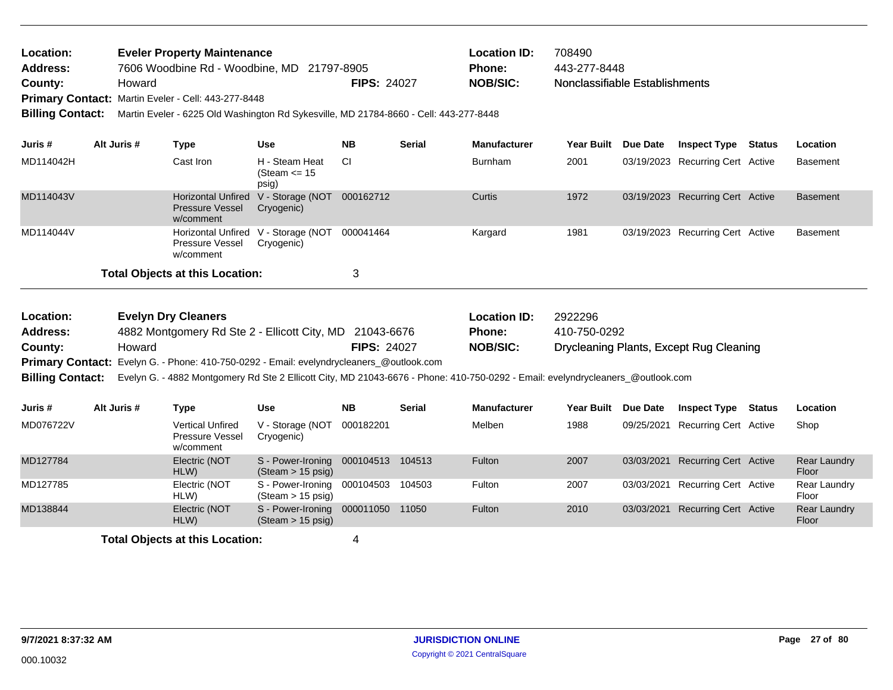**Location:** Eveler Property Maintenance
**Address:** 7606 Woodbine Rd - Woodbine, MD 21797-8905
**County:** Howard
**FIPS:** 24027
**Location ID:** 708490
**Phone:** 443-277-8448
**NOB/SIC:** Nonclassifiable Establishments
**Primary Contact:** Martin Eveler - Cell: 443-277-8448
**Billing Contact:** Martin Eveler - 6225 Old Washington Rd Sykesville, MD 21784-8660 - Cell: 443-277-8448

| Juris # | Alt Juris # | Type | Use | NB | Serial | Manufacturer | Year Built | Due Date | Inspect Type | Status | Location |
|---|---|---|---|---|---|---|---|---|---|---|---|
| MD114042H | | Cast Iron | H - Steam Heat (Steam <= 15 psig) | CI | | Burnham | 2001 | 03/19/2023 | Recurring Cert | Active | Basement |
| MD114043V | | Horizontal Unfired Pressure Vessel w/comment | V - Storage (NOT Cryogenic) | 000162712 | | Curtis | 1972 | 03/19/2023 | Recurring Cert | Active | Basement |
| MD114044V | | Horizontal Unfired Pressure Vessel w/comment | V - Storage (NOT Cryogenic) | 000041464 | | Kargard | 1981 | 03/19/2023 | Recurring Cert | Active | Basement |

**Total Objects at this Location:** 3

**Location:** Evelyn Dry Cleaners
**Address:** 4882 Montgomery Rd Ste 2 - Ellicott City, MD 21043-6676
**County:** Howard
**FIPS:** 24027
**Location ID:** 2922296
**Phone:** 410-750-0292
**NOB/SIC:** Drycleaning Plants, Except Rug Cleaning
**Primary Contact:** Evelyn G. - Phone: 410-750-0292 - Email: evelyndrycleaners_@outlook.com
**Billing Contact:** Evelyn G. - 4882 Montgomery Rd Ste 2 Ellicott City, MD 21043-6676 - Phone: 410-750-0292 - Email: evelyndrycleaners_@outlook.com

| Juris # | Alt Juris # | Type | Use | NB | Serial | Manufacturer | Year Built | Due Date | Inspect Type | Status | Location |
|---|---|---|---|---|---|---|---|---|---|---|---|
| MD076722V | | Vertical Unfired Pressure Vessel w/comment | V - Storage (NOT Cryogenic) | 000182201 | | Melben | 1988 | 09/25/2021 | Recurring Cert | Active | Shop |
| MD127784 | | Electric (NOT HLW) | S - Power-Ironing (Steam > 15 psig) | 000104513 | 104513 | Fulton | 2007 | 03/03/2021 | Recurring Cert | Active | Rear Laundry Floor |
| MD127785 | | Electric (NOT HLW) | S - Power-Ironing (Steam > 15 psig) | 000104503 | 104503 | Fulton | 2007 | 03/03/2021 | Recurring Cert | Active | Rear Laundry Floor |
| MD138844 | | Electric (NOT HLW) | S - Power-Ironing (Steam > 15 psig) | 000011050 | 11050 | Fulton | 2010 | 03/03/2021 | Recurring Cert | Active | Rear Laundry Floor |

**Total Objects at this Location:** 4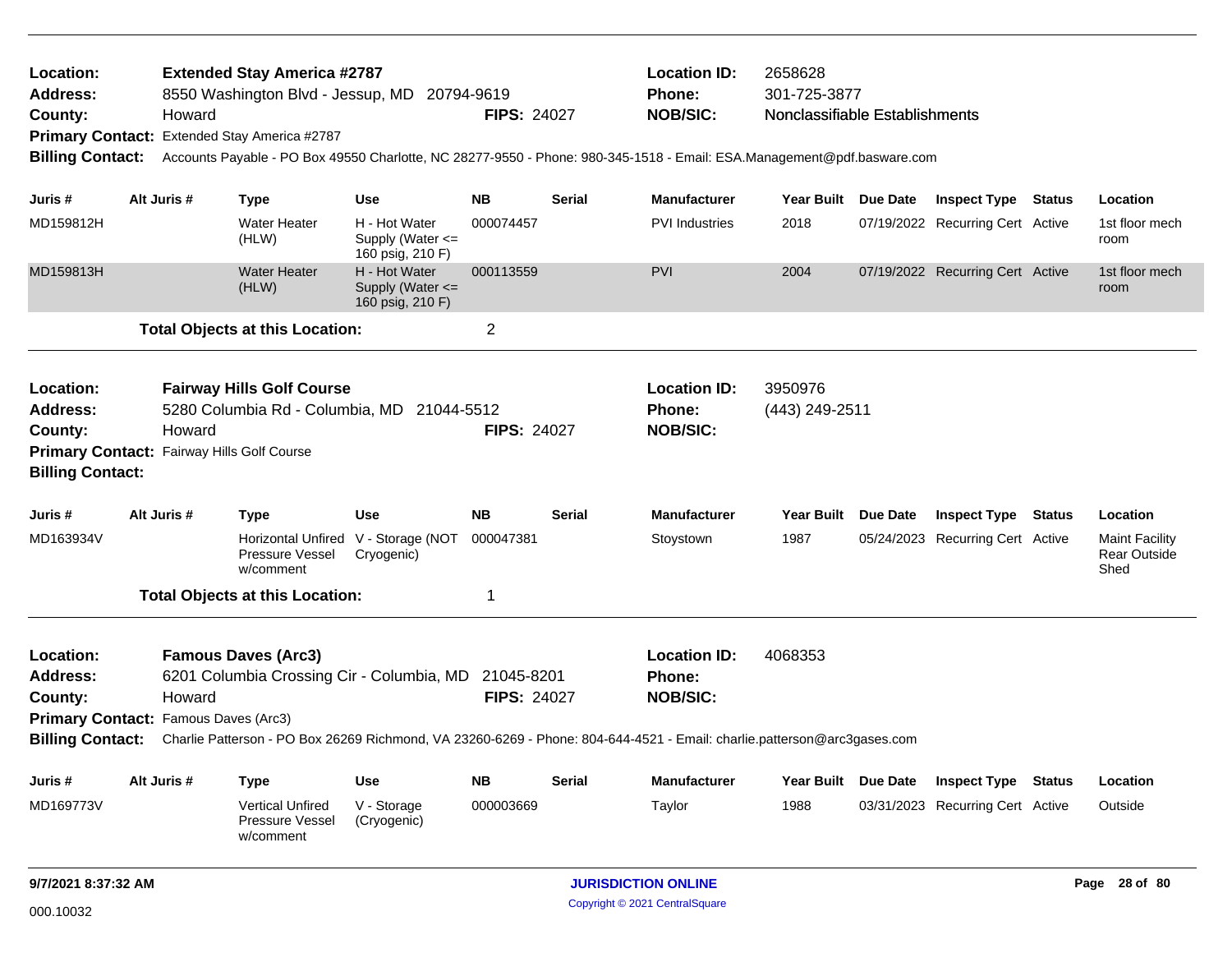**Location:** Extended Stay America #2787
**Address:** 8550 Washington Blvd - Jessup, MD 20794-9619
**County:** Howard
**FIPS:** 24027
**Location ID:** 2658628
**Phone:** 301-725-3877
**NOB/SIC:** Nonclassifiable Establishments
**Primary Contact:** Extended Stay America #2787
**Billing Contact:** Accounts Payable - PO Box 49550 Charlotte, NC 28277-9550 - Phone: 980-345-1518 - Email: ESA.Management@pdf.basware.com

| Juris # | Alt Juris # | Type | Use | NB | Serial | Manufacturer | Year Built | Due Date | Inspect Type | Status | Location |
|---|---|---|---|---|---|---|---|---|---|---|---|
| MD159812H | | Water Heater (HLW) | H - Hot Water Supply (Water <= 160 psig, 210 F) | 000074457 | | PVI Industries | 2018 | 07/19/2022 | Recurring Cert | Active | 1st floor mech room |
| MD159813H | | Water Heater (HLW) | H - Hot Water Supply (Water <= 160 psig, 210 F) | 000113559 | | PVI | 2004 | 07/19/2022 | Recurring Cert | Active | 1st floor mech room |

**Total Objects at this Location:** 2

**Location:** Fairway Hills Golf Course
**Address:** 5280 Columbia Rd - Columbia, MD 21044-5512
**County:** Howard
**FIPS:** 24027
**Location ID:** 3950976
**Phone:** (443) 249-2511
**NOB/SIC:**
**Primary Contact:** Fairway Hills Golf Course
**Billing Contact:**

| Juris # | Alt Juris # | Type | Use | NB | Serial | Manufacturer | Year Built | Due Date | Inspect Type | Status | Location |
|---|---|---|---|---|---|---|---|---|---|---|---|
| MD163934V | | Horizontal Unfired Pressure Vessel w/comment | V - Storage (NOT Cryogenic) | 000047381 | | Stoystown | 1987 | 05/24/2023 | Recurring Cert | Active | Maint Facility Rear Outside Shed |

**Total Objects at this Location:** 1

**Location:** Famous Daves (Arc3)
**Address:** 6201 Columbia Crossing Cir - Columbia, MD 21045-8201
**County:** Howard
**FIPS:** 24027
**Location ID:** 4068353
**Phone:**
**NOB/SIC:**
**Primary Contact:** Famous Daves (Arc3)
**Billing Contact:** Charlie Patterson - PO Box 26269 Richmond, VA 23260-6269 - Phone: 804-644-4521 - Email: charlie.patterson@arc3gases.com

| Juris # | Alt Juris # | Type | Use | NB | Serial | Manufacturer | Year Built | Due Date | Inspect Type | Status | Location |
|---|---|---|---|---|---|---|---|---|---|---|---|
| MD169773V | | Vertical Unfired Pressure Vessel w/comment | V - Storage (Cryogenic) | 000003669 | | Taylor | 1988 | 03/31/2023 | Recurring Cert | Active | Outside |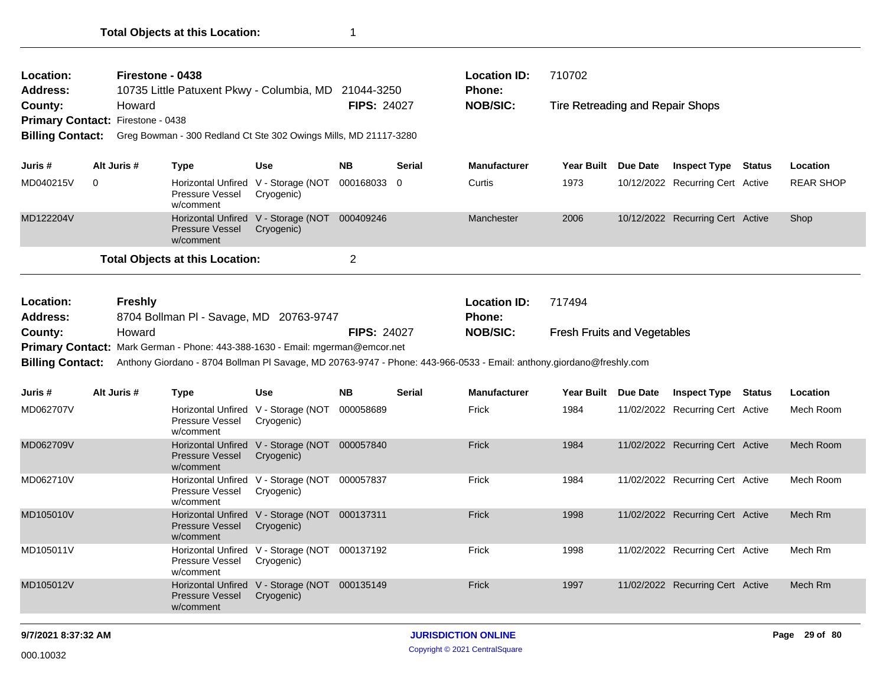**Total Objects at this Location:** 1

---

| | | | | |
|---|---|---|---|---|
| **Location:** | **Firestone - 0438** | | **Location ID:** | 710702 |
| **Address:** | 10735 Little Patuxent Pkwy - Columbia, MD 21044-3250 | | **Phone:** | |
| **County:** | Howard | **FIPS:** 24027 | **NOB/SIC:** | Tire Retreading and Repair Shops |
| **Primary Contact:** | Firestone - 0438 | | | |
| **Billing Contact:** | Greg Bowman - 300 Redland Ct Ste 302 Owings Mills, MD 21117-3280 | | | |

| Juris # | Alt Juris # | Type | Use | NB | Serial | Manufacturer | Year Built | Due Date | Inspect Type | Status | Location |
|---|---|---|---|---|---|---|---|---|---|---|---|
| MD040215V | 0 | Horizontal Unfired Pressure Vessel w/comment | V - Storage (NOT Cryogenic) | 000168033 | 0 | Curtis | 1973 | 10/12/2022 | Recurring Cert | Active | REAR SHOP |
| MD122204V | | Horizontal Unfired Pressure Vessel w/comment | V - Storage (NOT Cryogenic) | 000409246 | | Manchester | 2006 | 10/12/2022 | Recurring Cert | Active | Shop |

**Total Objects at this Location:** 2

---

| | | | | |
|---|---|---|---|---|
| **Location:** | **Freshly** | | **Location ID:** | 717494 |
| **Address:** | 8704 Bollman Pl - Savage, MD 20763-9747 | | **Phone:** | |
| **County:** | Howard | **FIPS:** 24027 | **NOB/SIC:** | Fresh Fruits and Vegetables |
| **Primary Contact:** | Mark German - Phone: 443-388-1630 - Email: mgerman@emcor.net | | | |
| **Billing Contact:** | Anthony Giordano - 8704 Bollman Pl Savage, MD 20763-9747 - Phone: 443-966-0533 - Email: anthony.giordano@freshly.com | | | |

| Juris # | Alt Juris # | Type | Use | NB | Serial | Manufacturer | Year Built | Due Date | Inspect Type | Status | Location |
|---|---|---|---|---|---|---|---|---|---|---|---|
| MD062707V | | Horizontal Unfired Pressure Vessel w/comment | V - Storage (NOT Cryogenic) | 000058689 | | Frick | 1984 | 11/02/2022 | Recurring Cert | Active | Mech Room |
| MD062709V | | Horizontal Unfired Pressure Vessel w/comment | V - Storage (NOT Cryogenic) | 000057840 | | Frick | 1984 | 11/02/2022 | Recurring Cert | Active | Mech Room |
| MD062710V | | Horizontal Unfired Pressure Vessel w/comment | V - Storage (NOT Cryogenic) | 000057837 | | Frick | 1984 | 11/02/2022 | Recurring Cert | Active | Mech Room |
| MD105010V | | Horizontal Unfired Pressure Vessel w/comment | V - Storage (NOT Cryogenic) | 000137311 | | Frick | 1998 | 11/02/2022 | Recurring Cert | Active | Mech Rm |
| MD105011V | | Horizontal Unfired Pressure Vessel w/comment | V - Storage (NOT Cryogenic) | 000137192 | | Frick | 1998 | 11/02/2022 | Recurring Cert | Active | Mech Rm |
| MD105012V | | Horizontal Unfired Pressure Vessel w/comment | V - Storage (NOT Cryogenic) | 000135149 | | Frick | 1997 | 11/02/2022 | Recurring Cert | Active | Mech Rm |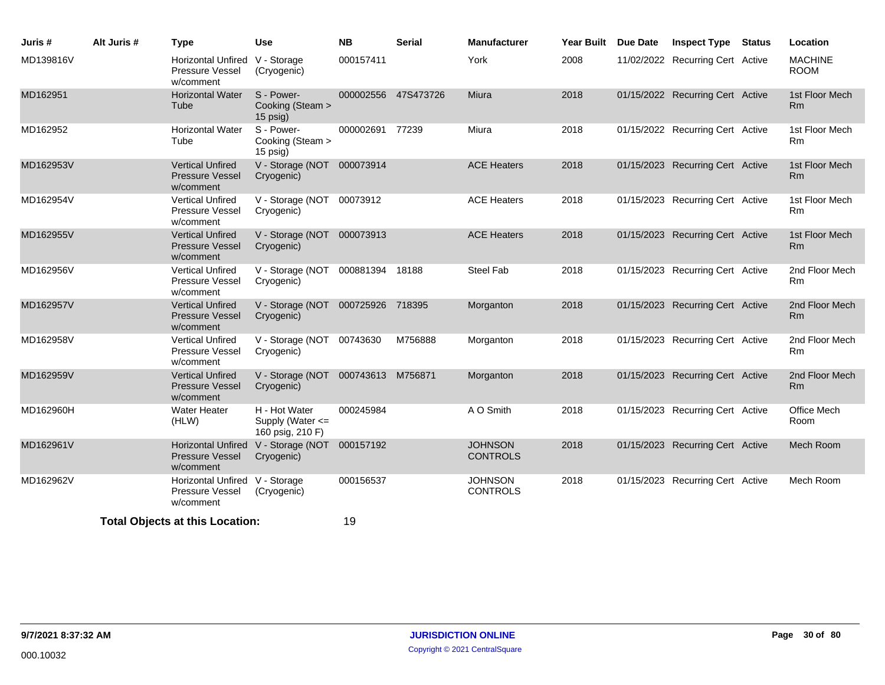| Juris # | Alt Juris # | Type | Use | NB | Serial | Manufacturer | Year Built | Due Date | Inspect Type | Status | Location |
|---|---|---|---|---|---|---|---|---|---|---|---|
| MD139816V | | Horizontal Unfired Pressure Vessel w/comment | V - Storage (Cryogenic) | 000157411 | | York | 2008 | 11/02/2022 | Recurring Cert | Active | MACHINE ROOM |
| MD162951 | | Horizontal Water Tube | S - Power-Cooking (Steam > 15 psig) | 000002556 | 47S473726 | Miura | 2018 | 01/15/2022 | Recurring Cert | Active | 1st Floor Mech Rm |
| MD162952 | | Horizontal Water Tube | S - Power-Cooking (Steam > 15 psig) | 000002691 | 77239 | Miura | 2018 | 01/15/2022 | Recurring Cert | Active | 1st Floor Mech Rm |
| MD162953V | | Vertical Unfired Pressure Vessel w/comment | V - Storage (NOT Cryogenic) | 000073914 | | ACE Heaters | 2018 | 01/15/2023 | Recurring Cert | Active | 1st Floor Mech Rm |
| MD162954V | | Vertical Unfired Pressure Vessel w/comment | V - Storage (NOT Cryogenic) | 00073912 | | ACE Heaters | 2018 | 01/15/2023 | Recurring Cert | Active | 1st Floor Mech Rm |
| MD162955V | | Vertical Unfired Pressure Vessel w/comment | V - Storage (NOT Cryogenic) | 000073913 | | ACE Heaters | 2018 | 01/15/2023 | Recurring Cert | Active | 1st Floor Mech Rm |
| MD162956V | | Vertical Unfired Pressure Vessel w/comment | V - Storage (NOT Cryogenic) | 000881394 | 18188 | Steel Fab | 2018 | 01/15/2023 | Recurring Cert | Active | 2nd Floor Mech Rm |
| MD162957V | | Vertical Unfired Pressure Vessel w/comment | V - Storage (NOT Cryogenic) | 000725926 | 718395 | Morganton | 2018 | 01/15/2023 | Recurring Cert | Active | 2nd Floor Mech Rm |
| MD162958V | | Vertical Unfired Pressure Vessel w/comment | V - Storage (NOT Cryogenic) | 00743630 | M756888 | Morganton | 2018 | 01/15/2023 | Recurring Cert | Active | 2nd Floor Mech Rm |
| MD162959V | | Vertical Unfired Pressure Vessel w/comment | V - Storage (NOT Cryogenic) | 000743613 | M756871 | Morganton | 2018 | 01/15/2023 | Recurring Cert | Active | 2nd Floor Mech Rm |
| MD162960H | | Water Heater (HLW) | H - Hot Water Supply (Water <= 160 psig, 210 F) | 000245984 | | A O Smith | 2018 | 01/15/2023 | Recurring Cert | Active | Office Mech Room |
| MD162961V | | Horizontal Unfired Pressure Vessel w/comment | V - Storage (NOT Cryogenic) | 000157192 | | JOHNSON CONTROLS | 2018 | 01/15/2023 | Recurring Cert | Active | Mech Room |
| MD162962V | | Horizontal Unfired Pressure Vessel w/comment | V - Storage (Cryogenic) | 000156537 | | JOHNSON CONTROLS | 2018 | 01/15/2023 | Recurring Cert | Active | Mech Room |

**Total Objects at this Location:** 19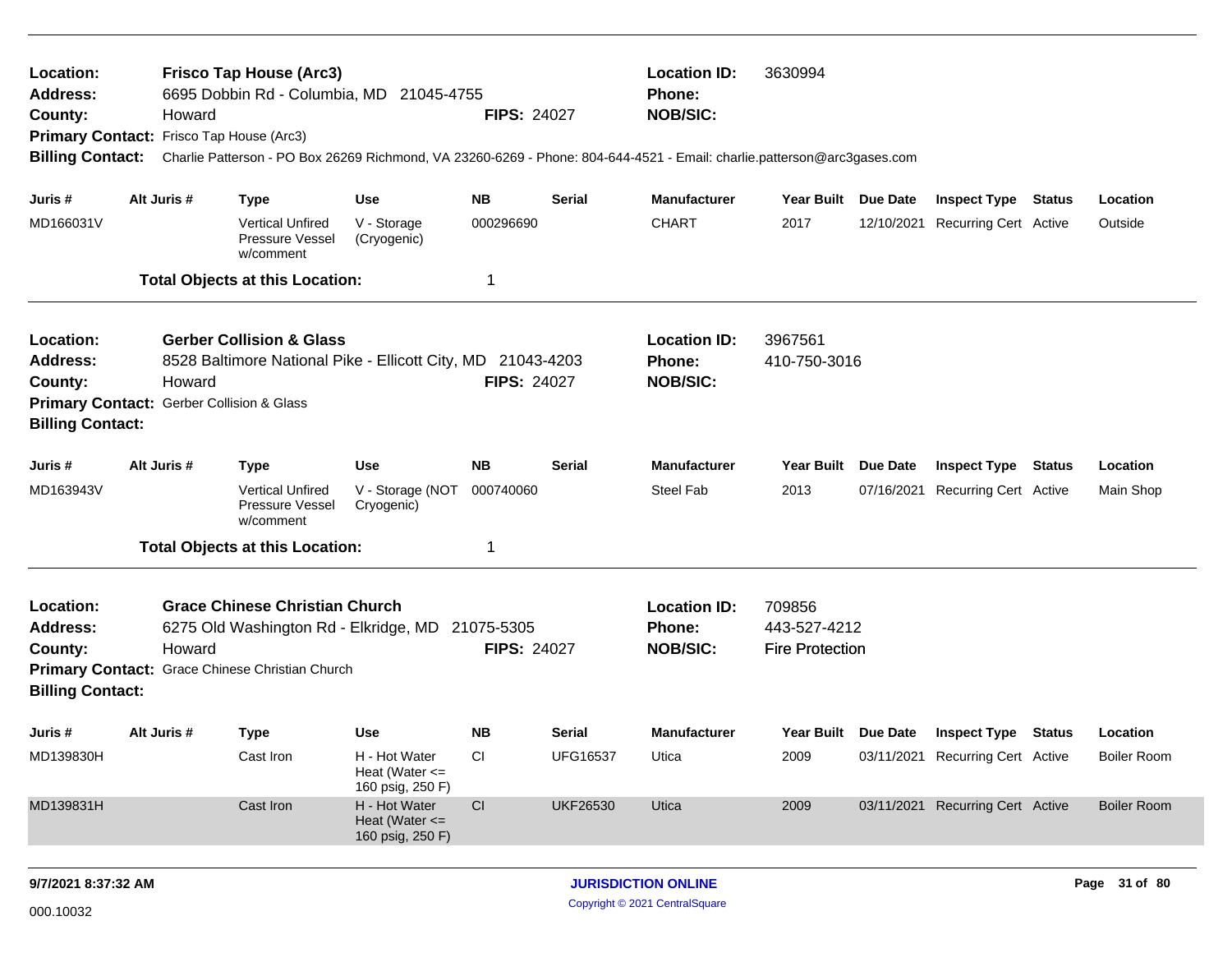**Location:** **Frisco Tap House (Arc3)**
**Address:** 6695 Dobbin Rd - Columbia, MD 21045-4755
**County:** Howard
**FIPS:** 24027
**Location ID:** 3630994
**Phone:**
**NOB/SIC:**
**Primary Contact:** Frisco Tap House (Arc3)
**Billing Contact:** Charlie Patterson - PO Box 26269 Richmond, VA 23260-6269 - Phone: 804-644-4521 - Email: charlie.patterson@arc3gases.com

| Juris # | Alt Juris # | Type | Use | NB | Serial | Manufacturer | Year Built | Due Date | Inspect Type | Status | Location |
|---|---|---|---|---|---|---|---|---|---|---|---|
| MD166031V | | Vertical Unfired Pressure Vessel w/comment | V - Storage (Cryogenic) | 000296690 | | CHART | 2017 | 12/10/2021 | Recurring Cert | Active | Outside |

**Total Objects at this Location:** 1

---

**Location:** **Gerber Collision & Glass**
**Address:** 8528 Baltimore National Pike - Ellicott City, MD 21043-4203
**County:** Howard
**FIPS:** 24027
**Location ID:** 3967561
**Phone:** 410-750-3016
**NOB/SIC:**
**Primary Contact:** Gerber Collision & Glass
**Billing Contact:**

| Juris # | Alt Juris # | Type | Use | NB | Serial | Manufacturer | Year Built | Due Date | Inspect Type | Status | Location |
|---|---|---|---|---|---|---|---|---|---|---|---|
| MD163943V | | Vertical Unfired Pressure Vessel w/comment | V - Storage (NOT Cryogenic) | 000740060 | | Steel Fab | 2013 | 07/16/2021 | Recurring Cert | Active | Main Shop |

**Total Objects at this Location:** 1

---

**Location:** **Grace Chinese Christian Church**
**Address:** 6275 Old Washington Rd - Elkridge, MD 21075-5305
**County:** Howard
**FIPS:** 24027
**Location ID:** 709856
**Phone:** 443-527-4212
**NOB/SIC:** Fire Protection
**Primary Contact:** Grace Chinese Christian Church
**Billing Contact:**

| Juris # | Alt Juris # | Type | Use | NB | Serial | Manufacturer | Year Built | Due Date | Inspect Type | Status | Location |
|---|---|---|---|---|---|---|---|---|---|---|---|
| MD139830H | | Cast Iron | H - Hot Water Heat (Water <= 160 psig, 250 F) | CI | UFG16537 | Utica | 2009 | 03/11/2021 | Recurring Cert | Active | Boiler Room |
| MD139831H | | Cast Iron | H - Hot Water Heat (Water <= 160 psig, 250 F) | CI | UKF26530 | Utica | 2009 | 03/11/2021 | Recurring Cert | Active | Boiler Room |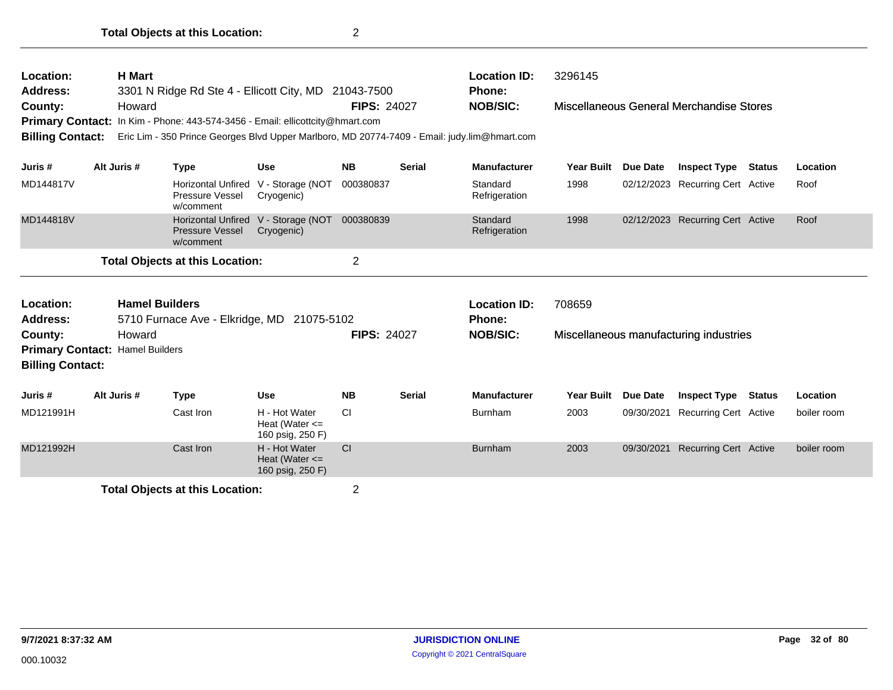**Total Objects at this Location:** 2

---

| | | | | |
|---|---|---|---|---|
| **Location:** | **H Mart** | | **Location ID:** | 3296145 |
| **Address:** | 3301 N Ridge Rd Ste 4 - Ellicott City, MD 21043-7500 | | **Phone:** | |
| **County:** | Howard | **FIPS:** 24027 | **NOB/SIC:** | Miscellaneous General Merchandise Stores |
| **Primary Contact:** | In Kim - Phone: 443-574-3456 - Email: ellicottcity@hmart.com | | | |
| **Billing Contact:** | Eric Lim - 350 Prince Georges Blvd Upper Marlboro, MD 20774-7409 - Email: judy.lim@hmart.com | | | |

| Juris # | Alt Juris # | Type | Use | NB | Serial | Manufacturer | Year Built | Due Date | Inspect Type | Status | Location |
|---|---|---|---|---|---|---|---|---|---|---|---|
| MD144817V | | Horizontal Unfired Pressure Vessel w/comment | V - Storage (NOT Cryogenic) | 000380837 | | Standard Refrigeration | 1998 | 02/12/2023 | Recurring Cert | Active | Roof |
| MD144818V | | Horizontal Unfired Pressure Vessel w/comment | V - Storage (NOT Cryogenic) | 000380839 | | Standard Refrigeration | 1998 | 02/12/2023 | Recurring Cert | Active | Roof |

**Total Objects at this Location:** 2

---

| | | | | |
|---|---|---|---|---|
| **Location:** | **Hamel Builders** | | **Location ID:** | 708659 |
| **Address:** | 5710 Furnace Ave - Elkridge, MD 21075-5102 | | **Phone:** | |
| **County:** | Howard | **FIPS:** 24027 | **NOB/SIC:** | Miscellaneous manufacturing industries |
| **Primary Contact:** | Hamel Builders | | | |
| **Billing Contact:** | | | | |

| Juris # | Alt Juris # | Type | Use | NB | Serial | Manufacturer | Year Built | Due Date | Inspect Type | Status | Location |
|---|---|---|---|---|---|---|---|---|---|---|---|
| MD121991H | | Cast Iron | H - Hot Water Heat (Water <= 160 psig, 250 F) | CI | | Burnham | 2003 | 09/30/2021 | Recurring Cert | Active | boiler room |
| MD121992H | | Cast Iron | H - Hot Water Heat (Water <= 160 psig, 250 F) | CI | | Burnham | 2003 | 09/30/2021 | Recurring Cert | Active | boiler room |

**Total Objects at this Location:** 2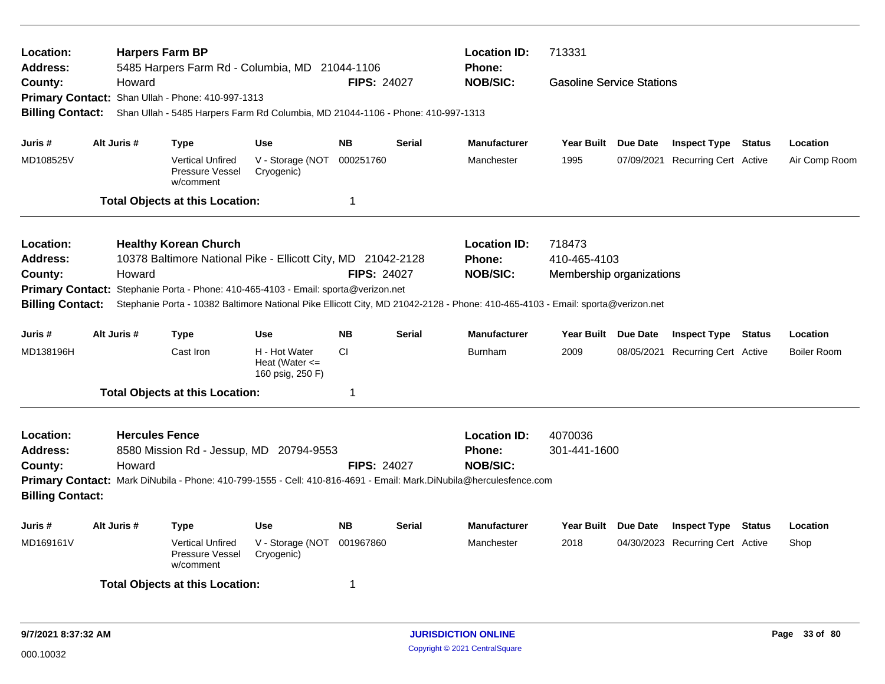**Location:** **Harpers Farm BP**
**Address:** 5485 Harpers Farm Rd - Columbia, MD 21044-1106
**County:** Howard
**FIPS:** 24027
**Location ID:** 713331
**Phone:**
**NOB/SIC:** Gasoline Service Stations
**Primary Contact:** Shan Ullah - Phone: 410-997-1313
**Billing Contact:** Shan Ullah - 5485 Harpers Farm Rd Columbia, MD 21044-1106 - Phone: 410-997-1313

| Juris # | Alt Juris # | Type | Use | NB | Serial | Manufacturer | Year Built | Due Date | Inspect Type | Status | Location |
|---|---|---|---|---|---|---|---|---|---|---|---|
| MD108525V | | Vertical Unfired Pressure Vessel w/comment | V - Storage (NOT Cryogenic) | 000251760 | | Manchester | 1995 | 07/09/2021 | Recurring Cert | Active | Air Comp Room |

**Total Objects at this Location:** 1

---

**Location:** **Healthy Korean Church**
**Address:** 10378 Baltimore National Pike - Ellicott City, MD 21042-2128
**County:** Howard
**FIPS:** 24027
**Location ID:** 718473
**Phone:** 410-465-4103
**NOB/SIC:** Membership organizations
**Primary Contact:** Stephanie Porta - Phone: 410-465-4103 - Email: sporta@verizon.net
**Billing Contact:** Stephanie Porta - 10382 Baltimore National Pike Ellicott City, MD 21042-2128 - Phone: 410-465-4103 - Email: sporta@verizon.net

| Juris # | Alt Juris # | Type | Use | NB | Serial | Manufacturer | Year Built | Due Date | Inspect Type | Status | Location |
|---|---|---|---|---|---|---|---|---|---|---|---|
| MD138196H | | Cast Iron | H - Hot Water Heat (Water <= 160 psig, 250 F) | CI | | Burnham | 2009 | 08/05/2021 | Recurring Cert | Active | Boiler Room |

**Total Objects at this Location:** 1

---

**Location:** **Hercules Fence**
**Address:** 8580 Mission Rd - Jessup, MD 20794-9553
**County:** Howard
**FIPS:** 24027
**Location ID:** 4070036
**Phone:** 301-441-1600
**NOB/SIC:**
**Primary Contact:** Mark DiNubila - Phone: 410-799-1555 - Cell: 410-816-4691 - Email: Mark.DiNubila@herculesfence.com
**Billing Contact:**

| Juris # | Alt Juris # | Type | Use | NB | Serial | Manufacturer | Year Built | Due Date | Inspect Type | Status | Location |
|---|---|---|---|---|---|---|---|---|---|---|---|
| MD169161V | | Vertical Unfired Pressure Vessel w/comment | V - Storage (NOT Cryogenic) | 001967860 | | Manchester | 2018 | 04/30/2023 | Recurring Cert | Active | Shop |

**Total Objects at this Location:** 1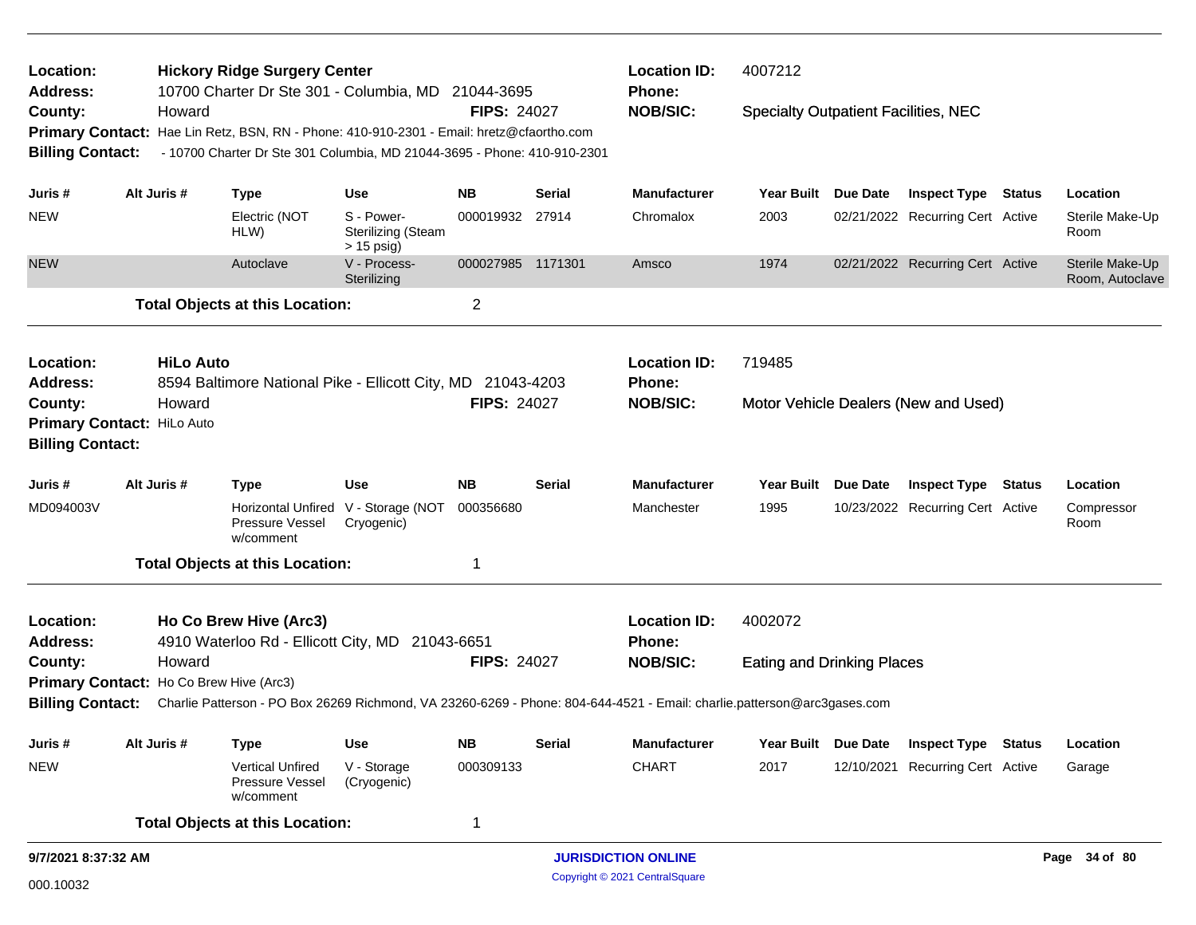**Location:** **Hickory Ridge Surgery Center**
**Address:** 10700 Charter Dr Ste 301 - Columbia, MD 21044-3695
**County:** Howard
**FIPS:** 24027
**Location ID:** 4007212
**Phone:**
**NOB/SIC:** Specialty Outpatient Facilities, NEC
**Primary Contact:** Hae Lin Retz, BSN, RN - Phone: 410-910-2301 - Email: hretz@cfaortho.com
**Billing Contact:** - 10700 Charter Dr Ste 301 Columbia, MD 21044-3695 - Phone: 410-910-2301

| Juris # | Alt Juris # | Type | Use | NB | Serial | Manufacturer | Year Built | Due Date | Inspect Type | Status | Location |
|---|---|---|---|---|---|---|---|---|---|---|---|
| NEW | | Electric (NOT HLW) | S - Power-Sterilizing (Steam > 15 psig) | 000019932 | 27914 | Chromalox | 2003 | 02/21/2022 | Recurring Cert | Active | Sterile Make-Up Room |
| NEW | | Autoclave | V - Process-Sterilizing | 000027985 | 1171301 | Amsco | 1974 | 02/21/2022 | Recurring Cert | Active | Sterile Make-Up Room, Autoclave |

**Total Objects at this Location:** 2

---

**Location:** **HiLo Auto**
**Address:** 8594 Baltimore National Pike - Ellicott City, MD 21043-4203
**County:** Howard
**FIPS:** 24027
**Location ID:** 719485
**Phone:**
**NOB/SIC:** Motor Vehicle Dealers (New and Used)
**Primary Contact:** HiLo Auto
**Billing Contact:**

| Juris # | Alt Juris # | Type | Use | NB | Serial | Manufacturer | Year Built | Due Date | Inspect Type | Status | Location |
|---|---|---|---|---|---|---|---|---|---|---|---|
| MD094003V | | Horizontal Unfired Pressure Vessel w/comment | V - Storage (NOT Cryogenic) | 000356680 | | Manchester | 1995 | 10/23/2022 | Recurring Cert | Active | Compressor Room |

**Total Objects at this Location:** 1

---

**Location:** **Ho Co Brew Hive (Arc3)**
**Address:** 4910 Waterloo Rd - Ellicott City, MD 21043-6651
**County:** Howard
**FIPS:** 24027
**Location ID:** 4002072
**Phone:**
**NOB/SIC:** Eating and Drinking Places
**Primary Contact:** Ho Co Brew Hive (Arc3)
**Billing Contact:** Charlie Patterson - PO Box 26269 Richmond, VA 23260-6269 - Phone: 804-644-4521 - Email: charlie.patterson@arc3gases.com

| Juris # | Alt Juris # | Type | Use | NB | Serial | Manufacturer | Year Built | Due Date | Inspect Type | Status | Location |
|---|---|---|---|---|---|---|---|---|---|---|---|
| NEW | | Vertical Unfired Pressure Vessel w/comment | V - Storage (Cryogenic) | 000309133 | | CHART | 2017 | 12/10/2021 | Recurring Cert | Active | Garage |

**Total Objects at this Location:** 1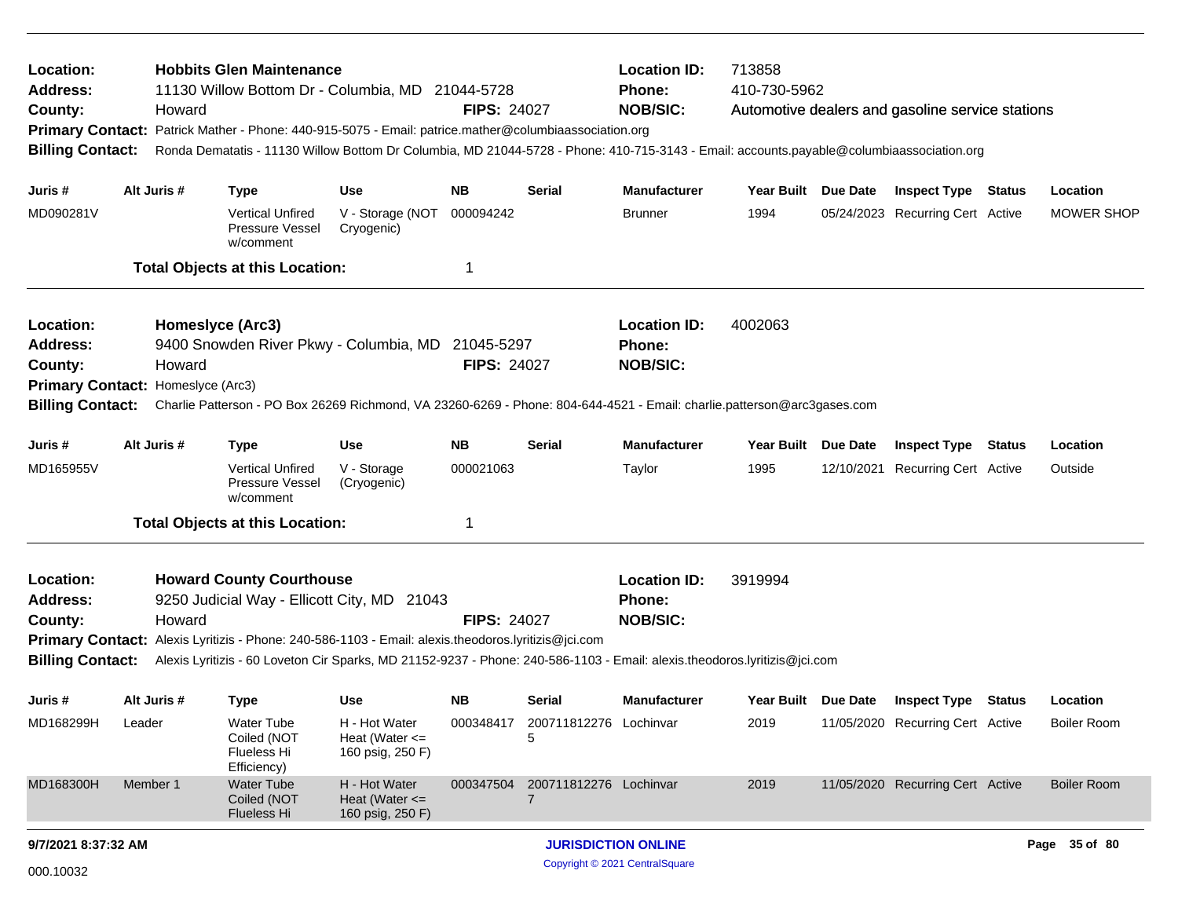**Location:** Hobbits Glen Maintenance
**Address:** 11130 Willow Bottom Dr - Columbia, MD 21044-5728
**County:** Howard
**FIPS:** 24027
**Location ID:** 713858
**Phone:** 410-730-5962
**NOB/SIC:** Automotive dealers and gasoline service stations
**Primary Contact:** Patrick Mather - Phone: 440-915-5075 - Email: patrice.mather@columbiaassociation.org
**Billing Contact:** Ronda Dematatis - 11130 Willow Bottom Dr Columbia, MD 21044-5728 - Phone: 410-715-3143 - Email: accounts.payable@columbiaassociation.org

| Juris # | Alt Juris # | Type | Use | NB | Serial | Manufacturer | Year Built | Due Date | Inspect Type | Status | Location |
|---|---|---|---|---|---|---|---|---|---|---|---|
| MD090281V | | Vertical Unfired Pressure Vessel w/comment | V - Storage (NOT Cryogenic) | 000094242 | | Brunner | 1994 | 05/24/2023 | Recurring Cert | Active | MOWER SHOP |

**Total Objects at this Location:** 1

---

**Location:** Homeslyce (Arc3)
**Address:** 9400 Snowden River Pkwy - Columbia, MD 21045-5297
**County:** Howard
**FIPS:** 24027
**Location ID:** 4002063
**Phone:**
**NOB/SIC:**
**Primary Contact:** Homeslyce (Arc3)
**Billing Contact:** Charlie Patterson - PO Box 26269 Richmond, VA 23260-6269 - Phone: 804-644-4521 - Email: charlie.patterson@arc3gases.com

| Juris # | Alt Juris # | Type | Use | NB | Serial | Manufacturer | Year Built | Due Date | Inspect Type | Status | Location |
|---|---|---|---|---|---|---|---|---|---|---|---|
| MD165955V | | Vertical Unfired Pressure Vessel w/comment | V - Storage (Cryogenic) | 000021063 | | Taylor | 1995 | 12/10/2021 | Recurring Cert | Active | Outside |

**Total Objects at this Location:** 1

---

**Location:** Howard County Courthouse
**Address:** 9250 Judicial Way - Ellicott City, MD 21043
**County:** Howard
**FIPS:** 24027
**Location ID:** 3919994
**Phone:**
**NOB/SIC:**
**Primary Contact:** Alexis Lyritizis - Phone: 240-586-1103 - Email: alexis.theodoros.lyritizis@jci.com
**Billing Contact:** Alexis Lyritizis - 60 Loveton Cir Sparks, MD 21152-9237 - Phone: 240-586-1103 - Email: alexis.theodoros.lyritizis@jci.com

| Juris # | Alt Juris # | Type | Use | NB | Serial | Manufacturer | Year Built | Due Date | Inspect Type | Status | Location |
|---|---|---|---|---|---|---|---|---|---|---|---|
| MD168299H | Leader | Water Tube Coiled (NOT Flueless Hi Efficiency) | H - Hot Water Heat (Water <= 160 psig, 250 F) | 000348417 | 2007118122765 | Lochinvar | 2019 | 11/05/2020 | Recurring Cert | Active | Boiler Room |
| MD168300H | Member 1 | Water Tube Coiled (NOT Flueless Hi | H - Hot Water Heat (Water <= 160 psig, 250 F) | 000347504 | 2007118122767 | Lochinvar | 2019 | 11/05/2020 | Recurring Cert | Active | Boiler Room |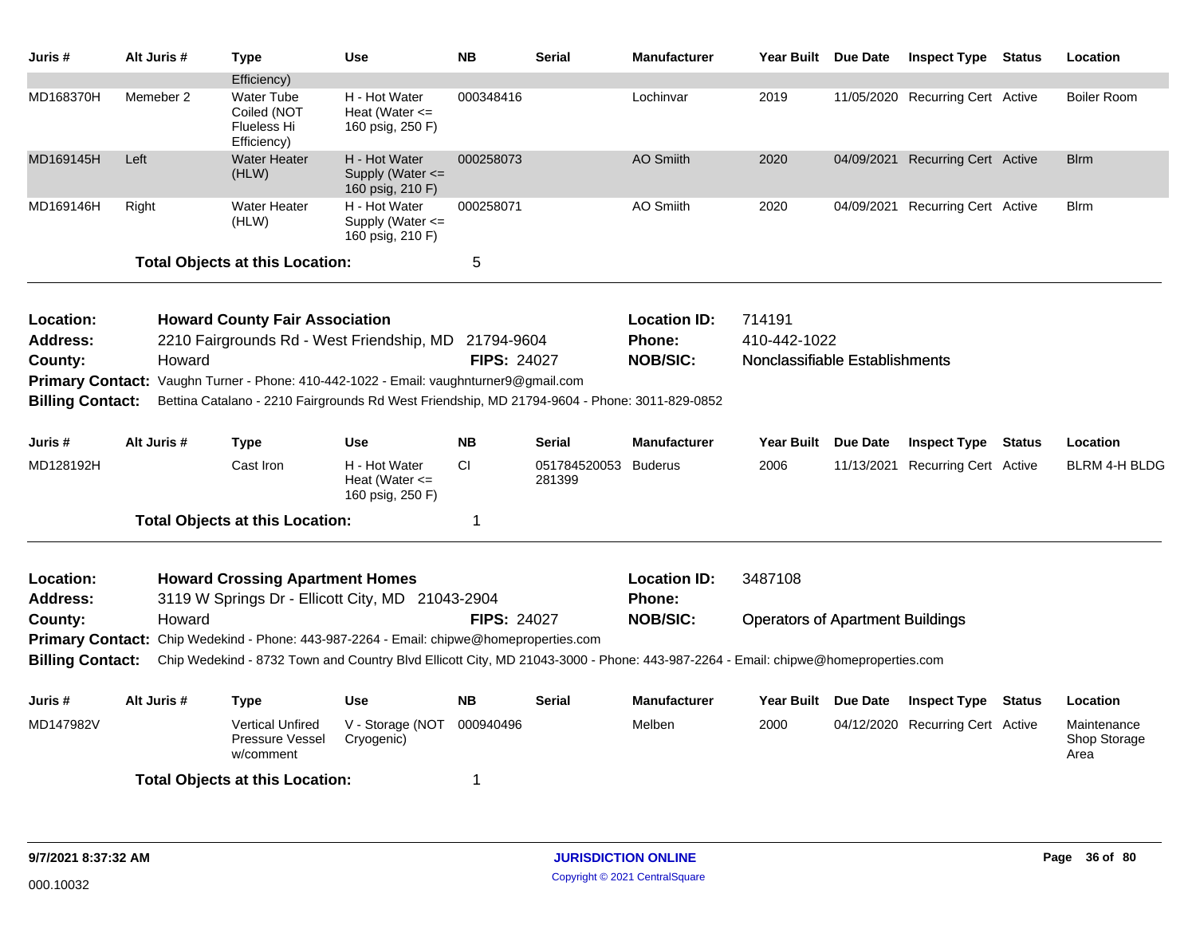| Juris # | Alt Juris # | Type | Use | NB | Serial | Manufacturer | Year Built | Due Date | Inspect Type | Status | Location |
|---|---|---|---|---|---|---|---|---|---|---|---|
| | | Efficiency) | | | | | | | | | |
| MD168370H | Memeber 2 | Water Tube Coiled (NOT Flueless Hi Efficiency) | H - Hot Water Heat (Water <= 160 psig, 250 F) | 000348416 | | Lochinvar | 2019 | 11/05/2020 | Recurring Cert | Active | Boiler Room |
| MD169145H | Left | Water Heater (HLW) | H - Hot Water Supply (Water <= 160 psig, 210 F) | 000258073 | | AO Smiith | 2020 | 04/09/2021 | Recurring Cert | Active | Blrm |
| MD169146H | Right | Water Heater (HLW) | H - Hot Water Supply (Water <= 160 psig, 210 F) | 000258071 | | AO Smiith | 2020 | 04/09/2021 | Recurring Cert | Active | Blrm |

**Total Objects at this Location:** 5

**Location:** Howard County Fair Association
**Location ID:** 714191
**Address:** 2210 Fairgrounds Rd - West Friendship, MD 21794-9604
**Phone:** 410-442-1022
**County:** Howard
**FIPS:** 24027
**NOB/SIC:** Nonclassifiable Establishments
**Primary Contact:** Vaughn Turner - Phone: 410-442-1022 - Email: vaughnturner9@gmail.com
**Billing Contact:** Bettina Catalano - 2210 Fairgrounds Rd West Friendship, MD 21794-9604 - Phone: 3011-829-0852

| Juris # | Alt Juris # | Type | Use | NB | Serial | Manufacturer | Year Built | Due Date | Inspect Type | Status | Location |
|---|---|---|---|---|---|---|---|---|---|---|---|
| MD128192H | | Cast Iron | H - Hot Water Heat (Water <= 160 psig, 250 F) | CI | 051784520053 281399 | Buderus | 2006 | 11/13/2021 | Recurring Cert | Active | BLRM 4-H BLDG |

**Total Objects at this Location:** 1

**Location:** Howard Crossing Apartment Homes
**Location ID:** 3487108
**Address:** 3119 W Springs Dr - Ellicott City, MD 21043-2904
**Phone:**
**County:** Howard
**FIPS:** 24027
**NOB/SIC:** Operators of Apartment Buildings
**Primary Contact:** Chip Wedekind - Phone: 443-987-2264 - Email: chipwe@homeproperties.com
**Billing Contact:** Chip Wedekind - 8732 Town and Country Blvd Ellicott City, MD 21043-3000 - Phone: 443-987-2264 - Email: chipwe@homeproperties.com

| Juris # | Alt Juris # | Type | Use | NB | Serial | Manufacturer | Year Built | Due Date | Inspect Type | Status | Location |
|---|---|---|---|---|---|---|---|---|---|---|---|
| MD147982V | | Vertical Unfired Pressure Vessel w/comment | V - Storage (NOT Cryogenic) | 000940496 | | Melben | 2000 | 04/12/2020 | Recurring Cert | Active | Maintenance Shop Storage Area |

**Total Objects at this Location:** 1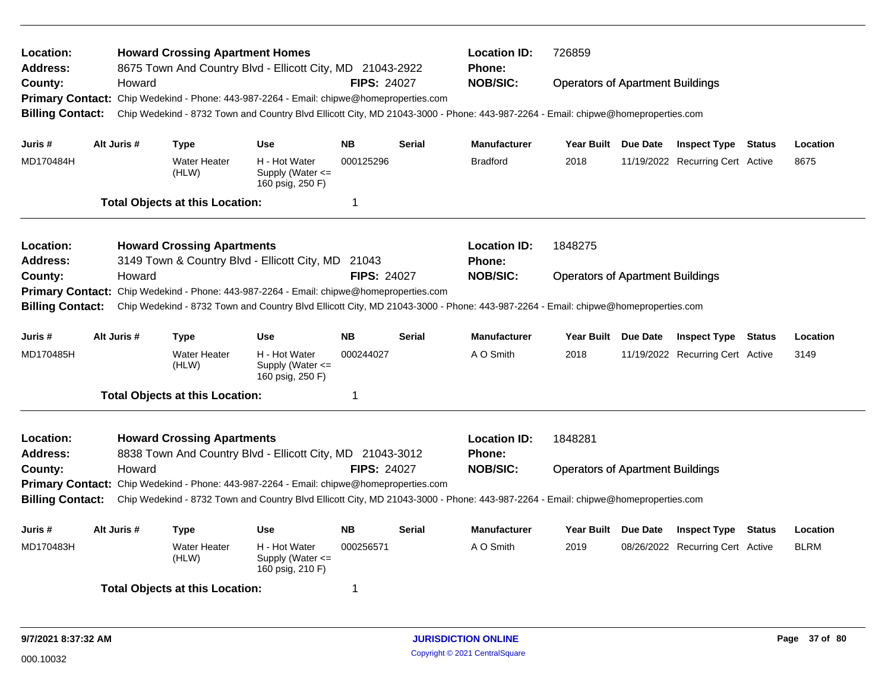**Location:** Howard Crossing Apartment Homes  **Location ID:** 726859
**Address:** 8675 Town And Country Blvd - Ellicott City, MD 21043-2922  **Phone:**
**County:** Howard  **FIPS:** 24027  **NOB/SIC:** Operators of Apartment Buildings
**Primary Contact:** Chip Wedekind - Phone: 443-987-2264 - Email: chipwe@homeproperties.com
**Billing Contact:** Chip Wedekind - 8732 Town and Country Blvd Ellicott City, MD 21043-3000 - Phone: 443-987-2264 - Email: chipwe@homeproperties.com

| Juris # | Alt Juris # | Type | Use | NB | Serial | Manufacturer | Year Built | Due Date | Inspect Type | Status | Location |
|---|---|---|---|---|---|---|---|---|---|---|---|
| MD170484H | | Water Heater (HLW) | H - Hot Water Supply (Water <= 160 psig, 250 F) | 000125296 | | Bradford | 2018 | 11/19/2022 | Recurring Cert | Active | 8675 |

**Total Objects at this Location:** 1

---

**Location:** Howard Crossing Apartments  **Location ID:** 1848275
**Address:** 3149 Town & Country Blvd - Ellicott City, MD 21043  **Phone:**
**County:** Howard  **FIPS:** 24027  **NOB/SIC:** Operators of Apartment Buildings
**Primary Contact:** Chip Wedekind - Phone: 443-987-2264 - Email: chipwe@homeproperties.com
**Billing Contact:** Chip Wedekind - 8732 Town and Country Blvd Ellicott City, MD 21043-3000 - Phone: 443-987-2264 - Email: chipwe@homeproperties.com

| Juris # | Alt Juris # | Type | Use | NB | Serial | Manufacturer | Year Built | Due Date | Inspect Type | Status | Location |
|---|---|---|---|---|---|---|---|---|---|---|---|
| MD170485H | | Water Heater (HLW) | H - Hot Water Supply (Water <= 160 psig, 250 F) | 000244027 | | A O Smith | 2018 | 11/19/2022 | Recurring Cert | Active | 3149 |

**Total Objects at this Location:** 1

---

**Location:** Howard Crossing Apartments  **Location ID:** 1848281
**Address:** 8838 Town And Country Blvd - Ellicott City, MD 21043-3012  **Phone:**
**County:** Howard  **FIPS:** 24027  **NOB/SIC:** Operators of Apartment Buildings
**Primary Contact:** Chip Wedekind - Phone: 443-987-2264 - Email: chipwe@homeproperties.com
**Billing Contact:** Chip Wedekind - 8732 Town and Country Blvd Ellicott City, MD 21043-3000 - Phone: 443-987-2264 - Email: chipwe@homeproperties.com

| Juris # | Alt Juris # | Type | Use | NB | Serial | Manufacturer | Year Built | Due Date | Inspect Type | Status | Location |
|---|---|---|---|---|---|---|---|---|---|---|---|
| MD170483H | | Water Heater (HLW) | H - Hot Water Supply (Water <= 160 psig, 210 F) | 000256571 | | A O Smith | 2019 | 08/26/2022 | Recurring Cert | Active | BLRM |

**Total Objects at this Location:** 1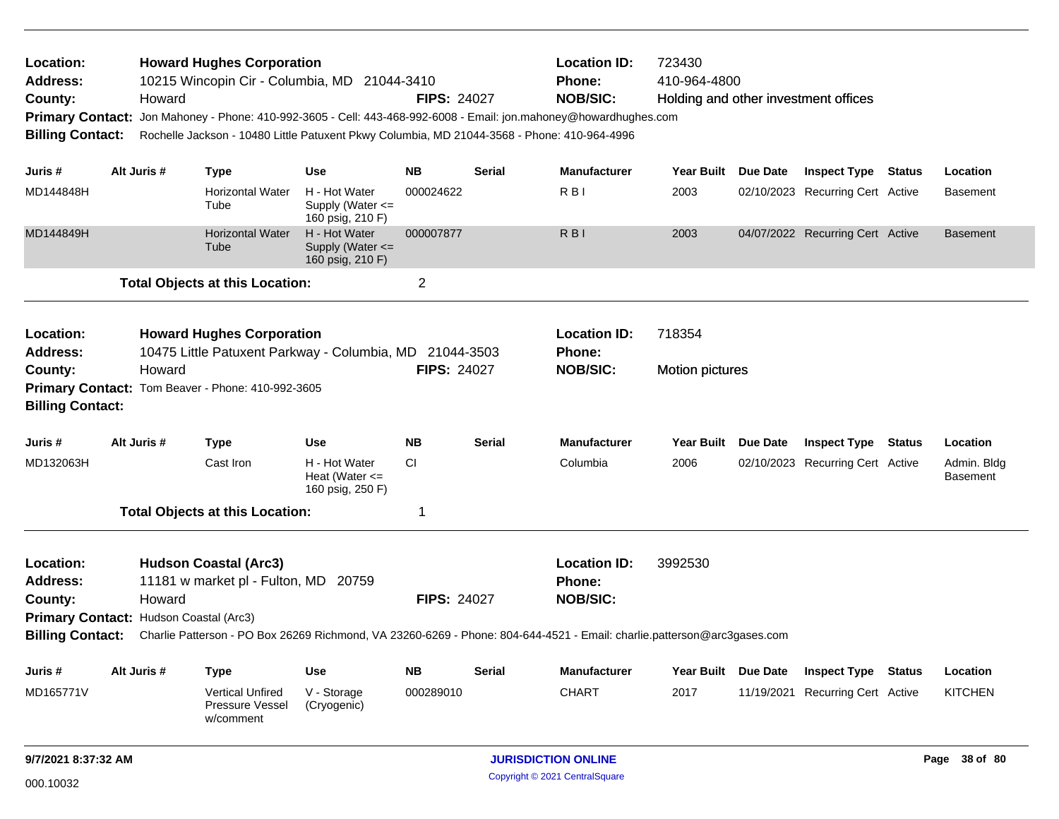**Location:** Howard Hughes Corporation
**Address:** 10215 Wincopin Cir - Columbia, MD 21044-3410
**County:** Howard
**FIPS:** 24027
**Location ID:** 723430
**Phone:** 410-964-4800
**NOB/SIC:** Holding and other investment offices
**Primary Contact:** Jon Mahoney - Phone: 410-992-3605 - Cell: 443-468-992-6008 - Email: jon.mahoney@howardhughes.com
**Billing Contact:** Rochelle Jackson - 10480 Little Patuxent Pkwy Columbia, MD 21044-3568 - Phone: 410-964-4996

| Juris # | Alt Juris # | Type | Use | NB | Serial | Manufacturer | Year Built | Due Date | Inspect Type | Status | Location |
|---|---|---|---|---|---|---|---|---|---|---|---|
| MD144848H | | Horizontal Water Tube | H - Hot Water Supply (Water <= 160 psig, 210 F) | 000024622 | | R B I | 2003 | 02/10/2023 | Recurring Cert | Active | Basement |
| MD144849H | | Horizontal Water Tube | H - Hot Water Supply (Water <= 160 psig, 210 F) | 000007877 | | R B I | 2003 | 04/07/2022 | Recurring Cert | Active | Basement |

**Total Objects at this Location:** 2

**Location:** Howard Hughes Corporation
**Address:** 10475 Little Patuxent Parkway - Columbia, MD 21044-3503
**County:** Howard
**FIPS:** 24027
**Location ID:** 718354
**Phone:**
**NOB/SIC:** Motion pictures
**Primary Contact:** Tom Beaver - Phone: 410-992-3605
**Billing Contact:**

| Juris # | Alt Juris # | Type | Use | NB | Serial | Manufacturer | Year Built | Due Date | Inspect Type | Status | Location |
|---|---|---|---|---|---|---|---|---|---|---|---|
| MD132063H | | Cast Iron | H - Hot Water Heat (Water <= 160 psig, 250 F) | CI | | Columbia | 2006 | 02/10/2023 | Recurring Cert | Active | Admin. Bldg Basement |

**Total Objects at this Location:** 1

**Location:** Hudson Coastal (Arc3)
**Address:** 11181 w market pl - Fulton, MD 20759
**County:** Howard
**FIPS:** 24027
**Location ID:** 3992530
**Phone:**
**NOB/SIC:**
**Primary Contact:** Hudson Coastal (Arc3)
**Billing Contact:** Charlie Patterson - PO Box 26269 Richmond, VA 23260-6269 - Phone: 804-644-4521 - Email: charlie.patterson@arc3gases.com

| Juris # | Alt Juris # | Type | Use | NB | Serial | Manufacturer | Year Built | Due Date | Inspect Type | Status | Location |
|---|---|---|---|---|---|---|---|---|---|---|---|
| MD165771V | | Vertical Unfired Pressure Vessel w/comment | V - Storage (Cryogenic) | 000289010 | | CHART | 2017 | 11/19/2021 | Recurring Cert | Active | KITCHEN |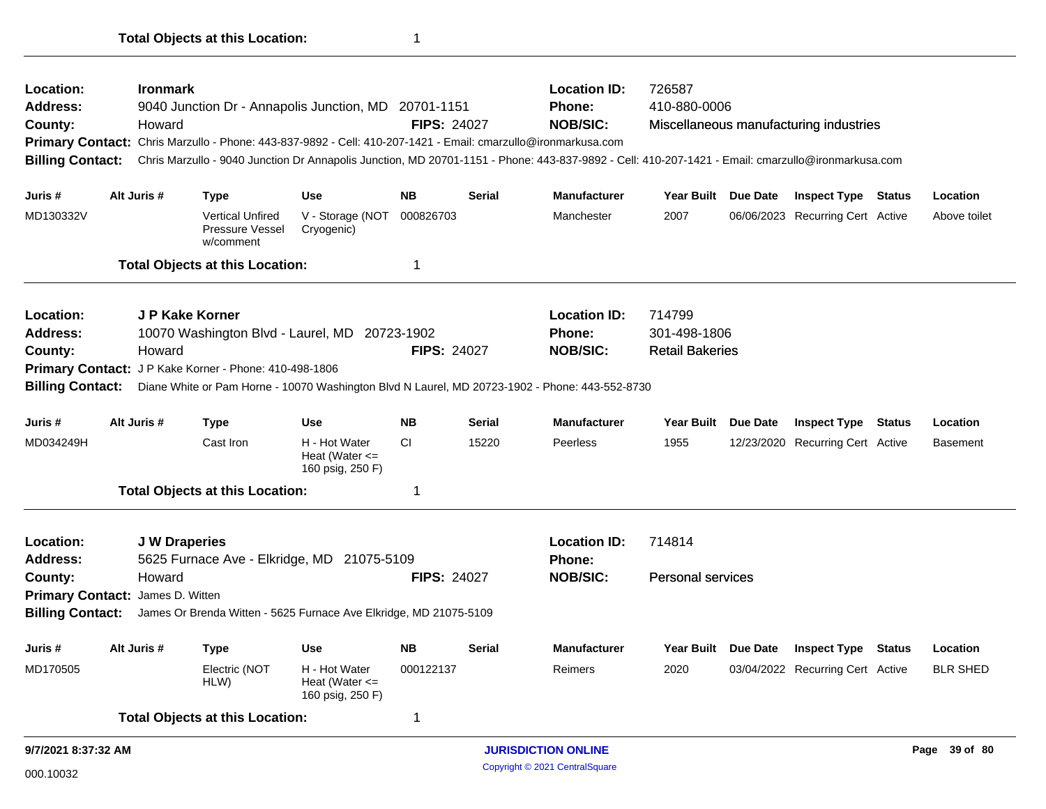**Total Objects at this Location:** 1

---

**Location:** Ironmark
**Address:** 9040 Junction Dr - Annapolis Junction, MD 20701-1151
**County:** Howard
**FIPS:** 24027
**Location ID:** 726587
**Phone:** 410-880-0006
**NOB/SIC:** Miscellaneous manufacturing industries
**Primary Contact:** Chris Marzullo - Phone: 443-837-9892 - Cell: 410-207-1421 - Email: cmarzullo@ironmarkusa.com
**Billing Contact:** Chris Marzullo - 9040 Junction Dr Annapolis Junction, MD 20701-1151 - Phone: 443-837-9892 - Cell: 410-207-1421 - Email: cmarzullo@ironmarkusa.com

| Juris # | Alt Juris # | Type | Use | NB | Serial | Manufacturer | Year Built | Due Date | Inspect Type | Status | Location |
|---|---|---|---|---|---|---|---|---|---|---|---|
| MD130332V | | Vertical Unfired Pressure Vessel w/comment | V - Storage (NOT Cryogenic) | 000826703 | | Manchester | 2007 | 06/06/2023 | Recurring Cert | Active | Above toilet |

**Total Objects at this Location:** 1

---

**Location:** J P Kake Korner
**Address:** 10070 Washington Blvd - Laurel, MD 20723-1902
**County:** Howard
**FIPS:** 24027
**Location ID:** 714799
**Phone:** 301-498-1806
**NOB/SIC:** Retail Bakeries
**Primary Contact:** J P Kake Korner - Phone: 410-498-1806
**Billing Contact:** Diane White or Pam Horne - 10070 Washington Blvd N Laurel, MD 20723-1902 - Phone: 443-552-8730

| Juris # | Alt Juris # | Type | Use | NB | Serial | Manufacturer | Year Built | Due Date | Inspect Type | Status | Location |
|---|---|---|---|---|---|---|---|---|---|---|---|
| MD034249H | | Cast Iron | H - Hot Water Heat (Water <= 160 psig, 250 F) | CI | 15220 | Peerless | 1955 | 12/23/2020 | Recurring Cert | Active | Basement |

**Total Objects at this Location:** 1

---

**Location:** J W Draperies
**Address:** 5625 Furnace Ave - Elkridge, MD 21075-5109
**County:** Howard
**FIPS:** 24027
**Location ID:** 714814
**Phone:**
**NOB/SIC:** Personal services
**Primary Contact:** James D. Witten
**Billing Contact:** James Or Brenda Witten - 5625 Furnace Ave Elkridge, MD 21075-5109

| Juris # | Alt Juris # | Type | Use | NB | Serial | Manufacturer | Year Built | Due Date | Inspect Type | Status | Location |
|---|---|---|---|---|---|---|---|---|---|---|---|
| MD170505 | | Electric (NOT HLW) | H - Hot Water Heat (Water <= 160 psig, 250 F) | 000122137 | | Reimers | 2020 | 03/04/2022 | Recurring Cert | Active | BLR SHED |

**Total Objects at this Location:** 1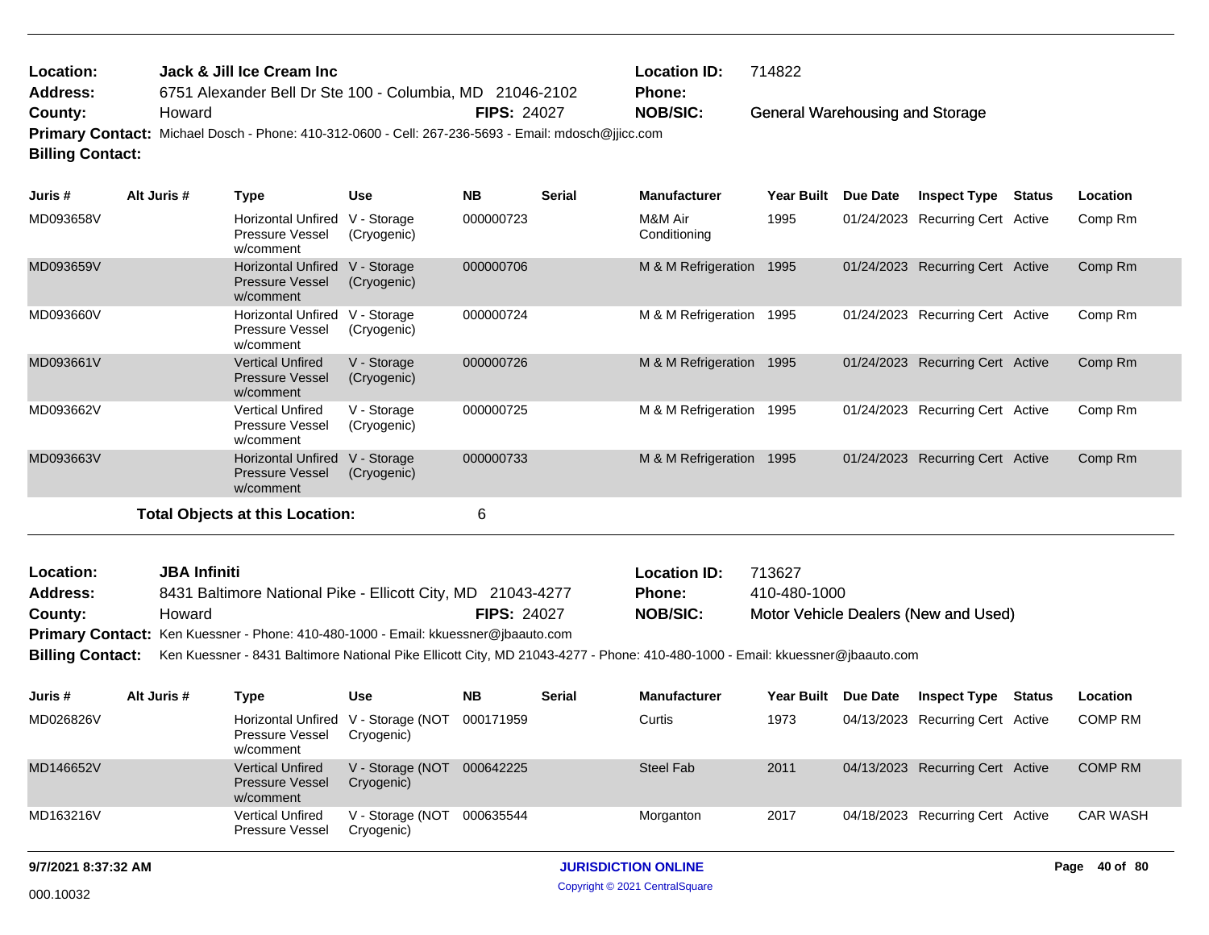**Location:** Jack & Jill Ice Cream Inc
**Location ID:** 714822
**Address:** 6751 Alexander Bell Dr Ste 100 - Columbia, MD 21046-2102
**Phone:**
**County:** Howard
**FIPS:** 24027
**NOB/SIC:** General Warehousing and Storage
**Primary Contact:** Michael Dosch - Phone: 410-312-0600 - Cell: 267-236-5693 - Email: mdosch@jjicc.com
**Billing Contact:**

| Juris # | Alt Juris # | Type | Use | NB | Serial | Manufacturer | Year Built | Due Date | Inspect Type | Status | Location |
|---|---|---|---|---|---|---|---|---|---|---|---|
| MD093658V | | Horizontal Unfired Pressure Vessel w/comment | V - Storage (Cryogenic) | 000000723 | | M&M Air Conditioning | 1995 | 01/24/2023 | Recurring Cert | Active | Comp Rm |
| MD093659V | | Horizontal Unfired Pressure Vessel w/comment | V - Storage (Cryogenic) | 000000706 | | M & M Refrigeration | 1995 | 01/24/2023 | Recurring Cert | Active | Comp Rm |
| MD093660V | | Horizontal Unfired Pressure Vessel w/comment | V - Storage (Cryogenic) | 000000724 | | M & M Refrigeration | 1995 | 01/24/2023 | Recurring Cert | Active | Comp Rm |
| MD093661V | | Vertical Unfired Pressure Vessel w/comment | V - Storage (Cryogenic) | 000000726 | | M & M Refrigeration | 1995 | 01/24/2023 | Recurring Cert | Active | Comp Rm |
| MD093662V | | Vertical Unfired Pressure Vessel w/comment | V - Storage (Cryogenic) | 000000725 | | M & M Refrigeration | 1995 | 01/24/2023 | Recurring Cert | Active | Comp Rm |
| MD093663V | | Horizontal Unfired Pressure Vessel w/comment | V - Storage (Cryogenic) | 000000733 | | M & M Refrigeration | 1995 | 01/24/2023 | Recurring Cert | Active | Comp Rm |

**Total Objects at this Location:** 6

**Location:** JBA Infiniti
**Location ID:** 713627
**Address:** 8431 Baltimore National Pike - Ellicott City, MD 21043-4277
**Phone:** 410-480-1000
**County:** Howard
**FIPS:** 24027
**NOB/SIC:** Motor Vehicle Dealers (New and Used)
**Primary Contact:** Ken Kuessner - Phone: 410-480-1000 - Email: kkuessner@jbaauto.com
**Billing Contact:** Ken Kuessner - 8431 Baltimore National Pike Ellicott City, MD 21043-4277 - Phone: 410-480-1000 - Email: kkuessner@jbaauto.com

| Juris # | Alt Juris # | Type | Use | NB | Serial | Manufacturer | Year Built | Due Date | Inspect Type | Status | Location |
|---|---|---|---|---|---|---|---|---|---|---|---|
| MD026826V | | Horizontal Unfired Pressure Vessel w/comment | V - Storage (NOT Cryogenic) | 000171959 | | Curtis | 1973 | 04/13/2023 | Recurring Cert | Active | COMP RM |
| MD146652V | | Vertical Unfired Pressure Vessel w/comment | V - Storage (NOT Cryogenic) | 000642225 | | Steel Fab | 2011 | 04/13/2023 | Recurring Cert | Active | COMP RM |
| MD163216V | | Vertical Unfired Pressure Vessel | V - Storage (NOT Cryogenic) | 000635544 | | Morganton | 2017 | 04/18/2023 | Recurring Cert | Active | CAR WASH |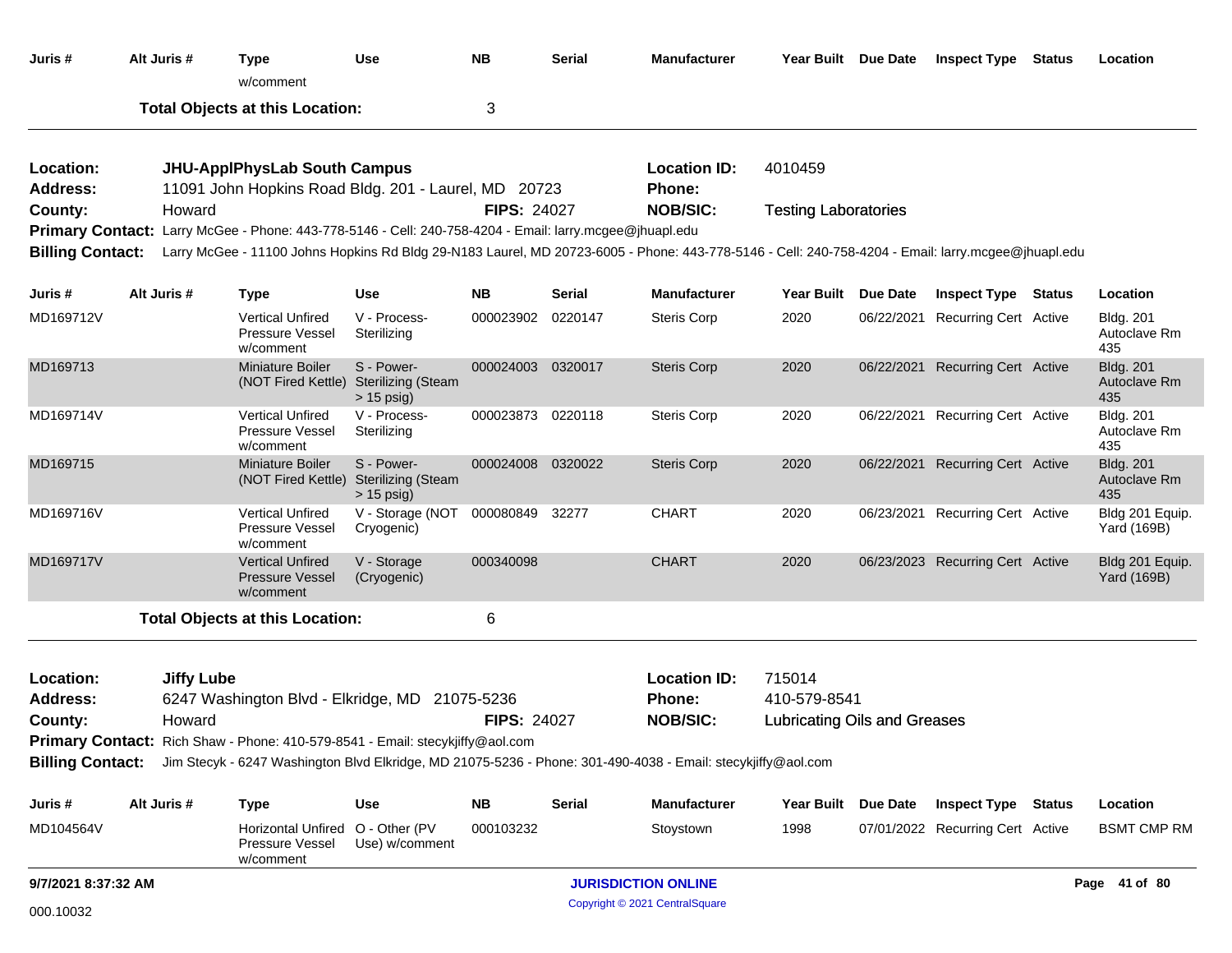| Juris # | Alt Juris # | Type | Use | NB | Serial | Manufacturer | Year Built | Due Date | Inspect Type | Status | Location |
|---|---|---|---|---|---|---|---|---|---|---|---|
| | | w/comment | | | | | | | | | |

**Total Objects at this Location:** 3

---

**Location:** JHU-ApplPhysLab South Campus
**Location ID:** 4010459
**Address:** 11091 John Hopkins Road Bldg. 201 - Laurel, MD 20723
**Phone:**
**County:** Howard
**FIPS:** 24027
**NOB/SIC:** Testing Laboratories
**Primary Contact:** Larry McGee - Phone: 443-778-5146 - Cell: 240-758-4204 - Email: larry.mcgee@jhuapl.edu
**Billing Contact:** Larry McGee - 11100 Johns Hopkins Rd Bldg 29-N183 Laurel, MD 20723-6005 - Phone: 443-778-5146 - Cell: 240-758-4204 - Email: larry.mcgee@jhuapl.edu

| Juris # | Alt Juris # | Type | Use | NB | Serial | Manufacturer | Year Built | Due Date | Inspect Type | Status | Location |
|---|---|---|---|---|---|---|---|---|---|---|---|
| MD169712V | | Vertical Unfired Pressure Vessel w/comment | V - Process-Sterilizing | 000023902 | 0220147 | Steris Corp | 2020 | 06/22/2021 | Recurring Cert | Active | Bldg. 201 Autoclave Rm 435 |
| MD169713 | | Miniature Boiler (NOT Fired Kettle) | S - Power-Sterilizing (Steam > 15 psig) | 000024003 | 0320017 | Steris Corp | 2020 | 06/22/2021 | Recurring Cert | Active | Bldg. 201 Autoclave Rm 435 |
| MD169714V | | Vertical Unfired Pressure Vessel w/comment | V - Process-Sterilizing | 000023873 | 0220118 | Steris Corp | 2020 | 06/22/2021 | Recurring Cert | Active | Bldg. 201 Autoclave Rm 435 |
| MD169715 | | Miniature Boiler (NOT Fired Kettle) | S - Power-Sterilizing (Steam > 15 psig) | 000024008 | 0320022 | Steris Corp | 2020 | 06/22/2021 | Recurring Cert | Active | Bldg. 201 Autoclave Rm 435 |
| MD169716V | | Vertical Unfired Pressure Vessel w/comment | V - Storage (NOT Cryogenic) | 000080849 | 32277 | CHART | 2020 | 06/23/2021 | Recurring Cert | Active | Bldg 201 Equip. Yard (169B) |
| MD169717V | | Vertical Unfired Pressure Vessel w/comment | V - Storage (Cryogenic) | 000340098 | | CHART | 2020 | 06/23/2023 | Recurring Cert | Active | Bldg 201 Equip. Yard (169B) |

**Total Objects at this Location:** 6

---

**Location:** Jiffy Lube
**Location ID:** 715014
**Address:** 6247 Washington Blvd - Elkridge, MD 21075-5236
**Phone:** 410-579-8541
**County:** Howard
**FIPS:** 24027
**NOB/SIC:** Lubricating Oils and Greases
**Primary Contact:** Rich Shaw - Phone: 410-579-8541 - Email: stecykjiffy@aol.com
**Billing Contact:** Jim Stecyk - 6247 Washington Blvd Elkridge, MD 21075-5236 - Phone: 301-490-4038 - Email: stecykjiffy@aol.com

| Juris # | Alt Juris # | Type | Use | NB | Serial | Manufacturer | Year Built | Due Date | Inspect Type | Status | Location |
|---|---|---|---|---|---|---|---|---|---|---|---|
| MD104564V | | Horizontal Unfired Pressure Vessel w/comment | O - Other (PV Use) w/comment | 000103232 | | Stoystown | 1998 | 07/01/2022 | Recurring Cert | Active | BSMT CMP RM |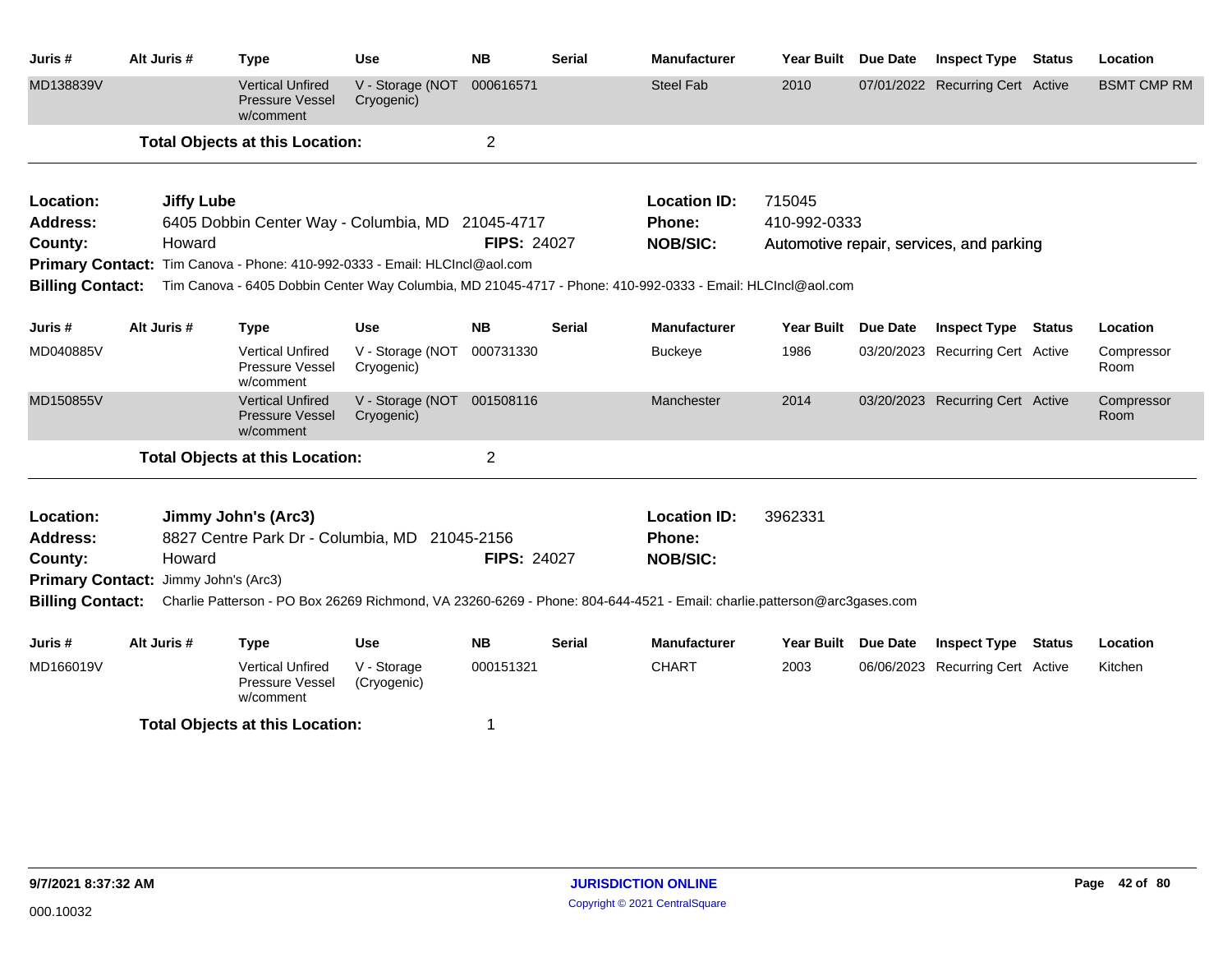| Juris # | Alt Juris # | Type | Use | NB | Serial | Manufacturer | Year Built | Due Date | Inspect Type | Status | Location |
|---|---|---|---|---|---|---|---|---|---|---|---|
| MD138839V | | Vertical Unfired Pressure Vessel w/comment | V - Storage (NOT Cryogenic) | 000616571 | | Steel Fab | 2010 | 07/01/2022 | Recurring Cert | Active | BSMT CMP RM |

**Total Objects at this Location:** 2

---

**Location:** **Jiffy Lube**
**Location ID:** 715045
**Address:** 6405 Dobbin Center Way - Columbia, MD 21045-4717
**Phone:** 410-992-0333
**County:** Howard
**FIPS:** 24027
**NOB/SIC:** Automotive repair, services, and parking
**Primary Contact:** Tim Canova - Phone: 410-992-0333 - Email: HLCIncl@aol.com
**Billing Contact:** Tim Canova - 6405 Dobbin Center Way Columbia, MD 21045-4717 - Phone: 410-992-0333 - Email: HLCIncl@aol.com

| Juris # | Alt Juris # | Type | Use | NB | Serial | Manufacturer | Year Built | Due Date | Inspect Type | Status | Location |
|---|---|---|---|---|---|---|---|---|---|---|---|
| MD040885V | | Vertical Unfired Pressure Vessel w/comment | V - Storage (NOT Cryogenic) | 000731330 | | Buckeye | 1986 | 03/20/2023 | Recurring Cert | Active | Compressor Room |
| MD150855V | | Vertical Unfired Pressure Vessel w/comment | V - Storage (NOT Cryogenic) | 001508116 | | Manchester | 2014 | 03/20/2023 | Recurring Cert | Active | Compressor Room |

**Total Objects at this Location:** 2

---

**Location:** **Jimmy John's (Arc3)**
**Location ID:** 3962331
**Address:** 8827 Centre Park Dr - Columbia, MD 21045-2156
**Phone:**
**County:** Howard
**FIPS:** 24027
**NOB/SIC:**
**Primary Contact:** Jimmy John's (Arc3)
**Billing Contact:** Charlie Patterson - PO Box 26269 Richmond, VA 23260-6269 - Phone: 804-644-4521 - Email: charlie.patterson@arc3gases.com

| Juris # | Alt Juris # | Type | Use | NB | Serial | Manufacturer | Year Built | Due Date | Inspect Type | Status | Location |
|---|---|---|---|---|---|---|---|---|---|---|---|
| MD166019V | | Vertical Unfired Pressure Vessel w/comment | V - Storage (Cryogenic) | 000151321 | | CHART | 2003 | 06/06/2023 | Recurring Cert | Active | Kitchen |

**Total Objects at this Location:** 1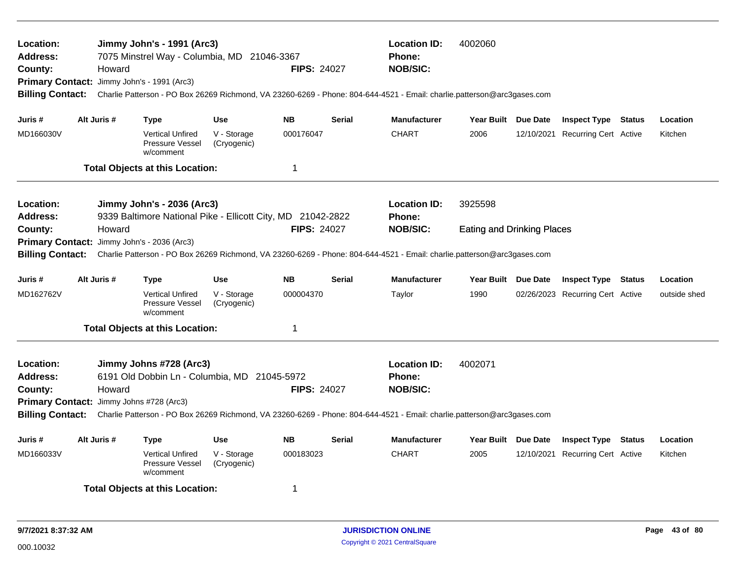**Location:** Jimmy John's - 1991 (Arc3)
**Address:** 7075 Minstrel Way - Columbia, MD 21046-3367
**County:** Howard
**FIPS:** 24027
**Location ID:** 4002060
**Phone:**
**NOB/SIC:**
**Primary Contact:** Jimmy John's - 1991 (Arc3)
**Billing Contact:** Charlie Patterson - PO Box 26269 Richmond, VA 23260-6269 - Phone: 804-644-4521 - Email: charlie.patterson@arc3gases.com

| Juris # | Alt Juris # | Type | Use | NB | Serial | Manufacturer | Year Built | Due Date | Inspect Type | Status | Location |
|---|---|---|---|---|---|---|---|---|---|---|---|
| MD166030V | | Vertical Unfired Pressure Vessel w/comment | V - Storage (Cryogenic) | 000176047 | | CHART | 2006 | 12/10/2021 | Recurring Cert | Active | Kitchen |

**Total Objects at this Location:** 1

---

**Location:** Jimmy John's - 2036 (Arc3)
**Address:** 9339 Baltimore National Pike - Ellicott City, MD 21042-2822
**County:** Howard
**FIPS:** 24027
**Location ID:** 3925598
**Phone:**
**NOB/SIC:** Eating and Drinking Places
**Primary Contact:** Jimmy John's - 2036 (Arc3)
**Billing Contact:** Charlie Patterson - PO Box 26269 Richmond, VA 23260-6269 - Phone: 804-644-4521 - Email: charlie.patterson@arc3gases.com

| Juris # | Alt Juris # | Type | Use | NB | Serial | Manufacturer | Year Built | Due Date | Inspect Type | Status | Location |
|---|---|---|---|---|---|---|---|---|---|---|---|
| MD162762V | | Vertical Unfired Pressure Vessel w/comment | V - Storage (Cryogenic) | 000004370 | | Taylor | 1990 | 02/26/2023 | Recurring Cert | Active | outside shed |

**Total Objects at this Location:** 1

---

**Location:** Jimmy Johns #728 (Arc3)
**Address:** 6191 Old Dobbin Ln - Columbia, MD 21045-5972
**County:** Howard
**FIPS:** 24027
**Location ID:** 4002071
**Phone:**
**NOB/SIC:**
**Primary Contact:** Jimmy Johns #728 (Arc3)
**Billing Contact:** Charlie Patterson - PO Box 26269 Richmond, VA 23260-6269 - Phone: 804-644-4521 - Email: charlie.patterson@arc3gases.com

| Juris # | Alt Juris # | Type | Use | NB | Serial | Manufacturer | Year Built | Due Date | Inspect Type | Status | Location |
|---|---|---|---|---|---|---|---|---|---|---|---|
| MD166033V | | Vertical Unfired Pressure Vessel w/comment | V - Storage (Cryogenic) | 000183023 | | CHART | 2005 | 12/10/2021 | Recurring Cert | Active | Kitchen |

**Total Objects at this Location:** 1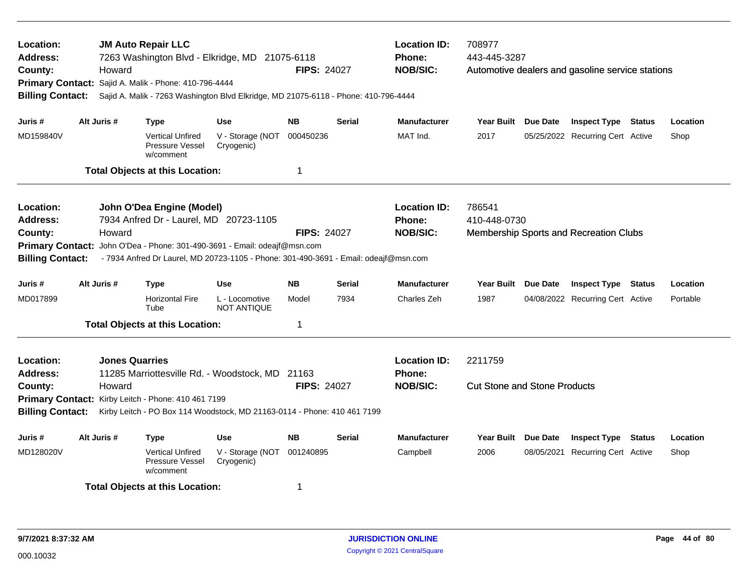**Location:** JM Auto Repair LLC
**Address:** 7263 Washington Blvd - Elkridge, MD 21075-6118
**County:** Howard
**FIPS:** 24027
**Location ID:** 708977
**Phone:** 443-445-3287
**NOB/SIC:** Automotive dealers and gasoline service stations
**Primary Contact:** Sajid A. Malik - Phone: 410-796-4444
**Billing Contact:** Sajid A. Malik - 7263 Washington Blvd Elkridge, MD 21075-6118 - Phone: 410-796-4444

| Juris # | Alt Juris # | Type | Use | NB | Serial | Manufacturer | Year Built | Due Date | Inspect Type | Status | Location |
|---|---|---|---|---|---|---|---|---|---|---|---|
| MD159840V | | Vertical Unfired Pressure Vessel w/comment | V - Storage (NOT Cryogenic) | 000450236 | | MAT Ind. | 2017 | 05/25/2022 | Recurring Cert | Active | Shop |

**Total Objects at this Location:** 1

---

**Location:** John O'Dea Engine (Model)
**Address:** 7934 Anfred Dr - Laurel, MD 20723-1105
**County:** Howard
**FIPS:** 24027
**Location ID:** 786541
**Phone:** 410-448-0730
**NOB/SIC:** Membership Sports and Recreation Clubs
**Primary Contact:** John O'Dea - Phone: 301-490-3691 - Email: odeajf@msn.com
**Billing Contact:** - 7934 Anfred Dr Laurel, MD 20723-1105 - Phone: 301-490-3691 - Email: odeajf@msn.com

| Juris # | Alt Juris # | Type | Use | NB | Serial | Manufacturer | Year Built | Due Date | Inspect Type | Status | Location |
|---|---|---|---|---|---|---|---|---|---|---|---|
| MD017899 | | Horizontal Fire Tube | L - Locomotive NOT ANTIQUE | Model | 7934 | Charles Zeh | 1987 | 04/08/2022 | Recurring Cert | Active | Portable |

**Total Objects at this Location:** 1

---

**Location:** Jones Quarries
**Address:** 11285 Marriottesville Rd. - Woodstock, MD 21163
**County:** Howard
**FIPS:** 24027
**Location ID:** 2211759
**Phone:**
**NOB/SIC:** Cut Stone and Stone Products
**Primary Contact:** Kirby Leitch - Phone: 410 461 7199
**Billing Contact:** Kirby Leitch - PO Box 114 Woodstock, MD 21163-0114 - Phone: 410 461 7199

| Juris # | Alt Juris # | Type | Use | NB | Serial | Manufacturer | Year Built | Due Date | Inspect Type | Status | Location |
|---|---|---|---|---|---|---|---|---|---|---|---|
| MD128020V | | Vertical Unfired Pressure Vessel w/comment | V - Storage (NOT Cryogenic) | 001240895 | | Campbell | 2006 | 08/05/2021 | Recurring Cert | Active | Shop |

**Total Objects at this Location:** 1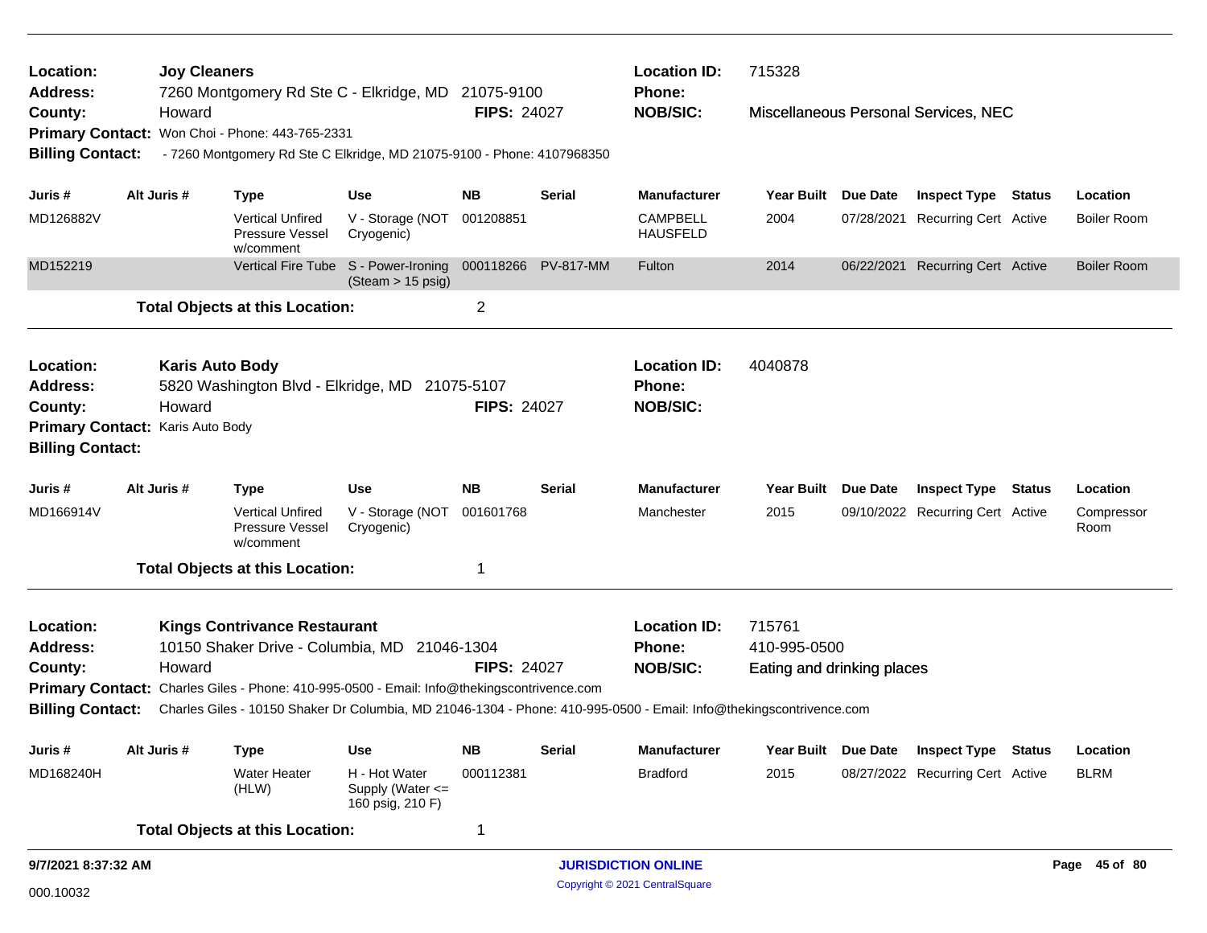**Location:** **Joy Cleaners** | **Location ID:** 715328
**Address:** 7260 Montgomery Rd Ste C - Elkridge, MD 21075-9100 | **Phone:**
**County:** Howard | **FIPS:** 24027 | **NOB/SIC:** Miscellaneous Personal Services, NEC
**Primary Contact:** Won Choi - Phone: 443-765-2331
**Billing Contact:** - 7260 Montgomery Rd Ste C Elkridge, MD 21075-9100 - Phone: 4107968350

| Juris # | Alt Juris # | Type | Use | NB | Serial | Manufacturer | Year Built | Due Date | Inspect Type | Status | Location |
|---|---|---|---|---|---|---|---|---|---|---|---|
| MD126882V | | Vertical Unfired Pressure Vessel w/comment | V - Storage (NOT Cryogenic) | 001208851 | | CAMPBELL HAUSFELD | 2004 | 07/28/2021 | Recurring Cert | Active | Boiler Room |
| MD152219 | | Vertical Fire Tube | S - Power-Ironing (Steam > 15 psig) | 000118266 | PV-817-MM | Fulton | 2014 | 06/22/2021 | Recurring Cert | Active | Boiler Room |

**Total Objects at this Location:** 2

---

**Location:** **Karis Auto Body** | **Location ID:** 4040878
**Address:** 5820 Washington Blvd - Elkridge, MD 21075-5107 | **Phone:**
**County:** Howard | **FIPS:** 24027 | **NOB/SIC:**
**Primary Contact:** Karis Auto Body
**Billing Contact:**

| Juris # | Alt Juris # | Type | Use | NB | Serial | Manufacturer | Year Built | Due Date | Inspect Type | Status | Location |
|---|---|---|---|---|---|---|---|---|---|---|---|
| MD166914V | | Vertical Unfired Pressure Vessel w/comment | V - Storage (NOT Cryogenic) | 001601768 | | Manchester | 2015 | 09/10/2022 | Recurring Cert | Active | Compressor Room |

**Total Objects at this Location:** 1

---

**Location:** **Kings Contrivance Restaurant** | **Location ID:** 715761
**Address:** 10150 Shaker Drive - Columbia, MD 21046-1304 | **Phone:** 410-995-0500
**County:** Howard | **FIPS:** 24027 | **NOB/SIC:** Eating and drinking places
**Primary Contact:** Charles Giles - Phone: 410-995-0500 - Email: Info@thekingscontrivence.com
**Billing Contact:** Charles Giles - 10150 Shaker Dr Columbia, MD 21046-1304 - Phone: 410-995-0500 - Email: Info@thekingscontrivence.com

| Juris # | Alt Juris # | Type | Use | NB | Serial | Manufacturer | Year Built | Due Date | Inspect Type | Status | Location |
|---|---|---|---|---|---|---|---|---|---|---|---|
| MD168240H | | Water Heater (HLW) | H - Hot Water Supply (Water <= 160 psig, 210 F) | 000112381 | | Bradford | 2015 | 08/27/2022 | Recurring Cert | Active | BLRM |

**Total Objects at this Location:** 1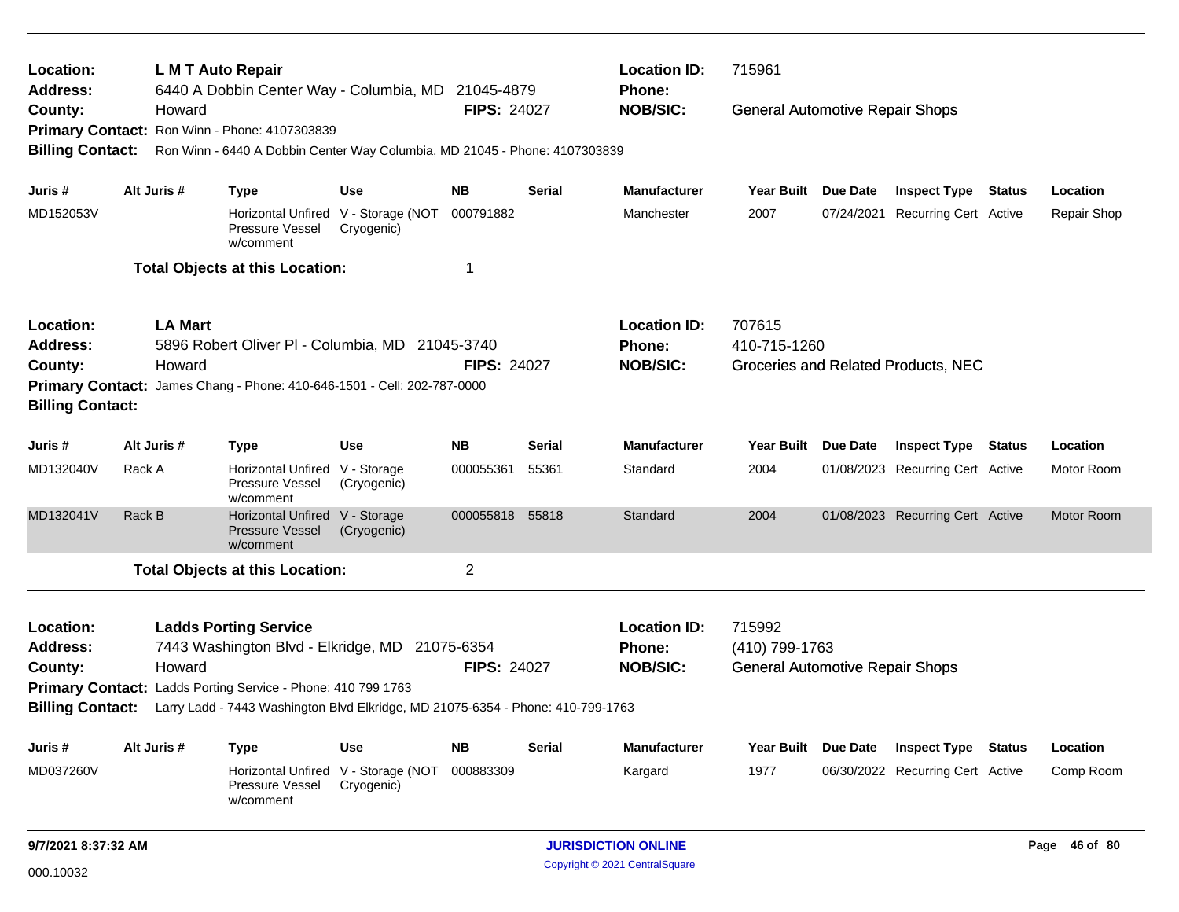**Location:** L M T Auto Repair
**Address:** 6440 A Dobbin Center Way - Columbia, MD 21045-4879
**County:** Howard **FIPS:** 24027
**Primary Contact:** Ron Winn - Phone: 4107303839
**Billing Contact:** Ron Winn - 6440 A Dobbin Center Way Columbia, MD 21045 - Phone: 4107303839

**Location ID:** 715961
**Phone:**
**NOB/SIC:** General Automotive Repair Shops

| Juris # | Alt Juris # | Type | Use | NB | Serial | Manufacturer | Year Built | Due Date | Inspect Type | Status | Location |
|---|---|---|---|---|---|---|---|---|---|---|---|
| MD152053V | | Horizontal Unfired Pressure Vessel w/comment | V - Storage (NOT Cryogenic) | 000791882 | | Manchester | 2007 | 07/24/2021 | Recurring Cert | Active | Repair Shop |

**Total Objects at this Location:** 1

---

**Location:** LA Mart
**Address:** 5896 Robert Oliver Pl - Columbia, MD 21045-3740
**County:** Howard **FIPS:** 24027
**Primary Contact:** James Chang - Phone: 410-646-1501 - Cell: 202-787-0000
**Billing Contact:**

**Location ID:** 707615
**Phone:** 410-715-1260
**NOB/SIC:** Groceries and Related Products, NEC

| Juris # | Alt Juris # | Type | Use | NB | Serial | Manufacturer | Year Built | Due Date | Inspect Type | Status | Location |
|---|---|---|---|---|---|---|---|---|---|---|---|
| MD132040V | Rack A | Horizontal Unfired Pressure Vessel w/comment | V - Storage (Cryogenic) | 000055361 | 55361 | Standard | 2004 | 01/08/2023 | Recurring Cert | Active | Motor Room |
| MD132041V | Rack B | Horizontal Unfired Pressure Vessel w/comment | V - Storage (Cryogenic) | 000055818 | 55818 | Standard | 2004 | 01/08/2023 | Recurring Cert | Active | Motor Room |

**Total Objects at this Location:** 2

---

**Location:** Ladds Porting Service
**Address:** 7443 Washington Blvd - Elkridge, MD 21075-6354
**County:** Howard **FIPS:** 24027
**Primary Contact:** Ladds Porting Service - Phone: 410 799 1763
**Billing Contact:** Larry Ladd - 7443 Washington Blvd Elkridge, MD 21075-6354 - Phone: 410-799-1763

**Location ID:** 715992
**Phone:** (410) 799-1763
**NOB/SIC:** General Automotive Repair Shops

| Juris # | Alt Juris # | Type | Use | NB | Serial | Manufacturer | Year Built | Due Date | Inspect Type | Status | Location |
|---|---|---|---|---|---|---|---|---|---|---|---|
| MD037260V | | Horizontal Unfired Pressure Vessel w/comment | V - Storage (NOT Cryogenic) | 000883309 | | Kargard | 1977 | 06/30/2022 | Recurring Cert | Active | Comp Room |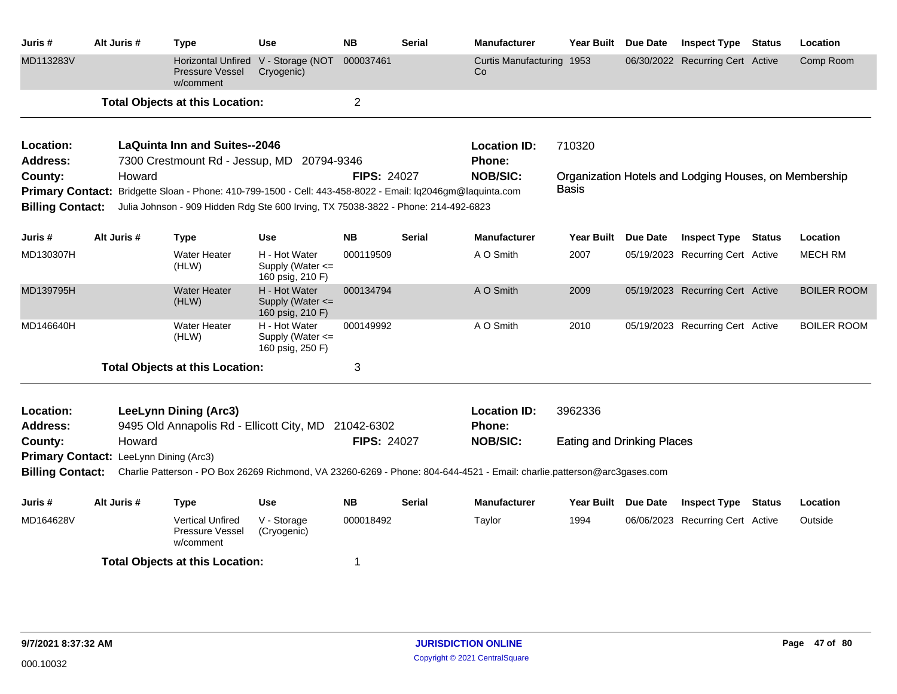| Juris # | Alt Juris # | Type | Use | NB | Serial | Manufacturer | Year Built | Due Date | Inspect Type | Status | Location |
|---|---|---|---|---|---|---|---|---|---|---|---|
| MD113283V | | Horizontal Unfired Pressure Vessel w/comment | V - Storage (NOT Cryogenic) | 000037461 | | Curtis Manufacturing Co | 1953 | 06/30/2022 | Recurring Cert | Active | Comp Room |

**Total Objects at this Location:** 2

---

**Location:** LaQuinta Inn and Suites--2046
**Location ID:** 710320
**Address:** 7300 Crestmount Rd - Jessup, MD 20794-9346
**Phone:**
**County:** Howard
**FIPS:** 24027
**NOB/SIC:** Organization Hotels and Lodging Houses, on Membership Basis
**Primary Contact:** Bridgette Sloan - Phone: 410-799-1500 - Cell: 443-458-8022 - Email: lq2046gm@laquinta.com
**Billing Contact:** Julia Johnson - 909 Hidden Rdg Ste 600 Irving, TX 75038-3822 - Phone: 214-492-6823

| Juris # | Alt Juris # | Type | Use | NB | Serial | Manufacturer | Year Built | Due Date | Inspect Type | Status | Location |
|---|---|---|---|---|---|---|---|---|---|---|---|
| MD130307H | | Water Heater (HLW) | H - Hot Water Supply (Water <= 160 psig, 210 F) | 000119509 | | A O Smith | 2007 | 05/19/2023 | Recurring Cert | Active | MECH RM |
| MD139795H | | Water Heater (HLW) | H - Hot Water Supply (Water <= 160 psig, 210 F) | 000134794 | | A O Smith | 2009 | 05/19/2023 | Recurring Cert | Active | BOILER ROOM |
| MD146640H | | Water Heater (HLW) | H - Hot Water Supply (Water <= 160 psig, 250 F) | 000149992 | | A O Smith | 2010 | 05/19/2023 | Recurring Cert | Active | BOILER ROOM |

**Total Objects at this Location:** 3

---

**Location:** LeeLynn Dining (Arc3)
**Location ID:** 3962336
**Address:** 9495 Old Annapolis Rd - Ellicott City, MD 21042-6302
**Phone:**
**County:** Howard
**FIPS:** 24027
**NOB/SIC:** Eating and Drinking Places
**Primary Contact:** LeeLynn Dining (Arc3)
**Billing Contact:** Charlie Patterson - PO Box 26269 Richmond, VA 23260-6269 - Phone: 804-644-4521 - Email: charlie.patterson@arc3gases.com

| Juris # | Alt Juris # | Type | Use | NB | Serial | Manufacturer | Year Built | Due Date | Inspect Type | Status | Location |
|---|---|---|---|---|---|---|---|---|---|---|---|
| MD164628V | | Vertical Unfired Pressure Vessel w/comment | V - Storage (Cryogenic) | 000018492 | | Taylor | 1994 | 06/06/2023 | Recurring Cert | Active | Outside |

**Total Objects at this Location:** 1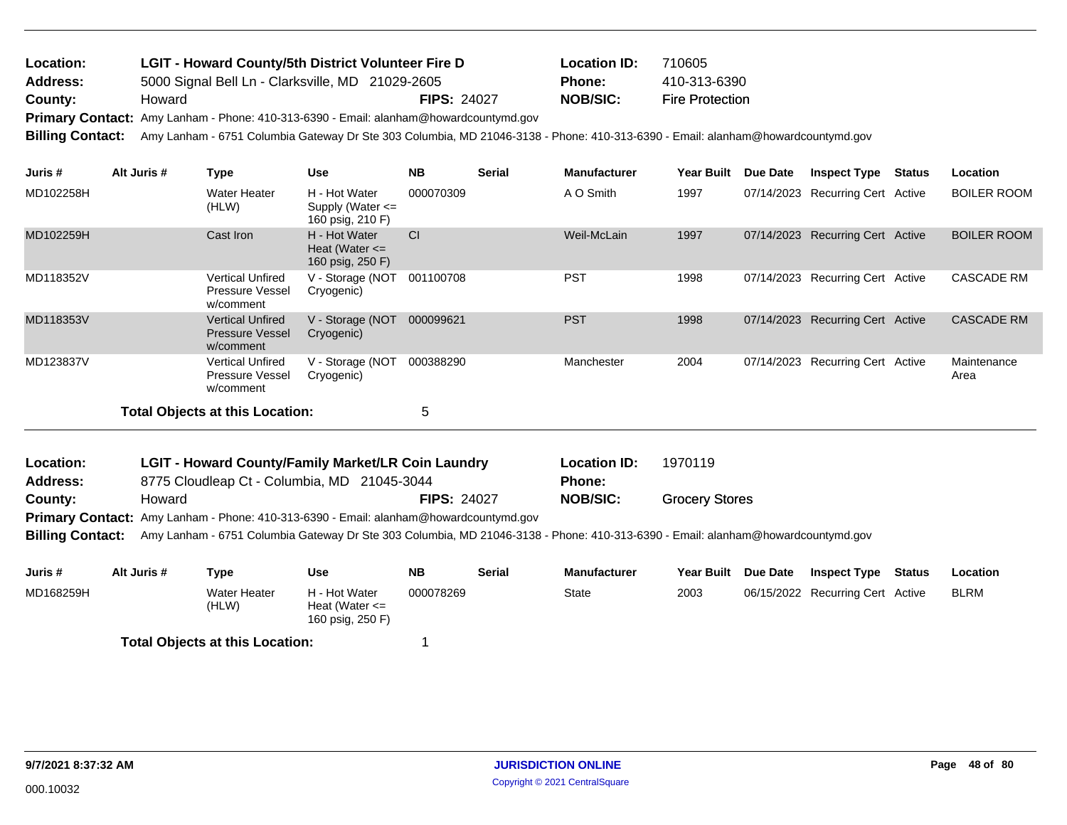**Location:** LGIT - Howard County/5th District Volunteer Fire D
**Address:** 5000 Signal Bell Ln - Clarksville, MD 21029-2605
**County:** Howard **FIPS:** 24027
**Location ID:** 710605
**Phone:** 410-313-6390
**NOB/SIC:** Fire Protection
**Primary Contact:** Amy Lanham - Phone: 410-313-6390 - Email: alanham@howardcountymd.gov
**Billing Contact:** Amy Lanham - 6751 Columbia Gateway Dr Ste 303 Columbia, MD 21046-3138 - Phone: 410-313-6390 - Email: alanham@howardcountymd.gov

| Juris # | Alt Juris # | Type | Use | NB | Serial | Manufacturer | Year Built | Due Date | Inspect Type | Status | Location |
|---|---|---|---|---|---|---|---|---|---|---|---|
| MD102258H | | Water Heater (HLW) | H - Hot Water Supply (Water <= 160 psig, 210 F) | 000070309 | | A O Smith | 1997 | 07/14/2023 | Recurring Cert | Active | BOILER ROOM |
| MD102259H | | Cast Iron | H - Hot Water Heat (Water <= 160 psig, 250 F) | CI | | Weil-McLain | 1997 | 07/14/2023 | Recurring Cert | Active | BOILER ROOM |
| MD118352V | | Vertical Unfired Pressure Vessel w/comment | V - Storage (NOT Cryogenic) | 001100708 | | PST | 1998 | 07/14/2023 | Recurring Cert | Active | CASCADE RM |
| MD118353V | | Vertical Unfired Pressure Vessel w/comment | V - Storage (NOT Cryogenic) | 000099621 | | PST | 1998 | 07/14/2023 | Recurring Cert | Active | CASCADE RM |
| MD123837V | | Vertical Unfired Pressure Vessel w/comment | V - Storage (NOT Cryogenic) | 000388290 | | Manchester | 2004 | 07/14/2023 | Recurring Cert | Active | Maintenance Area |

**Total Objects at this Location:** 5

**Location:** LGIT - Howard County/Family Market/LR Coin Laundry
**Address:** 8775 Cloudleap Ct - Columbia, MD 21045-3044
**County:** Howard **FIPS:** 24027
**Location ID:** 1970119
**Phone:**
**NOB/SIC:** Grocery Stores
**Primary Contact:** Amy Lanham - Phone: 410-313-6390 - Email: alanham@howardcountymd.gov
**Billing Contact:** Amy Lanham - 6751 Columbia Gateway Dr Ste 303 Columbia, MD 21046-3138 - Phone: 410-313-6390 - Email: alanham@howardcountymd.gov

| Juris # | Alt Juris # | Type | Use | NB | Serial | Manufacturer | Year Built | Due Date | Inspect Type | Status | Location |
|---|---|---|---|---|---|---|---|---|---|---|---|
| MD168259H | | Water Heater (HLW) | H - Hot Water Heat (Water <= 160 psig, 250 F) | 000078269 | | State | 2003 | 06/15/2022 | Recurring Cert | Active | BLRM |

**Total Objects at this Location:** 1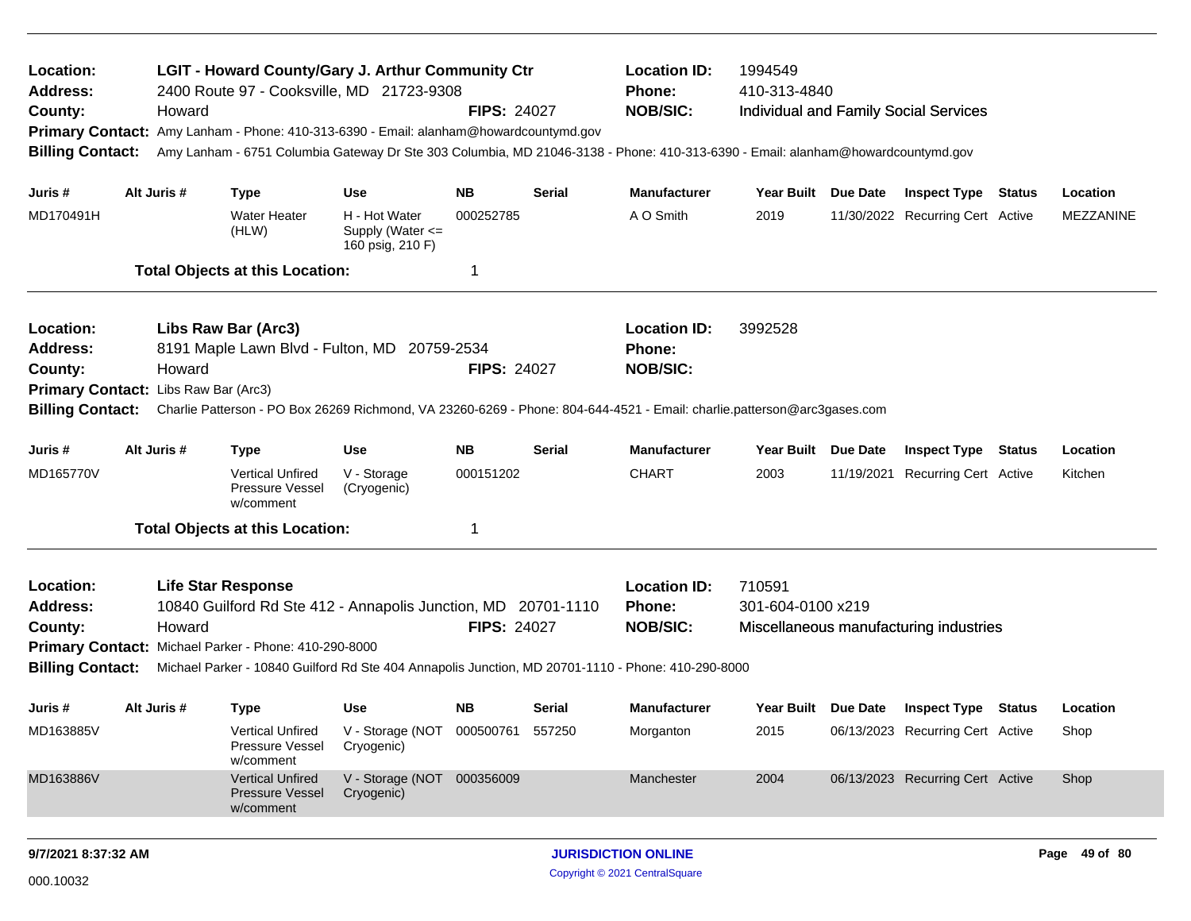**Location:** LGIT - Howard County/Gary J. Arthur Community Ctr
**Location ID:** 1994549
**Address:** 2400 Route 97 - Cooksville, MD 21723-9308
**Phone:** 410-313-4840
**County:** Howard
**FIPS:** 24027
**NOB/SIC:** Individual and Family Social Services
**Primary Contact:** Amy Lanham - Phone: 410-313-6390 - Email: alanham@howardcountymd.gov
**Billing Contact:** Amy Lanham - 6751 Columbia Gateway Dr Ste 303 Columbia, MD 21046-3138 - Phone: 410-313-6390 - Email: alanham@howardcountymd.gov

| Juris # | Alt Juris # | Type | Use | NB | Serial | Manufacturer | Year Built | Due Date | Inspect Type | Status | Location |
|---|---|---|---|---|---|---|---|---|---|---|---|
| MD170491H | | Water Heater (HLW) | H - Hot Water Supply (Water <= 160 psig, 210 F) | 000252785 | | A O Smith | 2019 | 11/30/2022 | Recurring Cert | Active | MEZZANINE |

**Total Objects at this Location:** 1

---

**Location:** Libs Raw Bar (Arc3)
**Location ID:** 3992528
**Address:** 8191 Maple Lawn Blvd - Fulton, MD 20759-2534
**Phone:**
**County:** Howard
**FIPS:** 24027
**NOB/SIC:**
**Primary Contact:** Libs Raw Bar (Arc3)
**Billing Contact:** Charlie Patterson - PO Box 26269 Richmond, VA 23260-6269 - Phone: 804-644-4521 - Email: charlie.patterson@arc3gases.com

| Juris # | Alt Juris # | Type | Use | NB | Serial | Manufacturer | Year Built | Due Date | Inspect Type | Status | Location |
|---|---|---|---|---|---|---|---|---|---|---|---|
| MD165770V | | Vertical Unfired Pressure Vessel w/comment | V - Storage (Cryogenic) | 000151202 | | CHART | 2003 | 11/19/2021 | Recurring Cert | Active | Kitchen |

**Total Objects at this Location:** 1

---

**Location:** Life Star Response
**Location ID:** 710591
**Address:** 10840 Guilford Rd Ste 412 - Annapolis Junction, MD 20701-1110
**Phone:** 301-604-0100 x219
**County:** Howard
**FIPS:** 24027
**NOB/SIC:** Miscellaneous manufacturing industries
**Primary Contact:** Michael Parker - Phone: 410-290-8000
**Billing Contact:** Michael Parker - 10840 Guilford Rd Ste 404 Annapolis Junction, MD 20701-1110 - Phone: 410-290-8000

| Juris # | Alt Juris # | Type | Use | NB | Serial | Manufacturer | Year Built | Due Date | Inspect Type | Status | Location |
|---|---|---|---|---|---|---|---|---|---|---|---|
| MD163885V | | Vertical Unfired Pressure Vessel w/comment | V - Storage (NOT Cryogenic) | 000500761 | 557250 | Morganton | 2015 | 06/13/2023 | Recurring Cert | Active | Shop |
| MD163886V | | Vertical Unfired Pressure Vessel w/comment | V - Storage (NOT Cryogenic) | 000356009 | | Manchester | 2004 | 06/13/2023 | Recurring Cert | Active | Shop |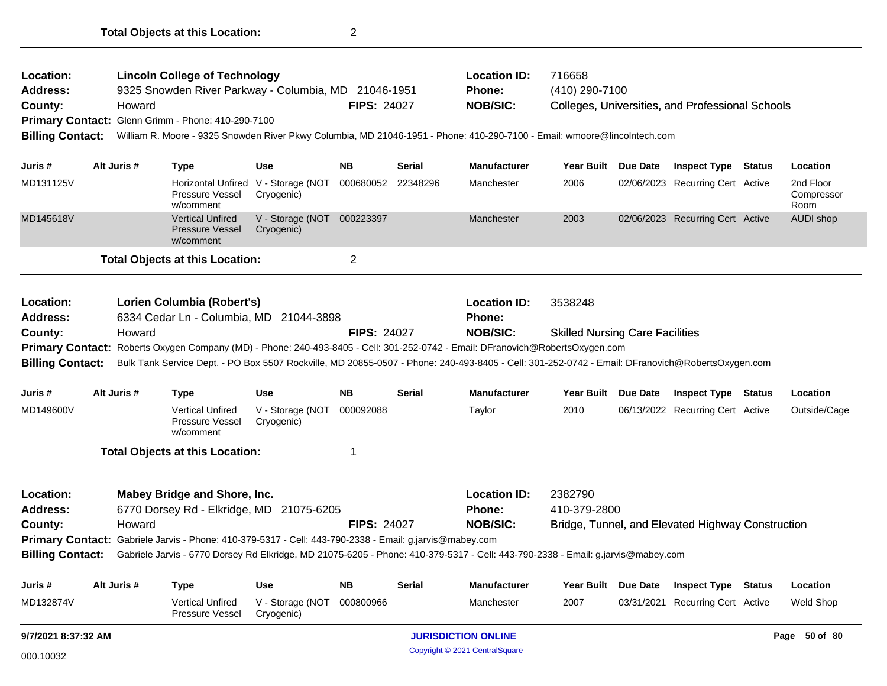**Total Objects at this Location:** 2

---

**Location:** Lincoln College of Technology
**Address:** 9325 Snowden River Parkway - Columbia, MD 21046-1951
**County:** Howard
**FIPS:** 24027
**Location ID:** 716658
**Phone:** (410) 290-7100
**NOB/SIC:** Colleges, Universities, and Professional Schools
**Primary Contact:** Glenn Grimm - Phone: 410-290-7100
**Billing Contact:** William R. Moore - 9325 Snowden River Pkwy Columbia, MD 21046-1951 - Phone: 410-290-7100 - Email: wmoore@lincolntech.com

| Juris # | Alt Juris # | Type | Use | NB | Serial | Manufacturer | Year Built | Due Date | Inspect Type | Status | Location |
|---|---|---|---|---|---|---|---|---|---|---|---|
| MD131125V | | Horizontal Unfired Pressure Vessel w/comment | V - Storage (NOT Cryogenic) | 000680052 | 22348296 | Manchester | 2006 | 02/06/2023 | Recurring Cert | Active | 2nd Floor Compressor Room |
| MD145618V | | Vertical Unfired Pressure Vessel w/comment | V - Storage (NOT Cryogenic) | 000223397 | | Manchester | 2003 | 02/06/2023 | Recurring Cert | Active | AUDI shop |

**Total Objects at this Location:** 2

---

**Location:** Lorien Columbia (Robert's)
**Address:** 6334 Cedar Ln - Columbia, MD 21044-3898
**County:** Howard
**FIPS:** 24027
**Location ID:** 3538248
**Phone:**
**NOB/SIC:** Skilled Nursing Care Facilities
**Primary Contact:** Roberts Oxygen Company (MD) - Phone: 240-493-8405 - Cell: 301-252-0742 - Email: DFranovich@RobertsOxygen.com
**Billing Contact:** Bulk Tank Service Dept. - PO Box 5507 Rockville, MD 20855-0507 - Phone: 240-493-8405 - Cell: 301-252-0742 - Email: DFranovich@RobertsOxygen.com

| Juris # | Alt Juris # | Type | Use | NB | Serial | Manufacturer | Year Built | Due Date | Inspect Type | Status | Location |
|---|---|---|---|---|---|---|---|---|---|---|---|
| MD149600V | | Vertical Unfired Pressure Vessel w/comment | V - Storage (NOT Cryogenic) | 000092088 | | Taylor | 2010 | 06/13/2022 | Recurring Cert | Active | Outside/Cage |

**Total Objects at this Location:** 1

---

**Location:** Mabey Bridge and Shore, Inc.
**Address:** 6770 Dorsey Rd - Elkridge, MD 21075-6205
**County:** Howard
**FIPS:** 24027
**Location ID:** 2382790
**Phone:** 410-379-2800
**NOB/SIC:** Bridge, Tunnel, and Elevated Highway Construction
**Primary Contact:** Gabriele Jarvis - Phone: 410-379-5317 - Cell: 443-790-2338 - Email: g.jarvis@mabey.com
**Billing Contact:** Gabriele Jarvis - 6770 Dorsey Rd Elkridge, MD 21075-6205 - Phone: 410-379-5317 - Cell: 443-790-2338 - Email: g.jarvis@mabey.com

| Juris # | Alt Juris # | Type | Use | NB | Serial | Manufacturer | Year Built | Due Date | Inspect Type | Status | Location |
|---|---|---|---|---|---|---|---|---|---|---|---|
| MD132874V | | Vertical Unfired Pressure Vessel | V - Storage (NOT Cryogenic) | 000800966 | | Manchester | 2007 | 03/31/2021 | Recurring Cert | Active | Weld Shop |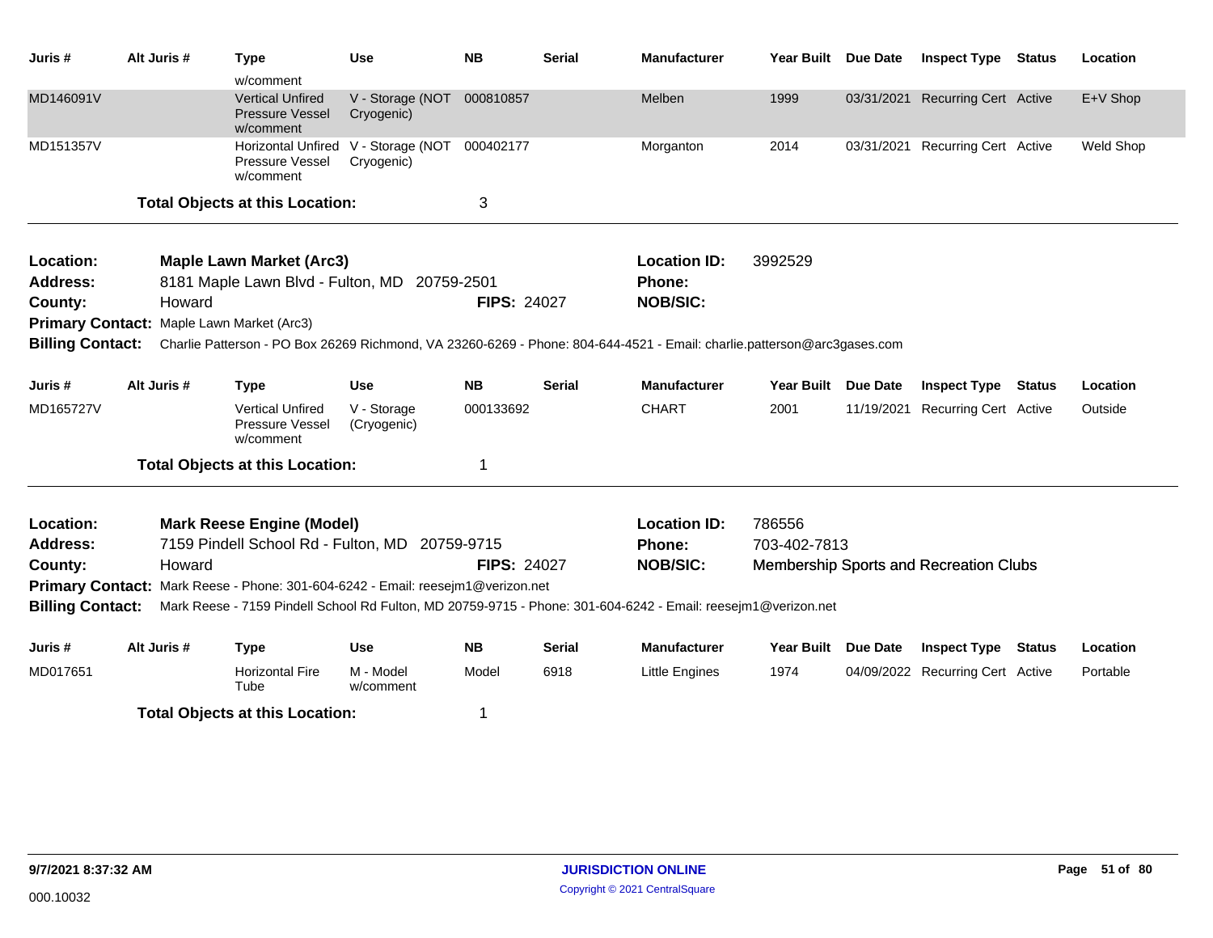| Juris # | Alt Juris # | Type | Use | NB | Serial | Manufacturer | Year Built | Due Date | Inspect Type | Status | Location |
|---|---|---|---|---|---|---|---|---|---|---|---|
| | | w/comment | | | | | | | | | |
| MD146091V | | Vertical Unfired Pressure Vessel w/comment | V - Storage (NOT Cryogenic) | 000810857 | | Melben | 1999 | 03/31/2021 | Recurring Cert | Active | E+V Shop |
| MD151357V | | Horizontal Unfired Pressure Vessel w/comment | V - Storage (NOT Cryogenic) | 000402177 | | Morganton | 2014 | 03/31/2021 | Recurring Cert | Active | Weld Shop |

**Total Objects at this Location:** 3

---

**Location:** Maple Lawn Market (Arc3) **Location ID:** 3992529
**Address:** 8181 Maple Lawn Blvd - Fulton, MD 20759-2501 **Phone:**
**County:** Howard **FIPS:** 24027 **NOB/SIC:**
**Primary Contact:** Maple Lawn Market (Arc3)
**Billing Contact:** Charlie Patterson - PO Box 26269 Richmond, VA 23260-6269 - Phone: 804-644-4521 - Email: charlie.patterson@arc3gases.com

| Juris # | Alt Juris # | Type | Use | NB | Serial | Manufacturer | Year Built | Due Date | Inspect Type | Status | Location |
|---|---|---|---|---|---|---|---|---|---|---|---|
| MD165727V | | Vertical Unfired Pressure Vessel w/comment | V - Storage (Cryogenic) | 000133692 | | CHART | 2001 | 11/19/2021 | Recurring Cert | Active | Outside |

**Total Objects at this Location:** 1

---

**Location:** Mark Reese Engine (Model) **Location ID:** 786556
**Address:** 7159 Pindell School Rd - Fulton, MD 20759-9715 **Phone:** 703-402-7813
**County:** Howard **FIPS:** 24027 **NOB/SIC:** Membership Sports and Recreation Clubs
**Primary Contact:** Mark Reese - Phone: 301-604-6242 - Email: reesejm1@verizon.net
**Billing Contact:** Mark Reese - 7159 Pindell School Rd Fulton, MD 20759-9715 - Phone: 301-604-6242 - Email: reesejm1@verizon.net

| Juris # | Alt Juris # | Type | Use | NB | Serial | Manufacturer | Year Built | Due Date | Inspect Type | Status | Location |
|---|---|---|---|---|---|---|---|---|---|---|---|
| MD017651 | | Horizontal Fire Tube | M - Model w/comment | Model | 6918 | Little Engines | 1974 | 04/09/2022 | Recurring Cert | Active | Portable |

**Total Objects at this Location:** 1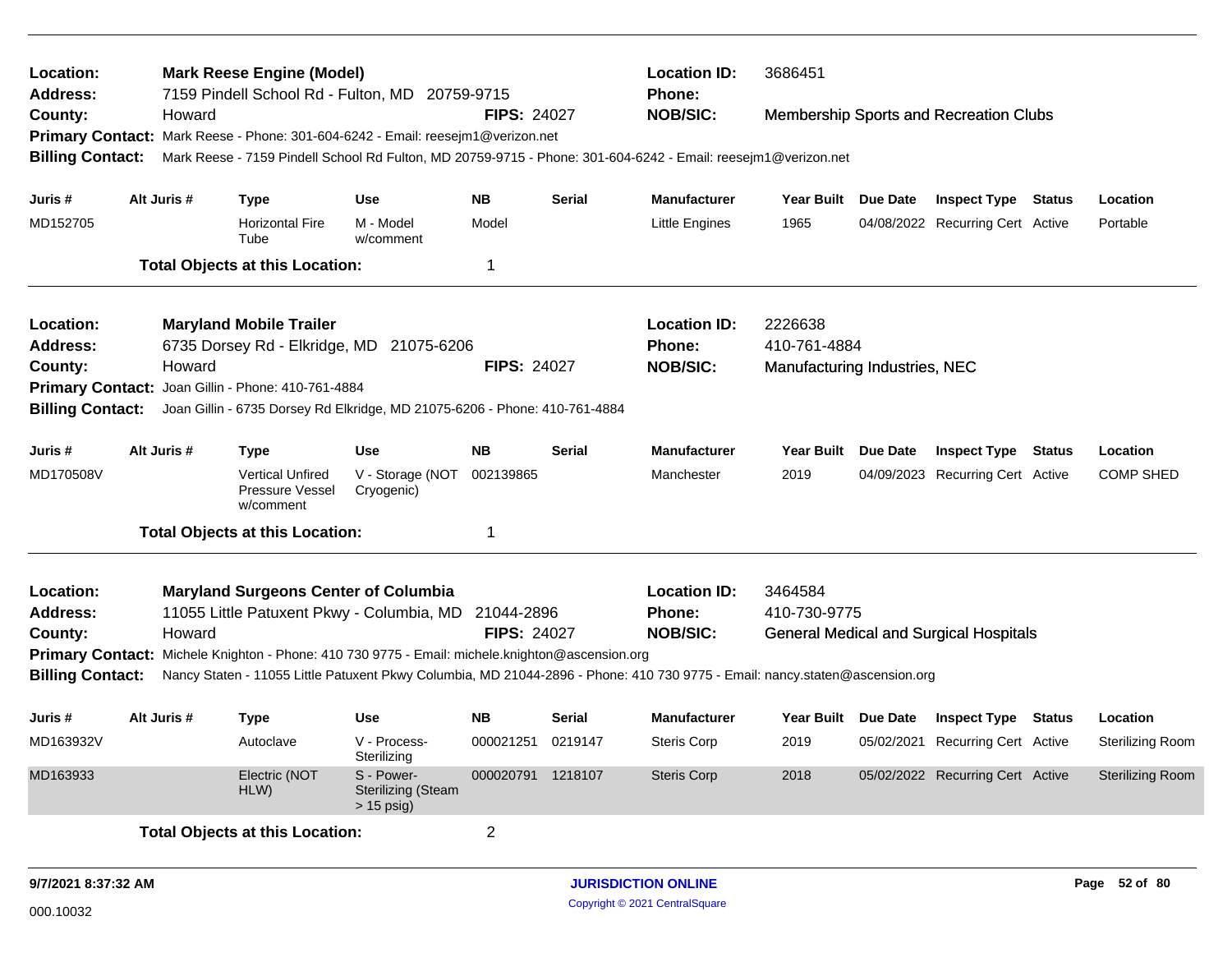**Location:** Mark Reese Engine (Model)
**Location ID:** 3686451
**Address:** 7159 Pindell School Rd - Fulton, MD 20759-9715
**Phone:**
**County:** Howard
**FIPS:** 24027
**NOB/SIC:** Membership Sports and Recreation Clubs
**Primary Contact:** Mark Reese - Phone: 301-604-6242 - Email: reesejm1@verizon.net
**Billing Contact:** Mark Reese - 7159 Pindell School Rd Fulton, MD 20759-9715 - Phone: 301-604-6242 - Email: reesejm1@verizon.net

| Juris # | Alt Juris # | Type | Use | NB | Serial | Manufacturer | Year Built | Due Date | Inspect Type | Status | Location |
|---|---|---|---|---|---|---|---|---|---|---|---|
| MD152705 | | Horizontal Fire Tube | M - Model w/comment | Model | | Little Engines | 1965 | 04/08/2022 | Recurring Cert | Active | Portable |

**Total Objects at this Location:** 1

---

**Location:** Maryland Mobile Trailer
**Location ID:** 2226638
**Address:** 6735 Dorsey Rd - Elkridge, MD 21075-6206
**Phone:** 410-761-4884
**County:** Howard
**FIPS:** 24027
**NOB/SIC:** Manufacturing Industries, NEC
**Primary Contact:** Joan Gillin - Phone: 410-761-4884
**Billing Contact:** Joan Gillin - 6735 Dorsey Rd Elkridge, MD 21075-6206 - Phone: 410-761-4884

| Juris # | Alt Juris # | Type | Use | NB | Serial | Manufacturer | Year Built | Due Date | Inspect Type | Status | Location |
|---|---|---|---|---|---|---|---|---|---|---|---|
| MD170508V | | Vertical Unfired Pressure Vessel w/comment | V - Storage (NOT Cryogenic) | 002139865 | | Manchester | 2019 | 04/09/2023 | Recurring Cert | Active | COMP SHED |

**Total Objects at this Location:** 1

---

**Location:** Maryland Surgeons Center of Columbia
**Location ID:** 3464584
**Address:** 11055 Little Patuxent Pkwy - Columbia, MD 21044-2896
**Phone:** 410-730-9775
**County:** Howard
**FIPS:** 24027
**NOB/SIC:** General Medical and Surgical Hospitals
**Primary Contact:** Michele Knighton - Phone: 410 730 9775 - Email: michele.knighton@ascension.org
**Billing Contact:** Nancy Staten - 11055 Little Patuxent Pkwy Columbia, MD 21044-2896 - Phone: 410 730 9775 - Email: nancy.staten@ascension.org

| Juris # | Alt Juris # | Type | Use | NB | Serial | Manufacturer | Year Built | Due Date | Inspect Type | Status | Location |
|---|---|---|---|---|---|---|---|---|---|---|---|
| MD163932V | | Autoclave | V - Process-Sterilizing | 000021251 | 0219147 | Steris Corp | 2019 | 05/02/2021 | Recurring Cert | Active | Sterilizing Room |
| MD163933 | | Electric (NOT HLW) | S - Power-Sterilizing (Steam > 15 psig) | 000020791 | 1218107 | Steris Corp | 2018 | 05/02/2022 | Recurring Cert | Active | Sterilizing Room |

**Total Objects at this Location:** 2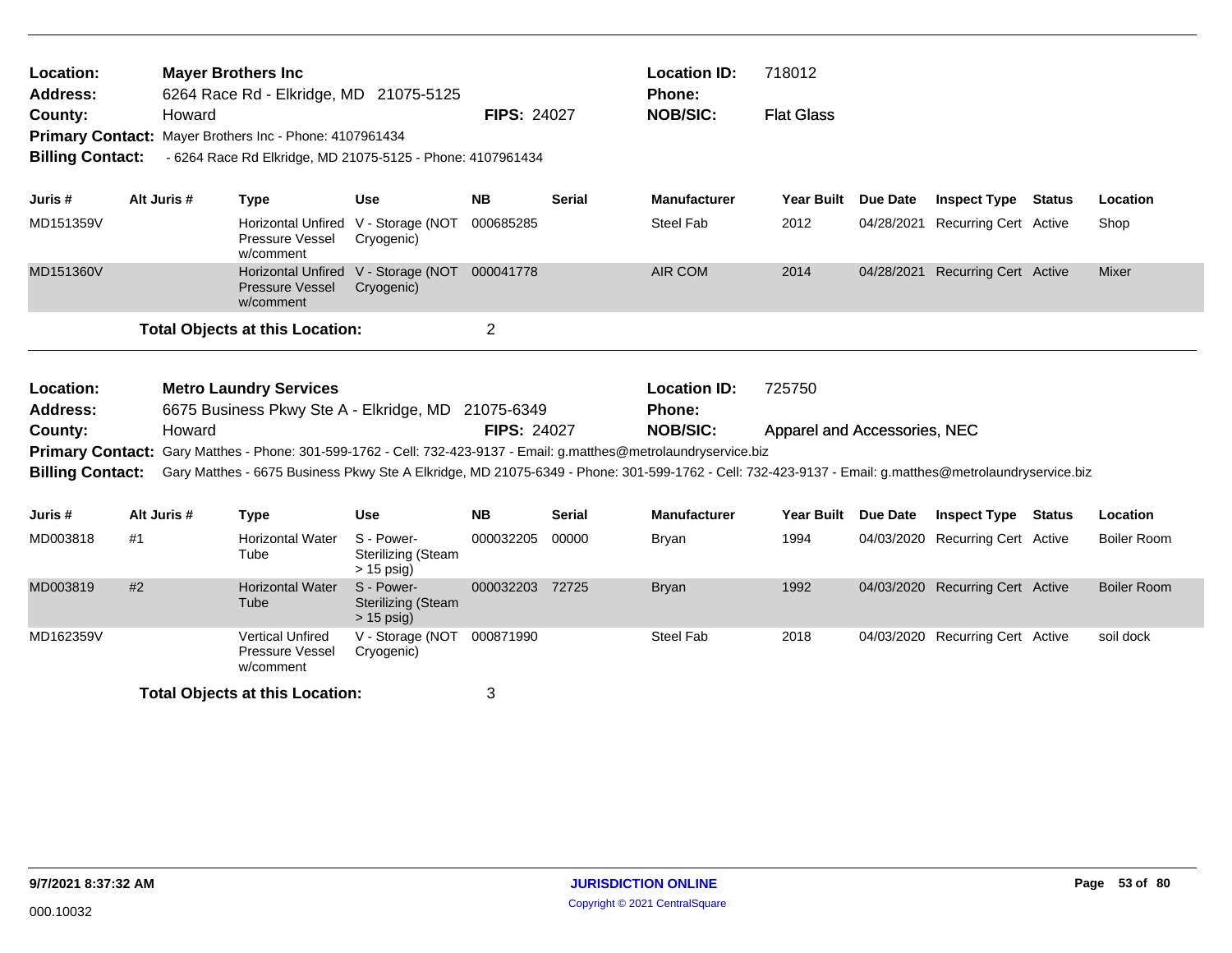**Location:** **Mayer Brothers Inc**
**Address:** 6264 Race Rd - Elkridge, MD 21075-5125
**County:** Howard **FIPS:** 24027
**Location ID:** 718012
**Phone:**
**NOB/SIC:** Flat Glass
**Primary Contact:** Mayer Brothers Inc - Phone: 4107961434
**Billing Contact:** - 6264 Race Rd Elkridge, MD 21075-5125 - Phone: 4107961434

| Juris # | Alt Juris # | Type | Use | NB | Serial | Manufacturer | Year Built | Due Date | Inspect Type | Status | Location |
|---|---|---|---|---|---|---|---|---|---|---|---|
| MD151359V | | Horizontal Unfired Pressure Vessel w/comment | V - Storage (NOT Cryogenic) | 000685285 | | Steel Fab | 2012 | 04/28/2021 | Recurring Cert | Active | Shop |
| MD151360V | | Horizontal Unfired Pressure Vessel w/comment | V - Storage (NOT Cryogenic) | 000041778 | | AIR COM | 2014 | 04/28/2021 | Recurring Cert | Active | Mixer |

**Total Objects at this Location:** 2

---

**Location:** **Metro Laundry Services**
**Address:** 6675 Business Pkwy Ste A - Elkridge, MD 21075-6349
**County:** Howard **FIPS:** 24027
**Location ID:** 725750
**Phone:**
**NOB/SIC:** Apparel and Accessories, NEC
**Primary Contact:** Gary Matthes - Phone: 301-599-1762 - Cell: 732-423-9137 - Email: g.matthes@metrolaundryservice.biz
**Billing Contact:** Gary Matthes - 6675 Business Pkwy Ste A Elkridge, MD 21075-6349 - Phone: 301-599-1762 - Cell: 732-423-9137 - Email: g.matthes@metrolaundryservice.biz

| Juris # | Alt Juris # | Type | Use | NB | Serial | Manufacturer | Year Built | Due Date | Inspect Type | Status | Location |
|---|---|---|---|---|---|---|---|---|---|---|---|
| MD003818 | #1 | Horizontal Water Tube | S - Power-Sterilizing (Steam > 15 psig) | 000032205 | 00000 | Bryan | 1994 | 04/03/2020 | Recurring Cert | Active | Boiler Room |
| MD003819 | #2 | Horizontal Water Tube | S - Power-Sterilizing (Steam > 15 psig) | 000032203 | 72725 | Bryan | 1992 | 04/03/2020 | Recurring Cert | Active | Boiler Room |
| MD162359V | | Vertical Unfired Pressure Vessel w/comment | V - Storage (NOT Cryogenic) | 000871990 | | Steel Fab | 2018 | 04/03/2020 | Recurring Cert | Active | soil dock |

**Total Objects at this Location:** 3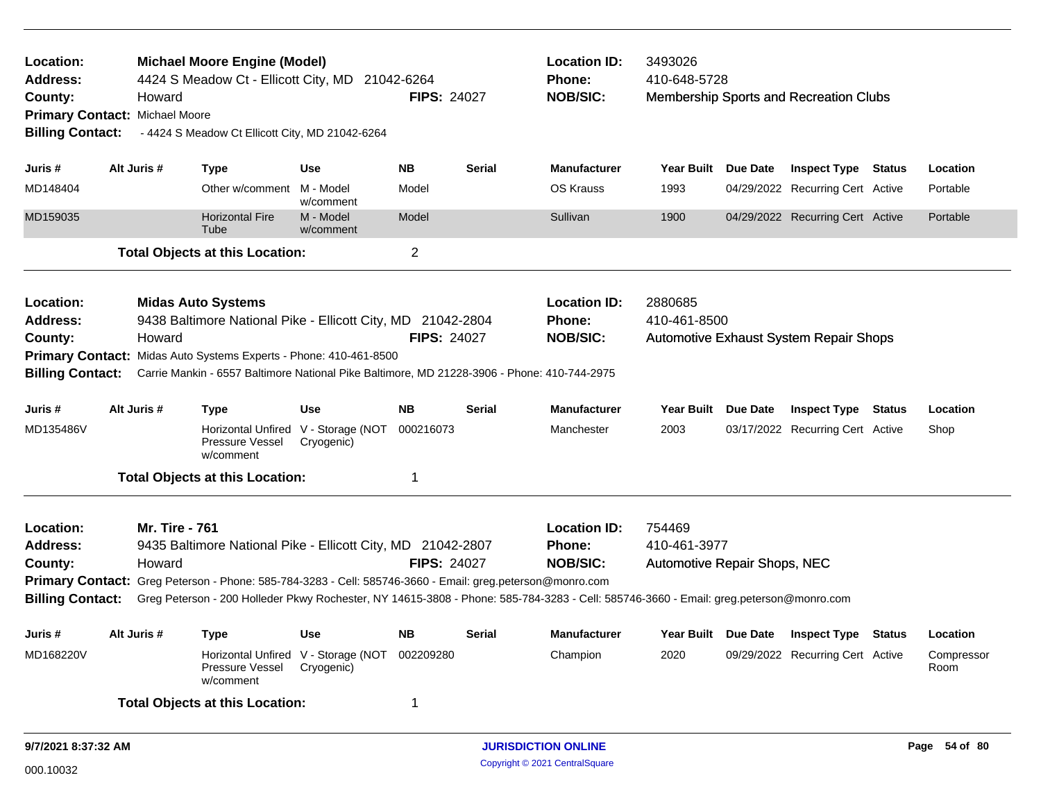**Location:** **Michael Moore Engine (Model)**
**Address:** 4424 S Meadow Ct - Ellicott City, MD 21042-6264
**County:** Howard **FIPS:** 24027
**Primary Contact:** Michael Moore
**Billing Contact:** - 4424 S Meadow Ct Ellicott City, MD 21042-6264

**Location ID:** 3493026
**Phone:** 410-648-5728
**NOB/SIC:** Membership Sports and Recreation Clubs

| Juris # | Alt Juris # | Type | Use | NB | Serial | Manufacturer | Year Built | Due Date | Inspect Type | Status | Location |
|---|---|---|---|---|---|---|---|---|---|---|---|
| MD148404 | | Other w/comment | M - Model w/comment | Model | | OS Krauss | 1993 | 04/29/2022 | Recurring Cert | Active | Portable |
| MD159035 | | Horizontal Fire Tube | M - Model w/comment | Model | | Sullivan | 1900 | 04/29/2022 | Recurring Cert | Active | Portable |

**Total Objects at this Location:** 2

---

**Location:** **Midas Auto Systems**
**Address:** 9438 Baltimore National Pike - Ellicott City, MD 21042-2804
**County:** Howard **FIPS:** 24027
**Primary Contact:** Midas Auto Systems Experts - Phone: 410-461-8500
**Billing Contact:** Carrie Mankin - 6557 Baltimore National Pike Baltimore, MD 21228-3906 - Phone: 410-744-2975

**Location ID:** 2880685
**Phone:** 410-461-8500
**NOB/SIC:** Automotive Exhaust System Repair Shops

| Juris # | Alt Juris # | Type | Use | NB | Serial | Manufacturer | Year Built | Due Date | Inspect Type | Status | Location |
|---|---|---|---|---|---|---|---|---|---|---|---|
| MD135486V | | Horizontal Unfired Pressure Vessel w/comment | V - Storage (NOT Cryogenic) | 000216073 | | Manchester | 2003 | 03/17/2022 | Recurring Cert | Active | Shop |

**Total Objects at this Location:** 1

---

**Location:** **Mr. Tire - 761**
**Address:** 9435 Baltimore National Pike - Ellicott City, MD 21042-2807
**County:** Howard **FIPS:** 24027
**Primary Contact:** Greg Peterson - Phone: 585-784-3283 - Cell: 585746-3660 - Email: greg.peterson@monro.com
**Billing Contact:** Greg Peterson - 200 Holleder Pkwy Rochester, NY 14615-3808 - Phone: 585-784-3283 - Cell: 585746-3660 - Email: greg.peterson@monro.com

**Location ID:** 754469
**Phone:** 410-461-3977
**NOB/SIC:** Automotive Repair Shops, NEC

| Juris # | Alt Juris # | Type | Use | NB | Serial | Manufacturer | Year Built | Due Date | Inspect Type | Status | Location |
|---|---|---|---|---|---|---|---|---|---|---|---|
| MD168220V | | Horizontal Unfired Pressure Vessel w/comment | V - Storage (NOT Cryogenic) | 002209280 | | Champion | 2020 | 09/29/2022 | Recurring Cert | Active | Compressor Room |

**Total Objects at this Location:** 1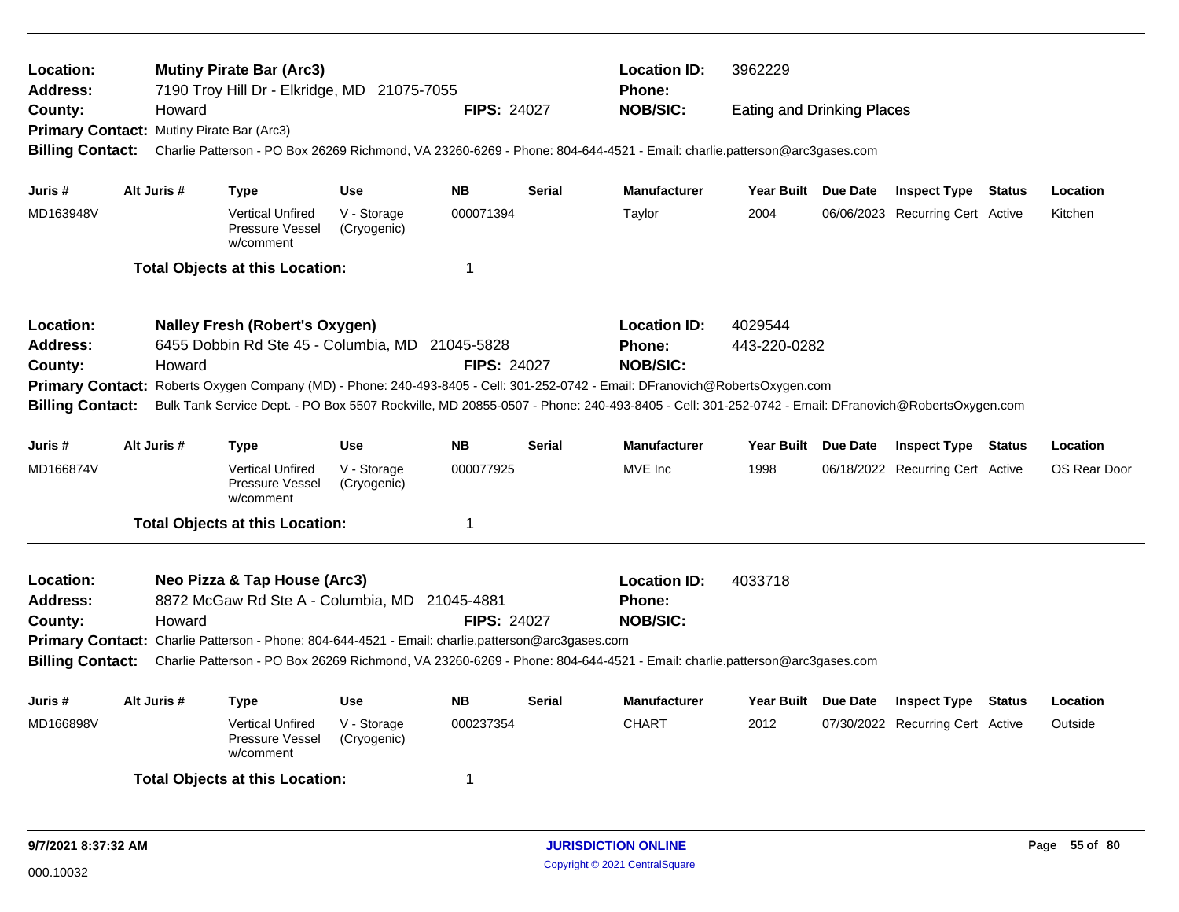**Location:** Mutiny Pirate Bar (Arc3)
**Location ID:** 3962229
**Address:** 7190 Troy Hill Dr - Elkridge, MD 21075-7055
**Phone:**
**County:** Howard
**FIPS:** 24027
**NOB/SIC:** Eating and Drinking Places
**Primary Contact:** Mutiny Pirate Bar (Arc3)
**Billing Contact:** Charlie Patterson - PO Box 26269 Richmond, VA 23260-6269 - Phone: 804-644-4521 - Email: charlie.patterson@arc3gases.com

| Juris # | Alt Juris # | Type | Use | NB | Serial | Manufacturer | Year Built | Due Date | Inspect Type | Status | Location |
|---|---|---|---|---|---|---|---|---|---|---|---|
| MD163948V | | Vertical Unfired Pressure Vessel w/comment | V - Storage (Cryogenic) | 000071394 | | Taylor | 2004 | 06/06/2023 | Recurring Cert | Active | Kitchen |

**Total Objects at this Location:** 1

---

**Location:** Nalley Fresh (Robert's Oxygen)
**Location ID:** 4029544
**Address:** 6455 Dobbin Rd Ste 45 - Columbia, MD 21045-5828
**Phone:** 443-220-0282
**County:** Howard
**FIPS:** 24027
**NOB/SIC:**
**Primary Contact:** Roberts Oxygen Company (MD) - Phone: 240-493-8405 - Cell: 301-252-0742 - Email: DFranovich@RobertsOxygen.com
**Billing Contact:** Bulk Tank Service Dept. - PO Box 5507 Rockville, MD 20855-0507 - Phone: 240-493-8405 - Cell: 301-252-0742 - Email: DFranovich@RobertsOxygen.com

| Juris # | Alt Juris # | Type | Use | NB | Serial | Manufacturer | Year Built | Due Date | Inspect Type | Status | Location |
|---|---|---|---|---|---|---|---|---|---|---|---|
| MD166874V | | Vertical Unfired Pressure Vessel w/comment | V - Storage (Cryogenic) | 000077925 | | MVE Inc | 1998 | 06/18/2022 | Recurring Cert | Active | OS Rear Door |

**Total Objects at this Location:** 1

---

**Location:** Neo Pizza & Tap House (Arc3)
**Location ID:** 4033718
**Address:** 8872 McGaw Rd Ste A - Columbia, MD 21045-4881
**Phone:**
**County:** Howard
**FIPS:** 24027
**NOB/SIC:**
**Primary Contact:** Charlie Patterson - Phone: 804-644-4521 - Email: charlie.patterson@arc3gases.com
**Billing Contact:** Charlie Patterson - PO Box 26269 Richmond, VA 23260-6269 - Phone: 804-644-4521 - Email: charlie.patterson@arc3gases.com

| Juris # | Alt Juris # | Type | Use | NB | Serial | Manufacturer | Year Built | Due Date | Inspect Type | Status | Location |
|---|---|---|---|---|---|---|---|---|---|---|---|
| MD166898V | | Vertical Unfired Pressure Vessel w/comment | V - Storage (Cryogenic) | 000237354 | | CHART | 2012 | 07/30/2022 | Recurring Cert | Active | Outside |

**Total Objects at this Location:** 1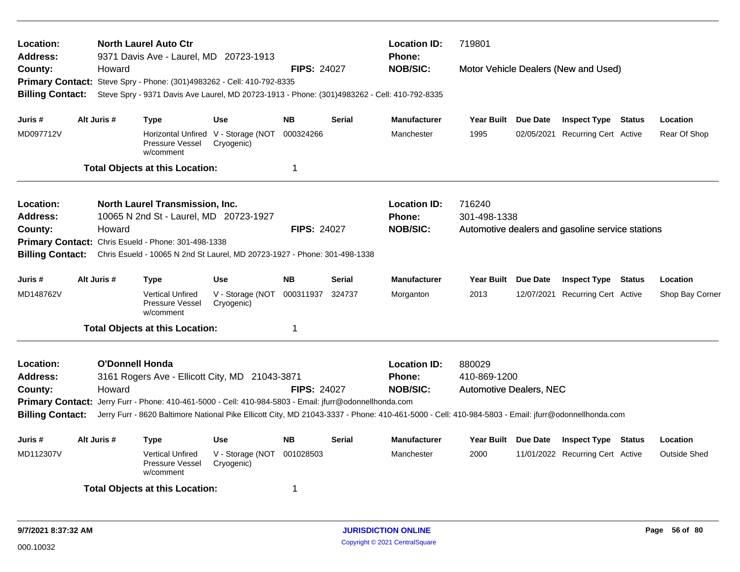**Location:** North Laurel Auto Ctr
**Address:** 9371 Davis Ave - Laurel, MD 20723-1913
**County:** Howard
**FIPS:** 24027
**Location ID:** 719801
**Phone:**
**NOB/SIC:** Motor Vehicle Dealers (New and Used)
**Primary Contact:** Steve Spry - Phone: (301)4983262 - Cell: 410-792-8335
**Billing Contact:** Steve Spry - 9371 Davis Ave Laurel, MD 20723-1913 - Phone: (301)4983262 - Cell: 410-792-8335

| Juris # | Alt Juris # | Type | Use | NB | Serial | Manufacturer | Year Built | Due Date | Inspect Type | Status | Location |
|---|---|---|---|---|---|---|---|---|---|---|---|
| MD097712V | | Horizontal Unfired Pressure Vessel w/comment | V - Storage (NOT Cryogenic) | 000324266 | | Manchester | 1995 | 02/05/2021 | Recurring Cert | Active | Rear Of Shop |

**Total Objects at this Location:** 1

---

**Location:** North Laurel Transmission, Inc.
**Address:** 10065 N 2nd St - Laurel, MD 20723-1927
**County:** Howard
**FIPS:** 24027
**Location ID:** 716240
**Phone:** 301-498-1338
**NOB/SIC:** Automotive dealers and gasoline service stations
**Primary Contact:** Chris Esueld - Phone: 301-498-1338
**Billing Contact:** Chris Esueld - 10065 N 2nd St Laurel, MD 20723-1927 - Phone: 301-498-1338

| Juris # | Alt Juris # | Type | Use | NB | Serial | Manufacturer | Year Built | Due Date | Inspect Type | Status | Location |
|---|---|---|---|---|---|---|---|---|---|---|---|
| MD148762V | | Vertical Unfired Pressure Vessel w/comment | V - Storage (NOT Cryogenic) | 000311937 | 324737 | Morganton | 2013 | 12/07/2021 | Recurring Cert | Active | Shop Bay Corner |

**Total Objects at this Location:** 1

---

**Location:** O'Donnell Honda
**Address:** 3161 Rogers Ave - Ellicott City, MD 21043-3871
**County:** Howard
**FIPS:** 24027
**Location ID:** 880029
**Phone:** 410-869-1200
**NOB/SIC:** Automotive Dealers, NEC
**Primary Contact:** Jerry Furr - Phone: 410-461-5000 - Cell: 410-984-5803 - Email: jfurr@odonnellhonda.com
**Billing Contact:** Jerry Furr - 8620 Baltimore National Pike Ellicott City, MD 21043-3337 - Phone: 410-461-5000 - Cell: 410-984-5803 - Email: jfurr@odonnellhonda.com

| Juris # | Alt Juris # | Type | Use | NB | Serial | Manufacturer | Year Built | Due Date | Inspect Type | Status | Location |
|---|---|---|---|---|---|---|---|---|---|---|---|
| MD112307V | | Vertical Unfired Pressure Vessel w/comment | V - Storage (NOT Cryogenic) | 001028503 | | Manchester | 2000 | 11/01/2022 | Recurring Cert | Active | Outside Shed |

**Total Objects at this Location:** 1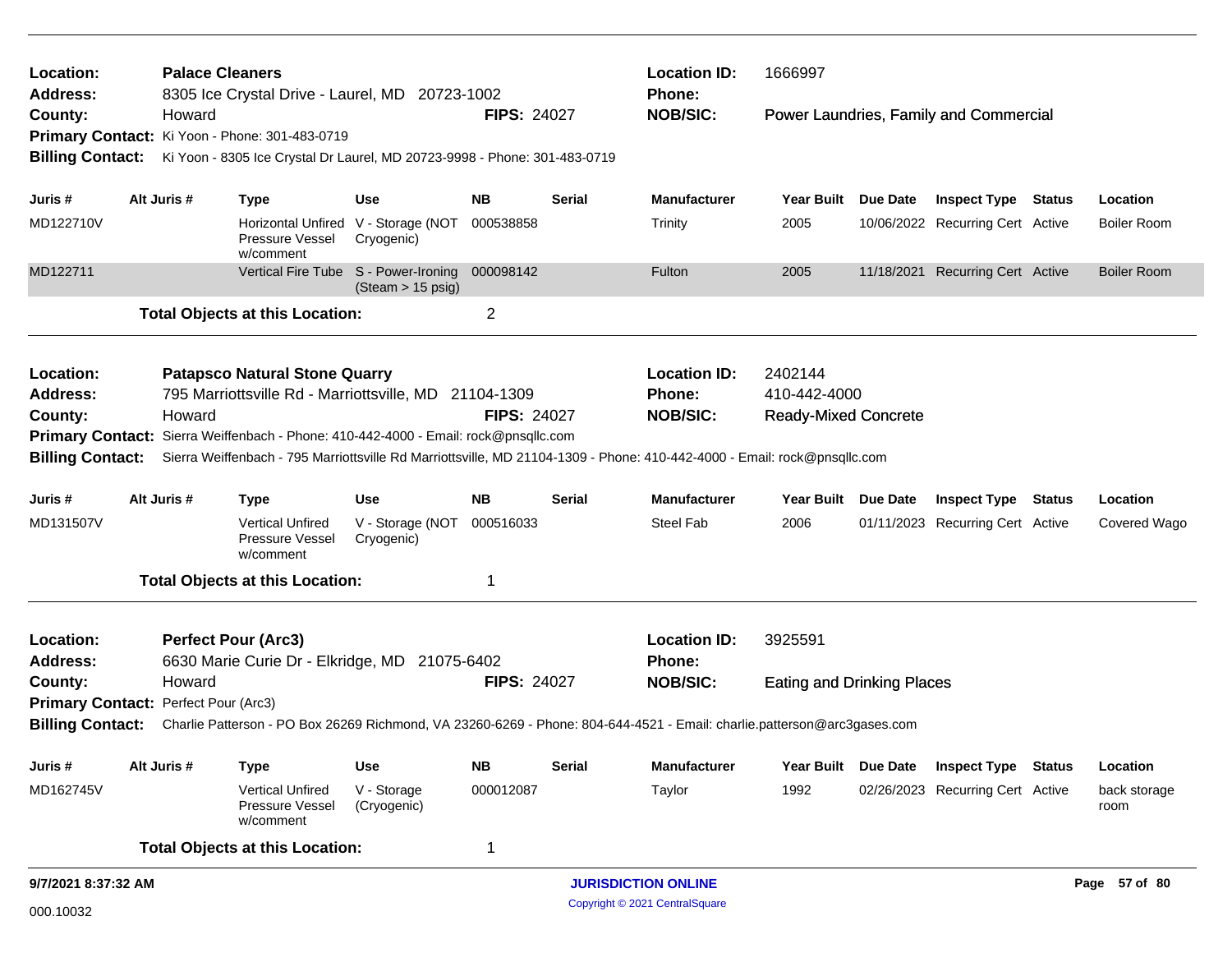**Location:** Palace Cleaners
**Address:** 8305 Ice Crystal Drive - Laurel, MD 20723-1002
**County:** Howard **FIPS:** 24027
**Location ID:** 1666997
**Phone:**
**NOB/SIC:** Power Laundries, Family and Commercial
**Primary Contact:** Ki Yoon - Phone: 301-483-0719
**Billing Contact:** Ki Yoon - 8305 Ice Crystal Dr Laurel, MD 20723-9998 - Phone: 301-483-0719

| Juris # | Alt Juris # | Type | Use | NB | Serial | Manufacturer | Year Built | Due Date | Inspect Type | Status | Location |
|---|---|---|---|---|---|---|---|---|---|---|---|
| MD122710V | | Horizontal Unfired Pressure Vessel w/comment | V - Storage (NOT Cryogenic) | 000538858 | | Trinity | 2005 | 10/06/2022 | Recurring Cert | Active | Boiler Room |
| MD122711 | | Vertical Fire Tube | S - Power-Ironing (Steam > 15 psig) | 000098142 | | Fulton | 2005 | 11/18/2021 | Recurring Cert | Active | Boiler Room |

**Total Objects at this Location:** 2

---

**Location:** Patapsco Natural Stone Quarry
**Address:** 795 Marriottsville Rd - Marriottsville, MD 21104-1309
**County:** Howard **FIPS:** 24027
**Location ID:** 2402144
**Phone:** 410-442-4000
**NOB/SIC:** Ready-Mixed Concrete
**Primary Contact:** Sierra Weiffenbach - Phone: 410-442-4000 - Email: rock@pnsqllc.com
**Billing Contact:** Sierra Weiffenbach - 795 Marriottsville Rd Marriottsville, MD 21104-1309 - Phone: 410-442-4000 - Email: rock@pnsqllc.com

| Juris # | Alt Juris # | Type | Use | NB | Serial | Manufacturer | Year Built | Due Date | Inspect Type | Status | Location |
|---|---|---|---|---|---|---|---|---|---|---|---|
| MD131507V | | Vertical Unfired Pressure Vessel w/comment | V - Storage (NOT Cryogenic) | 000516033 | | Steel Fab | 2006 | 01/11/2023 | Recurring Cert | Active | Covered Wago |

**Total Objects at this Location:** 1

---

**Location:** Perfect Pour (Arc3)
**Address:** 6630 Marie Curie Dr - Elkridge, MD 21075-6402
**County:** Howard **FIPS:** 24027
**Location ID:** 3925591
**Phone:**
**NOB/SIC:** Eating and Drinking Places
**Primary Contact:** Perfect Pour (Arc3)
**Billing Contact:** Charlie Patterson - PO Box 26269 Richmond, VA 23260-6269 - Phone: 804-644-4521 - Email: charlie.patterson@arc3gases.com

| Juris # | Alt Juris # | Type | Use | NB | Serial | Manufacturer | Year Built | Due Date | Inspect Type | Status | Location |
|---|---|---|---|---|---|---|---|---|---|---|---|
| MD162745V | | Vertical Unfired Pressure Vessel w/comment | V - Storage (Cryogenic) | 000012087 | | Taylor | 1992 | 02/26/2023 | Recurring Cert | Active | back storage room |

**Total Objects at this Location:** 1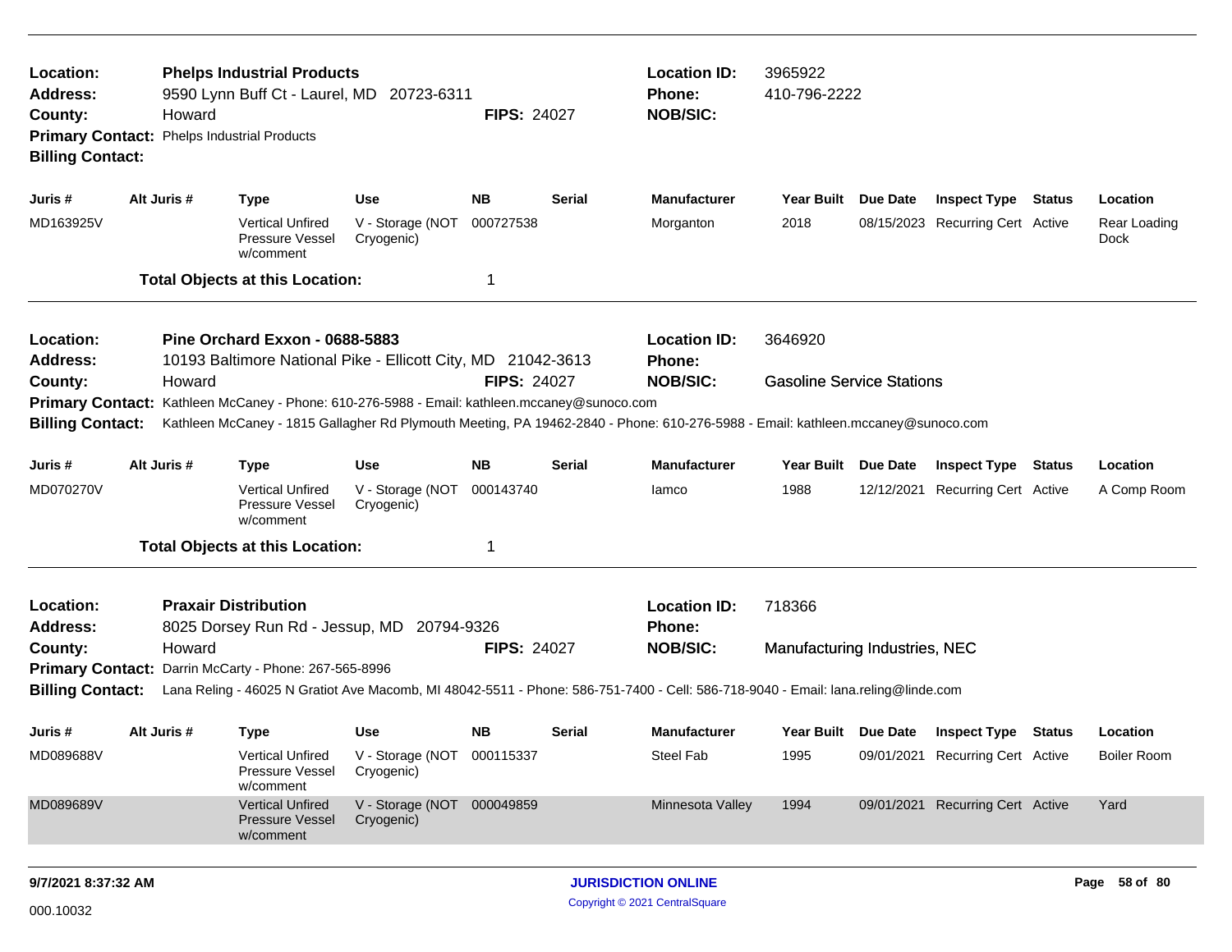**Location:** Phelps Industrial Products
**Address:** 9590 Lynn Buff Ct - Laurel, MD 20723-6311
**County:** Howard
**FIPS:** 24027
**Location ID:** 3965922
**Phone:** 410-796-2222
**NOB/SIC:**
**Primary Contact:** Phelps Industrial Products
**Billing Contact:**

| Juris # | Alt Juris # | Type | Use | NB | Serial | Manufacturer | Year Built | Due Date | Inspect Type | Status | Location |
|---|---|---|---|---|---|---|---|---|---|---|---|
| MD163925V | | Vertical Unfired Pressure Vessel w/comment | V - Storage (NOT Cryogenic) | 000727538 | | Morganton | 2018 | 08/15/2023 | Recurring Cert | Active | Rear Loading Dock |

**Total Objects at this Location:** 1

---

**Location:** Pine Orchard Exxon - 0688-5883
**Address:** 10193 Baltimore National Pike - Ellicott City, MD 21042-3613
**County:** Howard
**FIPS:** 24027
**Location ID:** 3646920
**Phone:**
**NOB/SIC:** Gasoline Service Stations
**Primary Contact:** Kathleen McCaney - Phone: 610-276-5988 - Email: kathleen.mccaney@sunoco.com
**Billing Contact:** Kathleen McCaney - 1815 Gallagher Rd Plymouth Meeting, PA 19462-2840 - Phone: 610-276-5988 - Email: kathleen.mccaney@sunoco.com

| Juris # | Alt Juris # | Type | Use | NB | Serial | Manufacturer | Year Built | Due Date | Inspect Type | Status | Location |
|---|---|---|---|---|---|---|---|---|---|---|---|
| MD070270V | | Vertical Unfired Pressure Vessel w/comment | V - Storage (NOT Cryogenic) | 000143740 | | Iamco | 1988 | 12/12/2021 | Recurring Cert | Active | A Comp Room |

**Total Objects at this Location:** 1

---

**Location:** Praxair Distribution
**Address:** 8025 Dorsey Run Rd - Jessup, MD 20794-9326
**County:** Howard
**FIPS:** 24027
**Location ID:** 718366
**Phone:**
**NOB/SIC:** Manufacturing Industries, NEC
**Primary Contact:** Darrin McCarty - Phone: 267-565-8996
**Billing Contact:** Lana Reling - 46025 N Gratiot Ave Macomb, MI 48042-5511 - Phone: 586-751-7400 - Cell: 586-718-9040 - Email: lana.reling@linde.com

| Juris # | Alt Juris # | Type | Use | NB | Serial | Manufacturer | Year Built | Due Date | Inspect Type | Status | Location |
|---|---|---|---|---|---|---|---|---|---|---|---|
| MD089688V | | Vertical Unfired Pressure Vessel w/comment | V - Storage (NOT Cryogenic) | 000115337 | | Steel Fab | 1995 | 09/01/2021 | Recurring Cert | Active | Boiler Room |
| MD089689V | | Vertical Unfired Pressure Vessel w/comment | V - Storage (NOT Cryogenic) | 000049859 | | Minnesota Valley | 1994 | 09/01/2021 | Recurring Cert | Active | Yard |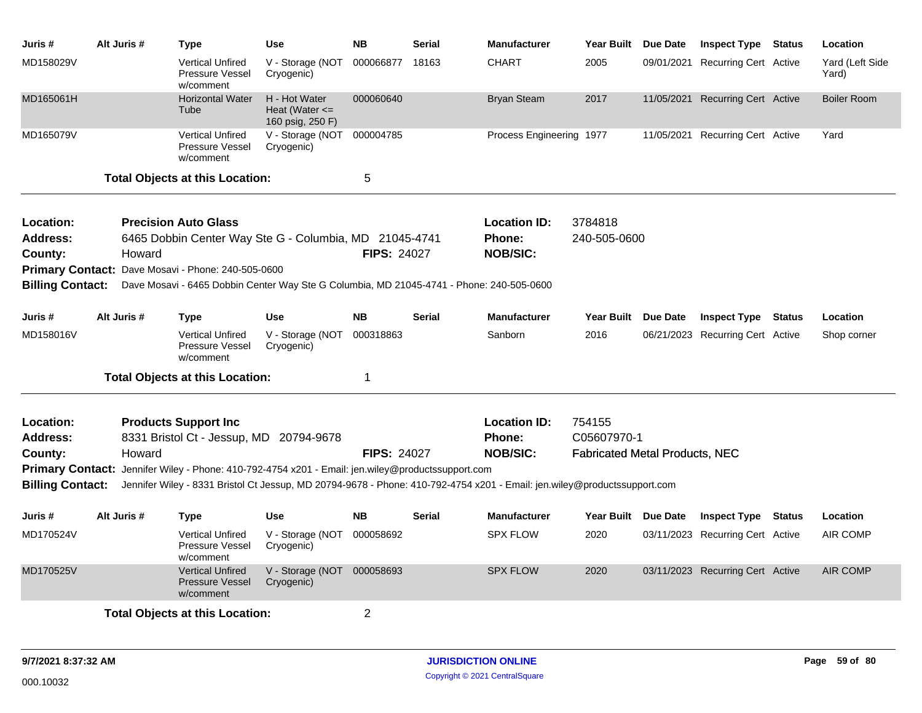| Juris # | Alt Juris # | Type | Use | NB | Serial | Manufacturer | Year Built | Due Date | Inspect Type | Status | Location |
|---|---|---|---|---|---|---|---|---|---|---|---|
| MD158029V | | Vertical Unfired Pressure Vessel w/comment | V - Storage (NOT Cryogenic) | 000066877 | 18163 | CHART | 2005 | 09/01/2021 | Recurring Cert | Active | Yard (Left Side Yard) |
| MD165061H | | Horizontal Water Tube | H - Hot Water Heat (Water <= 160 psig, 250 F) | 000060640 | | Bryan Steam | 2017 | 11/05/2021 | Recurring Cert | Active | Boiler Room |
| MD165079V | | Vertical Unfired Pressure Vessel w/comment | V - Storage (NOT Cryogenic) | 000004785 | | Process Engineering | 1977 | 11/05/2021 | Recurring Cert | Active | Yard |

**Total Objects at this Location:** 5

---

**Location:** Precision Auto Glass
**Location ID:** 3784818
**Address:** 6465 Dobbin Center Way Ste G - Columbia, MD 21045-4741
**Phone:** 240-505-0600
**County:** Howard
**FIPS:** 24027
**NOB/SIC:**
**Primary Contact:** Dave Mosavi - Phone: 240-505-0600
**Billing Contact:** Dave Mosavi - 6465 Dobbin Center Way Ste G Columbia, MD 21045-4741 - Phone: 240-505-0600

| Juris # | Alt Juris # | Type | Use | NB | Serial | Manufacturer | Year Built | Due Date | Inspect Type | Status | Location |
|---|---|---|---|---|---|---|---|---|---|---|---|
| MD158016V | | Vertical Unfired Pressure Vessel w/comment | V - Storage (NOT Cryogenic) | 000318863 | | Sanborn | 2016 | 06/21/2023 | Recurring Cert | Active | Shop corner |

**Total Objects at this Location:** 1

---

**Location:** Products Support Inc
**Location ID:** 754155
**Address:** 8331 Bristol Ct - Jessup, MD 20794-9678
**Phone:** C05607970-1
**County:** Howard
**FIPS:** 24027
**NOB/SIC:** Fabricated Metal Products, NEC
**Primary Contact:** Jennifer Wiley - Phone: 410-792-4754 x201 - Email: jen.wiley@productssupport.com
**Billing Contact:** Jennifer Wiley - 8331 Bristol Ct Jessup, MD 20794-9678 - Phone: 410-792-4754 x201 - Email: jen.wiley@productssupport.com

| Juris # | Alt Juris # | Type | Use | NB | Serial | Manufacturer | Year Built | Due Date | Inspect Type | Status | Location |
|---|---|---|---|---|---|---|---|---|---|---|---|
| MD170524V | | Vertical Unfired Pressure Vessel w/comment | V - Storage (NOT Cryogenic) | 000058692 | | SPX FLOW | 2020 | 03/11/2023 | Recurring Cert | Active | AIR COMP |
| MD170525V | | Vertical Unfired Pressure Vessel w/comment | V - Storage (NOT Cryogenic) | 000058693 | | SPX FLOW | 2020 | 03/11/2023 | Recurring Cert | Active | AIR COMP |

**Total Objects at this Location:** 2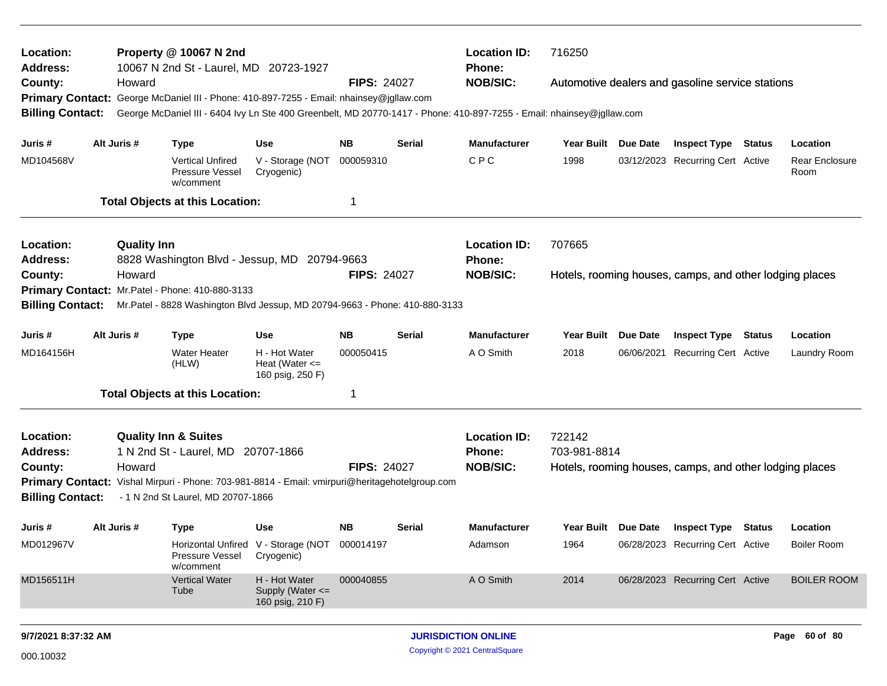**Location:** Property @ 10067 N 2nd
**Location ID:** 716250
**Address:** 10067 N 2nd St - Laurel, MD 20723-1927
**Phone:**
**County:** Howard
**FIPS:** 24027
**NOB/SIC:** Automotive dealers and gasoline service stations
**Primary Contact:** George McDaniel III - Phone: 410-897-7255 - Email: nhainsey@jgllaw.com
**Billing Contact:** George McDaniel III - 6404 Ivy Ln Ste 400 Greenbelt, MD 20770-1417 - Phone: 410-897-7255 - Email: nhainsey@jgllaw.com

| Juris # | Alt Juris # | Type | Use | NB | Serial | Manufacturer | Year Built | Due Date | Inspect Type | Status | Location |
|---|---|---|---|---|---|---|---|---|---|---|---|
| MD104568V | | Vertical Unfired Pressure Vessel w/comment | V - Storage (NOT Cryogenic) | 000059310 | | C P C | 1998 | 03/12/2023 | Recurring Cert | Active | Rear Enclosure Room |

**Total Objects at this Location:** 1

---

**Location:** Quality Inn
**Location ID:** 707665
**Address:** 8828 Washington Blvd - Jessup, MD 20794-9663
**Phone:**
**County:** Howard
**FIPS:** 24027
**NOB/SIC:** Hotels, rooming houses, camps, and other lodging places
**Primary Contact:** Mr.Patel - Phone: 410-880-3133
**Billing Contact:** Mr.Patel - 8828 Washington Blvd Jessup, MD 20794-9663 - Phone: 410-880-3133

| Juris # | Alt Juris # | Type | Use | NB | Serial | Manufacturer | Year Built | Due Date | Inspect Type | Status | Location |
|---|---|---|---|---|---|---|---|---|---|---|---|
| MD164156H | | Water Heater (HLW) | H - Hot Water Heat (Water <= 160 psig, 250 F) | 000050415 | | A O Smith | 2018 | 06/06/2021 | Recurring Cert | Active | Laundry Room |

**Total Objects at this Location:** 1

---

**Location:** Quality Inn & Suites
**Location ID:** 722142
**Address:** 1 N 2nd St - Laurel, MD 20707-1866
**Phone:** 703-981-8814
**County:** Howard
**FIPS:** 24027
**NOB/SIC:** Hotels, rooming houses, camps, and other lodging places
**Primary Contact:** Vishal Mirpuri - Phone: 703-981-8814 - Email: vmirpuri@heritagehotelgroup.com
**Billing Contact:** - 1 N 2nd St Laurel, MD 20707-1866

| Juris # | Alt Juris # | Type | Use | NB | Serial | Manufacturer | Year Built | Due Date | Inspect Type | Status | Location |
|---|---|---|---|---|---|---|---|---|---|---|---|
| MD012967V | | Horizontal Unfired Pressure Vessel w/comment | V - Storage (NOT Cryogenic) | 000014197 | | Adamson | 1964 | 06/28/2023 | Recurring Cert | Active | Boiler Room |
| MD156511H | | Vertical Water Tube | H - Hot Water Supply (Water <= 160 psig, 210 F) | 000040855 | | A O Smith | 2014 | 06/28/2023 | Recurring Cert | Active | BOILER ROOM |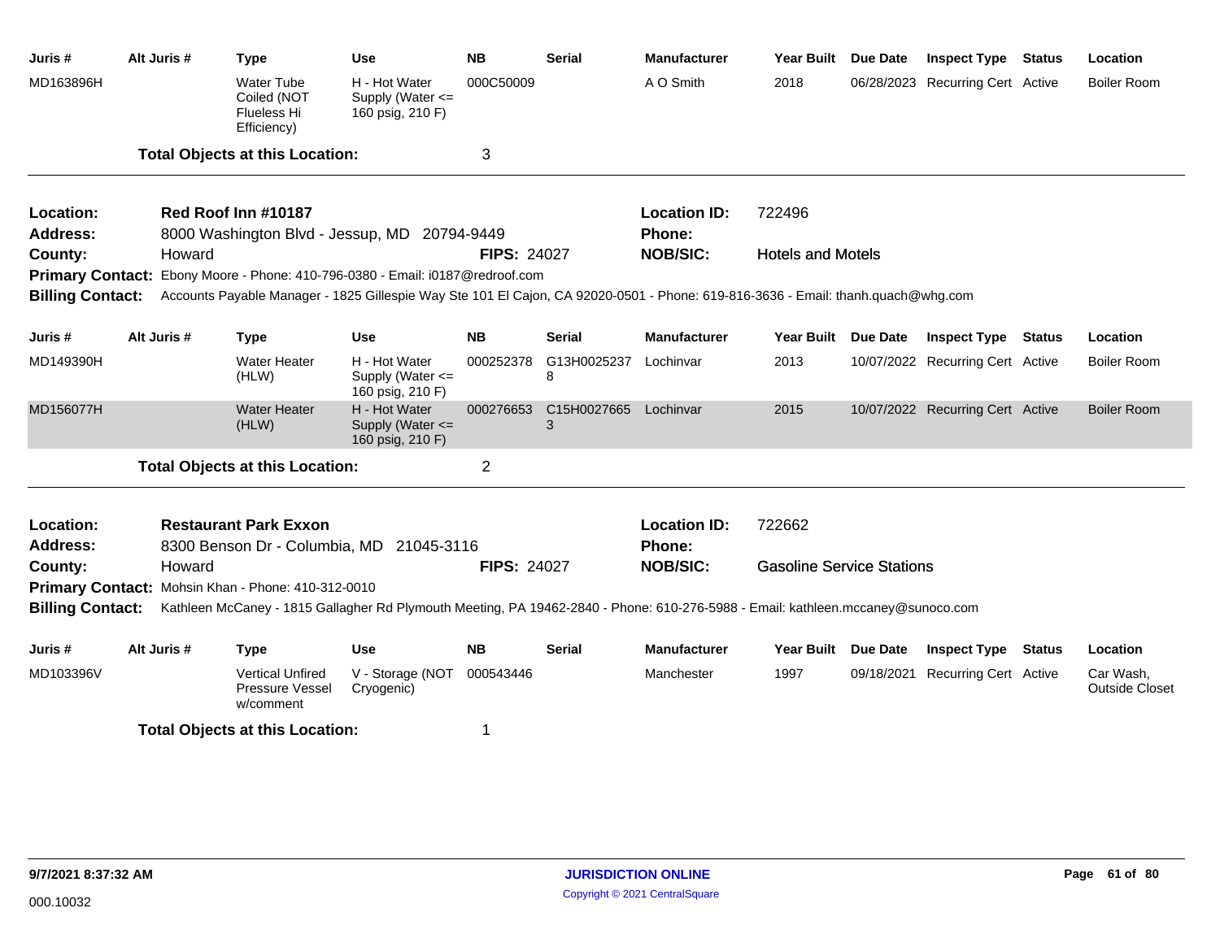| Juris # | Alt Juris # | Type | Use | NB | Serial | Manufacturer | Year Built | Due Date | Inspect Type | Status | Location |
|---|---|---|---|---|---|---|---|---|---|---|---|
| MD163896H | | Water Tube Coiled (NOT Flueless Hi Efficiency) | H - Hot Water Supply (Water <= 160 psig, 210 F) | 000C50009 | | A O Smith | 2018 | 06/28/2023 | Recurring Cert | Active | Boiler Room |

**Total Objects at this Location:** 3

---

**Location:** Red Roof Inn #10187
**Location ID:** 722496
**Address:** 8000 Washington Blvd - Jessup, MD 20794-9449
**Phone:**
**County:** Howard
**FIPS:** 24027
**NOB/SIC:** Hotels and Motels
**Primary Contact:** Ebony Moore - Phone: 410-796-0380 - Email: i0187@redroof.com
**Billing Contact:** Accounts Payable Manager - 1825 Gillespie Way Ste 101 El Cajon, CA 92020-0501 - Phone: 619-816-3636 - Email: thanh.quach@whg.com

| Juris # | Alt Juris # | Type | Use | NB | Serial | Manufacturer | Year Built | Due Date | Inspect Type | Status | Location |
|---|---|---|---|---|---|---|---|---|---|---|---|
| MD149390H | | Water Heater (HLW) | H - Hot Water Supply (Water <= 160 psig, 210 F) | 000252378 | G13H0025237 8 | Lochinvar | 2013 | 10/07/2022 | Recurring Cert | Active | Boiler Room |
| MD156077H | | Water Heater (HLW) | H - Hot Water Supply (Water <= 160 psig, 210 F) | 000276653 | C15H0027665 3 | Lochinvar | 2015 | 10/07/2022 | Recurring Cert | Active | Boiler Room |

**Total Objects at this Location:** 2

---

**Location:** Restaurant Park Exxon
**Location ID:** 722662
**Address:** 8300 Benson Dr - Columbia, MD 21045-3116
**Phone:**
**County:** Howard
**FIPS:** 24027
**NOB/SIC:** Gasoline Service Stations
**Primary Contact:** Mohsin Khan - Phone: 410-312-0010
**Billing Contact:** Kathleen McCaney - 1815 Gallagher Rd Plymouth Meeting, PA 19462-2840 - Phone: 610-276-5988 - Email: kathleen.mccaney@sunoco.com

| Juris # | Alt Juris # | Type | Use | NB | Serial | Manufacturer | Year Built | Due Date | Inspect Type | Status | Location |
|---|---|---|---|---|---|---|---|---|---|---|---|
| MD103396V | | Vertical Unfired Pressure Vessel w/comment | V - Storage (NOT Cryogenic) | 000543446 | | Manchester | 1997 | 09/18/2021 | Recurring Cert | Active | Car Wash, Outside Closet |

**Total Objects at this Location:** 1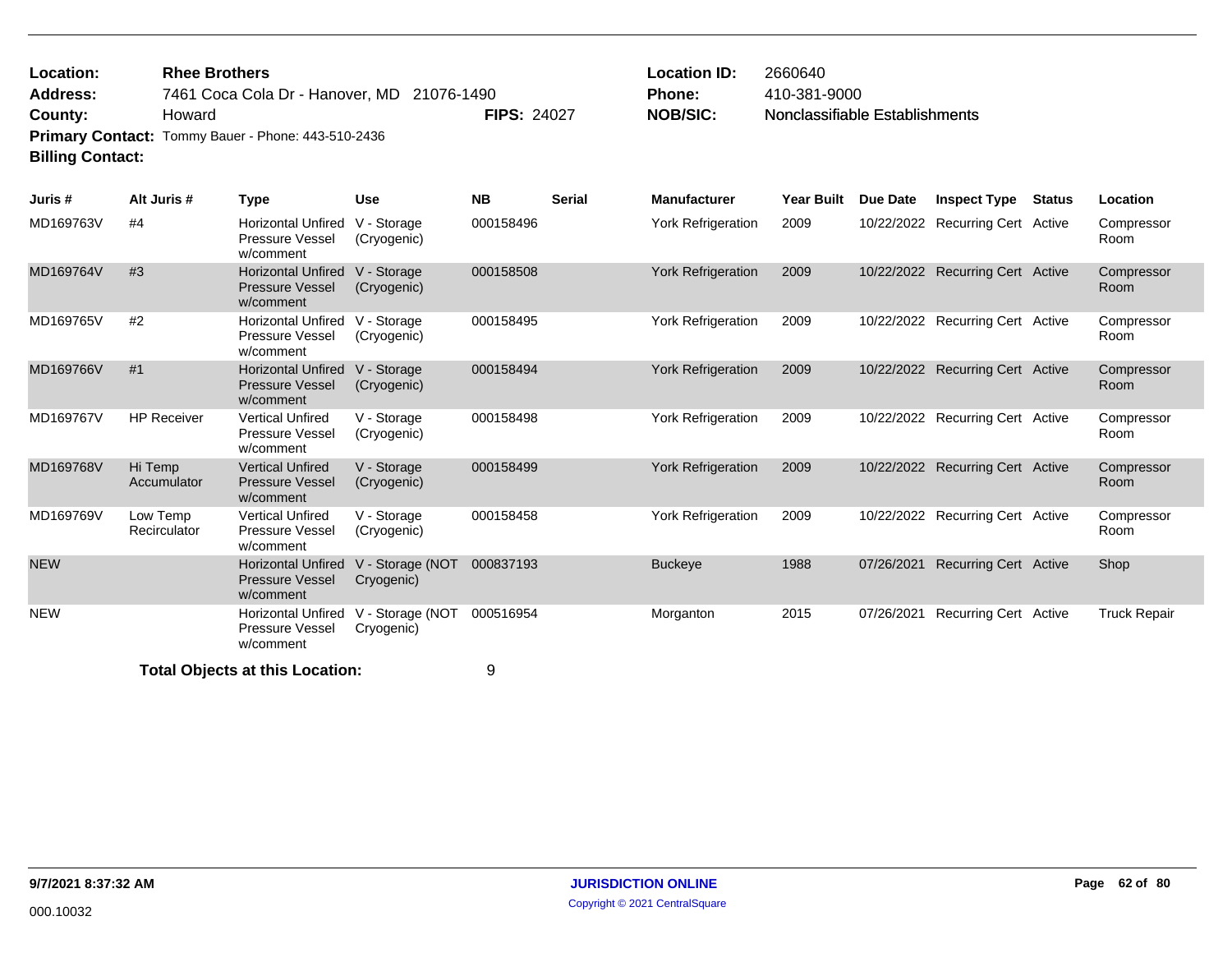**Location:** Rhee Brothers
**Address:** 7461 Coca Cola Dr - Hanover, MD 21076-1490
**County:** Howard **FIPS:** 24027
**Primary Contact:** Tommy Bauer - Phone: 443-510-2436
**Billing Contact:**

**Location ID:** 2660640
**Phone:** 410-381-9000
**NOB/SIC:** Nonclassifiable Establishments

| Juris # | Alt Juris # | Type | Use | NB | Serial | Manufacturer | Year Built | Due Date | Inspect Type | Status | Location |
|---|---|---|---|---|---|---|---|---|---|---|---|
| MD169763V | #4 | Horizontal Unfired Pressure Vessel w/comment | V - Storage (Cryogenic) | 000158496 | | York Refrigeration | 2009 | 10/22/2022 | Recurring Cert | Active | Compressor Room |
| MD169764V | #3 | Horizontal Unfired Pressure Vessel w/comment | V - Storage (Cryogenic) | 000158508 | | York Refrigeration | 2009 | 10/22/2022 | Recurring Cert | Active | Compressor Room |
| MD169765V | #2 | Horizontal Unfired Pressure Vessel w/comment | V - Storage (Cryogenic) | 000158495 | | York Refrigeration | 2009 | 10/22/2022 | Recurring Cert | Active | Compressor Room |
| MD169766V | #1 | Horizontal Unfired Pressure Vessel w/comment | V - Storage (Cryogenic) | 000158494 | | York Refrigeration | 2009 | 10/22/2022 | Recurring Cert | Active | Compressor Room |
| MD169767V | HP Receiver | Vertical Unfired Pressure Vessel w/comment | V - Storage (Cryogenic) | 000158498 | | York Refrigeration | 2009 | 10/22/2022 | Recurring Cert | Active | Compressor Room |
| MD169768V | Hi Temp Accumulator | Vertical Unfired Pressure Vessel w/comment | V - Storage (Cryogenic) | 000158499 | | York Refrigeration | 2009 | 10/22/2022 | Recurring Cert | Active | Compressor Room |
| MD169769V | Low Temp Recirculator | Vertical Unfired Pressure Vessel w/comment | V - Storage (Cryogenic) | 000158458 | | York Refrigeration | 2009 | 10/22/2022 | Recurring Cert | Active | Compressor Room |
| NEW | | Horizontal Unfired Pressure Vessel w/comment | V - Storage (NOT Cryogenic) | 000837193 | | Buckeye | 1988 | 07/26/2021 | Recurring Cert | Active | Shop |
| NEW | | Horizontal Unfired Pressure Vessel w/comment | V - Storage (NOT Cryogenic) | 000516954 | | Morganton | 2015 | 07/26/2021 | Recurring Cert | Active | Truck Repair |

**Total Objects at this Location:** 9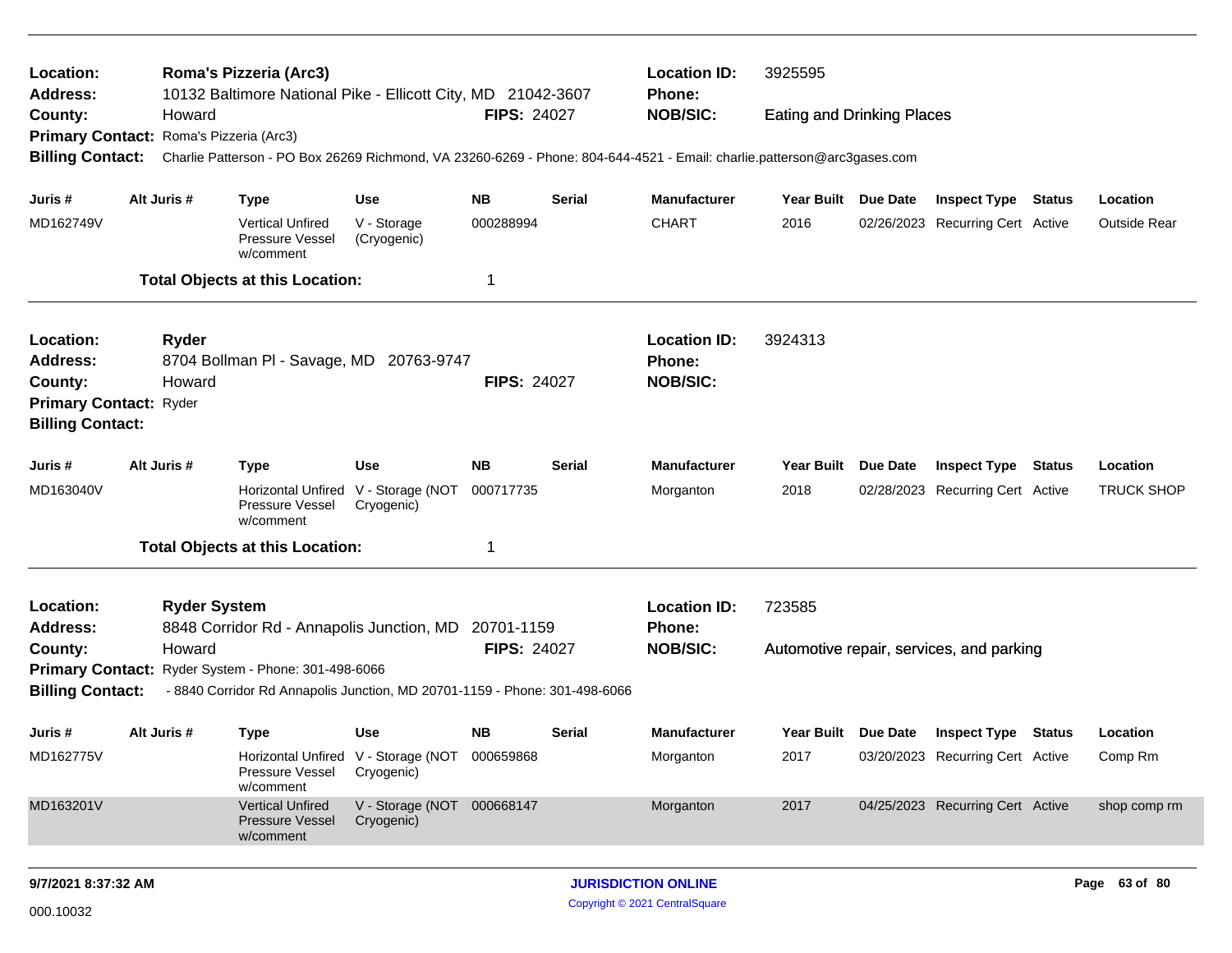**Location:** Roma's Pizzeria (Arc3)
**Address:** 10132 Baltimore National Pike - Ellicott City, MD 21042-3607
**County:** Howard **FIPS:** 24027
**Primary Contact:** Roma's Pizzeria (Arc3)
**Billing Contact:** Charlie Patterson - PO Box 26269 Richmond, VA 23260-6269 - Phone: 804-644-4521 - Email: charlie.patterson@arc3gases.com

**Location ID:** 3925595
**Phone:**
**NOB/SIC:** Eating and Drinking Places

| Juris # | Alt Juris # | Type | Use | NB | Serial | Manufacturer | Year Built | Due Date | Inspect Type | Status | Location |
|---|---|---|---|---|---|---|---|---|---|---|---|
| MD162749V | | Vertical Unfired Pressure Vessel w/comment | V - Storage (Cryogenic) | 000288994 | | CHART | 2016 | 02/26/2023 | Recurring Cert | Active | Outside Rear |

**Total Objects at this Location:** 1

---

**Location:** Ryder
**Address:** 8704 Bollman Pl - Savage, MD 20763-9747
**County:** Howard **FIPS:** 24027
**Primary Contact:** Ryder
**Billing Contact:**

**Location ID:** 3924313
**Phone:**
**NOB/SIC:**

| Juris # | Alt Juris # | Type | Use | NB | Serial | Manufacturer | Year Built | Due Date | Inspect Type | Status | Location |
|---|---|---|---|---|---|---|---|---|---|---|---|
| MD163040V | | Horizontal Unfired Pressure Vessel w/comment | V - Storage (NOT Cryogenic) | 000717735 | | Morganton | 2018 | 02/28/2023 | Recurring Cert | Active | TRUCK SHOP |

**Total Objects at this Location:** 1

---

**Location:** Ryder System
**Address:** 8848 Corridor Rd - Annapolis Junction, MD 20701-1159
**County:** Howard **FIPS:** 24027
**Primary Contact:** Ryder System - Phone: 301-498-6066
**Billing Contact:** - 8840 Corridor Rd Annapolis Junction, MD 20701-1159 - Phone: 301-498-6066

**Location ID:** 723585
**Phone:**
**NOB/SIC:** Automotive repair, services, and parking

| Juris # | Alt Juris # | Type | Use | NB | Serial | Manufacturer | Year Built | Due Date | Inspect Type | Status | Location |
|---|---|---|---|---|---|---|---|---|---|---|---|
| MD162775V | | Horizontal Unfired Pressure Vessel w/comment | V - Storage (NOT Cryogenic) | 000659868 | | Morganton | 2017 | 03/20/2023 | Recurring Cert | Active | Comp Rm |
| MD163201V | | Vertical Unfired Pressure Vessel w/comment | V - Storage (NOT Cryogenic) | 000668147 | | Morganton | 2017 | 04/25/2023 | Recurring Cert | Active | shop comp rm |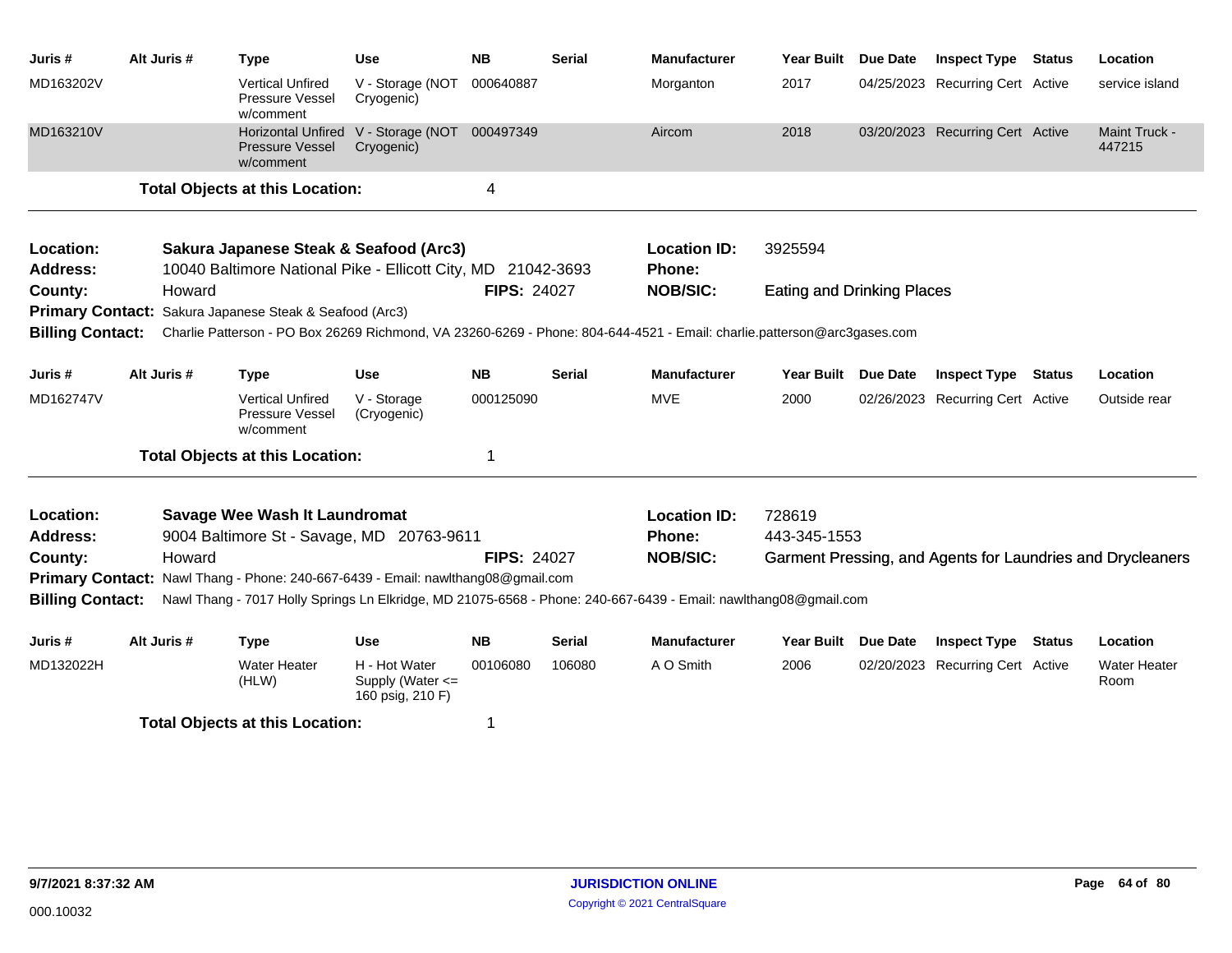| Juris # | Alt Juris # | Type | Use | NB | Serial | Manufacturer | Year Built | Due Date | Inspect Type | Status | Location |
|---|---|---|---|---|---|---|---|---|---|---|---|
| MD163202V | | Vertical Unfired Pressure Vessel w/comment | V - Storage (NOT Cryogenic) | 000640887 | | Morganton | 2017 | 04/25/2023 | Recurring Cert | Active | service island |
| MD163210V | | Horizontal Unfired Pressure Vessel w/comment | V - Storage (NOT Cryogenic) | 000497349 | | Aircom | 2018 | 03/20/2023 | Recurring Cert | Active | Maint Truck - 447215 |

**Total Objects at this Location:** 4

---

**Location:** Sakura Japanese Steak & Seafood (Arc3)
**Location ID:** 3925594
**Address:** 10040 Baltimore National Pike - Ellicott City, MD 21042-3693
**Phone:**
**County:** Howard
**FIPS:** 24027
**NOB/SIC:** Eating and Drinking Places
**Primary Contact:** Sakura Japanese Steak & Seafood (Arc3)
**Billing Contact:** Charlie Patterson - PO Box 26269 Richmond, VA 23260-6269 - Phone: 804-644-4521 - Email: charlie.patterson@arc3gases.com

| Juris # | Alt Juris # | Type | Use | NB | Serial | Manufacturer | Year Built | Due Date | Inspect Type | Status | Location |
|---|---|---|---|---|---|---|---|---|---|---|---|
| MD162747V | | Vertical Unfired Pressure Vessel w/comment | V - Storage (Cryogenic) | 000125090 | | MVE | 2000 | 02/26/2023 | Recurring Cert | Active | Outside rear |

**Total Objects at this Location:** 1

---

**Location:** Savage Wee Wash It Laundromat
**Location ID:** 728619
**Address:** 9004 Baltimore St - Savage, MD 20763-9611
**Phone:** 443-345-1553
**County:** Howard
**FIPS:** 24027
**NOB/SIC:** Garment Pressing, and Agents for Laundries and Drycleaners
**Primary Contact:** Nawl Thang - Phone: 240-667-6439 - Email: nawlthang08@gmail.com
**Billing Contact:** Nawl Thang - 7017 Holly Springs Ln Elkridge, MD 21075-6568 - Phone: 240-667-6439 - Email: nawlthang08@gmail.com

| Juris # | Alt Juris # | Type | Use | NB | Serial | Manufacturer | Year Built | Due Date | Inspect Type | Status | Location |
|---|---|---|---|---|---|---|---|---|---|---|---|
| MD132022H | | Water Heater (HLW) | H - Hot Water Supply (Water <= 160 psig, 210 F) | 00106080 | 106080 | A O Smith | 2006 | 02/20/2023 | Recurring Cert | Active | Water Heater Room |

**Total Objects at this Location:** 1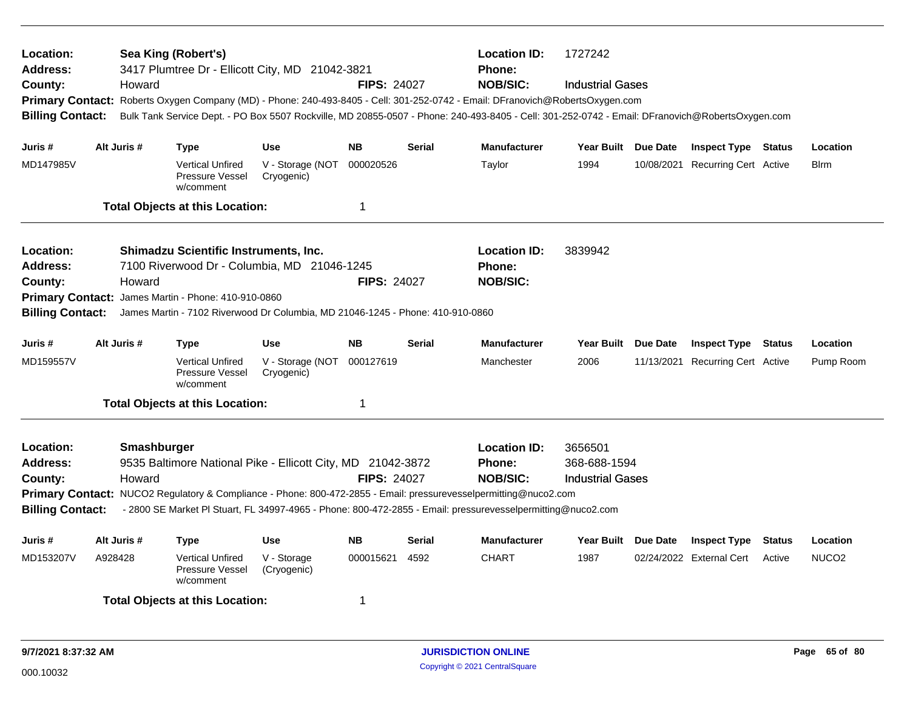**Location:** Sea King (Robert's) **Location ID:** 1727242
**Address:** 3417 Plumtree Dr - Ellicott City, MD 21042-3821 **Phone:**
**County:** Howard **FIPS:** 24027 **NOB/SIC:** Industrial Gases
**Primary Contact:** Roberts Oxygen Company (MD) - Phone: 240-493-8405 - Cell: 301-252-0742 - Email: DFranovich@RobertsOxygen.com
**Billing Contact:** Bulk Tank Service Dept. - PO Box 5507 Rockville, MD 20855-0507 - Phone: 240-493-8405 - Cell: 301-252-0742 - Email: DFranovich@RobertsOxygen.com

| Juris # | Alt Juris # | Type | Use | NB | Serial | Manufacturer | Year Built | Due Date | Inspect Type | Status | Location |
|---|---|---|---|---|---|---|---|---|---|---|---|
| MD147985V | | Vertical Unfired Pressure Vessel w/comment | V - Storage (NOT Cryogenic) | 000020526 | | Taylor | 1994 | 10/08/2021 | Recurring Cert | Active | Blrm |

**Total Objects at this Location:** 1

---

**Location:** Shimadzu Scientific Instruments, Inc. **Location ID:** 3839942
**Address:** 7100 Riverwood Dr - Columbia, MD 21046-1245 **Phone:**
**County:** Howard **FIPS:** 24027 **NOB/SIC:**
**Primary Contact:** James Martin - Phone: 410-910-0860
**Billing Contact:** James Martin - 7102 Riverwood Dr Columbia, MD 21046-1245 - Phone: 410-910-0860

| Juris # | Alt Juris # | Type | Use | NB | Serial | Manufacturer | Year Built | Due Date | Inspect Type | Status | Location |
|---|---|---|---|---|---|---|---|---|---|---|---|
| MD159557V | | Vertical Unfired Pressure Vessel w/comment | V - Storage (NOT Cryogenic) | 000127619 | | Manchester | 2006 | 11/13/2021 | Recurring Cert | Active | Pump Room |

**Total Objects at this Location:** 1

---

**Location:** Smashburger **Location ID:** 3656501
**Address:** 9535 Baltimore National Pike - Ellicott City, MD 21042-3872 **Phone:** 368-688-1594
**County:** Howard **FIPS:** 24027 **NOB/SIC:** Industrial Gases
**Primary Contact:** NUCO2 Regulatory & Compliance - Phone: 800-472-2855 - Email: pressurevesselpermitting@nuco2.com
**Billing Contact:** - 2800 SE Market Pl Stuart, FL 34997-4965 - Phone: 800-472-2855 - Email: pressurevesselpermitting@nuco2.com

| Juris # | Alt Juris # | Type | Use | NB | Serial | Manufacturer | Year Built | Due Date | Inspect Type | Status | Location |
|---|---|---|---|---|---|---|---|---|---|---|---|
| MD153207V | A928428 | Vertical Unfired Pressure Vessel w/comment | V - Storage (Cryogenic) | 000015621 | 4592 | CHART | 1987 | 02/24/2022 | External Cert | Active | NUCO2 |

**Total Objects at this Location:** 1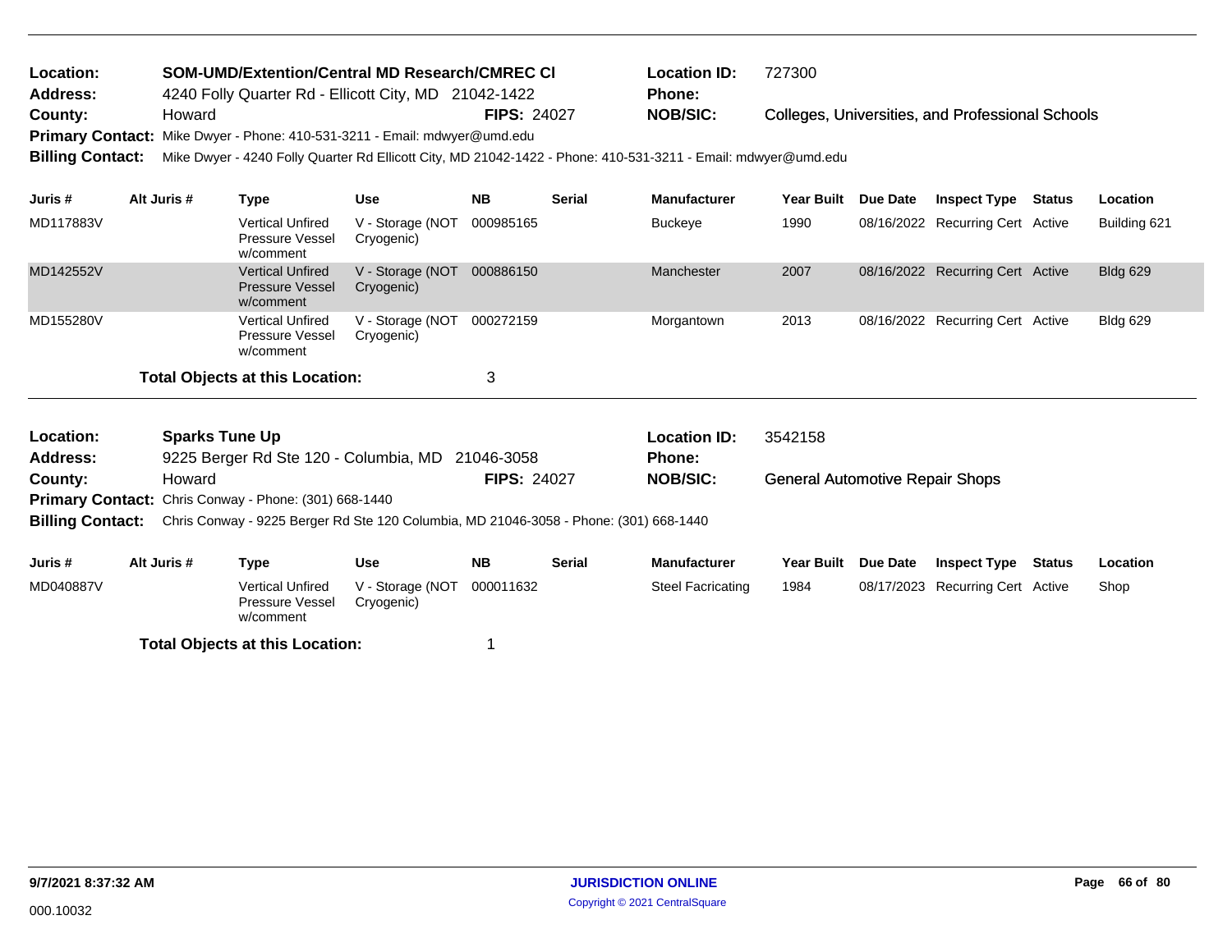**Location:** SOM-UMD/Extention/Central MD Research/CMREC CI
**Location ID:** 727300
**Address:** 4240 Folly Quarter Rd - Ellicott City, MD 21042-1422
**Phone:**
**County:** Howard
**FIPS:** 24027
**NOB/SIC:** Colleges, Universities, and Professional Schools
**Primary Contact:** Mike Dwyer - Phone: 410-531-3211 - Email: mdwyer@umd.edu
**Billing Contact:** Mike Dwyer - 4240 Folly Quarter Rd Ellicott City, MD 21042-1422 - Phone: 410-531-3211 - Email: mdwyer@umd.edu

| Juris # | Alt Juris # | Type | Use | NB | Serial | Manufacturer | Year Built | Due Date | Inspect Type | Status | Location |
|---|---|---|---|---|---|---|---|---|---|---|---|
| MD117883V | | Vertical Unfired Pressure Vessel w/comment | V - Storage (NOT Cryogenic) | 000985165 | | Buckeye | 1990 | 08/16/2022 | Recurring Cert | Active | Building 621 |
| MD142552V | | Vertical Unfired Pressure Vessel w/comment | V - Storage (NOT Cryogenic) | 000886150 | | Manchester | 2007 | 08/16/2022 | Recurring Cert | Active | Bldg 629 |
| MD155280V | | Vertical Unfired Pressure Vessel w/comment | V - Storage (NOT Cryogenic) | 000272159 | | Morgantown | 2013 | 08/16/2022 | Recurring Cert | Active | Bldg 629 |

**Total Objects at this Location:** 3

---

**Location:** Sparks Tune Up
**Location ID:** 3542158
**Address:** 9225 Berger Rd Ste 120 - Columbia, MD 21046-3058
**Phone:**
**County:** Howard
**FIPS:** 24027
**NOB/SIC:** General Automotive Repair Shops
**Primary Contact:** Chris Conway - Phone: (301) 668-1440
**Billing Contact:** Chris Conway - 9225 Berger Rd Ste 120 Columbia, MD 21046-3058 - Phone: (301) 668-1440

| Juris # | Alt Juris # | Type | Use | NB | Serial | Manufacturer | Year Built | Due Date | Inspect Type | Status | Location |
|---|---|---|---|---|---|---|---|---|---|---|---|
| MD040887V | | Vertical Unfired Pressure Vessel w/comment | V - Storage (NOT Cryogenic) | 000011632 | | Steel Facricating | 1984 | 08/17/2023 | Recurring Cert | Active | Shop |

**Total Objects at this Location:** 1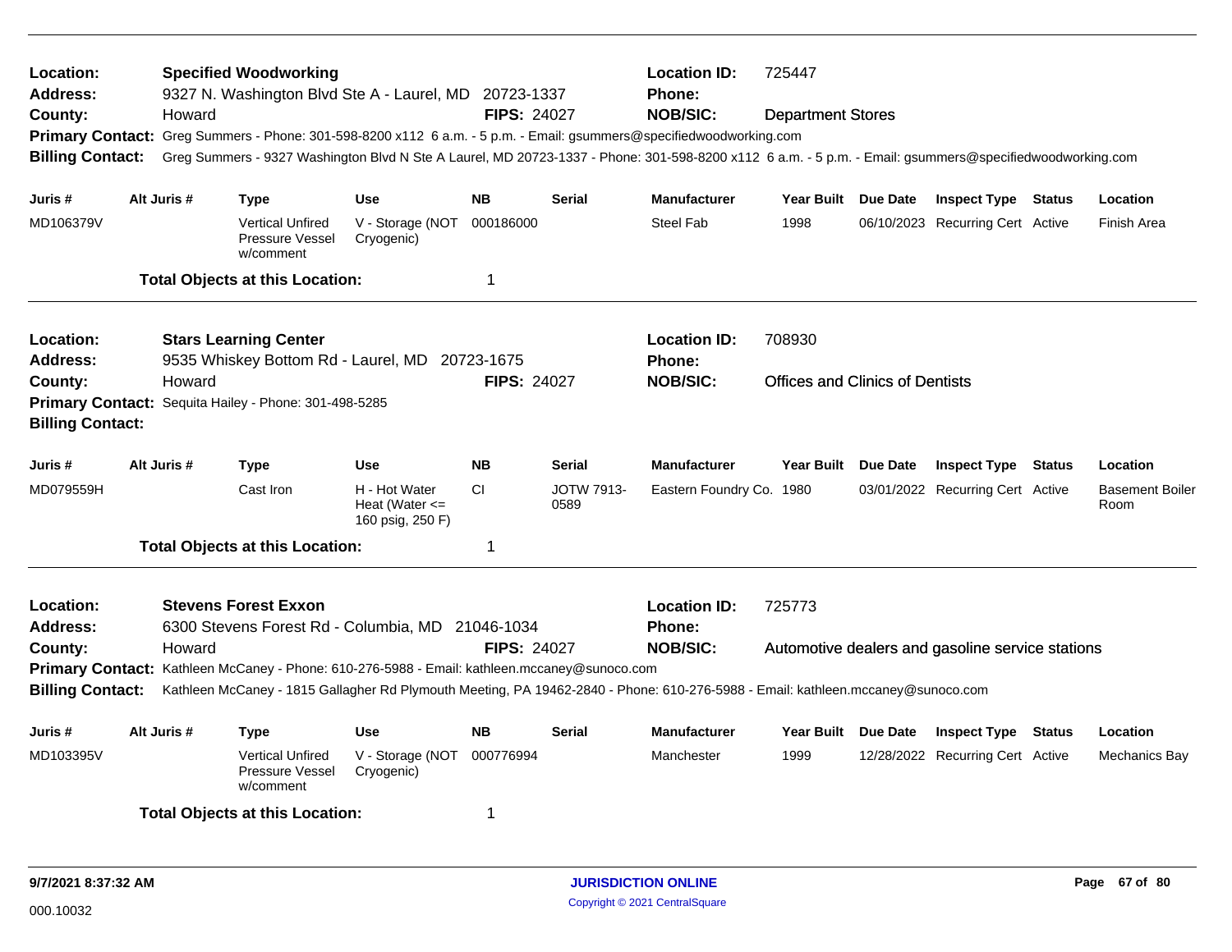**Location:** Specified Woodworking
**Address:** 9327 N. Washington Blvd Ste A - Laurel, MD 20723-1337
**County:** Howard
**FIPS:** 24027
**Location ID:** 725447
**Phone:**
**NOB/SIC:** Department Stores
**Primary Contact:** Greg Summers - Phone: 301-598-8200 x112 6 a.m. - 5 p.m. - Email: gsummers@specifiedwoodworking.com
**Billing Contact:** Greg Summers - 9327 Washington Blvd N Ste A Laurel, MD 20723-1337 - Phone: 301-598-8200 x112 6 a.m. - 5 p.m. - Email: gsummers@specifiedwoodworking.com

| Juris # | Alt Juris # | Type | Use | NB | Serial | Manufacturer | Year Built | Due Date | Inspect Type | Status | Location |
|---|---|---|---|---|---|---|---|---|---|---|---|
| MD106379V | | Vertical Unfired Pressure Vessel w/comment | V - Storage (NOT Cryogenic) | 000186000 | | Steel Fab | 1998 | 06/10/2023 | Recurring Cert | Active | Finish Area |

**Total Objects at this Location:** 1

---

**Location:** Stars Learning Center
**Address:** 9535 Whiskey Bottom Rd - Laurel, MD 20723-1675
**County:** Howard
**FIPS:** 24027
**Location ID:** 708930
**Phone:**
**NOB/SIC:** Offices and Clinics of Dentists
**Primary Contact:** Sequita Hailey - Phone: 301-498-5285
**Billing Contact:**

| Juris # | Alt Juris # | Type | Use | NB | Serial | Manufacturer | Year Built | Due Date | Inspect Type | Status | Location |
|---|---|---|---|---|---|---|---|---|---|---|---|
| MD079559H | | Cast Iron | H - Hot Water Heat (Water <= 160 psig, 250 F) | CI | JOTW 7913-0589 | Eastern Foundry Co. | 1980 | 03/01/2022 | Recurring Cert | Active | Basement Boiler Room |

**Total Objects at this Location:** 1

---

**Location:** Stevens Forest Exxon
**Address:** 6300 Stevens Forest Rd - Columbia, MD 21046-1034
**County:** Howard
**FIPS:** 24027
**Location ID:** 725773
**Phone:**
**NOB/SIC:** Automotive dealers and gasoline service stations
**Primary Contact:** Kathleen McCaney - Phone: 610-276-5988 - Email: kathleen.mccaney@sunoco.com
**Billing Contact:** Kathleen McCaney - 1815 Gallagher Rd Plymouth Meeting, PA 19462-2840 - Phone: 610-276-5988 - Email: kathleen.mccaney@sunoco.com

| Juris # | Alt Juris # | Type | Use | NB | Serial | Manufacturer | Year Built | Due Date | Inspect Type | Status | Location |
|---|---|---|---|---|---|---|---|---|---|---|---|
| MD103395V | | Vertical Unfired Pressure Vessel w/comment | V - Storage (NOT Cryogenic) | 000776994 | | Manchester | 1999 | 12/28/2022 | Recurring Cert | Active | Mechanics Bay |

**Total Objects at this Location:** 1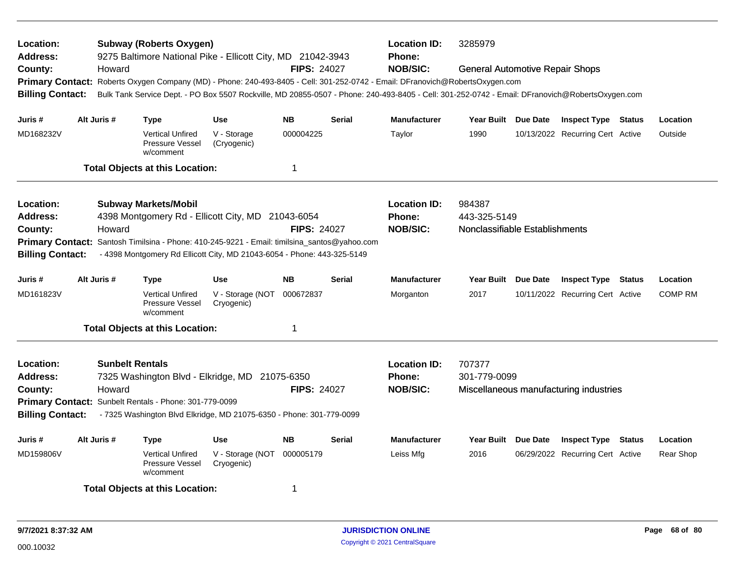**Location:** Subway (Roberts Oxygen) | **Location ID:** 3285979
**Address:** 9275 Baltimore National Pike - Ellicott City, MD 21042-3943 | **Phone:**
**County:** Howard | **FIPS:** 24027 | **NOB/SIC:** General Automotive Repair Shops
**Primary Contact:** Roberts Oxygen Company (MD) - Phone: 240-493-8405 - Cell: 301-252-0742 - Email: DFranovich@RobertsOxygen.com
**Billing Contact:** Bulk Tank Service Dept. - PO Box 5507 Rockville, MD 20855-0507 - Phone: 240-493-8405 - Cell: 301-252-0742 - Email: DFranovich@RobertsOxygen.com

| Juris # | Alt Juris # | Type | Use | NB | Serial | Manufacturer | Year Built | Due Date | Inspect Type | Status | Location |
|---|---|---|---|---|---|---|---|---|---|---|---|
| MD168232V | | Vertical Unfired Pressure Vessel w/comment | V - Storage (Cryogenic) | 000004225 | | Taylor | 1990 | 10/13/2022 | Recurring Cert | Active | Outside |

**Total Objects at this Location:** 1

---

**Location:** Subway Markets/Mobil | **Location ID:** 984387
**Address:** 4398 Montgomery Rd - Ellicott City, MD 21043-6054 | **Phone:** 443-325-5149
**County:** Howard | **FIPS:** 24027 | **NOB/SIC:** Nonclassifiable Establishments
**Primary Contact:** Santosh Timilsina - Phone: 410-245-9221 - Email: timilsina_santos@yahoo.com
**Billing Contact:** - 4398 Montgomery Rd Ellicott City, MD 21043-6054 - Phone: 443-325-5149

| Juris # | Alt Juris # | Type | Use | NB | Serial | Manufacturer | Year Built | Due Date | Inspect Type | Status | Location |
|---|---|---|---|---|---|---|---|---|---|---|---|
| MD161823V | | Vertical Unfired Pressure Vessel w/comment | V - Storage (NOT Cryogenic) | 000672837 | | Morganton | 2017 | 10/11/2022 | Recurring Cert | Active | COMP RM |

**Total Objects at this Location:** 1

---

**Location:** Sunbelt Rentals | **Location ID:** 707377
**Address:** 7325 Washington Blvd - Elkridge, MD 21075-6350 | **Phone:** 301-779-0099
**County:** Howard | **FIPS:** 24027 | **NOB/SIC:** Miscellaneous manufacturing industries
**Primary Contact:** Sunbelt Rentals - Phone: 301-779-0099
**Billing Contact:** - 7325 Washington Blvd Elkridge, MD 21075-6350 - Phone: 301-779-0099

| Juris # | Alt Juris # | Type | Use | NB | Serial | Manufacturer | Year Built | Due Date | Inspect Type | Status | Location |
|---|---|---|---|---|---|---|---|---|---|---|---|
| MD159806V | | Vertical Unfired Pressure Vessel w/comment | V - Storage (NOT Cryogenic) | 000005179 | | Leiss Mfg | 2016 | 06/29/2022 | Recurring Cert | Active | Rear Shop |

**Total Objects at this Location:** 1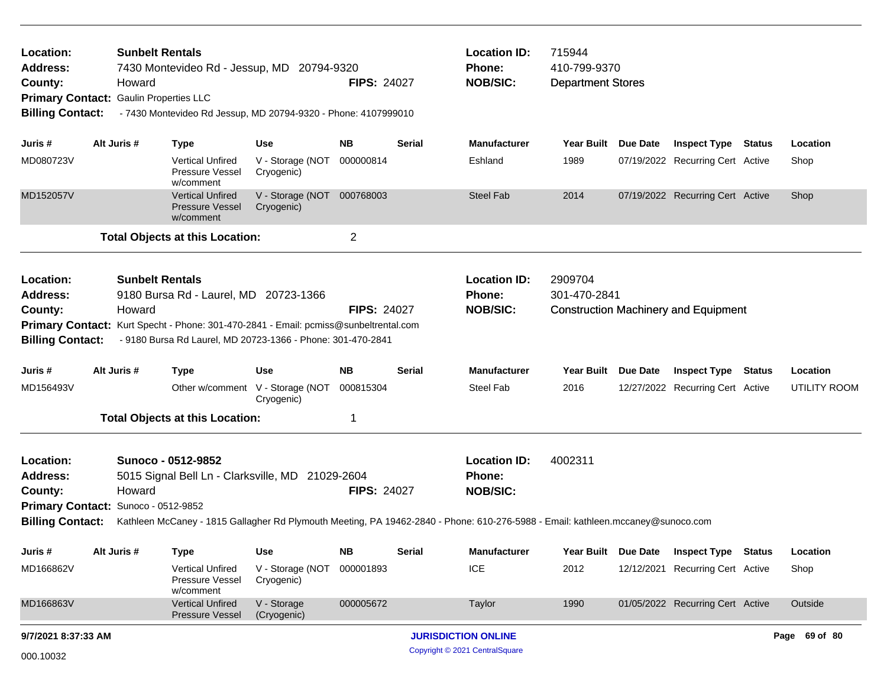**Location:** Sunbelt Rentals
**Address:** 7430 Montevideo Rd - Jessup, MD 20794-9320
**County:** Howard **FIPS:** 24027
**Primary Contact:** Gaulin Properties LLC
**Billing Contact:** - 7430 Montevideo Rd Jessup, MD 20794-9320 - Phone: 4107999010

**Location ID:** 715944
**Phone:** 410-799-9370
**NOB/SIC:** Department Stores

| Juris # | Alt Juris # | Type | Use | NB | Serial | Manufacturer | Year Built | Due Date | Inspect Type | Status | Location |
|---|---|---|---|---|---|---|---|---|---|---|---|
| MD080723V | | Vertical Unfired Pressure Vessel w/comment | V - Storage (NOT Cryogenic) | 000000814 | | Eshland | 1989 | 07/19/2022 | Recurring Cert | Active | Shop |
| MD152057V | | Vertical Unfired Pressure Vessel w/comment | V - Storage (NOT Cryogenic) | 000768003 | | Steel Fab | 2014 | 07/19/2022 | Recurring Cert | Active | Shop |

**Total Objects at this Location:** 2

---

**Location:** Sunbelt Rentals
**Address:** 9180 Bursa Rd - Laurel, MD 20723-1366
**County:** Howard **FIPS:** 24027
**Primary Contact:** Kurt Specht - Phone: 301-470-2841 - Email: pcmiss@sunbeltrental.com
**Billing Contact:** - 9180 Bursa Rd Laurel, MD 20723-1366 - Phone: 301-470-2841

**Location ID:** 2909704
**Phone:** 301-470-2841
**NOB/SIC:** Construction Machinery and Equipment

| Juris # | Alt Juris # | Type | Use | NB | Serial | Manufacturer | Year Built | Due Date | Inspect Type | Status | Location |
|---|---|---|---|---|---|---|---|---|---|---|---|
| MD156493V | | Other w/comment | V - Storage (NOT Cryogenic) | 000815304 | | Steel Fab | 2016 | 12/27/2022 | Recurring Cert | Active | UTILITY ROOM |

**Total Objects at this Location:** 1

---

**Location:** Sunoco - 0512-9852
**Address:** 5015 Signal Bell Ln - Clarksville, MD 21029-2604
**County:** Howard **FIPS:** 24027
**Primary Contact:** Sunoco - 0512-9852
**Billing Contact:** Kathleen McCaney - 1815 Gallagher Rd Plymouth Meeting, PA 19462-2840 - Phone: 610-276-5988 - Email: kathleen.mccaney@sunoco.com

**Location ID:** 4002311
**Phone:**
**NOB/SIC:**

| Juris # | Alt Juris # | Type | Use | NB | Serial | Manufacturer | Year Built | Due Date | Inspect Type | Status | Location |
|---|---|---|---|---|---|---|---|---|---|---|---|
| MD166862V | | Vertical Unfired Pressure Vessel w/comment | V - Storage (NOT Cryogenic) | 000001893 | | ICE | 2012 | 12/12/2021 | Recurring Cert | Active | Shop |
| MD166863V | | Vertical Unfired Pressure Vessel | V - Storage (Cryogenic) | 000005672 | | Taylor | 1990 | 01/05/2022 | Recurring Cert | Active | Outside |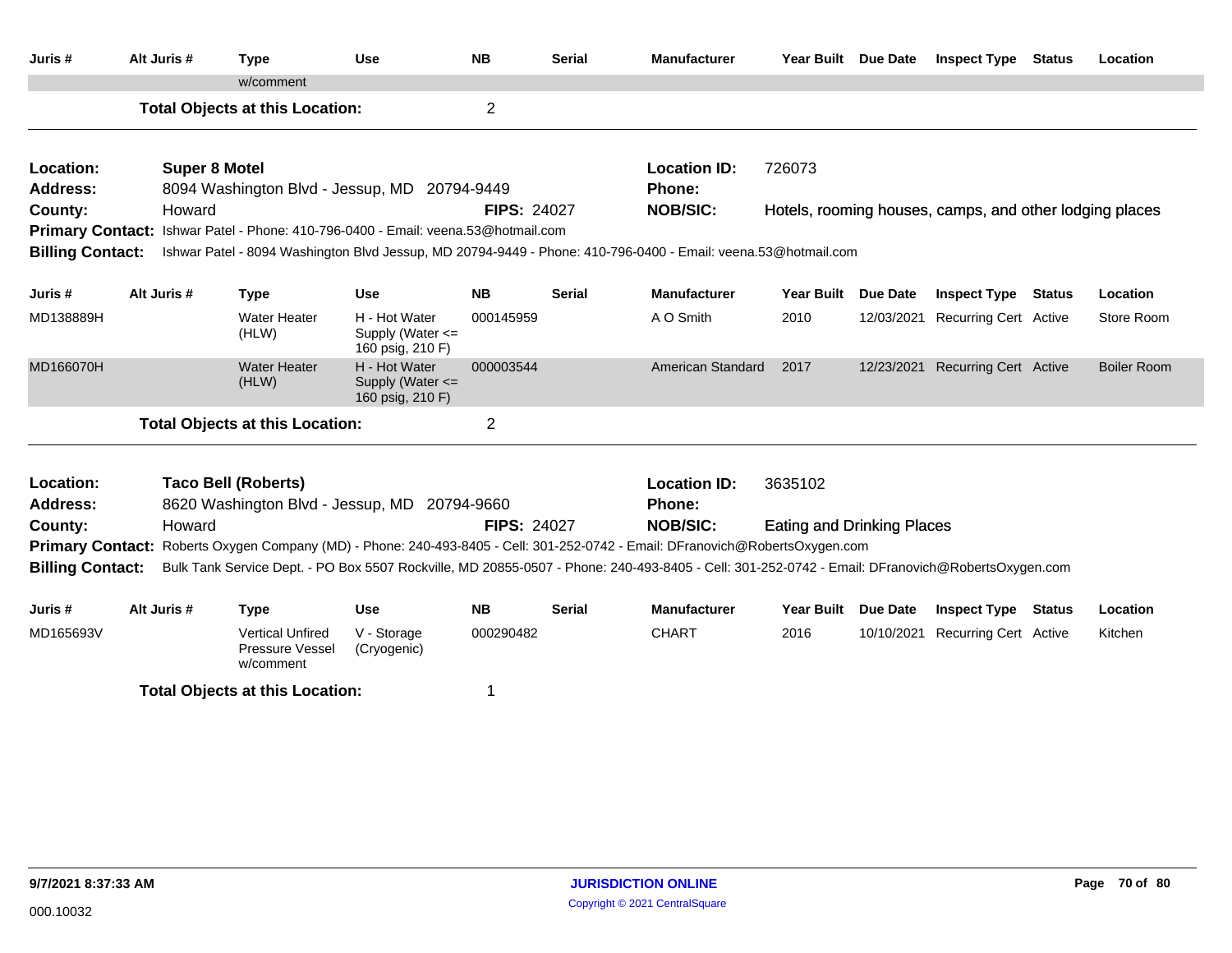| Juris # | Alt Juris # | Type | Use | NB | Serial | Manufacturer | Year Built | Due Date | Inspect Type | Status | Location |
|---|---|---|---|---|---|---|---|---|---|---|---|
| | | w/comment | | | | | | | | | |

**Total Objects at this Location:** 2

---

**Location:** Super 8 Motel
**Address:** 8094 Washington Blvd - Jessup, MD 20794-9449
**County:** Howard
**FIPS:** 24027
**Location ID:** 726073
**Phone:**
**NOB/SIC:** Hotels, rooming houses, camps, and other lodging places
**Primary Contact:** Ishwar Patel - Phone: 410-796-0400 - Email: veena.53@hotmail.com
**Billing Contact:** Ishwar Patel - 8094 Washington Blvd Jessup, MD 20794-9449 - Phone: 410-796-0400 - Email: veena.53@hotmail.com

| Juris # | Alt Juris # | Type | Use | NB | Serial | Manufacturer | Year Built | Due Date | Inspect Type | Status | Location |
|---|---|---|---|---|---|---|---|---|---|---|---|
| MD138889H | | Water Heater (HLW) | H - Hot Water Supply (Water <= 160 psig, 210 F) | 000145959 | | A O Smith | 2010 | 12/03/2021 | Recurring Cert | Active | Store Room |
| MD166070H | | Water Heater (HLW) | H - Hot Water Supply (Water <= 160 psig, 210 F) | 000003544 | | American Standard | 2017 | 12/23/2021 | Recurring Cert | Active | Boiler Room |

**Total Objects at this Location:** 2

---

**Location:** Taco Bell (Roberts)
**Address:** 8620 Washington Blvd - Jessup, MD 20794-9660
**County:** Howard
**FIPS:** 24027
**Location ID:** 3635102
**Phone:**
**NOB/SIC:** Eating and Drinking Places
**Primary Contact:** Roberts Oxygen Company (MD) - Phone: 240-493-8405 - Cell: 301-252-0742 - Email: DFranovich@RobertsOxygen.com
**Billing Contact:** Bulk Tank Service Dept. - PO Box 5507 Rockville, MD 20855-0507 - Phone: 240-493-8405 - Cell: 301-252-0742 - Email: DFranovich@RobertsOxygen.com

| Juris # | Alt Juris # | Type | Use | NB | Serial | Manufacturer | Year Built | Due Date | Inspect Type | Status | Location |
|---|---|---|---|---|---|---|---|---|---|---|---|
| MD165693V | | Vertical Unfired Pressure Vessel w/comment | V - Storage (Cryogenic) | 000290482 | | CHART | 2016 | 10/10/2021 | Recurring Cert | Active | Kitchen |

**Total Objects at this Location:** 1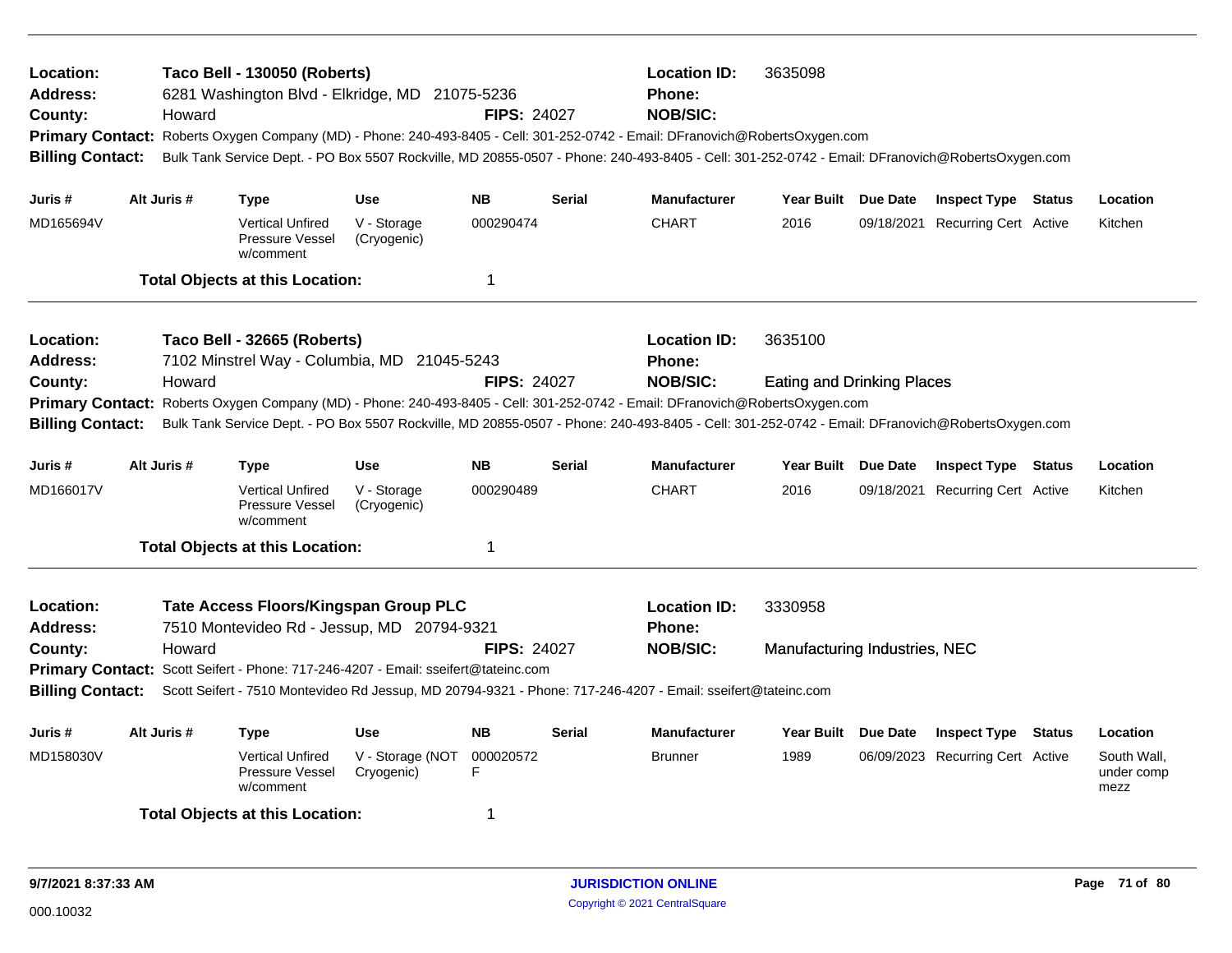**Location:** Taco Bell - 130050 (Roberts) **Location ID:** 3635098
**Address:** 6281 Washington Blvd - Elkridge, MD 21075-5236 **Phone:**
**County:** Howard **FIPS:** 24027 **NOB/SIC:**
**Primary Contact:** Roberts Oxygen Company (MD) - Phone: 240-493-8405 - Cell: 301-252-0742 - Email: DFranovich@RobertsOxygen.com
**Billing Contact:** Bulk Tank Service Dept. - PO Box 5507 Rockville, MD 20855-0507 - Phone: 240-493-8405 - Cell: 301-252-0742 - Email: DFranovich@RobertsOxygen.com

| Juris # | Alt Juris # | Type | Use | NB | Serial | Manufacturer | Year Built | Due Date | Inspect Type | Status | Location |
|---|---|---|---|---|---|---|---|---|---|---|---|
| MD165694V | | Vertical Unfired Pressure Vessel w/comment | V - Storage (Cryogenic) | 000290474 | | CHART | 2016 | 09/18/2021 | Recurring Cert | Active | Kitchen |

**Total Objects at this Location:** 1

---

**Location:** Taco Bell - 32665 (Roberts) **Location ID:** 3635100
**Address:** 7102 Minstrel Way - Columbia, MD 21045-5243 **Phone:**
**County:** Howard **FIPS:** 24027 **NOB/SIC:** Eating and Drinking Places
**Primary Contact:** Roberts Oxygen Company (MD) - Phone: 240-493-8405 - Cell: 301-252-0742 - Email: DFranovich@RobertsOxygen.com
**Billing Contact:** Bulk Tank Service Dept. - PO Box 5507 Rockville, MD 20855-0507 - Phone: 240-493-8405 - Cell: 301-252-0742 - Email: DFranovich@RobertsOxygen.com

| Juris # | Alt Juris # | Type | Use | NB | Serial | Manufacturer | Year Built | Due Date | Inspect Type | Status | Location |
|---|---|---|---|---|---|---|---|---|---|---|---|
| MD166017V | | Vertical Unfired Pressure Vessel w/comment | V - Storage (Cryogenic) | 000290489 | | CHART | 2016 | 09/18/2021 | Recurring Cert | Active | Kitchen |

**Total Objects at this Location:** 1

---

**Location:** Tate Access Floors/Kingspan Group PLC **Location ID:** 3330958
**Address:** 7510 Montevideo Rd - Jessup, MD 20794-9321 **Phone:**
**County:** Howard **FIPS:** 24027 **NOB/SIC:** Manufacturing Industries, NEC
**Primary Contact:** Scott Seifert - Phone: 717-246-4207 - Email: sseifert@tateinc.com
**Billing Contact:** Scott Seifert - 7510 Montevideo Rd Jessup, MD 20794-9321 - Phone: 717-246-4207 - Email: sseifert@tateinc.com

| Juris # | Alt Juris # | Type | Use | NB | Serial | Manufacturer | Year Built | Due Date | Inspect Type | Status | Location |
|---|---|---|---|---|---|---|---|---|---|---|---|
| MD158030V | | Vertical Unfired Pressure Vessel w/comment | V - Storage (NOT Cryogenic) | 000020572F | | Brunner | 1989 | 06/09/2023 | Recurring Cert | Active | South Wall, under comp mezz |

**Total Objects at this Location:** 1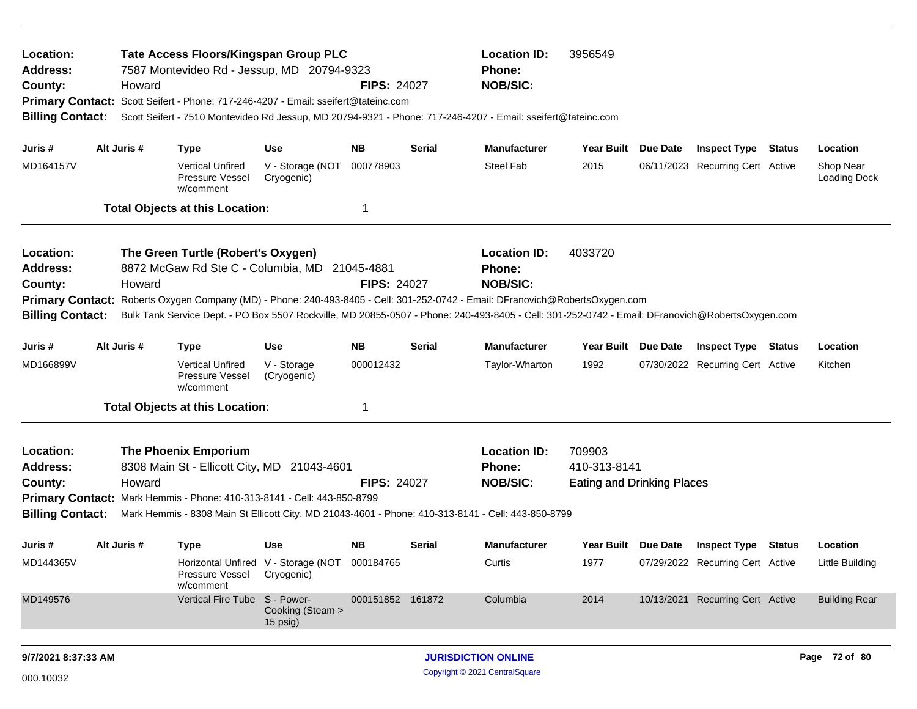**Location:** Tate Access Floors/Kingspan Group PLC
**Location ID:** 3956549
**Address:** 7587 Montevideo Rd - Jessup, MD 20794-9323
**Phone:**
**County:** Howard
**FIPS:** 24027
**NOB/SIC:**
**Primary Contact:** Scott Seifert - Phone: 717-246-4207 - Email: sseifert@tateinc.com
**Billing Contact:** Scott Seifert - 7510 Montevideo Rd Jessup, MD 20794-9321 - Phone: 717-246-4207 - Email: sseifert@tateinc.com

| Juris # | Alt Juris # | Type | Use | NB | Serial | Manufacturer | Year Built | Due Date | Inspect Type | Status | Location |
|---|---|---|---|---|---|---|---|---|---|---|---|
| MD164157V | | Vertical Unfired Pressure Vessel w/comment | V - Storage (NOT Cryogenic) | 000778903 | | Steel Fab | 2015 | 06/11/2023 | Recurring Cert | Active | Shop Near Loading Dock |

**Total Objects at this Location:** 1

---

**Location:** The Green Turtle (Robert's Oxygen)
**Location ID:** 4033720
**Address:** 8872 McGaw Rd Ste C - Columbia, MD 21045-4881
**Phone:**
**County:** Howard
**FIPS:** 24027
**NOB/SIC:**
**Primary Contact:** Roberts Oxygen Company (MD) - Phone: 240-493-8405 - Cell: 301-252-0742 - Email: DFranovich@RobertsOxygen.com
**Billing Contact:** Bulk Tank Service Dept. - PO Box 5507 Rockville, MD 20855-0507 - Phone: 240-493-8405 - Cell: 301-252-0742 - Email: DFranovich@RobertsOxygen.com

| Juris # | Alt Juris # | Type | Use | NB | Serial | Manufacturer | Year Built | Due Date | Inspect Type | Status | Location |
|---|---|---|---|---|---|---|---|---|---|---|---|
| MD166899V | | Vertical Unfired Pressure Vessel w/comment | V - Storage (Cryogenic) | 000012432 | | Taylor-Wharton | 1992 | 07/30/2022 | Recurring Cert | Active | Kitchen |

**Total Objects at this Location:** 1

---

**Location:** The Phoenix Emporium
**Location ID:** 709903
**Address:** 8308 Main St - Ellicott City, MD 21043-4601
**Phone:** 410-313-8141
**County:** Howard
**FIPS:** 24027
**NOB/SIC:** Eating and Drinking Places
**Primary Contact:** Mark Hemmis - Phone: 410-313-8141 - Cell: 443-850-8799
**Billing Contact:** Mark Hemmis - 8308 Main St Ellicott City, MD 21043-4601 - Phone: 410-313-8141 - Cell: 443-850-8799

| Juris # | Alt Juris # | Type | Use | NB | Serial | Manufacturer | Year Built | Due Date | Inspect Type | Status | Location |
|---|---|---|---|---|---|---|---|---|---|---|---|
| MD144365V | | Horizontal Unfired Pressure Vessel w/comment | V - Storage (NOT Cryogenic) | 000184765 | | Curtis | 1977 | 07/29/2022 | Recurring Cert | Active | Little Building |
| MD149576 | | Vertical Fire Tube | S - Power-Cooking (Steam > 15 psig) | 000151852 | 161872 | Columbia | 2014 | 10/13/2021 | Recurring Cert | Active | Building Rear |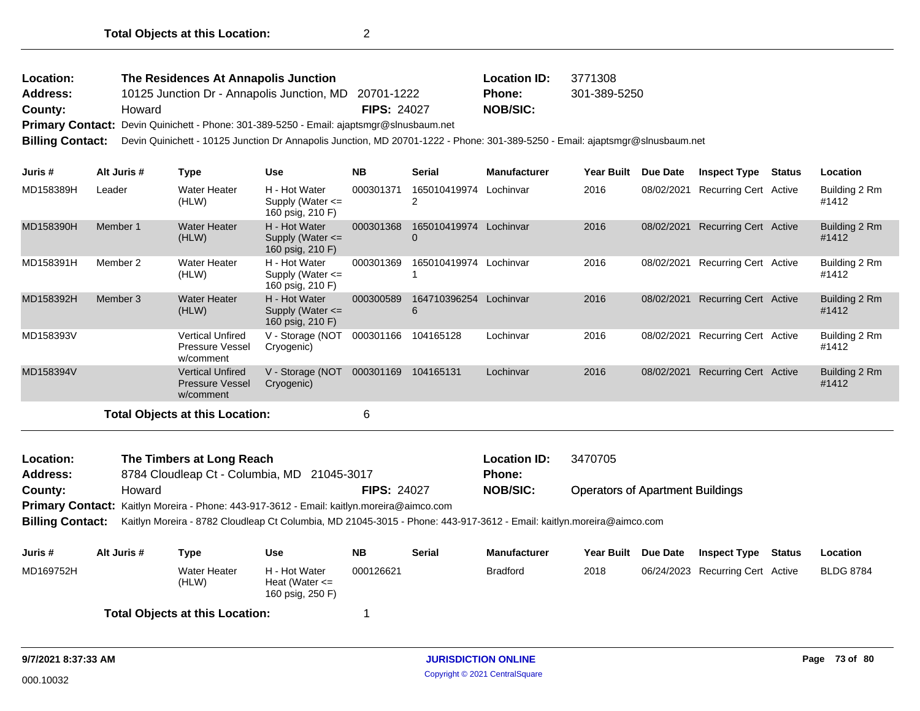**Total Objects at this Location:** 2

---

**Location:** The Residences At Annapolis Junction
**Location ID:** 3771308
**Address:** 10125 Junction Dr - Annapolis Junction, MD 20701-1222
**Phone:** 301-389-5250
**County:** Howard
**FIPS:** 24027
**NOB/SIC:**
**Primary Contact:** Devin Quinichett - Phone: 301-389-5250 - Email: ajaptsmgr@slnusbaum.net
**Billing Contact:** Devin Quinichett - 10125 Junction Dr Annapolis Junction, MD 20701-1222 - Phone: 301-389-5250 - Email: ajaptsmgr@slnusbaum.net

| Juris # | Alt Juris # | Type | Use | NB | Serial | Manufacturer | Year Built | Due Date | Inspect Type | Status | Location |
|---|---|---|---|---|---|---|---|---|---|---|---|
| MD158389H | Leader | Water Heater (HLW) | H - Hot Water Supply (Water <= 160 psig, 210 F) | 000301371 | 1650104199742 | Lochinvar | 2016 | 08/02/2021 | Recurring Cert | Active | Building 2 Rm #1412 |
| MD158390H | Member 1 | Water Heater (HLW) | H - Hot Water Supply (Water <= 160 psig, 210 F) | 000301368 | 1650104199740 | Lochinvar | 2016 | 08/02/2021 | Recurring Cert | Active | Building 2 Rm #1412 |
| MD158391H | Member 2 | Water Heater (HLW) | H - Hot Water Supply (Water <= 160 psig, 210 F) | 000301369 | 1650104199741 | Lochinvar | 2016 | 08/02/2021 | Recurring Cert | Active | Building 2 Rm #1412 |
| MD158392H | Member 3 | Water Heater (HLW) | H - Hot Water Supply (Water <= 160 psig, 210 F) | 000300589 | 1647103962546 | Lochinvar | 2016 | 08/02/2021 | Recurring Cert | Active | Building 2 Rm #1412 |
| MD158393V | | Vertical Unfired Pressure Vessel w/comment | V - Storage (NOT Cryogenic) | 000301166 | 104165128 | Lochinvar | 2016 | 08/02/2021 | Recurring Cert | Active | Building 2 Rm #1412 |
| MD158394V | | Vertical Unfired Pressure Vessel w/comment | V - Storage (NOT Cryogenic) | 000301169 | 104165131 | Lochinvar | 2016 | 08/02/2021 | Recurring Cert | Active | Building 2 Rm #1412 |

**Total Objects at this Location:** 6

---

**Location:** The Timbers at Long Reach
**Location ID:** 3470705
**Address:** 8784 Cloudleap Ct - Columbia, MD 21045-3017
**Phone:**
**County:** Howard
**FIPS:** 24027
**NOB/SIC:** Operators of Apartment Buildings
**Primary Contact:** Kaitlyn Moreira - Phone: 443-917-3612 - Email: kaitlyn.moreira@aimco.com
**Billing Contact:** Kaitlyn Moreira - 8782 Cloudleap Ct Columbia, MD 21045-3015 - Phone: 443-917-3612 - Email: kaitlyn.moreira@aimco.com

| Juris # | Alt Juris # | Type | Use | NB | Serial | Manufacturer | Year Built | Due Date | Inspect Type | Status | Location |
|---|---|---|---|---|---|---|---|---|---|---|---|
| MD169752H | | Water Heater (HLW) | H - Hot Water Heat (Water <= 160 psig, 250 F) | 000126621 | | Bradford | 2018 | 06/24/2023 | Recurring Cert | Active | BLDG 8784 |

**Total Objects at this Location:** 1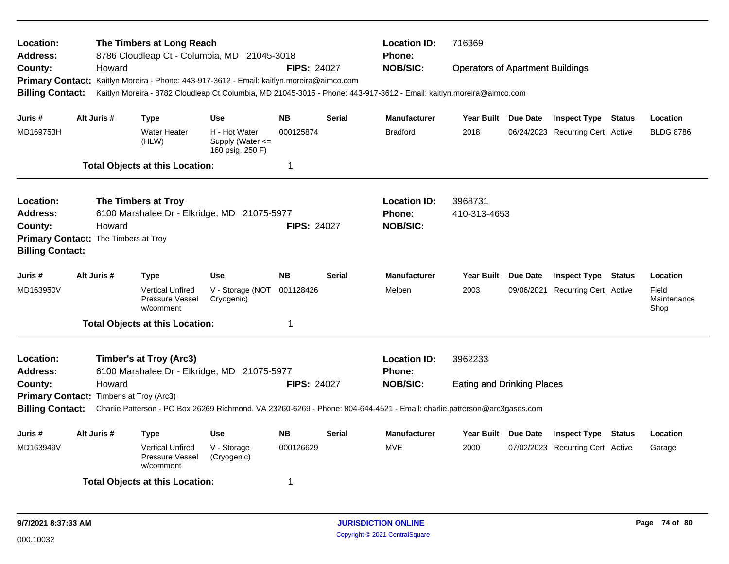**Location:** The Timbers at Long Reach
**Location ID:** 716369
**Address:** 8786 Cloudleap Ct - Columbia, MD 21045-3018
**Phone:**
**County:** Howard
**FIPS:** 24027
**NOB/SIC:** Operators of Apartment Buildings
**Primary Contact:** Kaitlyn Moreira - Phone: 443-917-3612 - Email: kaitlyn.moreira@aimco.com
**Billing Contact:** Kaitlyn Moreira - 8782 Cloudleap Ct Columbia, MD 21045-3015 - Phone: 443-917-3612 - Email: kaitlyn.moreira@aimco.com

| Juris # | Alt Juris # | Type | Use | NB | Serial | Manufacturer | Year Built | Due Date | Inspect Type | Status | Location |
|---|---|---|---|---|---|---|---|---|---|---|---|
| MD169753H | | Water Heater (HLW) | H - Hot Water Supply (Water <= 160 psig, 250 F) | 000125874 | | Bradford | 2018 | 06/24/2023 | Recurring Cert | Active | BLDG 8786 |

**Total Objects at this Location:** 1

---

**Location:** The Timbers at Troy
**Location ID:** 3968731
**Address:** 6100 Marshalee Dr - Elkridge, MD 21075-5977
**Phone:** 410-313-4653
**County:** Howard
**FIPS:** 24027
**NOB/SIC:**
**Primary Contact:** The Timbers at Troy
**Billing Contact:**

| Juris # | Alt Juris # | Type | Use | NB | Serial | Manufacturer | Year Built | Due Date | Inspect Type | Status | Location |
|---|---|---|---|---|---|---|---|---|---|---|---|
| MD163950V | | Vertical Unfired Pressure Vessel w/comment | V - Storage (NOT Cryogenic) | 001128426 | | Melben | 2003 | 09/06/2021 | Recurring Cert | Active | Field Maintenance Shop |

**Total Objects at this Location:** 1

---

**Location:** Timber's at Troy (Arc3)
**Location ID:** 3962233
**Address:** 6100 Marshalee Dr - Elkridge, MD 21075-5977
**Phone:**
**County:** Howard
**FIPS:** 24027
**NOB/SIC:** Eating and Drinking Places
**Primary Contact:** Timber's at Troy (Arc3)
**Billing Contact:** Charlie Patterson - PO Box 26269 Richmond, VA 23260-6269 - Phone: 804-644-4521 - Email: charlie.patterson@arc3gases.com

| Juris # | Alt Juris # | Type | Use | NB | Serial | Manufacturer | Year Built | Due Date | Inspect Type | Status | Location |
|---|---|---|---|---|---|---|---|---|---|---|---|
| MD163949V | | Vertical Unfired Pressure Vessel w/comment | V - Storage (Cryogenic) | 000126629 | | MVE | 2000 | 07/02/2023 | Recurring Cert | Active | Garage |

**Total Objects at this Location:** 1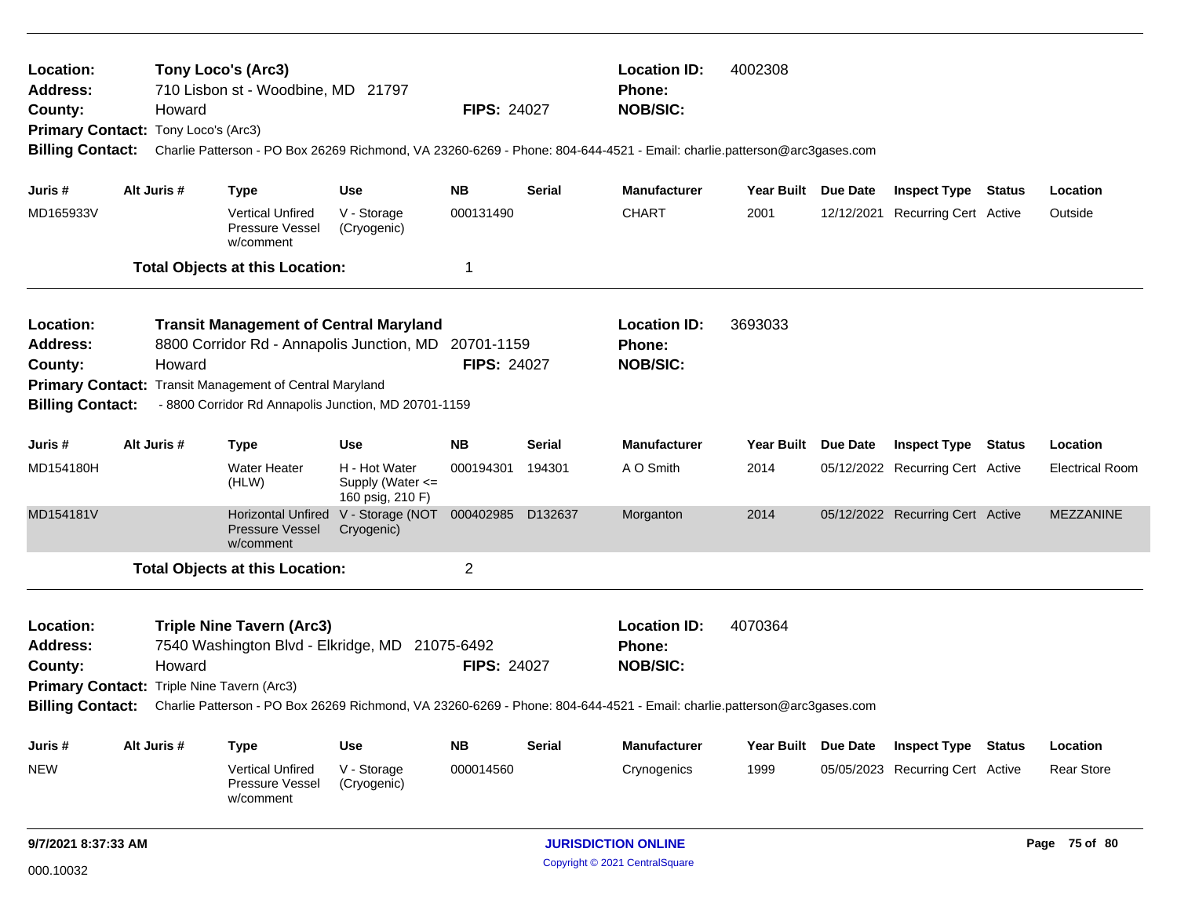**Location:** Tony Loco's (Arc3) **Location ID:** 4002308
**Address:** 710 Lisbon st - Woodbine, MD 21797 **Phone:**
**County:** Howard **FIPS:** 24027 **NOB/SIC:**
**Primary Contact:** Tony Loco's (Arc3)
**Billing Contact:** Charlie Patterson - PO Box 26269 Richmond, VA 23260-6269 - Phone: 804-644-4521 - Email: charlie.patterson@arc3gases.com

| Juris # | Alt Juris # | Type | Use | NB | Serial | Manufacturer | Year Built | Due Date | Inspect Type | Status | Location |
|---|---|---|---|---|---|---|---|---|---|---|---|
| MD165933V | | Vertical Unfired Pressure Vessel w/comment | V - Storage (Cryogenic) | 000131490 | | CHART | 2001 | 12/12/2021 | Recurring Cert | Active | Outside |

**Total Objects at this Location:** 1

---

**Location:** Transit Management of Central Maryland **Location ID:** 3693033
**Address:** 8800 Corridor Rd - Annapolis Junction, MD 20701-1159 **Phone:**
**County:** Howard **FIPS:** 24027 **NOB/SIC:**
**Primary Contact:** Transit Management of Central Maryland
**Billing Contact:** - 8800 Corridor Rd Annapolis Junction, MD 20701-1159

| Juris # | Alt Juris # | Type | Use | NB | Serial | Manufacturer | Year Built | Due Date | Inspect Type | Status | Location |
|---|---|---|---|---|---|---|---|---|---|---|---|
| MD154180H | | Water Heater (HLW) | H - Hot Water Supply (Water <= 160 psig, 210 F) | 000194301 | 194301 | A O Smith | 2014 | 05/12/2022 | Recurring Cert | Active | Electrical Room |
| MD154181V | | Horizontal Unfired Pressure Vessel w/comment | V - Storage (NOT Cryogenic) | 000402985 | D132637 | Morganton | 2014 | 05/12/2022 | Recurring Cert | Active | MEZZANINE |

**Total Objects at this Location:** 2

---

**Location:** Triple Nine Tavern (Arc3) **Location ID:** 4070364
**Address:** 7540 Washington Blvd - Elkridge, MD 21075-6492 **Phone:**
**County:** Howard **FIPS:** 24027 **NOB/SIC:**
**Primary Contact:** Triple Nine Tavern (Arc3)
**Billing Contact:** Charlie Patterson - PO Box 26269 Richmond, VA 23260-6269 - Phone: 804-644-4521 - Email: charlie.patterson@arc3gases.com

| Juris # | Alt Juris # | Type | Use | NB | Serial | Manufacturer | Year Built | Due Date | Inspect Type | Status | Location |
|---|---|---|---|---|---|---|---|---|---|---|---|
| NEW | | Vertical Unfired Pressure Vessel w/comment | V - Storage (Cryogenic) | 000014560 | | Crynogenics | 1999 | 05/05/2023 | Recurring Cert | Active | Rear Store |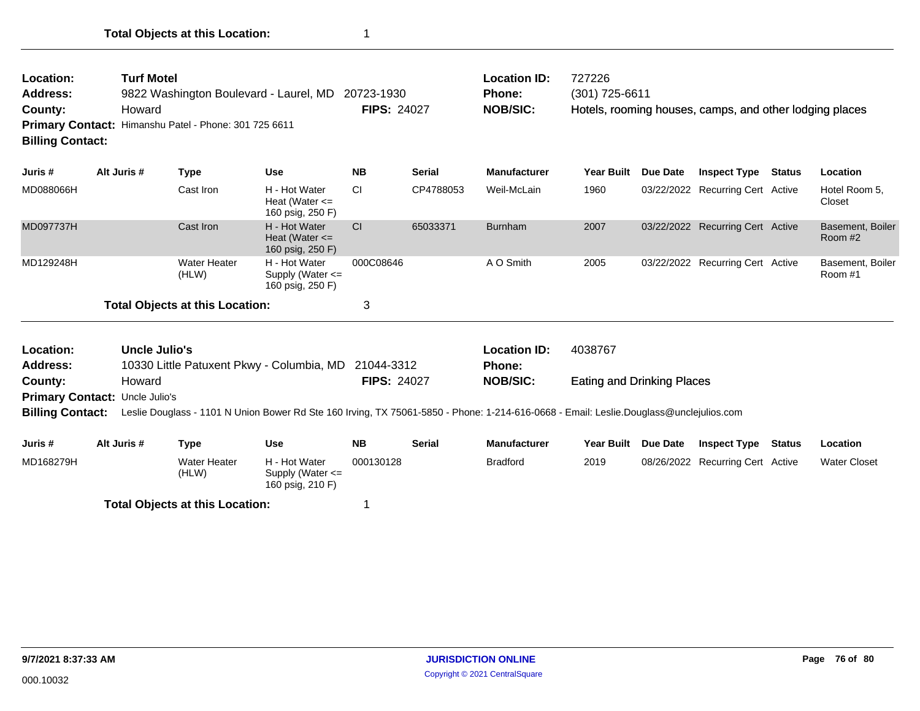**Total Objects at this Location:** 1

---

**Location:** Turf Motel
**Address:** 9822 Washington Boulevard - Laurel, MD 20723-1930
**County:** Howard
**FIPS:** 24027
**Location ID:** 727226
**Phone:** (301) 725-6611
**NOB/SIC:** Hotels, rooming houses, camps, and other lodging places
**Primary Contact:** Himanshu Patel - Phone: 301 725 6611
**Billing Contact:**

| Juris # | Alt Juris # | Type | Use | NB | Serial | Manufacturer | Year Built | Due Date | Inspect Type | Status | Location |
|---|---|---|---|---|---|---|---|---|---|---|---|
| MD088066H | | Cast Iron | H - Hot Water Heat (Water <= 160 psig, 250 F) | CI | CP4788053 | Weil-McLain | 1960 | 03/22/2022 | Recurring Cert | Active | Hotel Room 5, Closet |
| MD097737H | | Cast Iron | H - Hot Water Heat (Water <= 160 psig, 250 F) | CI | 65033371 | Burnham | 2007 | 03/22/2022 | Recurring Cert | Active | Basement, Boiler Room #2 |
| MD129248H | | Water Heater (HLW) | H - Hot Water Supply (Water <= 160 psig, 250 F) | 000C08646 | | A O Smith | 2005 | 03/22/2022 | Recurring Cert | Active | Basement, Boiler Room #1 |

**Total Objects at this Location:** 3

---

**Location:** Uncle Julio's
**Address:** 10330 Little Patuxent Pkwy - Columbia, MD 21044-3312
**County:** Howard
**FIPS:** 24027
**Location ID:** 4038767
**Phone:**
**NOB/SIC:** Eating and Drinking Places
**Primary Contact:** Uncle Julio's
**Billing Contact:** Leslie Douglass - 1101 N Union Bower Rd Ste 160 Irving, TX 75061-5850 - Phone: 1-214-616-0668 - Email: Leslie.Douglass@unclejulios.com

| Juris # | Alt Juris # | Type | Use | NB | Serial | Manufacturer | Year Built | Due Date | Inspect Type | Status | Location |
|---|---|---|---|---|---|---|---|---|---|---|---|
| MD168279H | | Water Heater (HLW) | H - Hot Water Supply (Water <= 160 psig, 210 F) | 000130128 | | Bradford | 2019 | 08/26/2022 | Recurring Cert | Active | Water Closet |

**Total Objects at this Location:** 1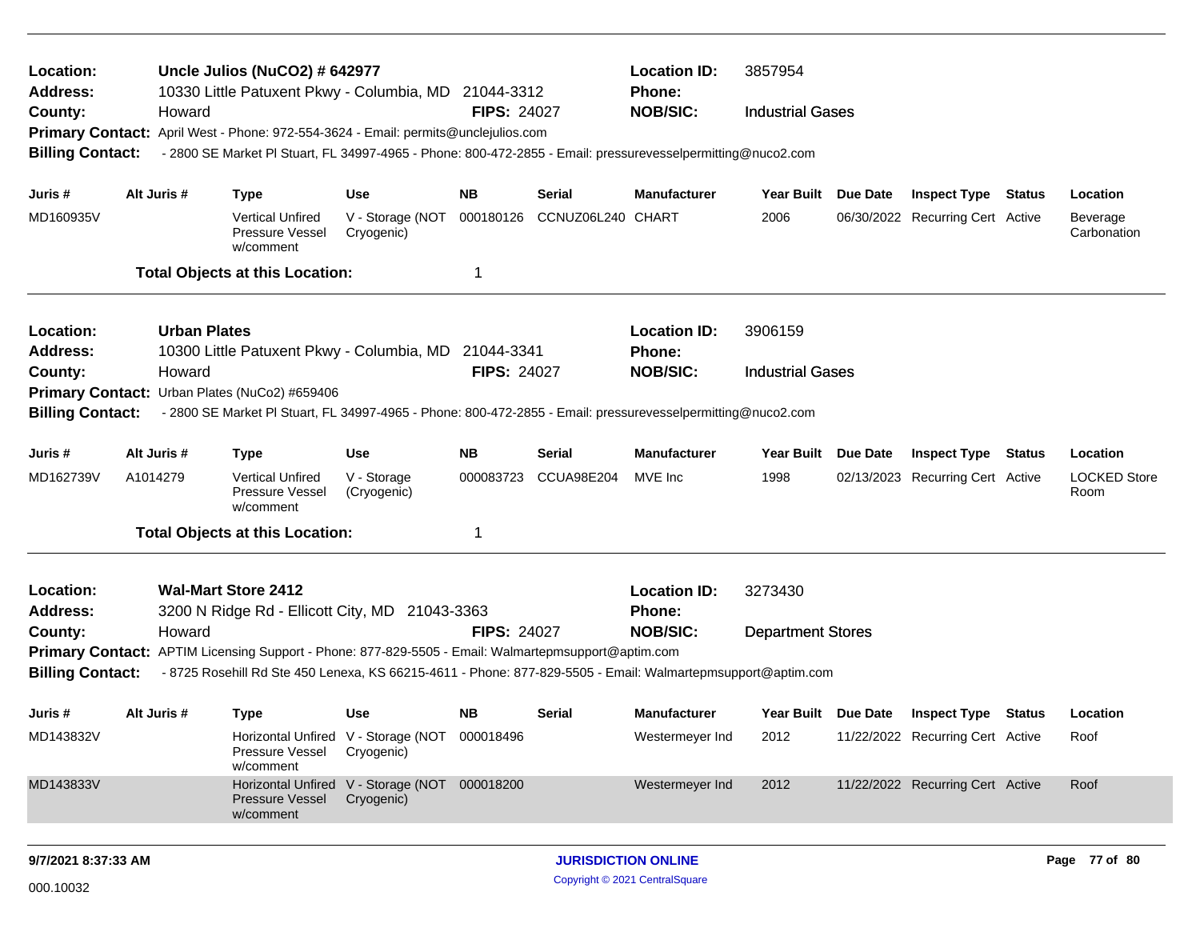**Location:** **Uncle Julios (NuCO2) # 642977** **Location ID:** 3857954
**Address:** 10330 Little Patuxent Pkwy - Columbia, MD 21044-3312 **Phone:**
**County:** Howard **FIPS:** 24027 **NOB/SIC:** Industrial Gases
**Primary Contact:** April West - Phone: 972-554-3624 - Email: permits@unclejulios.com
**Billing Contact:** - 2800 SE Market Pl Stuart, FL 34997-4965 - Phone: 800-472-2855 - Email: pressurevesselpermitting@nuco2.com

| Juris # | Alt Juris # | Type | Use | NB | Serial | Manufacturer | Year Built | Due Date | Inspect Type | Status | Location |
|---|---|---|---|---|---|---|---|---|---|---|---|
| MD160935V | | Vertical Unfired Pressure Vessel w/comment | V - Storage (NOT Cryogenic) | 000180126 | CCNUZ06L240 | CHART | 2006 | 06/30/2022 | Recurring Cert | Active | Beverage Carbonation |

**Total Objects at this Location:** 1

---

**Location:** **Urban Plates** **Location ID:** 3906159
**Address:** 10300 Little Patuxent Pkwy - Columbia, MD 21044-3341 **Phone:**
**County:** Howard **FIPS:** 24027 **NOB/SIC:** Industrial Gases
**Primary Contact:** Urban Plates (NuCo2) #659406
**Billing Contact:** - 2800 SE Market Pl Stuart, FL 34997-4965 - Phone: 800-472-2855 - Email: pressurevesselpermitting@nuco2.com

| Juris # | Alt Juris # | Type | Use | NB | Serial | Manufacturer | Year Built | Due Date | Inspect Type | Status | Location |
|---|---|---|---|---|---|---|---|---|---|---|---|
| MD162739V | A1014279 | Vertical Unfired Pressure Vessel w/comment | V - Storage (Cryogenic) | 000083723 | CCUA98E204 | MVE Inc | 1998 | 02/13/2023 | Recurring Cert | Active | LOCKED Store Room |

**Total Objects at this Location:** 1

---

**Location:** **Wal-Mart Store 2412** **Location ID:** 3273430
**Address:** 3200 N Ridge Rd - Ellicott City, MD 21043-3363 **Phone:**
**County:** Howard **FIPS:** 24027 **NOB/SIC:** Department Stores
**Primary Contact:** APTIM Licensing Support - Phone: 877-829-5505 - Email: Walmartepmsupport@aptim.com
**Billing Contact:** - 8725 Rosehill Rd Ste 450 Lenexa, KS 66215-4611 - Phone: 877-829-5505 - Email: Walmartepmsupport@aptim.com

| Juris # | Alt Juris # | Type | Use | NB | Serial | Manufacturer | Year Built | Due Date | Inspect Type | Status | Location |
|---|---|---|---|---|---|---|---|---|---|---|---|
| MD143832V | | Horizontal Unfired Pressure Vessel w/comment | V - Storage (NOT Cryogenic) | 000018496 | | Westermeyer Ind | 2012 | 11/22/2022 | Recurring Cert | Active | Roof |
| MD143833V | | Horizontal Unfired Pressure Vessel w/comment | V - Storage (NOT Cryogenic) | 000018200 | | Westermeyer Ind | 2012 | 11/22/2022 | Recurring Cert | Active | Roof |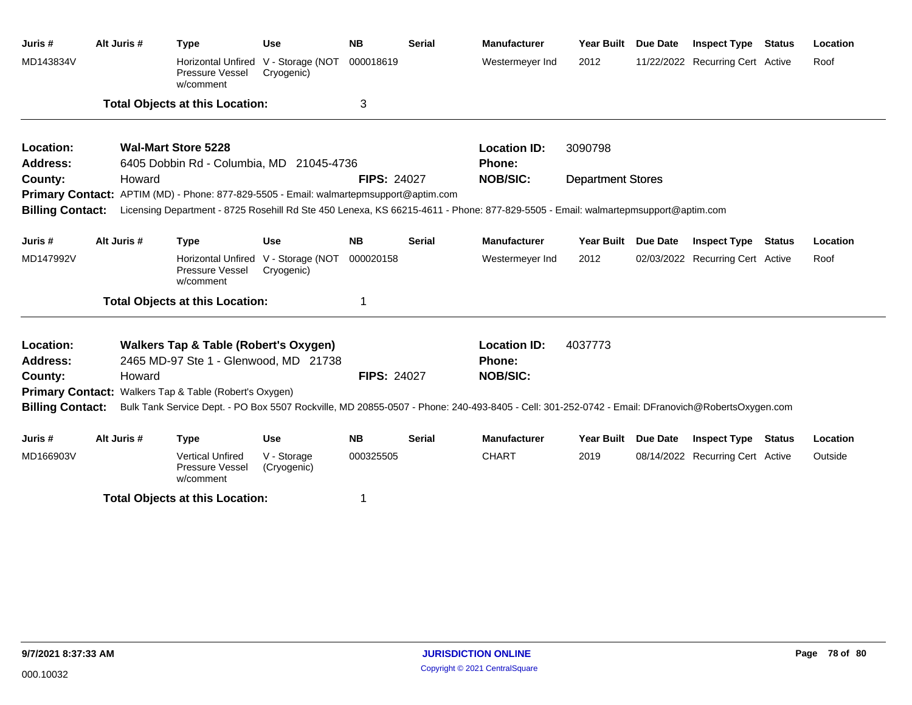| Juris # | Alt Juris # | Type | Use | NB | Serial | Manufacturer | Year Built | Due Date | Inspect Type | Status | Location |
|---|---|---|---|---|---|---|---|---|---|---|---|
| MD143834V | | Horizontal Unfired Pressure Vessel w/comment | V - Storage (NOT Cryogenic) | 000018619 | | Westermeyer Ind | 2012 | 11/22/2022 | Recurring Cert | Active | Roof |

**Total Objects at this Location:** 3

---

**Location:** Wal-Mart Store 5228
**Location ID:** 3090798
**Address:** 6405 Dobbin Rd - Columbia, MD 21045-4736
**Phone:**
**County:** Howard
**FIPS:** 24027
**NOB/SIC:** Department Stores
**Primary Contact:** APTIM (MD) - Phone: 877-829-5505 - Email: walmartepmsupport@aptim.com
**Billing Contact:** Licensing Department - 8725 Rosehill Rd Ste 450 Lenexa, KS 66215-4611 - Phone: 877-829-5505 - Email: walmartepmsupport@aptim.com

| Juris # | Alt Juris # | Type | Use | NB | Serial | Manufacturer | Year Built | Due Date | Inspect Type | Status | Location |
|---|---|---|---|---|---|---|---|---|---|---|---|
| MD147992V | | Horizontal Unfired Pressure Vessel w/comment | V - Storage (NOT Cryogenic) | 000020158 | | Westermeyer Ind | 2012 | 02/03/2022 | Recurring Cert | Active | Roof |

**Total Objects at this Location:** 1

---

**Location:** Walkers Tap & Table (Robert's Oxygen)
**Location ID:** 4037773
**Address:** 2465 MD-97 Ste 1 - Glenwood, MD 21738
**Phone:**
**County:** Howard
**FIPS:** 24027
**NOB/SIC:**
**Primary Contact:** Walkers Tap & Table (Robert's Oxygen)
**Billing Contact:** Bulk Tank Service Dept. - PO Box 5507 Rockville, MD 20855-0507 - Phone: 240-493-8405 - Cell: 301-252-0742 - Email: DFranovich@RobertsOxygen.com

| Juris # | Alt Juris # | Type | Use | NB | Serial | Manufacturer | Year Built | Due Date | Inspect Type | Status | Location |
|---|---|---|---|---|---|---|---|---|---|---|---|
| MD166903V | | Vertical Unfired Pressure Vessel w/comment | V - Storage (Cryogenic) | 000325505 | | CHART | 2019 | 08/14/2022 | Recurring Cert | Active | Outside |

**Total Objects at this Location:** 1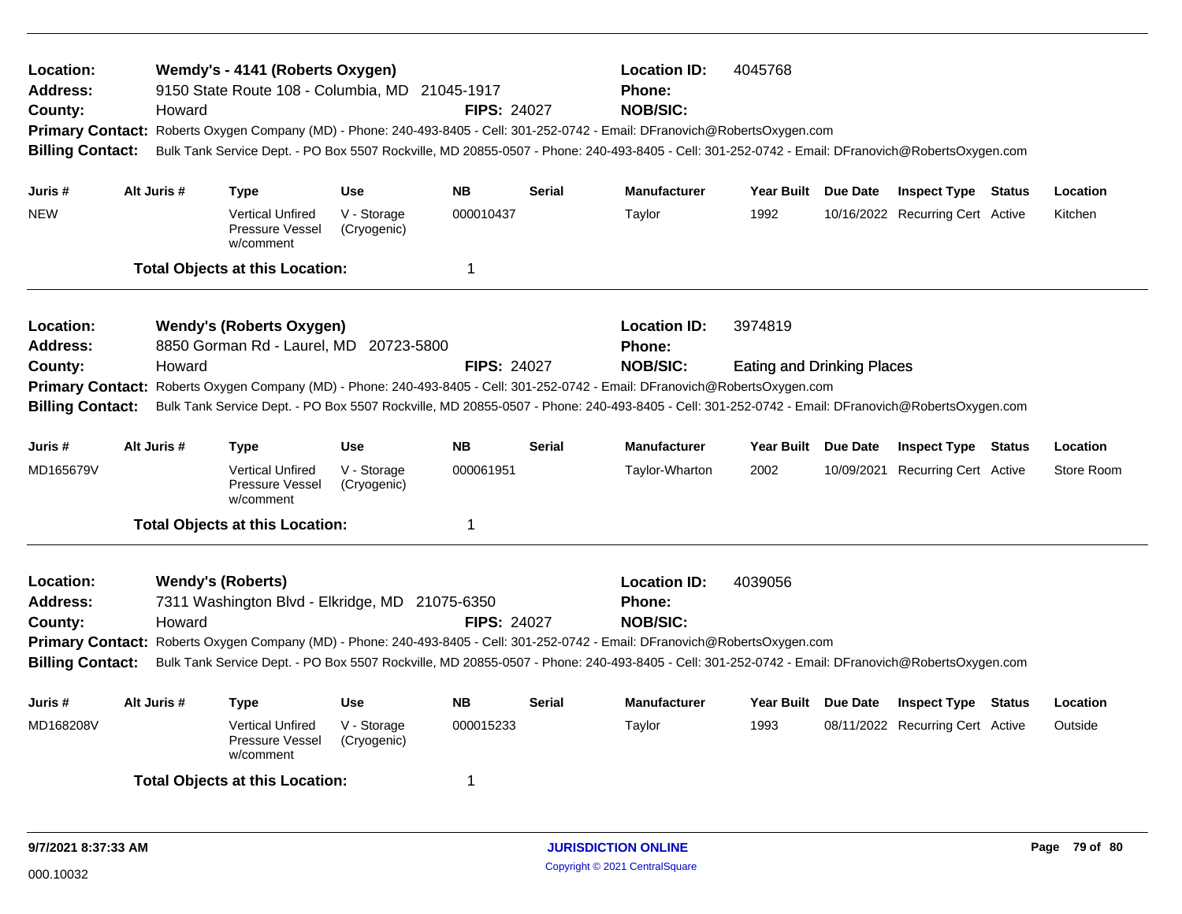**Location:** Wemdy's - 4141 (Roberts Oxygen) **Location ID:** 4045768
**Address:** 9150 State Route 108 - Columbia, MD 21045-1917 **Phone:**
**County:** Howard **FIPS:** 24027 **NOB/SIC:**
**Primary Contact:** Roberts Oxygen Company (MD) - Phone: 240-493-8405 - Cell: 301-252-0742 - Email: DFranovich@RobertsOxygen.com
**Billing Contact:** Bulk Tank Service Dept. - PO Box 5507 Rockville, MD 20855-0507 - Phone: 240-493-8405 - Cell: 301-252-0742 - Email: DFranovich@RobertsOxygen.com

| Juris # | Alt Juris # | Type | Use | NB | Serial | Manufacturer | Year Built | Due Date | Inspect Type | Status | Location |
|---|---|---|---|---|---|---|---|---|---|---|---|
| NEW | | Vertical Unfired Pressure Vessel w/comment | V - Storage (Cryogenic) | 000010437 | | Taylor | 1992 | 10/16/2022 | Recurring Cert | Active | Kitchen |

**Total Objects at this Location:** 1

---

**Location:** Wendy's (Roberts Oxygen) **Location ID:** 3974819
**Address:** 8850 Gorman Rd - Laurel, MD 20723-5800 **Phone:**
**County:** Howard **FIPS:** 24027 **NOB/SIC:** Eating and Drinking Places
**Primary Contact:** Roberts Oxygen Company (MD) - Phone: 240-493-8405 - Cell: 301-252-0742 - Email: DFranovich@RobertsOxygen.com
**Billing Contact:** Bulk Tank Service Dept. - PO Box 5507 Rockville, MD 20855-0507 - Phone: 240-493-8405 - Cell: 301-252-0742 - Email: DFranovich@RobertsOxygen.com

| Juris # | Alt Juris # | Type | Use | NB | Serial | Manufacturer | Year Built | Due Date | Inspect Type | Status | Location |
|---|---|---|---|---|---|---|---|---|---|---|---|
| MD165679V | | Vertical Unfired Pressure Vessel w/comment | V - Storage (Cryogenic) | 000061951 | | Taylor-Wharton | 2002 | 10/09/2021 | Recurring Cert | Active | Store Room |

**Total Objects at this Location:** 1

---

**Location:** Wendy's (Roberts) **Location ID:** 4039056
**Address:** 7311 Washington Blvd - Elkridge, MD 21075-6350 **Phone:**
**County:** Howard **FIPS:** 24027 **NOB/SIC:**
**Primary Contact:** Roberts Oxygen Company (MD) - Phone: 240-493-8405 - Cell: 301-252-0742 - Email: DFranovich@RobertsOxygen.com
**Billing Contact:** Bulk Tank Service Dept. - PO Box 5507 Rockville, MD 20855-0507 - Phone: 240-493-8405 - Cell: 301-252-0742 - Email: DFranovich@RobertsOxygen.com

| Juris # | Alt Juris # | Type | Use | NB | Serial | Manufacturer | Year Built | Due Date | Inspect Type | Status | Location |
|---|---|---|---|---|---|---|---|---|---|---|---|
| MD168208V | | Vertical Unfired Pressure Vessel w/comment | V - Storage (Cryogenic) | 000015233 | | Taylor | 1993 | 08/11/2022 | Recurring Cert | Active | Outside |

**Total Objects at this Location:** 1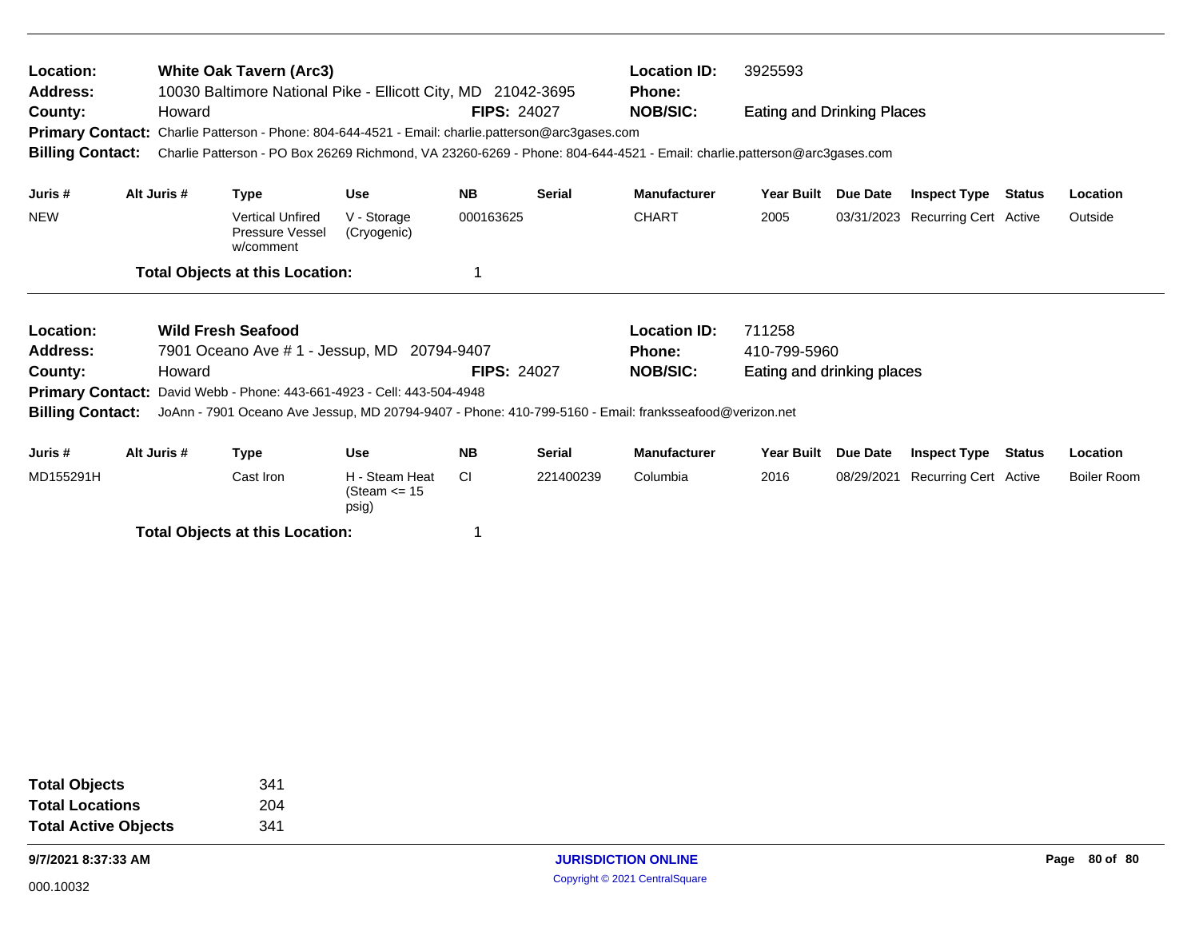**Location:** White Oak Tavern (Arc3) **Location ID:** 3925593
**Address:** 10030 Baltimore National Pike - Ellicott City, MD 21042-3695 **Phone:**
**County:** Howard **FIPS:** 24027 **NOB/SIC:** Eating and Drinking Places
**Primary Contact:** Charlie Patterson - Phone: 804-644-4521 - Email: charlie.patterson@arc3gases.com
**Billing Contact:** Charlie Patterson - PO Box 26269 Richmond, VA 23260-6269 - Phone: 804-644-4521 - Email: charlie.patterson@arc3gases.com

| Juris # | Alt Juris # | Type | Use | NB | Serial | Manufacturer | Year Built | Due Date | Inspect Type | Status | Location |
|---|---|---|---|---|---|---|---|---|---|---|---|
| NEW | | Vertical Unfired Pressure Vessel w/comment | V - Storage (Cryogenic) | 000163625 | | CHART | 2005 | 03/31/2023 | Recurring Cert | Active | Outside |

**Total Objects at this Location:** 1

---

**Location:** Wild Fresh Seafood **Location ID:** 711258
**Address:** 7901 Oceano Ave # 1 - Jessup, MD 20794-9407 **Phone:** 410-799-5960
**County:** Howard **FIPS:** 24027 **NOB/SIC:** Eating and drinking places
**Primary Contact:** David Webb - Phone: 443-661-4923 - Cell: 443-504-4948
**Billing Contact:** JoAnn - 7901 Oceano Ave Jessup, MD 20794-9407 - Phone: 410-799-5160 - Email: franksseafood@verizon.net

| Juris # | Alt Juris # | Type | Use | NB | Serial | Manufacturer | Year Built | Due Date | Inspect Type | Status | Location |
|---|---|---|---|---|---|---|---|---|---|---|---|
| MD155291H | | Cast Iron | H - Steam Heat (Steam <= 15 psig) | CI | 221400239 | Columbia | 2016 | 08/29/2021 | Recurring Cert | Active | Boiler Room |

**Total Objects at this Location:** 1

| | |
|---|---|
| **Total Objects** | 341 |
| **Total Locations** | 204 |
| **Total Active Objects** | 341 |

9/7/2021 8:37:33 AM

JURISDICTION ONLINE

Copyright © 2021 CentralSquare

000.10032